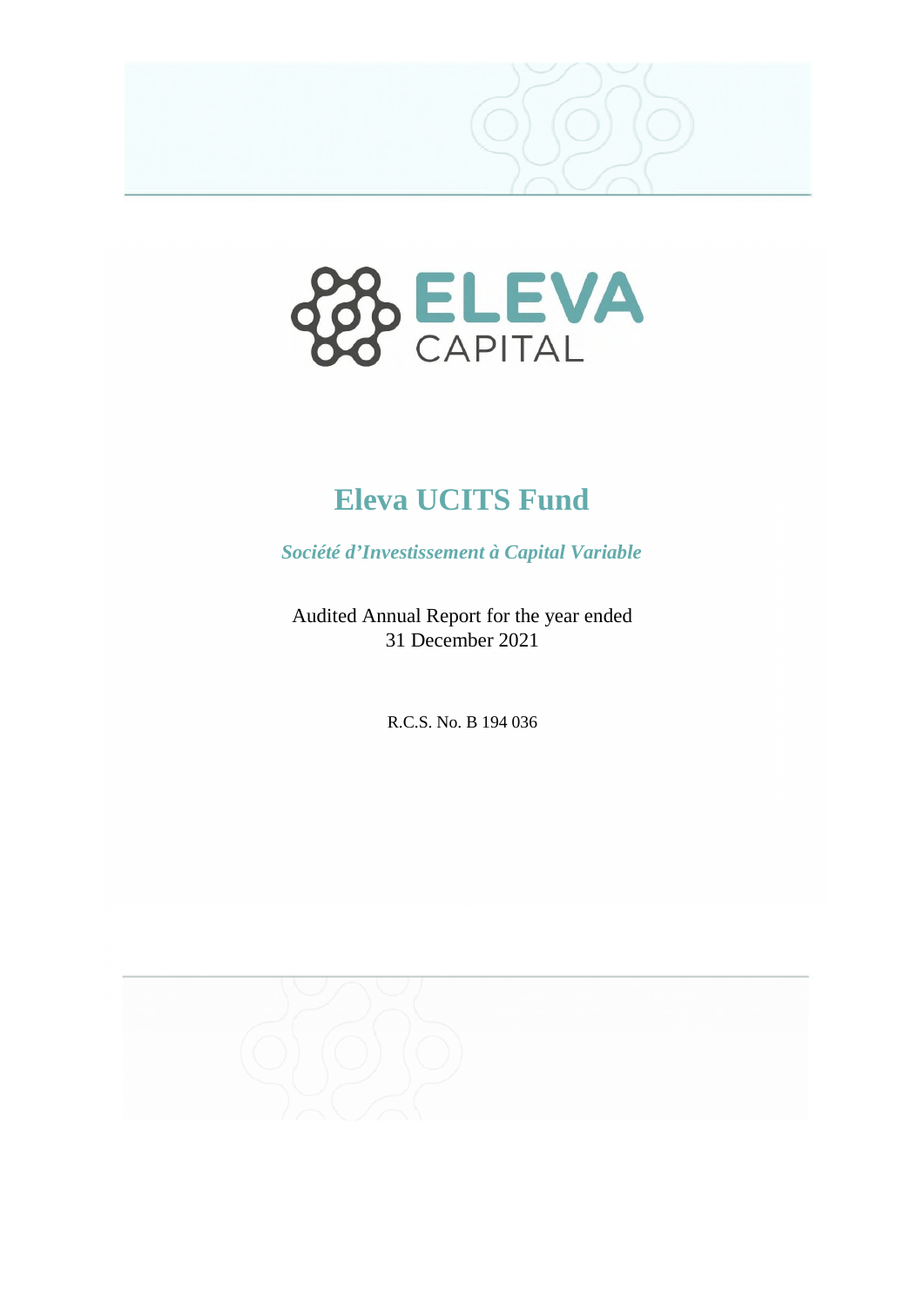ELEVA

CAPITAL

# Eleva UCITS Fund

*Société d'Investissement à Capital Variable*

Audited Annual Report for the year ended
31 December 2021

R.C.S. No. B 194 036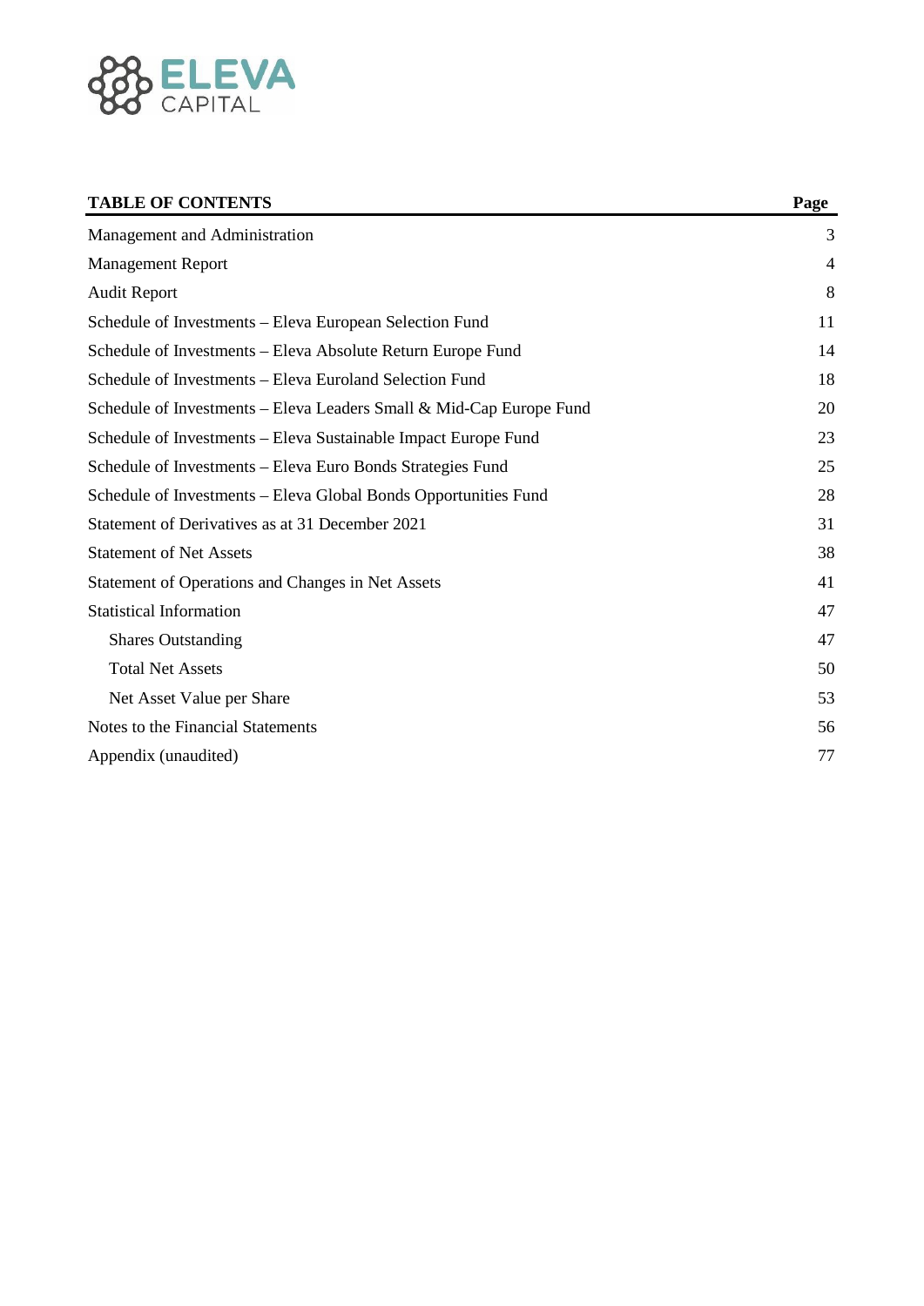| TABLE OF CONTENTS | Page |
| --- | --- |
| Management and Administration | 3 |
| Management Report | 4 |
| Audit Report | 8 |
| Schedule of Investments – Eleva European Selection Fund | 11 |
| Schedule of Investments – Eleva Absolute Return Europe Fund | 14 |
| Schedule of Investments – Eleva Euroland Selection Fund | 18 |
| Schedule of Investments – Eleva Leaders Small & Mid-Cap Europe Fund | 20 |
| Schedule of Investments – Eleva Sustainable Impact Europe Fund | 23 |
| Schedule of Investments – Eleva Euro Bonds Strategies Fund | 25 |
| Schedule of Investments – Eleva Global Bonds Opportunities Fund | 28 |
| Statement of Derivatives as at 31 December 2021 | 31 |
| Statement of Net Assets | 38 |
| Statement of Operations and Changes in Net Assets | 41 |
| Statistical Information | 47 |
| Shares Outstanding | 47 |
| Total Net Assets | 50 |
| Net Asset Value per Share | 53 |
| Notes to the Financial Statements | 56 |
| Appendix (unaudited) | 77 |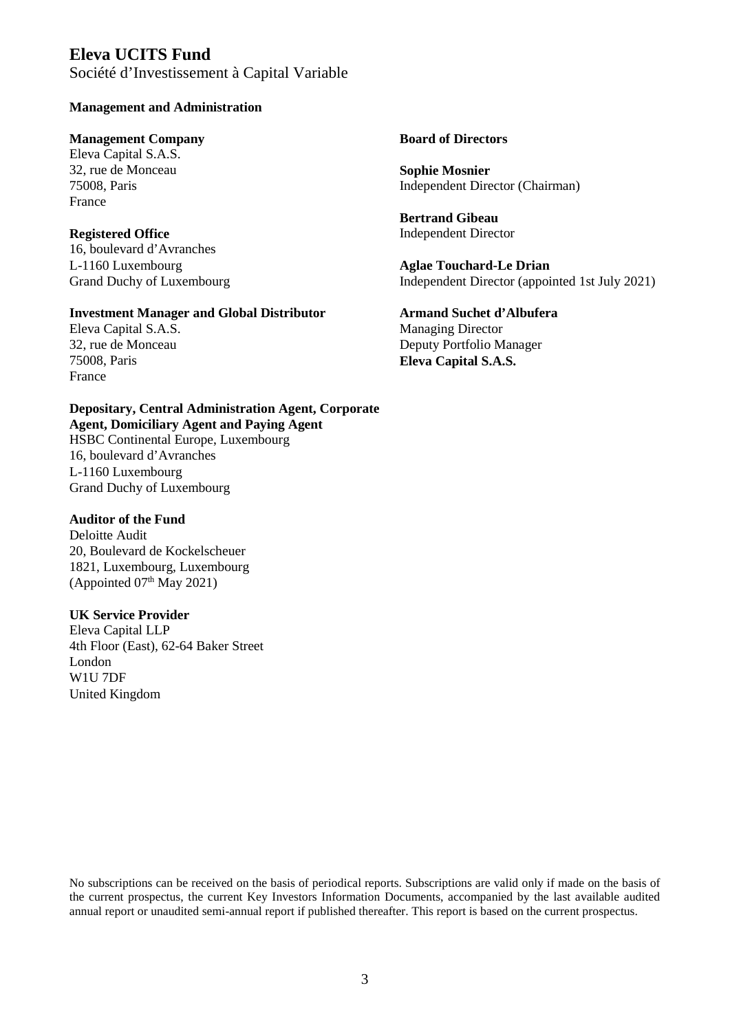# Eleva UCITS Fund

Société d'Investissement à Capital Variable

**Management and Administration**

**Management Company**
Eleva Capital S.A.S.
32, rue de Monceau
75008, Paris
France

**Registered Office**
16, boulevard d'Avranches
L-1160 Luxembourg
Grand Duchy of Luxembourg

**Investment Manager and Global Distributor**
Eleva Capital S.A.S.
32, rue de Monceau
75008, Paris
France

**Depositary, Central Administration Agent, Corporate Agent, Domiciliary Agent and Paying Agent**
HSBC Continental Europe, Luxembourg
16, boulevard d'Avranches
L-1160 Luxembourg
Grand Duchy of Luxembourg

**Auditor of the Fund**
Deloitte Audit
20, Boulevard de Kockelscheuer
1821, Luxembourg, Luxembourg
(Appointed 07th May 2021)

**UK Service Provider**
Eleva Capital LLP
4th Floor (East), 62-64 Baker Street
London
W1U 7DF
United Kingdom

**Board of Directors**

**Sophie Mosnier**
Independent Director (Chairman)

**Bertrand Gibeau**
Independent Director

**Aglae Touchard-Le Drian**
Independent Director (appointed 1st July 2021)

**Armand Suchet d'Albufera**
Managing Director
Deputy Portfolio Manager
**Eleva Capital S.A.S.**

No subscriptions can be received on the basis of periodical reports. Subscriptions are valid only if made on the basis of the current prospectus, the current Key Investors Information Documents, accompanied by the last available audited annual report or unaudited semi-annual report if published thereafter. This report is based on the current prospectus.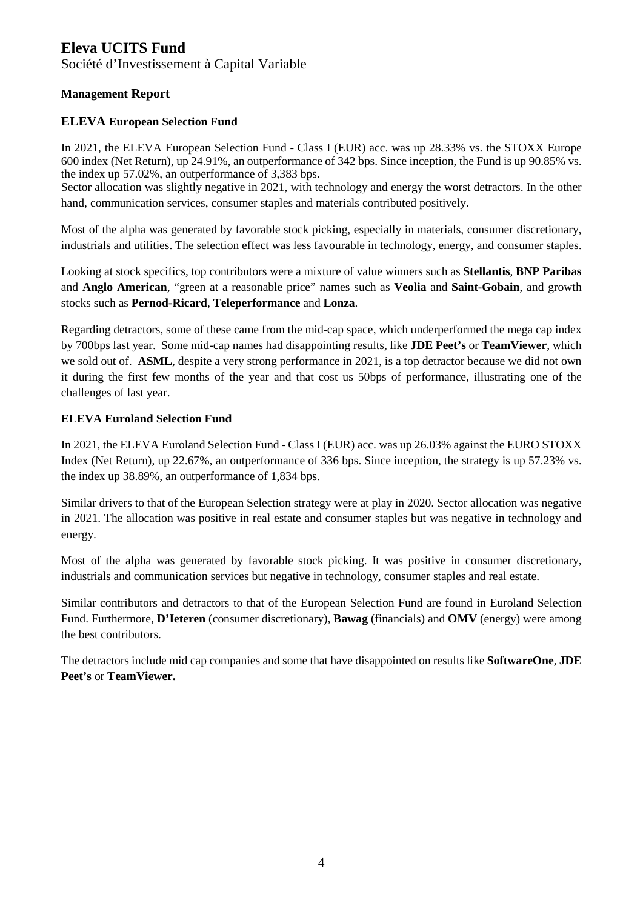# Eleva UCITS Fund

Société d'Investissement à Capital Variable

## Management Report

### ELEVA European Selection Fund

In 2021, the ELEVA European Selection Fund - Class I (EUR) acc. was up 28.33% vs. the STOXX Europe 600 index (Net Return), up 24.91%, an outperformance of 342 bps. Since inception, the Fund is up 90.85% vs. the index up 57.02%, an outperformance of 3,383 bps.
Sector allocation was slightly negative in 2021, with technology and energy the worst detractors. In the other hand, communication services, consumer staples and materials contributed positively.

Most of the alpha was generated by favorable stock picking, especially in materials, consumer discretionary, industrials and utilities. The selection effect was less favourable in technology, energy, and consumer staples.

Looking at stock specifics, top contributors were a mixture of value winners such as **Stellantis**, **BNP Paribas** and **Anglo American**, "green at a reasonable price" names such as **Veolia** and **Saint-Gobain**, and growth stocks such as **Pernod-Ricard**, **Teleperformance** and **Lonza**.

Regarding detractors, some of these came from the mid-cap space, which underperformed the mega cap index by 700bps last year. Some mid-cap names had disappointing results, like **JDE Peet's** or **TeamViewer**, which we sold out of. **ASML**, despite a very strong performance in 2021, is a top detractor because we did not own it during the first few months of the year and that cost us 50bps of performance, illustrating one of the challenges of last year.

### ELEVA Euroland Selection Fund

In 2021, the ELEVA Euroland Selection Fund - Class I (EUR) acc. was up 26.03% against the EURO STOXX Index (Net Return), up 22.67%, an outperformance of 336 bps. Since inception, the strategy is up 57.23% vs. the index up 38.89%, an outperformance of 1,834 bps.

Similar drivers to that of the European Selection strategy were at play in 2020. Sector allocation was negative in 2021. The allocation was positive in real estate and consumer staples but was negative in technology and energy.

Most of the alpha was generated by favorable stock picking. It was positive in consumer discretionary, industrials and communication services but negative in technology, consumer staples and real estate.

Similar contributors and detractors to that of the European Selection Fund are found in Euroland Selection Fund. Furthermore, **D'Ieteren** (consumer discretionary), **Bawag** (financials) and **OMV** (energy) were among the best contributors.

The detractors include mid cap companies and some that have disappointed on results like **SoftwareOne**, **JDE Peet's** or **TeamViewer.**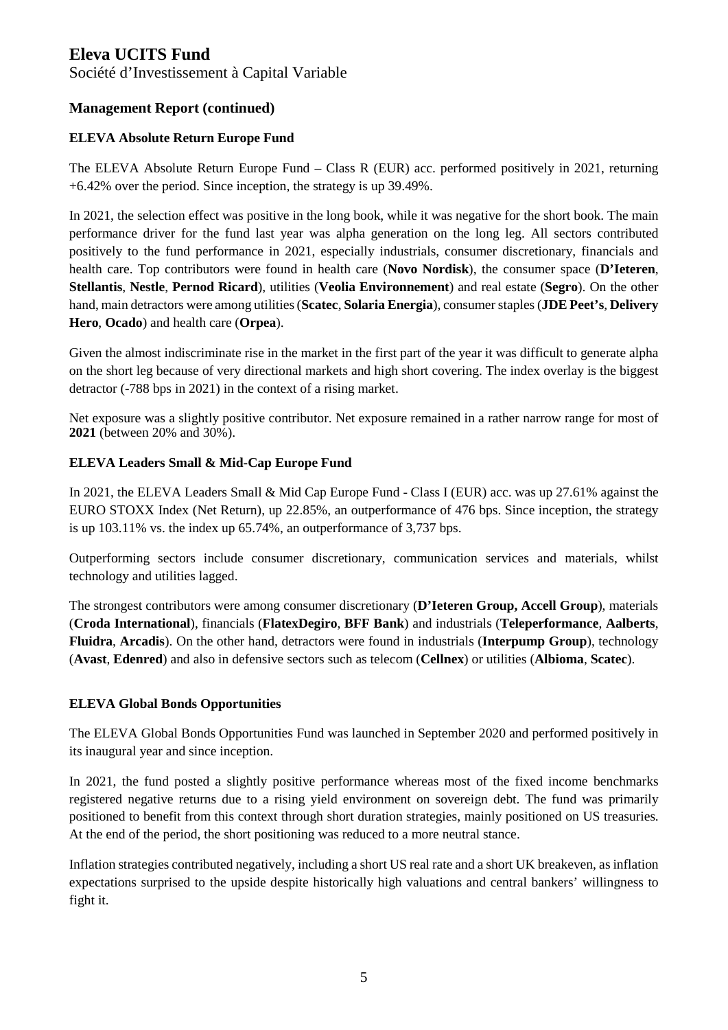# Eleva UCITS Fund

Société d'Investissement à Capital Variable

## Management Report (continued)

### ELEVA Absolute Return Europe Fund

The ELEVA Absolute Return Europe Fund – Class R (EUR) acc. performed positively in 2021, returning +6.42% over the period. Since inception, the strategy is up 39.49%.

In 2021, the selection effect was positive in the long book, while it was negative for the short book. The main performance driver for the fund last year was alpha generation on the long leg. All sectors contributed positively to the fund performance in 2021, especially industrials, consumer discretionary, financials and health care. Top contributors were found in health care (**Novo Nordisk**), the consumer space (**D'Ieteren**, **Stellantis**, **Nestle**, **Pernod Ricard**), utilities (**Veolia Environnement**) and real estate (**Segro**). On the other hand, main detractors were among utilities (**Scatec**, **Solaria Energia**), consumer staples (**JDE Peet's**, **Delivery Hero**, **Ocado**) and health care (**Orpea**).

Given the almost indiscriminate rise in the market in the first part of the year it was difficult to generate alpha on the short leg because of very directional markets and high short covering. The index overlay is the biggest detractor (-788 bps in 2021) in the context of a rising market.

Net exposure was a slightly positive contributor. Net exposure remained in a rather narrow range for most of **2021** (between 20% and 30%).

### ELEVA Leaders Small & Mid-Cap Europe Fund

In 2021, the ELEVA Leaders Small & Mid Cap Europe Fund - Class I (EUR) acc. was up 27.61% against the EURO STOXX Index (Net Return), up 22.85%, an outperformance of 476 bps. Since inception, the strategy is up 103.11% vs. the index up 65.74%, an outperformance of 3,737 bps.

Outperforming sectors include consumer discretionary, communication services and materials, whilst technology and utilities lagged.

The strongest contributors were among consumer discretionary (**D'Ieteren Group, Accell Group**), materials (**Croda International**), financials (**FlatexDegiro**, **BFF Bank**) and industrials (**Teleperformance**, **Aalberts**, **Fluidra**, **Arcadis**). On the other hand, detractors were found in industrials (**Interpump Group**), technology (**Avast**, **Edenred**) and also in defensive sectors such as telecom (**Cellnex**) or utilities (**Albioma**, **Scatec**).

### ELEVA Global Bonds Opportunities

The ELEVA Global Bonds Opportunities Fund was launched in September 2020 and performed positively in its inaugural year and since inception.

In 2021, the fund posted a slightly positive performance whereas most of the fixed income benchmarks registered negative returns due to a rising yield environment on sovereign debt. The fund was primarily positioned to benefit from this context through short duration strategies, mainly positioned on US treasuries. At the end of the period, the short positioning was reduced to a more neutral stance.

Inflation strategies contributed negatively, including a short US real rate and a short UK breakeven, as inflation expectations surprised to the upside despite historically high valuations and central bankers' willingness to fight it.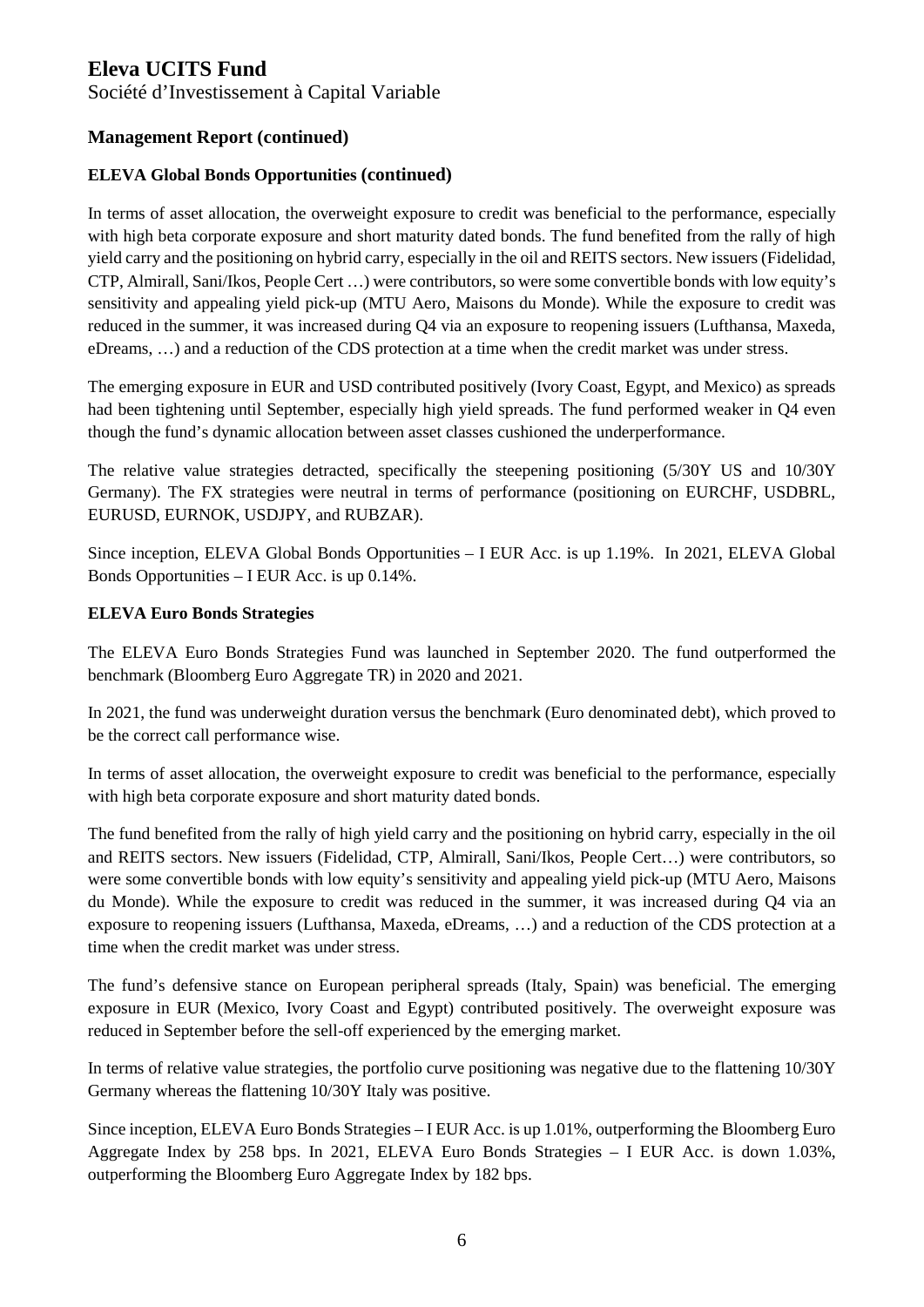# Eleva UCITS Fund

Société d'Investissement à Capital Variable

## Management Report (continued)

### ELEVA Global Bonds Opportunities (continued)

In terms of asset allocation, the overweight exposure to credit was beneficial to the performance, especially with high beta corporate exposure and short maturity dated bonds. The fund benefited from the rally of high yield carry and the positioning on hybrid carry, especially in the oil and REITS sectors. New issuers (Fidelidad, CTP, Almirall, Sani/Ikos, People Cert …) were contributors, so were some convertible bonds with low equity's sensitivity and appealing yield pick-up (MTU Aero, Maisons du Monde). While the exposure to credit was reduced in the summer, it was increased during Q4 via an exposure to reopening issuers (Lufthansa, Maxeda, eDreams, …) and a reduction of the CDS protection at a time when the credit market was under stress.

The emerging exposure in EUR and USD contributed positively (Ivory Coast, Egypt, and Mexico) as spreads had been tightening until September, especially high yield spreads. The fund performed weaker in Q4 even though the fund's dynamic allocation between asset classes cushioned the underperformance.

The relative value strategies detracted, specifically the steepening positioning (5/30Y US and 10/30Y Germany). The FX strategies were neutral in terms of performance (positioning on EURCHF, USDBRL, EURUSD, EURNOK, USDJPY, and RUBZAR).

Since inception, ELEVA Global Bonds Opportunities – I EUR Acc. is up 1.19%. In 2021, ELEVA Global Bonds Opportunities – I EUR Acc. is up 0.14%.

### ELEVA Euro Bonds Strategies

The ELEVA Euro Bonds Strategies Fund was launched in September 2020. The fund outperformed the benchmark (Bloomberg Euro Aggregate TR) in 2020 and 2021.

In 2021, the fund was underweight duration versus the benchmark (Euro denominated debt), which proved to be the correct call performance wise.

In terms of asset allocation, the overweight exposure to credit was beneficial to the performance, especially with high beta corporate exposure and short maturity dated bonds.

The fund benefited from the rally of high yield carry and the positioning on hybrid carry, especially in the oil and REITS sectors. New issuers (Fidelidad, CTP, Almirall, Sani/Ikos, People Cert…) were contributors, so were some convertible bonds with low equity's sensitivity and appealing yield pick-up (MTU Aero, Maisons du Monde). While the exposure to credit was reduced in the summer, it was increased during Q4 via an exposure to reopening issuers (Lufthansa, Maxeda, eDreams, …) and a reduction of the CDS protection at a time when the credit market was under stress.

The fund's defensive stance on European peripheral spreads (Italy, Spain) was beneficial. The emerging exposure in EUR (Mexico, Ivory Coast and Egypt) contributed positively. The overweight exposure was reduced in September before the sell-off experienced by the emerging market.

In terms of relative value strategies, the portfolio curve positioning was negative due to the flattening 10/30Y Germany whereas the flattening 10/30Y Italy was positive.

Since inception, ELEVA Euro Bonds Strategies – I EUR Acc. is up 1.01%, outperforming the Bloomberg Euro Aggregate Index by 258 bps. In 2021, ELEVA Euro Bonds Strategies – I EUR Acc. is down 1.03%, outperforming the Bloomberg Euro Aggregate Index by 182 bps.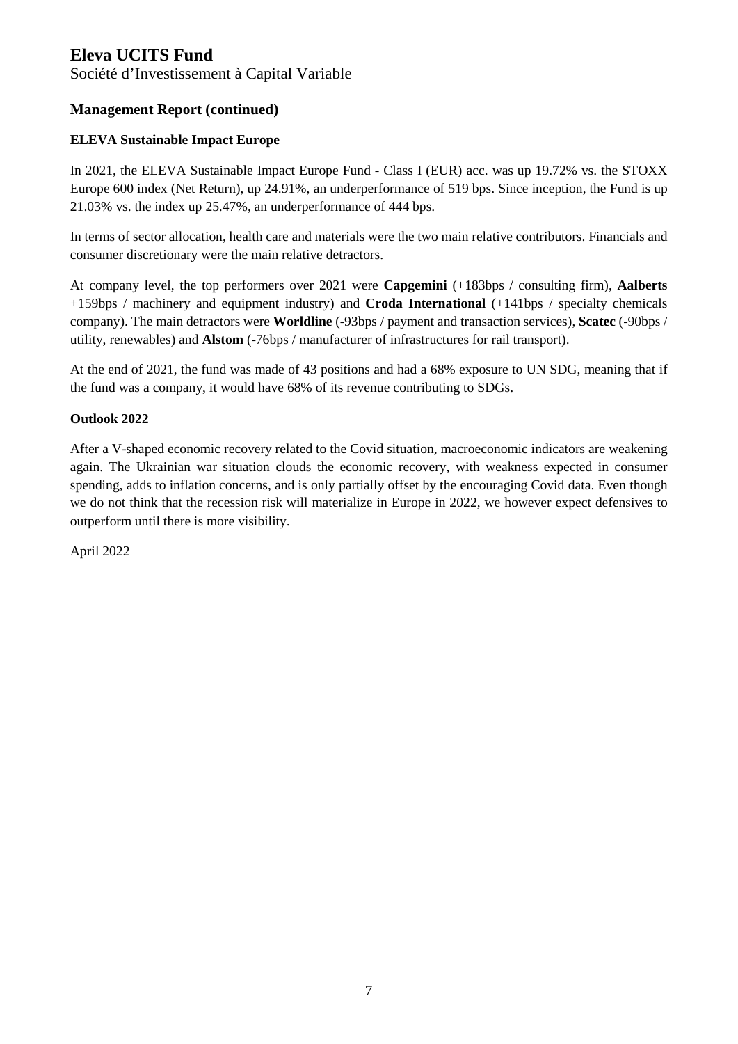# Eleva UCITS Fund

Société d'Investissement à Capital Variable

## Management Report (continued)

### ELEVA Sustainable Impact Europe

In 2021, the ELEVA Sustainable Impact Europe Fund - Class I (EUR) acc. was up 19.72% vs. the STOXX Europe 600 index (Net Return), up 24.91%, an underperformance of 519 bps. Since inception, the Fund is up 21.03% vs. the index up 25.47%, an underperformance of 444 bps.

In terms of sector allocation, health care and materials were the two main relative contributors. Financials and consumer discretionary were the main relative detractors.

At company level, the top performers over 2021 were **Capgemini** (+183bps / consulting firm), **Aalberts** +159bps / machinery and equipment industry) and **Croda International** (+141bps / specialty chemicals company). The main detractors were **Worldline** (-93bps / payment and transaction services), **Scatec** (-90bps / utility, renewables) and **Alstom** (-76bps / manufacturer of infrastructures for rail transport).

At the end of 2021, the fund was made of 43 positions and had a 68% exposure to UN SDG, meaning that if the fund was a company, it would have 68% of its revenue contributing to SDGs.

### Outlook 2022

After a V-shaped economic recovery related to the Covid situation, macroeconomic indicators are weakening again. The Ukrainian war situation clouds the economic recovery, with weakness expected in consumer spending, adds to inflation concerns, and is only partially offset by the encouraging Covid data. Even though we do not think that the recession risk will materialize in Europe in 2022, we however expect defensives to outperform until there is more visibility.

April 2022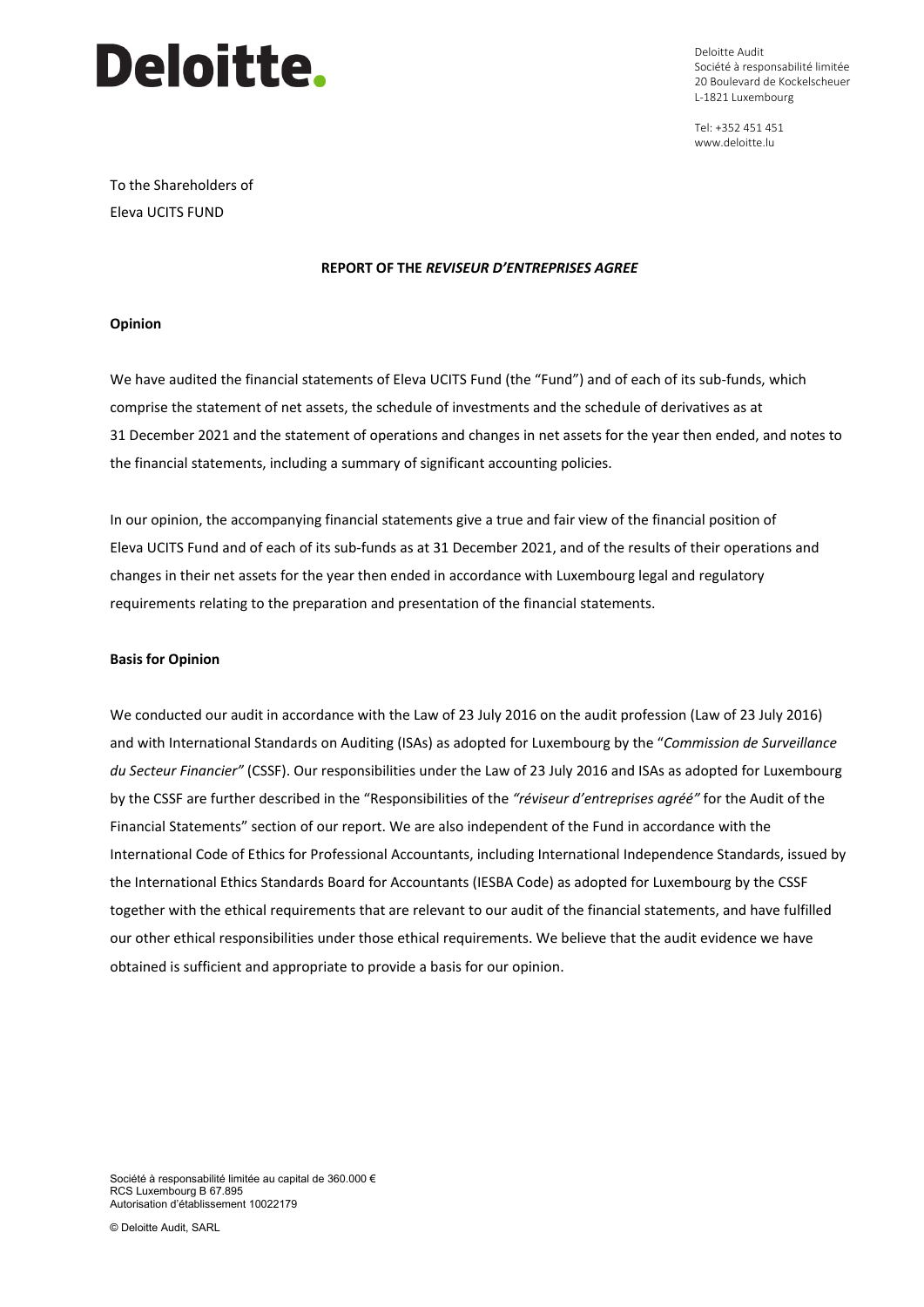# Deloitte.

Deloitte Audit
Société à responsabilité limitée
20 Boulevard de Kockelscheuer
L-1821 Luxembourg

Tel: +352 451 451
www.deloitte.lu

To the Shareholders of
Eleva UCITS FUND

**REPORT OF THE *REVISEUR D'ENTREPRISES AGREE***

**Opinion**

We have audited the financial statements of Eleva UCITS Fund (the "Fund") and of each of its sub-funds, which comprise the statement of net assets, the schedule of investments and the schedule of derivatives as at 31 December 2021 and the statement of operations and changes in net assets for the year then ended, and notes to the financial statements, including a summary of significant accounting policies.

In our opinion, the accompanying financial statements give a true and fair view of the financial position of Eleva UCITS Fund and of each of its sub-funds as at 31 December 2021, and of the results of their operations and changes in their net assets for the year then ended in accordance with Luxembourg legal and regulatory requirements relating to the preparation and presentation of the financial statements.

**Basis for Opinion**

We conducted our audit in accordance with the Law of 23 July 2016 on the audit profession (Law of 23 July 2016) and with International Standards on Auditing (ISAs) as adopted for Luxembourg by the "*Commission de Surveillance du Secteur Financier"* (CSSF). Our responsibilities under the Law of 23 July 2016 and ISAs as adopted for Luxembourg by the CSSF are further described in the "Responsibilities of the *"réviseur d'entreprises agréé"* for the Audit of the Financial Statements" section of our report. We are also independent of the Fund in accordance with the International Code of Ethics for Professional Accountants, including International Independence Standards, issued by the International Ethics Standards Board for Accountants (IESBA Code) as adopted for Luxembourg by the CSSF together with the ethical requirements that are relevant to our audit of the financial statements, and have fulfilled our other ethical responsibilities under those ethical requirements. We believe that the audit evidence we have obtained is sufficient and appropriate to provide a basis for our opinion.

Société à responsabilité limitée au capital de 360.000 €
RCS Luxembourg B 67.895
Autorisation d'établissement 10022179

© Deloitte Audit, SARL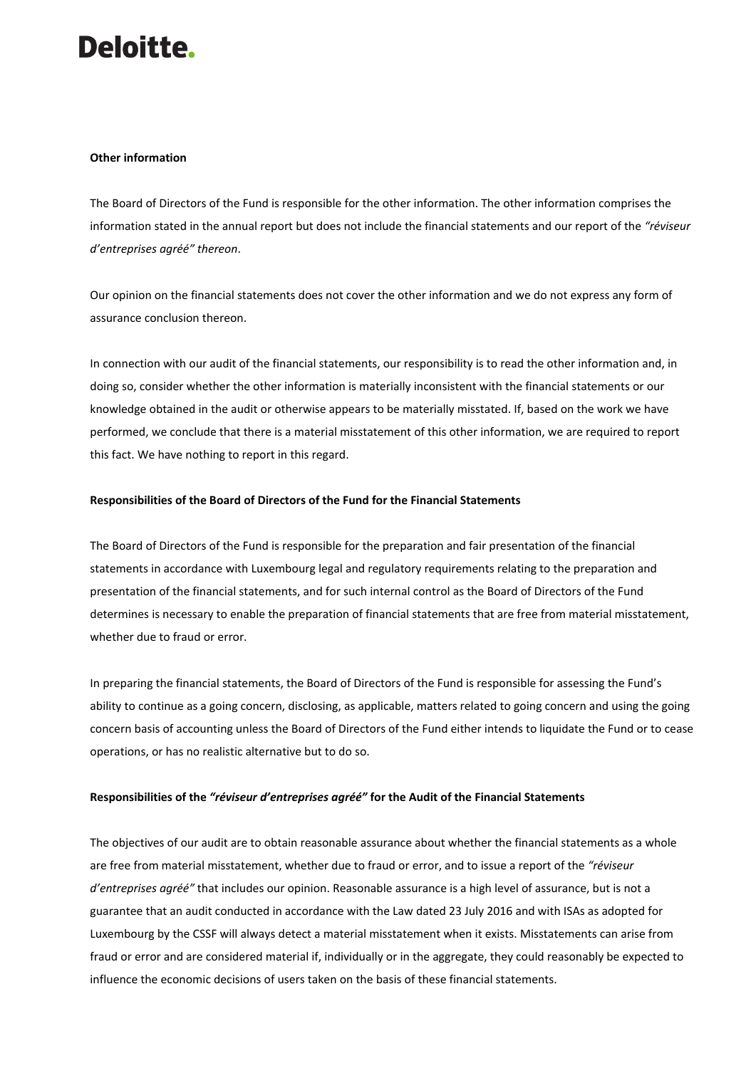**Other information**

The Board of Directors of the Fund is responsible for the other information. The other information comprises the information stated in the annual report but does not include the financial statements and our report of the *"réviseur d'entreprises agréé" thereon*.

Our opinion on the financial statements does not cover the other information and we do not express any form of assurance conclusion thereon.

In connection with our audit of the financial statements, our responsibility is to read the other information and, in doing so, consider whether the other information is materially inconsistent with the financial statements or our knowledge obtained in the audit or otherwise appears to be materially misstated. If, based on the work we have performed, we conclude that there is a material misstatement of this other information, we are required to report this fact. We have nothing to report in this regard.

**Responsibilities of the Board of Directors of the Fund for the Financial Statements**

The Board of Directors of the Fund is responsible for the preparation and fair presentation of the financial statements in accordance with Luxembourg legal and regulatory requirements relating to the preparation and presentation of the financial statements, and for such internal control as the Board of Directors of the Fund determines is necessary to enable the preparation of financial statements that are free from material misstatement, whether due to fraud or error.

In preparing the financial statements, the Board of Directors of the Fund is responsible for assessing the Fund's ability to continue as a going concern, disclosing, as applicable, matters related to going concern and using the going concern basis of accounting unless the Board of Directors of the Fund either intends to liquidate the Fund or to cease operations, or has no realistic alternative but to do so.

**Responsibilities of the *"réviseur d'entreprises agréé"* for the Audit of the Financial Statements**

The objectives of our audit are to obtain reasonable assurance about whether the financial statements as a whole are free from material misstatement, whether due to fraud or error, and to issue a report of the *"réviseur d'entreprises agréé"* that includes our opinion. Reasonable assurance is a high level of assurance, but is not a guarantee that an audit conducted in accordance with the Law dated 23 July 2016 and with ISAs as adopted for Luxembourg by the CSSF will always detect a material misstatement when it exists. Misstatements can arise from fraud or error and are considered material if, individually or in the aggregate, they could reasonably be expected to influence the economic decisions of users taken on the basis of these financial statements.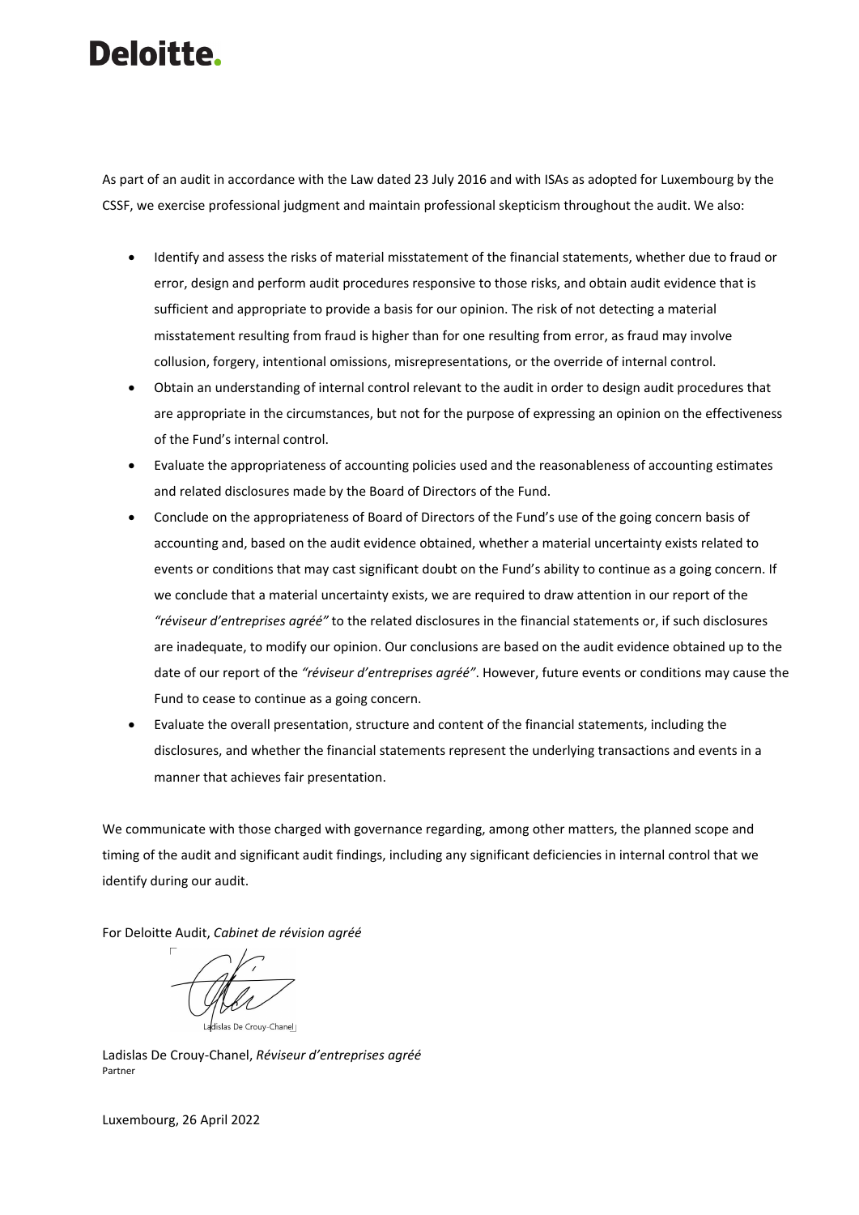As part of an audit in accordance with the Law dated 23 July 2016 and with ISAs as adopted for Luxembourg by the CSSF, we exercise professional judgment and maintain professional skepticism throughout the audit. We also:

- Identify and assess the risks of material misstatement of the financial statements, whether due to fraud or error, design and perform audit procedures responsive to those risks, and obtain audit evidence that is sufficient and appropriate to provide a basis for our opinion. The risk of not detecting a material misstatement resulting from fraud is higher than for one resulting from error, as fraud may involve collusion, forgery, intentional omissions, misrepresentations, or the override of internal control.
- Obtain an understanding of internal control relevant to the audit in order to design audit procedures that are appropriate in the circumstances, but not for the purpose of expressing an opinion on the effectiveness of the Fund's internal control.
- Evaluate the appropriateness of accounting policies used and the reasonableness of accounting estimates and related disclosures made by the Board of Directors of the Fund.
- Conclude on the appropriateness of Board of Directors of the Fund's use of the going concern basis of accounting and, based on the audit evidence obtained, whether a material uncertainty exists related to events or conditions that may cast significant doubt on the Fund's ability to continue as a going concern. If we conclude that a material uncertainty exists, we are required to draw attention in our report of the *"réviseur d'entreprises agréé"* to the related disclosures in the financial statements or, if such disclosures are inadequate, to modify our opinion. Our conclusions are based on the audit evidence obtained up to the date of our report of the *"réviseur d'entreprises agréé"*. However, future events or conditions may cause the Fund to cease to continue as a going concern.
- Evaluate the overall presentation, structure and content of the financial statements, including the disclosures, and whether the financial statements represent the underlying transactions and events in a manner that achieves fair presentation.

We communicate with those charged with governance regarding, among other matters, the planned scope and timing of the audit and significant audit findings, including any significant deficiencies in internal control that we identify during our audit.

For Deloitte Audit, *Cabinet de révision agréé*

Ladislas De Crouy-Chanel

Ladislas De Crouy-Chanel, *Réviseur d'entreprises agréé*
Partner

Luxembourg, 26 April 2022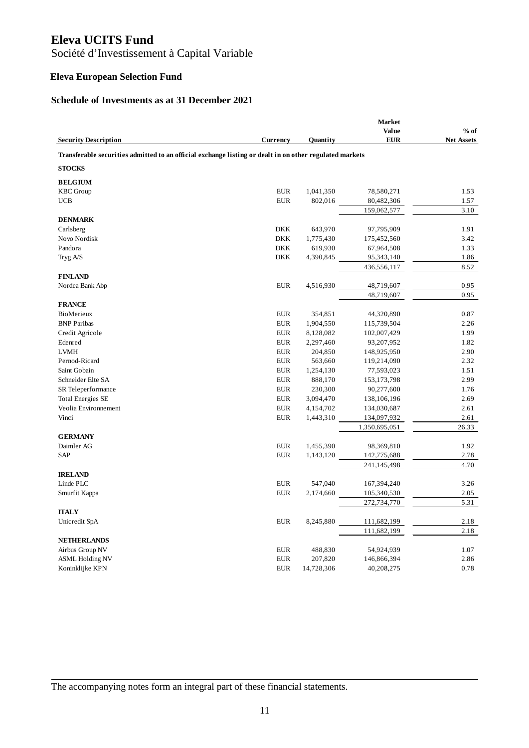# Eleva UCITS Fund

Société d'Investissement à Capital Variable

## Eleva European Selection Fund

### Schedule of Investments as at 31 December 2021

| Security Description | Currency | Quantity | Market Value EUR | % of Net Assets |
|---|---|---|---|---|
| **Transferable securities admitted to an official exchange listing or dealt in on other regulated markets** | | | | |
| **STOCKS** | | | | |
| **BELGIUM** | | | | |
| KBC Group | EUR | 1,041,350 | 78,580,271 | 1.53 |
| UCB | EUR | 802,016 | 80,482,306 | 1.57 |
| | | | 159,062,577 | 3.10 |
| **DENMARK** | | | | |
| Carlsberg | DKK | 643,970 | 97,795,909 | 1.91 |
| Novo Nordisk | DKK | 1,775,430 | 175,452,560 | 3.42 |
| Pandora | DKK | 619,930 | 67,964,508 | 1.33 |
| Tryg A/S | DKK | 4,390,845 | 95,343,140 | 1.86 |
| | | | 436,556,117 | 8.52 |
| **FINLAND** | | | | |
| Nordea Bank Abp | EUR | 4,516,930 | 48,719,607 | 0.95 |
| | | | 48,719,607 | 0.95 |
| **FRANCE** | | | | |
| BioMerieux | EUR | 354,851 | 44,320,890 | 0.87 |
| BNP Paribas | EUR | 1,904,550 | 115,739,504 | 2.26 |
| Credit Agricole | EUR | 8,128,082 | 102,007,429 | 1.99 |
| Edenred | EUR | 2,297,460 | 93,207,952 | 1.82 |
| LVMH | EUR | 204,850 | 148,925,950 | 2.90 |
| Pernod-Ricard | EUR | 563,660 | 119,214,090 | 2.32 |
| Saint Gobain | EUR | 1,254,130 | 77,593,023 | 1.51 |
| Schneider Elte SA | EUR | 888,170 | 153,173,798 | 2.99 |
| SR Teleperformance | EUR | 230,300 | 90,277,600 | 1.76 |
| Total Energies SE | EUR | 3,094,470 | 138,106,196 | 2.69 |
| Veolia Environnement | EUR | 4,154,702 | 134,030,687 | 2.61 |
| Vinci | EUR | 1,443,310 | 134,097,932 | 2.61 |
| | | | 1,350,695,051 | 26.33 |
| **GERMANY** | | | | |
| Daimler AG | EUR | 1,455,390 | 98,369,810 | 1.92 |
| SAP | EUR | 1,143,120 | 142,775,688 | 2.78 |
| | | | 241,145,498 | 4.70 |
| **IRELAND** | | | | |
| Linde PLC | EUR | 547,040 | 167,394,240 | 3.26 |
| Smurfit Kappa | EUR | 2,174,660 | 105,340,530 | 2.05 |
| | | | 272,734,770 | 5.31 |
| **ITALY** | | | | |
| Unicredit SpA | EUR | 8,245,880 | 111,682,199 | 2.18 |
| | | | 111,682,199 | 2.18 |
| **NETHERLANDS** | | | | |
| Airbus Group NV | EUR | 488,830 | 54,924,939 | 1.07 |
| ASML Holding NV | EUR | 207,820 | 146,866,394 | 2.86 |
| Koninklijke KPN | EUR | 14,728,306 | 40,208,275 | 0.78 |

The accompanying notes form an integral part of these financial statements.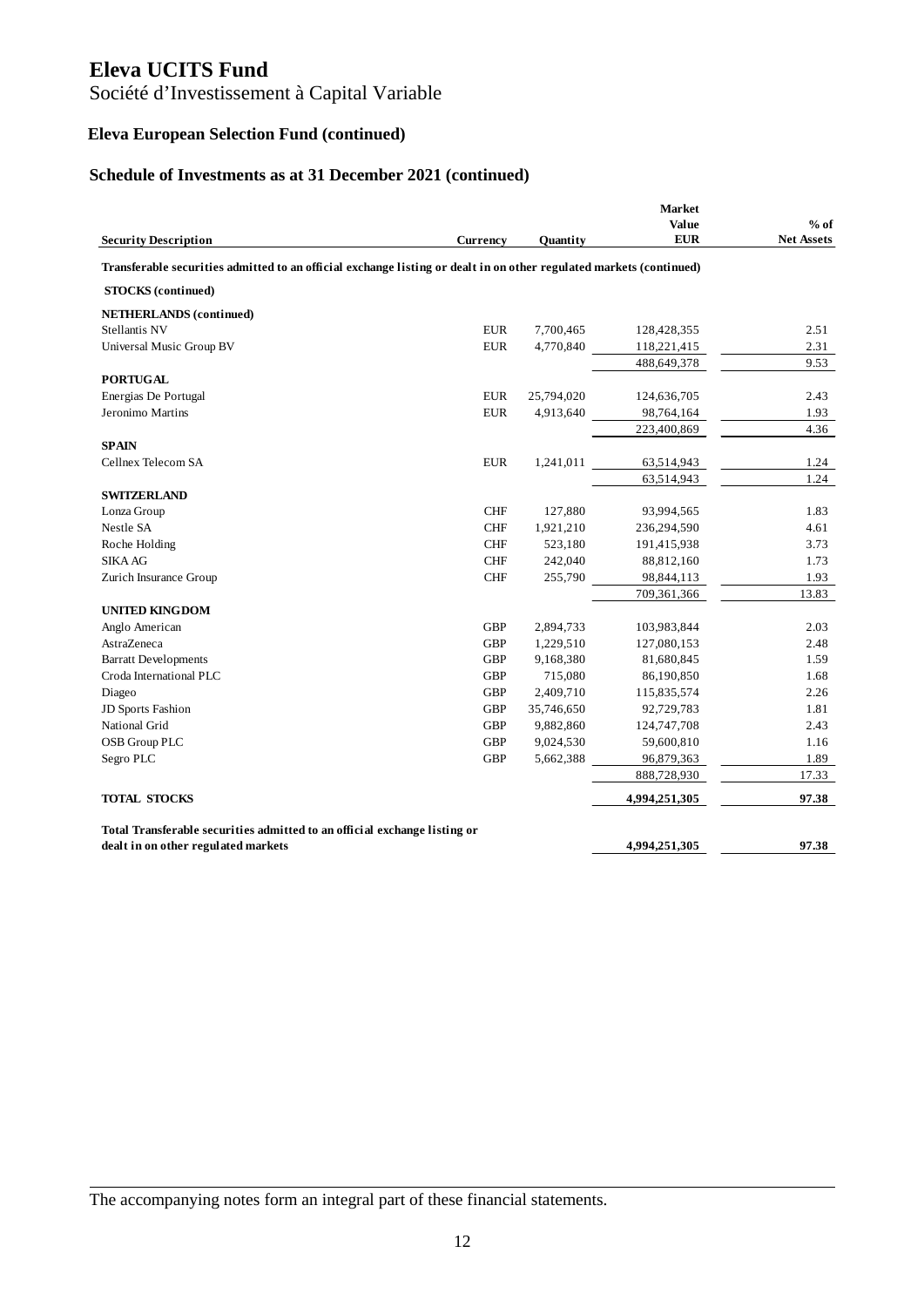# Eleva UCITS Fund

Société d'Investissement à Capital Variable

## Eleva European Selection Fund (continued)

### Schedule of Investments as at 31 December 2021 (continued)

| Security Description | Currency | Quantity | Market Value EUR | % of Net Assets |
|---|---|---|---|---|
| **Transferable securities admitted to an official exchange listing or dealt in on other regulated markets (continued)** | | | | |
| **STOCKS (continued)** | | | | |
| **NETHERLANDS (continued)** | | | | |
| Stellantis NV | EUR | 7,700,465 | 128,428,355 | 2.51 |
| Universal Music Group BV | EUR | 4,770,840 | 118,221,415 | 2.31 |
| | | | 488,649,378 | 9.53 |
| **PORTUGAL** | | | | |
| Energias De Portugal | EUR | 25,794,020 | 124,636,705 | 2.43 |
| Jeronimo Martins | EUR | 4,913,640 | 98,764,164 | 1.93 |
| | | | 223,400,869 | 4.36 |
| **SPAIN** | | | | |
| Cellnex Telecom SA | EUR | 1,241,011 | 63,514,943 | 1.24 |
| | | | 63,514,943 | 1.24 |
| **SWITZERLAND** | | | | |
| Lonza Group | CHF | 127,880 | 93,994,565 | 1.83 |
| Nestle SA | CHF | 1,921,210 | 236,294,590 | 4.61 |
| Roche Holding | CHF | 523,180 | 191,415,938 | 3.73 |
| SIKA AG | CHF | 242,040 | 88,812,160 | 1.73 |
| Zurich Insurance Group | CHF | 255,790 | 98,844,113 | 1.93 |
| | | | 709,361,366 | 13.83 |
| **UNITED KINGDOM** | | | | |
| Anglo American | GBP | 2,894,733 | 103,983,844 | 2.03 |
| AstraZeneca | GBP | 1,229,510 | 127,080,153 | 2.48 |
| Barratt Developments | GBP | 9,168,380 | 81,680,845 | 1.59 |
| Croda International PLC | GBP | 715,080 | 86,190,850 | 1.68 |
| Diageo | GBP | 2,409,710 | 115,835,574 | 2.26 |
| JD Sports Fashion | GBP | 35,746,650 | 92,729,783 | 1.81 |
| National Grid | GBP | 9,882,860 | 124,747,708 | 2.43 |
| OSB Group PLC | GBP | 9,024,530 | 59,600,810 | 1.16 |
| Segro PLC | GBP | 5,662,388 | 96,879,363 | 1.89 |
| | | | 888,728,930 | 17.33 |
| **TOTAL STOCKS** | | | **4,994,251,305** | **97.38** |
| **Total Transferable securities admitted to an official exchange listing or dealt in on other regulated markets** | | | **4,994,251,305** | **97.38** |

The accompanying notes form an integral part of these financial statements.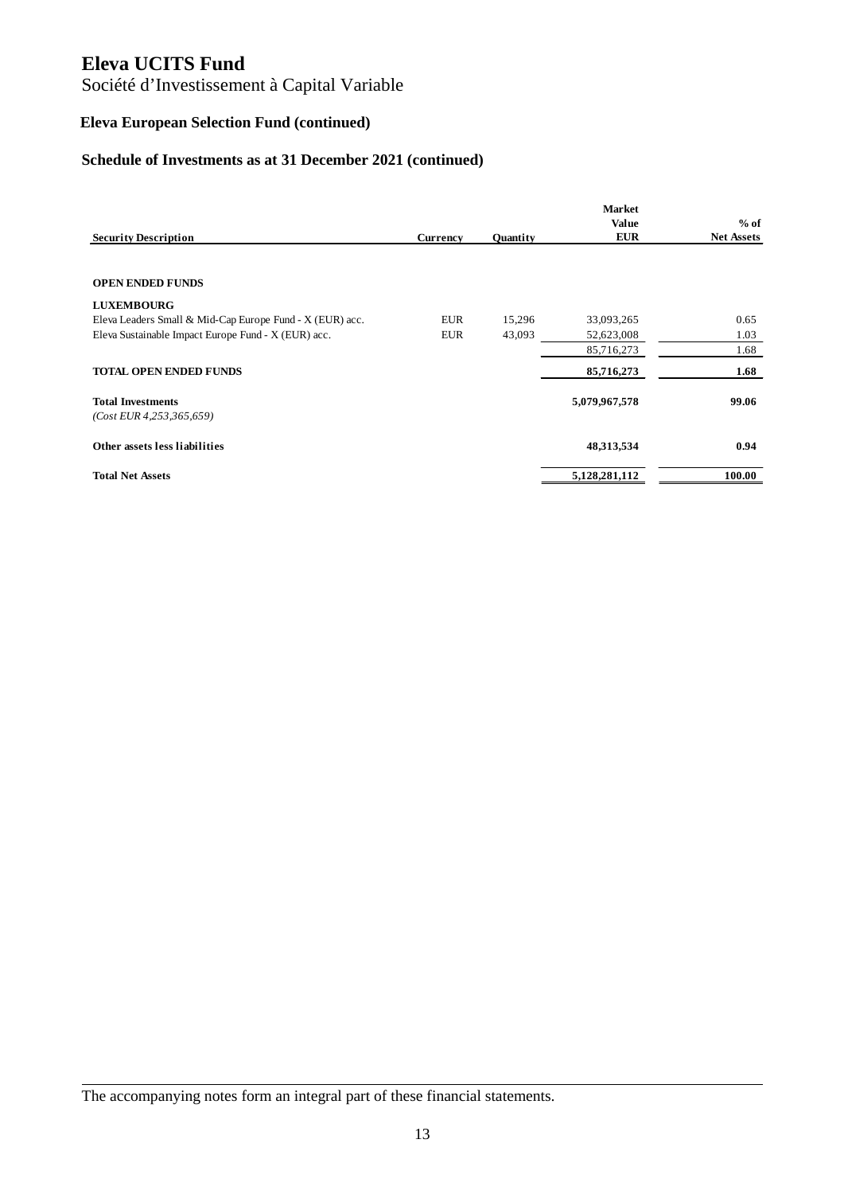# Eleva UCITS Fund

Société d'Investissement à Capital Variable

## Eleva European Selection Fund (continued)

### Schedule of Investments as at 31 December 2021 (continued)

| Security Description | Currency | Quantity | Market Value EUR | % of Net Assets |
|---|---|---|---|---|
| **OPEN ENDED FUNDS** | | | | |
| **LUXEMBOURG** | | | | |
| Eleva Leaders Small & Mid-Cap Europe Fund - X (EUR) acc. | EUR | 15,296 | 33,093,265 | 0.65 |
| Eleva Sustainable Impact Europe Fund - X (EUR) acc. | EUR | 43,093 | 52,623,008 | 1.03 |
| | | | 85,716,273 | 1.68 |
| **TOTAL OPEN ENDED FUNDS** | | | **85,716,273** | **1.68** |
| **Total Investments** | | | **5,079,967,578** | **99.06** |
| *(Cost EUR 4,253,365,659)* | | | | |
| **Other assets less liabilities** | | | **48,313,534** | **0.94** |
| **Total Net Assets** | | | **5,128,281,112** | **100.00** |

The accompanying notes form an integral part of these financial statements.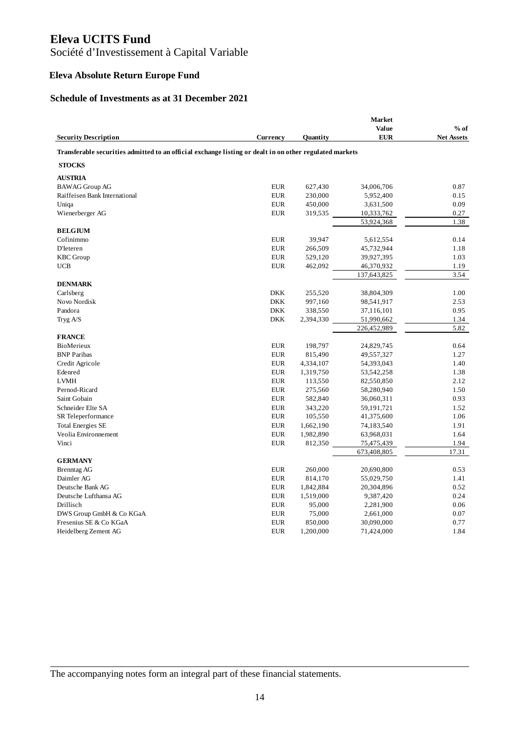# Eleva UCITS Fund

Société d'Investissement à Capital Variable

## Eleva Absolute Return Europe Fund

### Schedule of Investments as at 31 December 2021

| Security Description | Currency | Quantity | Market Value EUR | % of Net Assets |
|---|---|---|---|---|
| **Transferable securities admitted to an official exchange listing or dealt in on other regulated markets** | | | | |
| **STOCKS** | | | | |
| **AUSTRIA** | | | | |
| BAWAG Group AG | EUR | 627,430 | 34,006,706 | 0.87 |
| Raiffeisen Bank International | EUR | 230,000 | 5,952,400 | 0.15 |
| Uniqa | EUR | 450,000 | 3,631,500 | 0.09 |
| Wienerberger AG | EUR | 319,535 | 10,333,762 | 0.27 |
| | | | 53,924,368 | 1.38 |
| **BELGIUM** | | | | |
| Cofinimmo | EUR | 39,947 | 5,612,554 | 0.14 |
| D'Ieteren | EUR | 266,509 | 45,732,944 | 1.18 |
| KBC Group | EUR | 529,120 | 39,927,395 | 1.03 |
| UCB | EUR | 462,092 | 46,370,932 | 1.19 |
| | | | 137,643,825 | 3.54 |
| **DENMARK** | | | | |
| Carlsberg | DKK | 255,520 | 38,804,309 | 1.00 |
| Novo Nordisk | DKK | 997,160 | 98,541,917 | 2.53 |
| Pandora | DKK | 338,550 | 37,116,101 | 0.95 |
| Tryg A/S | DKK | 2,394,330 | 51,990,662 | 1.34 |
| | | | 226,452,989 | 5.82 |
| **FRANCE** | | | | |
| BioMerieux | EUR | 198,797 | 24,829,745 | 0.64 |
| BNP Paribas | EUR | 815,490 | 49,557,327 | 1.27 |
| Credit Agricole | EUR | 4,334,107 | 54,393,043 | 1.40 |
| Edenred | EUR | 1,319,750 | 53,542,258 | 1.38 |
| LVMH | EUR | 113,550 | 82,550,850 | 2.12 |
| Pernod-Ricard | EUR | 275,560 | 58,280,940 | 1.50 |
| Saint Gobain | EUR | 582,840 | 36,060,311 | 0.93 |
| Schneider Elte SA | EUR | 343,220 | 59,191,721 | 1.52 |
| SR Teleperformance | EUR | 105,550 | 41,375,600 | 1.06 |
| Total Energies SE | EUR | 1,662,190 | 74,183,540 | 1.91 |
| Veolia Environnement | EUR | 1,982,890 | 63,968,031 | 1.64 |
| Vinci | EUR | 812,350 | 75,475,439 | 1.94 |
| | | | 673,408,805 | 17.31 |
| **GERMANY** | | | | |
| Brenntag AG | EUR | 260,000 | 20,690,800 | 0.53 |
| Daimler AG | EUR | 814,170 | 55,029,750 | 1.41 |
| Deutsche Bank AG | EUR | 1,842,884 | 20,304,896 | 0.52 |
| Deutsche Lufthansa AG | EUR | 1,519,000 | 9,387,420 | 0.24 |
| Drillisch | EUR | 95,000 | 2,281,900 | 0.06 |
| DWS Group GmbH & Co KGaA | EUR | 75,000 | 2,661,000 | 0.07 |
| Fresenius SE & Co KGaA | EUR | 850,000 | 30,090,000 | 0.77 |
| Heidelberg Zement AG | EUR | 1,200,000 | 71,424,000 | 1.84 |

The accompanying notes form an integral part of these financial statements.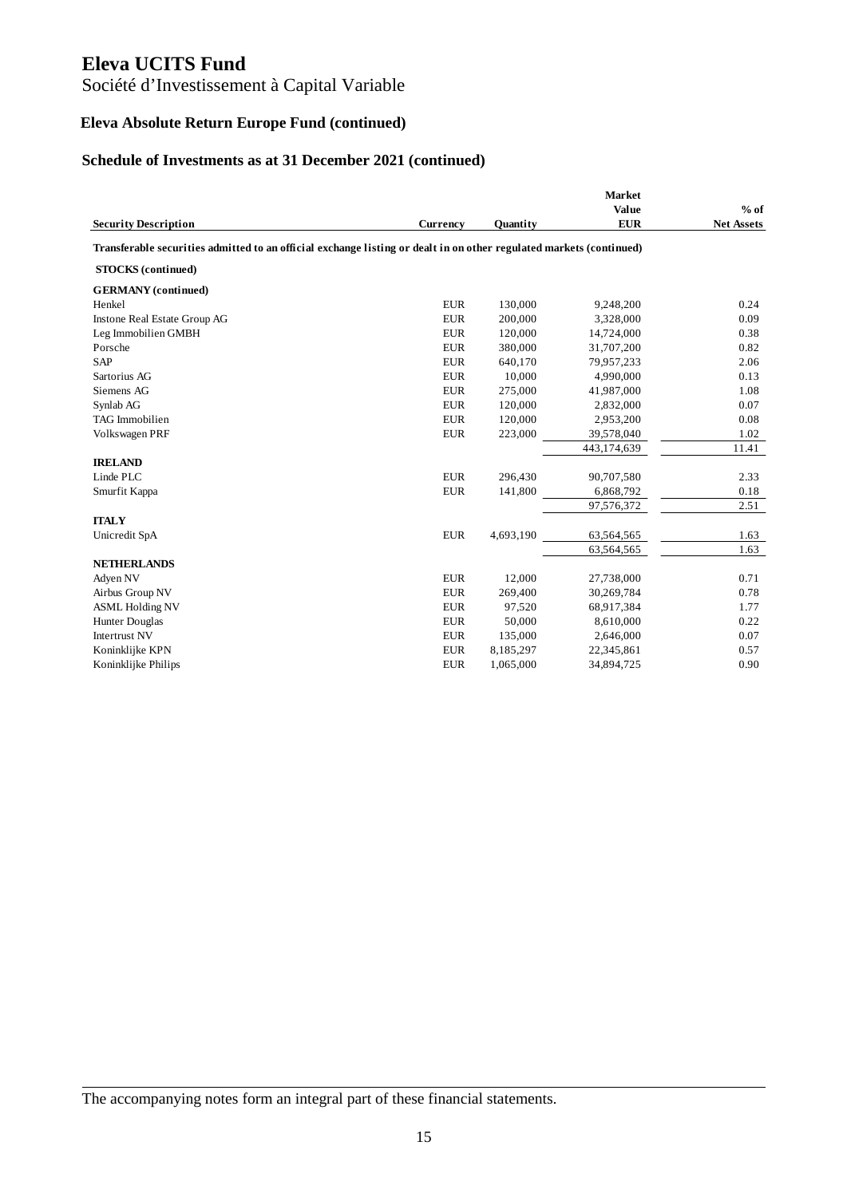# Eleva UCITS Fund

Société d'Investissement à Capital Variable

## Eleva Absolute Return Europe Fund (continued)

### Schedule of Investments as at 31 December 2021 (continued)

| Security Description | Currency | Quantity | Market Value EUR | % of Net Assets |
|---|---|---|---|---|
| **Transferable securities admitted to an official exchange listing or dealt in on other regulated markets (continued)** | | | | |
| **STOCKS (continued)** | | | | |
| **GERMANY (continued)** | | | | |
| Henkel | EUR | 130,000 | 9,248,200 | 0.24 |
| Instone Real Estate Group AG | EUR | 200,000 | 3,328,000 | 0.09 |
| Leg Immobilien GMBH | EUR | 120,000 | 14,724,000 | 0.38 |
| Porsche | EUR | 380,000 | 31,707,200 | 0.82 |
| SAP | EUR | 640,170 | 79,957,233 | 2.06 |
| Sartorius AG | EUR | 10,000 | 4,990,000 | 0.13 |
| Siemens AG | EUR | 275,000 | 41,987,000 | 1.08 |
| Synlab AG | EUR | 120,000 | 2,832,000 | 0.07 |
| TAG Immobilien | EUR | 120,000 | 2,953,200 | 0.08 |
| Volkswagen PRF | EUR | 223,000 | 39,578,040 | 1.02 |
| | | | 443,174,639 | 11.41 |
| **IRELAND** | | | | |
| Linde PLC | EUR | 296,430 | 90,707,580 | 2.33 |
| Smurfit Kappa | EUR | 141,800 | 6,868,792 | 0.18 |
| | | | 97,576,372 | 2.51 |
| **ITALY** | | | | |
| Unicredit SpA | EUR | 4,693,190 | 63,564,565 | 1.63 |
| | | | 63,564,565 | 1.63 |
| **NETHERLANDS** | | | | |
| Adyen NV | EUR | 12,000 | 27,738,000 | 0.71 |
| Airbus Group NV | EUR | 269,400 | 30,269,784 | 0.78 |
| ASML Holding NV | EUR | 97,520 | 68,917,384 | 1.77 |
| Hunter Douglas | EUR | 50,000 | 8,610,000 | 0.22 |
| Intertrust NV | EUR | 135,000 | 2,646,000 | 0.07 |
| Koninklijke KPN | EUR | 8,185,297 | 22,345,861 | 0.57 |
| Koninklijke Philips | EUR | 1,065,000 | 34,894,725 | 0.90 |

The accompanying notes form an integral part of these financial statements.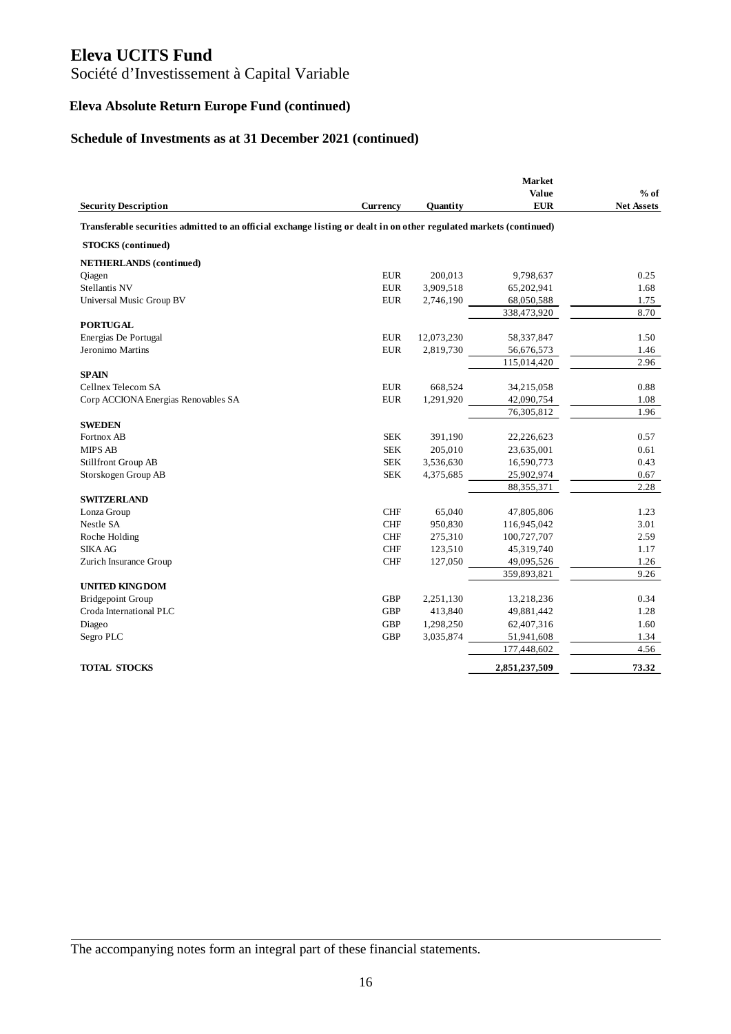# Eleva UCITS Fund

Société d'Investissement à Capital Variable

## Eleva Absolute Return Europe Fund (continued)

### Schedule of Investments as at 31 December 2021 (continued)

| Security Description | Currency | Quantity | Market Value EUR | % of Net Assets |
|---|---|---|---|---|
| **Transferable securities admitted to an official exchange listing or dealt in on other regulated markets (continued)** | | | | |
| **STOCKS (continued)** | | | | |
| **NETHERLANDS (continued)** | | | | |
| Qiagen | EUR | 200,013 | 9,798,637 | 0.25 |
| Stellantis NV | EUR | 3,909,518 | 65,202,941 | 1.68 |
| Universal Music Group BV | EUR | 2,746,190 | 68,050,588 | 1.75 |
| | | | 338,473,920 | 8.70 |
| **PORTUGAL** | | | | |
| Energias De Portugal | EUR | 12,073,230 | 58,337,847 | 1.50 |
| Jeronimo Martins | EUR | 2,819,730 | 56,676,573 | 1.46 |
| | | | 115,014,420 | 2.96 |
| **SPAIN** | | | | |
| Cellnex Telecom SA | EUR | 668,524 | 34,215,058 | 0.88 |
| Corp ACCIONA Energias Renovables SA | EUR | 1,291,920 | 42,090,754 | 1.08 |
| | | | 76,305,812 | 1.96 |
| **SWEDEN** | | | | |
| Fortnox AB | SEK | 391,190 | 22,226,623 | 0.57 |
| MIPS AB | SEK | 205,010 | 23,635,001 | 0.61 |
| Stillfront Group AB | SEK | 3,536,630 | 16,590,773 | 0.43 |
| Storskogen Group AB | SEK | 4,375,685 | 25,902,974 | 0.67 |
| | | | 88,355,371 | 2.28 |
| **SWITZERLAND** | | | | |
| Lonza Group | CHF | 65,040 | 47,805,806 | 1.23 |
| Nestle SA | CHF | 950,830 | 116,945,042 | 3.01 |
| Roche Holding | CHF | 275,310 | 100,727,707 | 2.59 |
| SIKA AG | CHF | 123,510 | 45,319,740 | 1.17 |
| Zurich Insurance Group | CHF | 127,050 | 49,095,526 | 1.26 |
| | | | 359,893,821 | 9.26 |
| **UNITED KINGDOM** | | | | |
| Bridgepoint Group | GBP | 2,251,130 | 13,218,236 | 0.34 |
| Croda International PLC | GBP | 413,840 | 49,881,442 | 1.28 |
| Diageo | GBP | 1,298,250 | 62,407,316 | 1.60 |
| Segro PLC | GBP | 3,035,874 | 51,941,608 | 1.34 |
| | | | 177,448,602 | 4.56 |
| **TOTAL STOCKS** | | | **2,851,237,509** | **73.32** |

The accompanying notes form an integral part of these financial statements.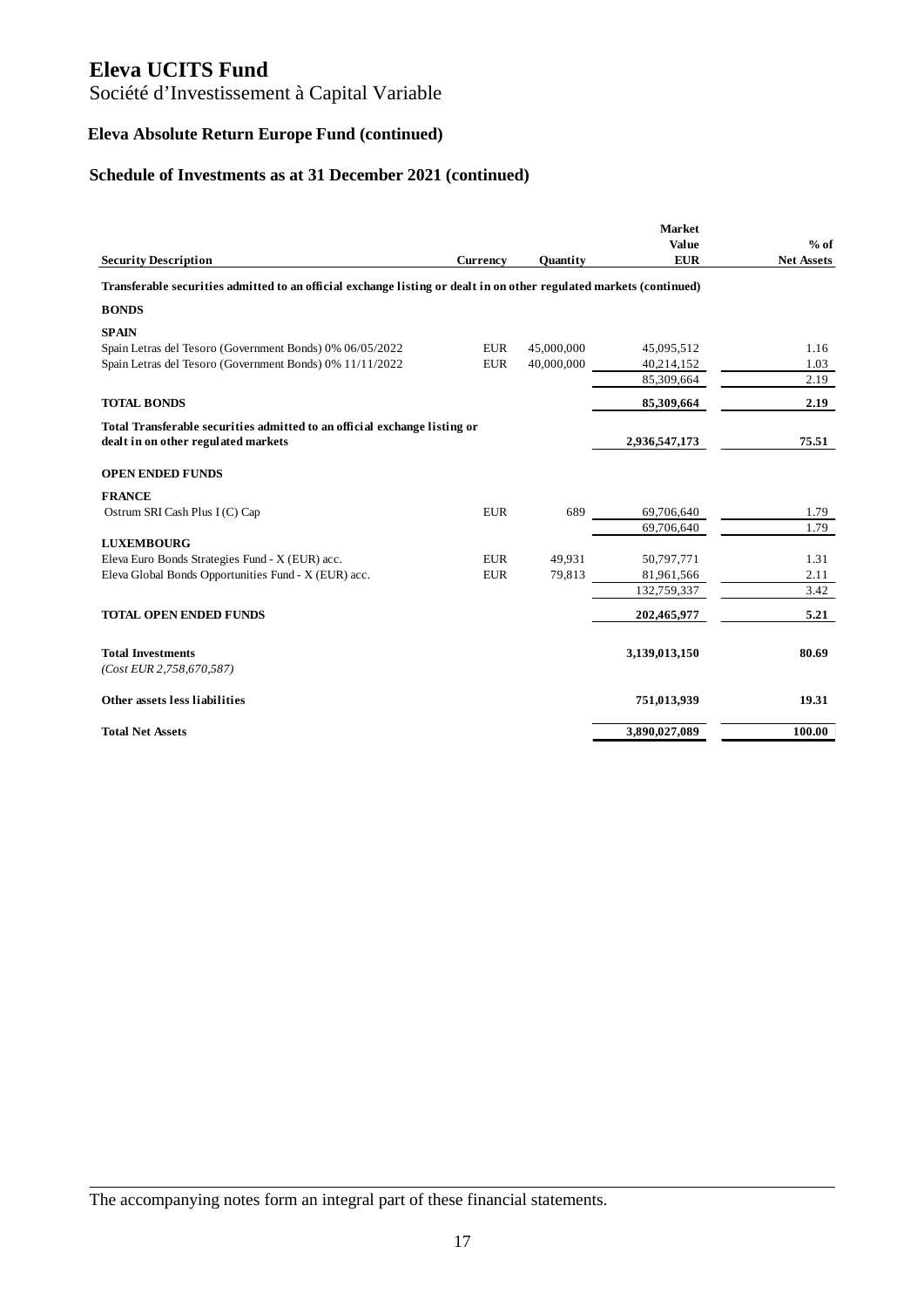# Eleva UCITS Fund

Société d'Investissement à Capital Variable

## Eleva Absolute Return Europe Fund (continued)

### Schedule of Investments as at 31 December 2021 (continued)

| Security Description | Currency | Quantity | Market Value EUR | % of Net Assets |
|---|---|---|---|---|
| **Transferable securities admitted to an official exchange listing or dealt in on other regulated markets (continued)** | | | | |
| **BONDS** | | | | |
| **SPAIN** | | | | |
| Spain Letras del Tesoro (Government Bonds) 0% 06/05/2022 | EUR | 45,000,000 | 45,095,512 | 1.16 |
| Spain Letras del Tesoro (Government Bonds) 0% 11/11/2022 | EUR | 40,000,000 | 40,214,152 | 1.03 |
| | | | 85,309,664 | 2.19 |
| **TOTAL BONDS** | | | **85,309,664** | **2.19** |
| **Total Transferable securities admitted to an official exchange listing or dealt in on other regulated markets** | | | **2,936,547,173** | **75.51** |
| **OPEN ENDED FUNDS** | | | | |
| **FRANCE** | | | | |
| Ostrum SRI Cash Plus I (C) Cap | EUR | 689 | 69,706,640 | 1.79 |
| | | | 69,706,640 | 1.79 |
| **LUXEMBOURG** | | | | |
| Eleva Euro Bonds Strategies Fund - X (EUR) acc. | EUR | 49,931 | 50,797,771 | 1.31 |
| Eleva Global Bonds Opportunities Fund - X (EUR) acc. | EUR | 79,813 | 81,961,566 | 2.11 |
| | | | 132,759,337 | 3.42 |
| **TOTAL OPEN ENDED FUNDS** | | | **202,465,977** | **5.21** |
| **Total Investments** | | | **3,139,013,150** | **80.69** |
| *(Cost EUR 2,758,670,587)* | | | | |
| **Other assets less liabilities** | | | **751,013,939** | **19.31** |
| **Total Net Assets** | | | **3,890,027,089** | **100.00** |

The accompanying notes form an integral part of these financial statements.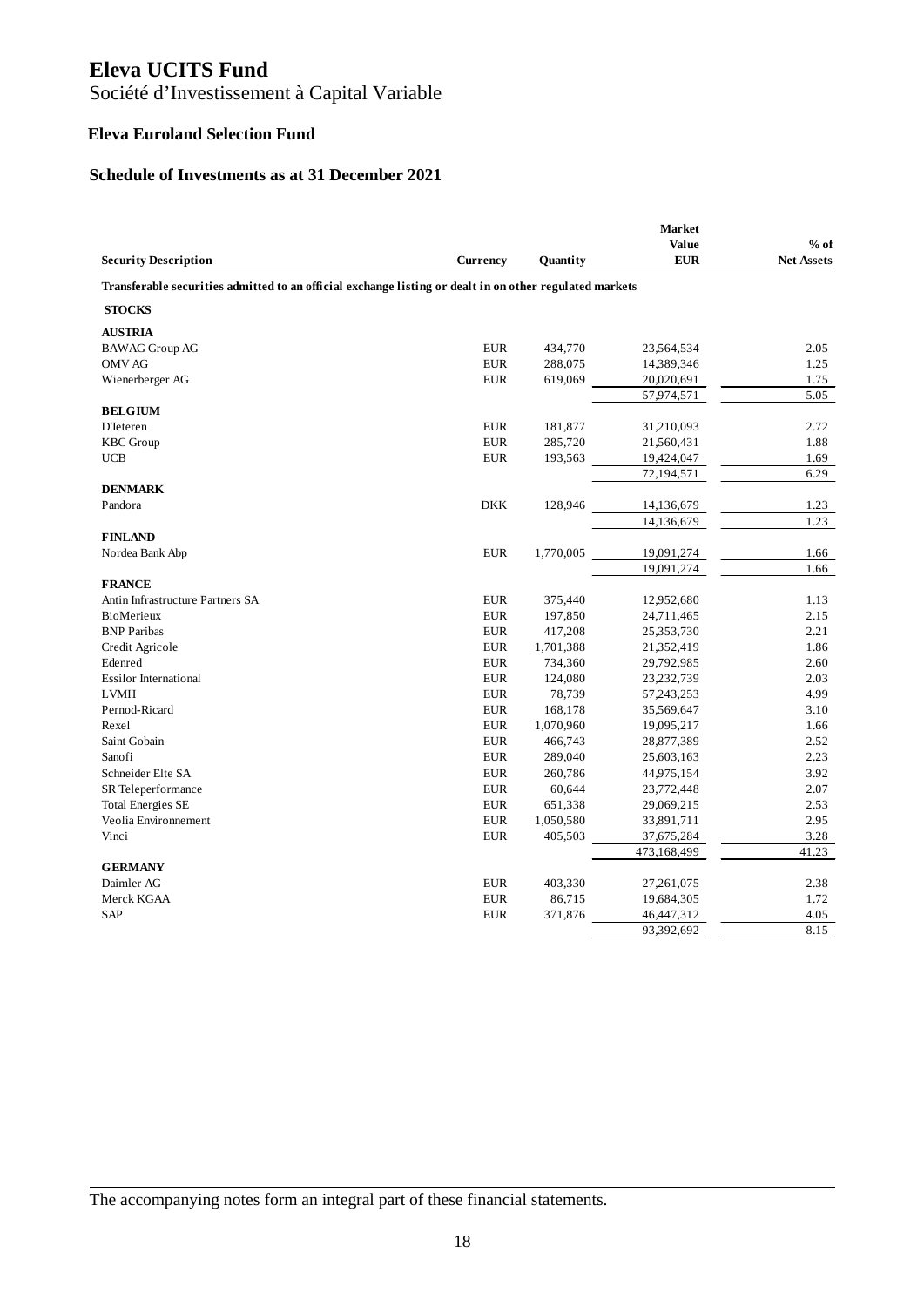# Eleva UCITS Fund

Société d'Investissement à Capital Variable

## Eleva Euroland Selection Fund

### Schedule of Investments as at 31 December 2021

| Security Description | Currency | Quantity | Market Value EUR | % of Net Assets |
|---|---|---|---|---|
| **Transferable securities admitted to an official exchange listing or dealt in on other regulated markets** | | | | |
| **STOCKS** | | | | |
| **AUSTRIA** | | | | |
| BAWAG Group AG | EUR | 434,770 | 23,564,534 | 2.05 |
| OMV AG | EUR | 288,075 | 14,389,346 | 1.25 |
| Wienerberger AG | EUR | 619,069 | 20,020,691 | 1.75 |
| | | | 57,974,571 | 5.05 |
| **BELGIUM** | | | | |
| D'Ieteren | EUR | 181,877 | 31,210,093 | 2.72 |
| KBC Group | EUR | 285,720 | 21,560,431 | 1.88 |
| UCB | EUR | 193,563 | 19,424,047 | 1.69 |
| | | | 72,194,571 | 6.29 |
| **DENMARK** | | | | |
| Pandora | DKK | 128,946 | 14,136,679 | 1.23 |
| | | | 14,136,679 | 1.23 |
| **FINLAND** | | | | |
| Nordea Bank Abp | EUR | 1,770,005 | 19,091,274 | 1.66 |
| | | | 19,091,274 | 1.66 |
| **FRANCE** | | | | |
| Antin Infrastructure Partners SA | EUR | 375,440 | 12,952,680 | 1.13 |
| BioMerieux | EUR | 197,850 | 24,711,465 | 2.15 |
| BNP Paribas | EUR | 417,208 | 25,353,730 | 2.21 |
| Credit Agricole | EUR | 1,701,388 | 21,352,419 | 1.86 |
| Edenred | EUR | 734,360 | 29,792,985 | 2.60 |
| Essilor International | EUR | 124,080 | 23,232,739 | 2.03 |
| LVMH | EUR | 78,739 | 57,243,253 | 4.99 |
| Pernod-Ricard | EUR | 168,178 | 35,569,647 | 3.10 |
| Rexel | EUR | 1,070,960 | 19,095,217 | 1.66 |
| Saint Gobain | EUR | 466,743 | 28,877,389 | 2.52 |
| Sanofi | EUR | 289,040 | 25,603,163 | 2.23 |
| Schneider Elte SA | EUR | 260,786 | 44,975,154 | 3.92 |
| SR Teleperformance | EUR | 60,644 | 23,772,448 | 2.07 |
| Total Energies SE | EUR | 651,338 | 29,069,215 | 2.53 |
| Veolia Environnement | EUR | 1,050,580 | 33,891,711 | 2.95 |
| Vinci | EUR | 405,503 | 37,675,284 | 3.28 |
| | | | 473,168,499 | 41.23 |
| **GERMANY** | | | | |
| Daimler AG | EUR | 403,330 | 27,261,075 | 2.38 |
| Merck KGAA | EUR | 86,715 | 19,684,305 | 1.72 |
| SAP | EUR | 371,876 | 46,447,312 | 4.05 |
| | | | 93,392,692 | 8.15 |

The accompanying notes form an integral part of these financial statements.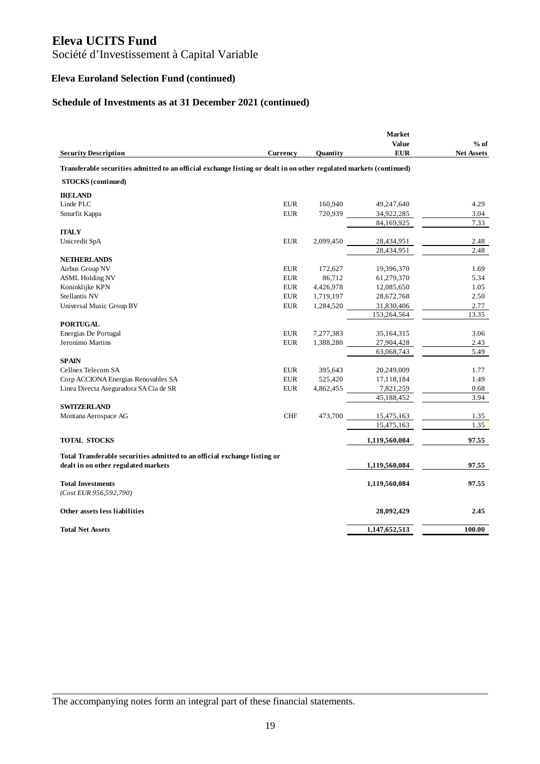# Eleva UCITS Fund

Société d'Investissement à Capital Variable

## Eleva Euroland Selection Fund (continued)

### Schedule of Investments as at 31 December 2021 (continued)

| Security Description | Currency | Quantity | Market Value EUR | % of Net Assets |
|---|---|---|---|---|
| **Transferable securities admitted to an official exchange listing or dealt in on other regulated markets (continued)** | | | | |
| **STOCKS (continued)** | | | | |
| **IRELAND** | | | | |
| Linde PLC | EUR | 160,940 | 49,247,640 | 4.29 |
| Smurfit Kappa | EUR | 720,939 | 34,922,285 | 3.04 |
| | | | 84,169,925 | 7.33 |
| **ITALY** | | | | |
| Unicredit SpA | EUR | 2,099,450 | 28,434,951 | 2.48 |
| | | | 28,434,951 | 2.48 |
| **NETHERLANDS** | | | | |
| Airbus Group NV | EUR | 172,627 | 19,396,370 | 1.69 |
| ASML Holding NV | EUR | 86,712 | 61,279,370 | 5.34 |
| Koninklijke KPN | EUR | 4,426,978 | 12,085,650 | 1.05 |
| Stellantis NV | EUR | 1,719,197 | 28,672,768 | 2.50 |
| Universal Music Group BV | EUR | 1,284,520 | 31,830,406 | 2.77 |
| | | | 153,264,564 | 13.35 |
| **PORTUGAL** | | | | |
| Energias De Portugal | EUR | 7,277,383 | 35,164,315 | 3.06 |
| Jeronimo Martins | EUR | 1,388,280 | 27,904,428 | 2.43 |
| | | | 63,068,743 | 5.49 |
| **SPAIN** | | | | |
| Cellnex Telecom SA | EUR | 395,643 | 20,249,009 | 1.77 |
| Corp ACCIONA Energias Renovables SA | EUR | 525,420 | 17,118,184 | 1.49 |
| Linea Directa Aseguradora SA Cia de SR | EUR | 4,862,455 | 7,821,259 | 0.68 |
| | | | 45,188,452 | 3.94 |
| **SWITZERLAND** | | | | |
| Montana Aerospace AG | CHF | 473,700 | 15,475,163 | 1.35 |
| | | | 15,475,163 | 1.35 |
| **TOTAL STOCKS** | | | **1,119,560,084** | **97.55** |
| **Total Transferable securities admitted to an official exchange listing or dealt in on other regulated markets** | | | **1,119,560,084** | **97.55** |
| **Total Investments** *(Cost EUR 956,592,790)* | | | **1,119,560,084** | **97.55** |
| **Other assets less liabilities** | | | **28,092,429** | **2.45** |
| **Total Net Assets** | | | **1,147,652,513** | **100.00** |

The accompanying notes form an integral part of these financial statements.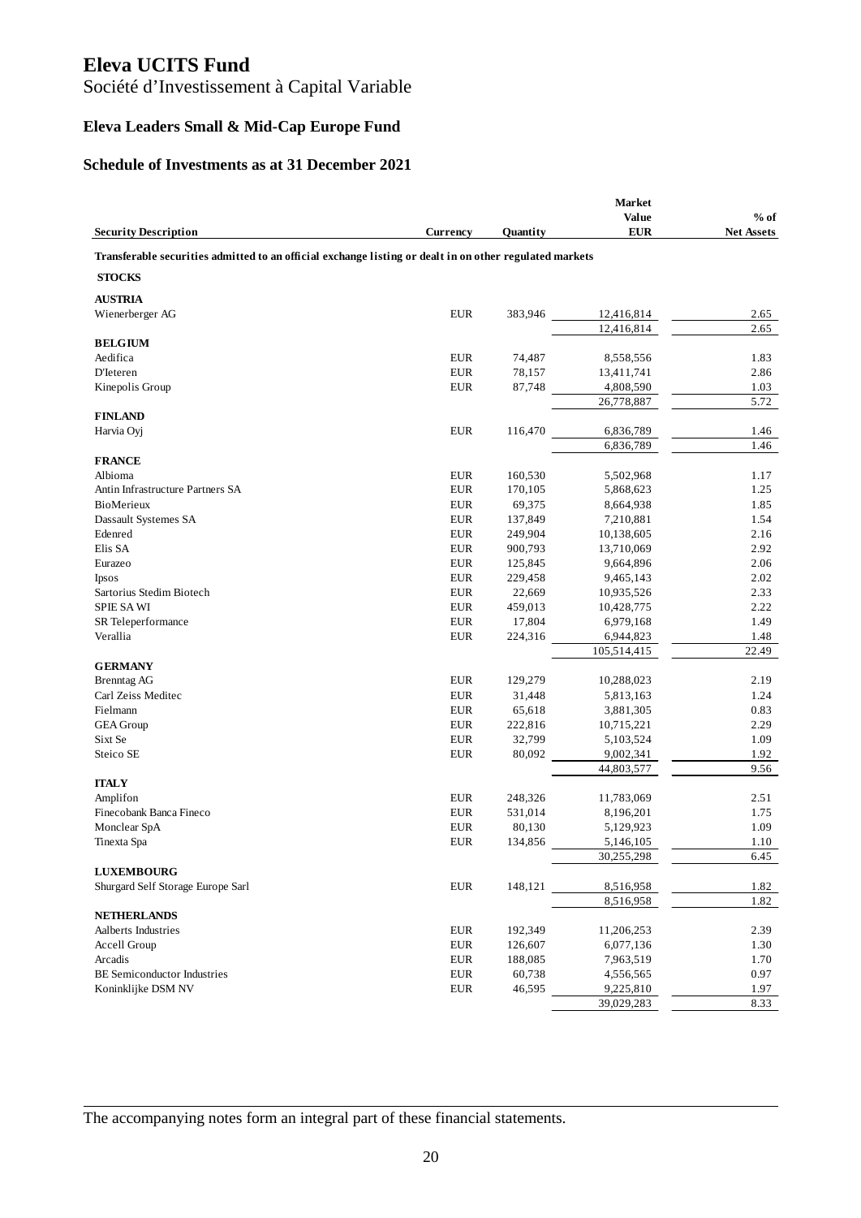# Eleva UCITS Fund

Société d'Investissement à Capital Variable

## Eleva Leaders Small & Mid-Cap Europe Fund

### Schedule of Investments as at 31 December 2021

| Security Description | Currency | Quantity | Market Value EUR | % of Net Assets |
|---|---|---|---|---|
| **Transferable securities admitted to an official exchange listing or dealt in on other regulated markets** | | | | |
| **STOCKS** | | | | |
| **AUSTRIA** | | | | |
| Wienerberger AG | EUR | 383,946 | 12,416,814 | 2.65 |
| | | | 12,416,814 | 2.65 |
| **BELGIUM** | | | | |
| Aedifica | EUR | 74,487 | 8,558,556 | 1.83 |
| D'Ieteren | EUR | 78,157 | 13,411,741 | 2.86 |
| Kinepolis Group | EUR | 87,748 | 4,808,590 | 1.03 |
| | | | 26,778,887 | 5.72 |
| **FINLAND** | | | | |
| Harvia Oyj | EUR | 116,470 | 6,836,789 | 1.46 |
| | | | 6,836,789 | 1.46 |
| **FRANCE** | | | | |
| Albioma | EUR | 160,530 | 5,502,968 | 1.17 |
| Antin Infrastructure Partners SA | EUR | 170,105 | 5,868,623 | 1.25 |
| BioMerieux | EUR | 69,375 | 8,664,938 | 1.85 |
| Dassault Systemes SA | EUR | 137,849 | 7,210,881 | 1.54 |
| Edenred | EUR | 249,904 | 10,138,605 | 2.16 |
| Elis SA | EUR | 900,793 | 13,710,069 | 2.92 |
| Eurazeo | EUR | 125,845 | 9,664,896 | 2.06 |
| Ipsos | EUR | 229,458 | 9,465,143 | 2.02 |
| Sartorius Stedim Biotech | EUR | 22,669 | 10,935,526 | 2.33 |
| SPIE SA WI | EUR | 459,013 | 10,428,775 | 2.22 |
| SR Teleperformance | EUR | 17,804 | 6,979,168 | 1.49 |
| Verallia | EUR | 224,316 | 6,944,823 | 1.48 |
| | | | 105,514,415 | 22.49 |
| **GERMANY** | | | | |
| Brenntag AG | EUR | 129,279 | 10,288,023 | 2.19 |
| Carl Zeiss Meditec | EUR | 31,448 | 5,813,163 | 1.24 |
| Fielmann | EUR | 65,618 | 3,881,305 | 0.83 |
| GEA Group | EUR | 222,816 | 10,715,221 | 2.29 |
| Sixt Se | EUR | 32,799 | 5,103,524 | 1.09 |
| Steico SE | EUR | 80,092 | 9,002,341 | 1.92 |
| | | | 44,803,577 | 9.56 |
| **ITALY** | | | | |
| Amplifon | EUR | 248,326 | 11,783,069 | 2.51 |
| Finecobank Banca Fineco | EUR | 531,014 | 8,196,201 | 1.75 |
| Monclear SpA | EUR | 80,130 | 5,129,923 | 1.09 |
| Tinexta Spa | EUR | 134,856 | 5,146,105 | 1.10 |
| | | | 30,255,298 | 6.45 |
| **LUXEMBOURG** | | | | |
| Shurgard Self Storage Europe Sarl | EUR | 148,121 | 8,516,958 | 1.82 |
| | | | 8,516,958 | 1.82 |
| **NETHERLANDS** | | | | |
| Aalberts Industries | EUR | 192,349 | 11,206,253 | 2.39 |
| Accell Group | EUR | 126,607 | 6,077,136 | 1.30 |
| Arcadis | EUR | 188,085 | 7,963,519 | 1.70 |
| BE Semiconductor Industries | EUR | 60,738 | 4,556,565 | 0.97 |
| Koninklijke DSM NV | EUR | 46,595 | 9,225,810 | 1.97 |
| | | | 39,029,283 | 8.33 |

The accompanying notes form an integral part of these financial statements.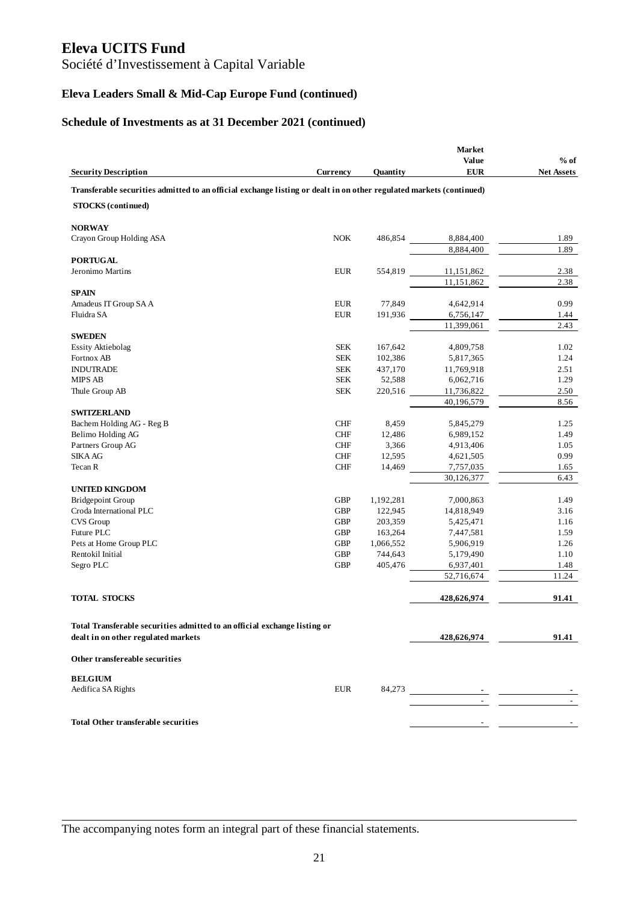# Eleva UCITS Fund

Société d'Investissement à Capital Variable

## Eleva Leaders Small & Mid-Cap Europe Fund (continued)

## Schedule of Investments as at 31 December 2021 (continued)

| Security Description | Currency | Quantity | Market Value EUR | % of Net Assets |
|---|---|---|---|---|
| **Transferable securities admitted to an official exchange listing or dealt in on other regulated markets (continued)** | | | | |
| **STOCKS (continued)** | | | | |
| **NORWAY** | | | | |
| Crayon Group Holding ASA | NOK | 486,854 | 8,884,400 | 1.89 |
| | | | 8,884,400 | 1.89 |
| **PORTUGAL** | | | | |
| Jeronimo Martins | EUR | 554,819 | 11,151,862 | 2.38 |
| | | | 11,151,862 | 2.38 |
| **SPAIN** | | | | |
| Amadeus IT Group SA A | EUR | 77,849 | 4,642,914 | 0.99 |
| Fluidra SA | EUR | 191,936 | 6,756,147 | 1.44 |
| | | | 11,399,061 | 2.43 |
| **SWEDEN** | | | | |
| Essity Aktiebolag | SEK | 167,642 | 4,809,758 | 1.02 |
| Fortnox AB | SEK | 102,386 | 5,817,365 | 1.24 |
| INDUTRADE | SEK | 437,170 | 11,769,918 | 2.51 |
| MIPS AB | SEK | 52,588 | 6,062,716 | 1.29 |
| Thule Group AB | SEK | 220,516 | 11,736,822 | 2.50 |
| | | | 40,196,579 | 8.56 |
| **SWITZERLAND** | | | | |
| Bachem Holding AG - Reg B | CHF | 8,459 | 5,845,279 | 1.25 |
| Belimo Holding AG | CHF | 12,486 | 6,989,152 | 1.49 |
| Partners Group AG | CHF | 3,366 | 4,913,406 | 1.05 |
| SIKA AG | CHF | 12,595 | 4,621,505 | 0.99 |
| Tecan R | CHF | 14,469 | 7,757,035 | 1.65 |
| | | | 30,126,377 | 6.43 |
| **UNITED KINGDOM** | | | | |
| Bridgepoint Group | GBP | 1,192,281 | 7,000,863 | 1.49 |
| Croda International PLC | GBP | 122,945 | 14,818,949 | 3.16 |
| CVS Group | GBP | 203,359 | 5,425,471 | 1.16 |
| Future PLC | GBP | 163,264 | 7,447,581 | 1.59 |
| Pets at Home Group PLC | GBP | 1,066,552 | 5,906,919 | 1.26 |
| Rentokil Initial | GBP | 744,643 | 5,179,490 | 1.10 |
| Segro PLC | GBP | 405,476 | 6,937,401 | 1.48 |
| | | | 52,716,674 | 11.24 |
| **TOTAL STOCKS** | | | **428,626,974** | **91.41** |
| **Total Transferable securities admitted to an official exchange listing or dealt in on other regulated markets** | | | **428,626,974** | **91.41** |
| **Other transfereable securities** | | | | |
| **BELGIUM** | | | | |
| Aedifica SA Rights | EUR | 84,273 | - | - |
| | | | - | - |
| **Total Other transferable securities** | | | - | - |

The accompanying notes form an integral part of these financial statements.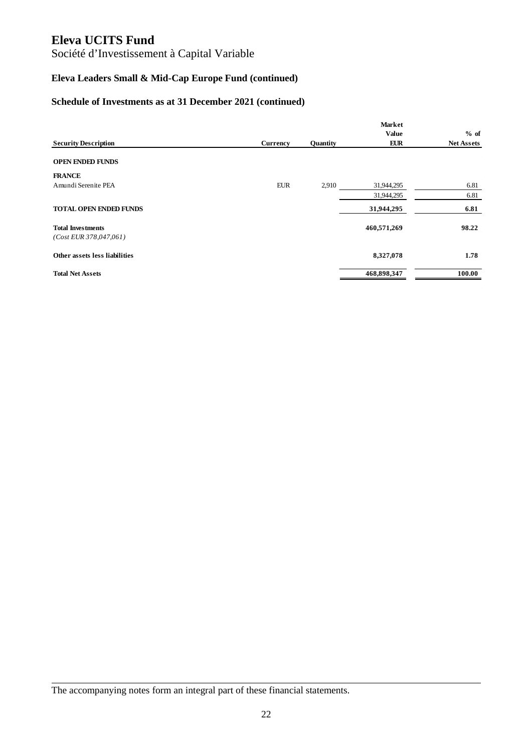# Eleva UCITS Fund

Société d’Investissement à Capital Variable

### Eleva Leaders Small & Mid-Cap Europe Fund (continued)

### Schedule of Investments as at 31 December 2021 (continued)

| Security Description | Currency | Quantity | Market Value EUR | % of Net Assets |
|---|---|---|---|---|
| **OPEN ENDED FUNDS** | | | | |
| **FRANCE** | | | | |
| Amundi Serenite PEA | EUR | 2,910 | 31,944,295 | 6.81 |
| | | | 31,944,295 | 6.81 |
| **TOTAL OPEN ENDED FUNDS** | | | **31,944,295** | **6.81** |
| **Total Investments** | | | **460,571,269** | **98.22** |
| *(Cost EUR 378,047,061)* | | | | |
| **Other assets less liabilities** | | | **8,327,078** | **1.78** |
| **Total Net Assets** | | | **468,898,347** | **100.00** |

The accompanying notes form an integral part of these financial statements.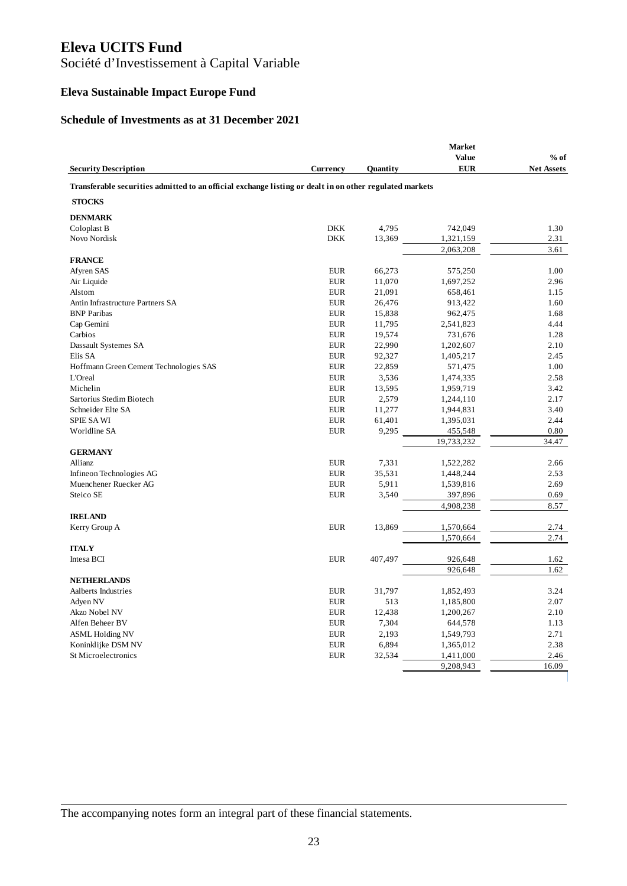# Eleva UCITS Fund

Société d'Investissement à Capital Variable

## Eleva Sustainable Impact Europe Fund

### Schedule of Investments as at 31 December 2021

| Security Description | Currency | Quantity | Market Value EUR | % of Net Assets |
|---|---|---|---|---|
| **Transferable securities admitted to an official exchange listing or dealt in on other regulated markets** | | | | |
| **STOCKS** | | | | |
| **DENMARK** | | | | |
| Coloplast B | DKK | 4,795 | 742,049 | 1.30 |
| Novo Nordisk | DKK | 13,369 | 1,321,159 | 2.31 |
| | | | 2,063,208 | 3.61 |
| **FRANCE** | | | | |
| Afyren SAS | EUR | 66,273 | 575,250 | 1.00 |
| Air Liquide | EUR | 11,070 | 1,697,252 | 2.96 |
| Alstom | EUR | 21,091 | 658,461 | 1.15 |
| Antin Infrastructure Partners SA | EUR | 26,476 | 913,422 | 1.60 |
| BNP Paribas | EUR | 15,838 | 962,475 | 1.68 |
| Cap Gemini | EUR | 11,795 | 2,541,823 | 4.44 |
| Carbios | EUR | 19,574 | 731,676 | 1.28 |
| Dassault Systemes SA | EUR | 22,990 | 1,202,607 | 2.10 |
| Elis SA | EUR | 92,327 | 1,405,217 | 2.45 |
| Hoffmann Green Cement Technologies SAS | EUR | 22,859 | 571,475 | 1.00 |
| L'Oreal | EUR | 3,536 | 1,474,335 | 2.58 |
| Michelin | EUR | 13,595 | 1,959,719 | 3.42 |
| Sartorius Stedim Biotech | EUR | 2,579 | 1,244,110 | 2.17 |
| Schneider Elte SA | EUR | 11,277 | 1,944,831 | 3.40 |
| SPIE SA WI | EUR | 61,401 | 1,395,031 | 2.44 |
| Worldline SA | EUR | 9,295 | 455,548 | 0.80 |
| | | | 19,733,232 | 34.47 |
| **GERMANY** | | | | |
| Allianz | EUR | 7,331 | 1,522,282 | 2.66 |
| Infineon Technologies AG | EUR | 35,531 | 1,448,244 | 2.53 |
| Muenchener Ruecker AG | EUR | 5,911 | 1,539,816 | 2.69 |
| Steico SE | EUR | 3,540 | 397,896 | 0.69 |
| | | | 4,908,238 | 8.57 |
| **IRELAND** | | | | |
| Kerry Group A | EUR | 13,869 | 1,570,664 | 2.74 |
| | | | 1,570,664 | 2.74 |
| **ITALY** | | | | |
| Intesa BCI | EUR | 407,497 | 926,648 | 1.62 |
| | | | 926,648 | 1.62 |
| **NETHERLANDS** | | | | |
| Aalberts Industries | EUR | 31,797 | 1,852,493 | 3.24 |
| Adyen NV | EUR | 513 | 1,185,800 | 2.07 |
| Akzo Nobel NV | EUR | 12,438 | 1,200,267 | 2.10 |
| Alfen Beheer BV | EUR | 7,304 | 644,578 | 1.13 |
| ASML Holding NV | EUR | 2,193 | 1,549,793 | 2.71 |
| Koninklijke DSM NV | EUR | 6,894 | 1,365,012 | 2.38 |
| St Microelectronics | EUR | 32,534 | 1,411,000 | 2.46 |
| | | | 9,208,943 | 16.09 |

The accompanying notes form an integral part of these financial statements.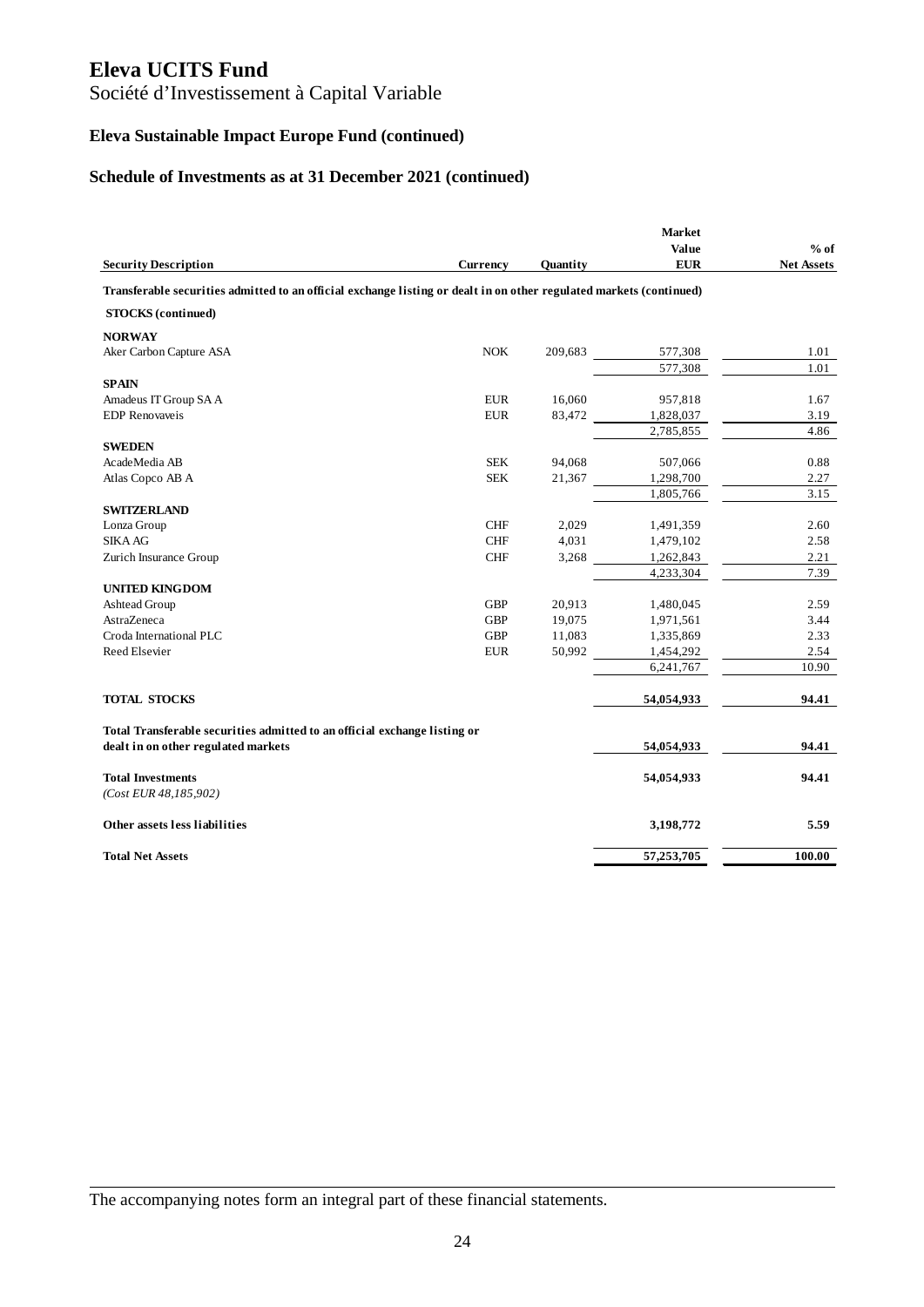# Eleva UCITS Fund

Société d'Investissement à Capital Variable

## Eleva Sustainable Impact Europe Fund (continued)

### Schedule of Investments as at 31 December 2021 (continued)

| Security Description | Currency | Quantity | Market Value EUR | % of Net Assets |
|---|---|---|---|---|
| **Transferable securities admitted to an official exchange listing or dealt in on other regulated markets (continued)** | | | | |
| **STOCKS (continued)** | | | | |
| **NORWAY** | | | | |
| Aker Carbon Capture ASA | NOK | 209,683 | 577,308 | 1.01 |
| | | | 577,308 | 1.01 |
| **SPAIN** | | | | |
| Amadeus IT Group SA A | EUR | 16,060 | 957,818 | 1.67 |
| EDP Renovaveis | EUR | 83,472 | 1,828,037 | 3.19 |
| | | | 2,785,855 | 4.86 |
| **SWEDEN** | | | | |
| AcadeMedia AB | SEK | 94,068 | 507,066 | 0.88 |
| Atlas Copco AB A | SEK | 21,367 | 1,298,700 | 2.27 |
| | | | 1,805,766 | 3.15 |
| **SWITZERLAND** | | | | |
| Lonza Group | CHF | 2,029 | 1,491,359 | 2.60 |
| SIKA AG | CHF | 4,031 | 1,479,102 | 2.58 |
| Zurich Insurance Group | CHF | 3,268 | 1,262,843 | 2.21 |
| | | | 4,233,304 | 7.39 |
| **UNITED KINGDOM** | | | | |
| Ashtead Group | GBP | 20,913 | 1,480,045 | 2.59 |
| AstraZeneca | GBP | 19,075 | 1,971,561 | 3.44 |
| Croda International PLC | GBP | 11,083 | 1,335,869 | 2.33 |
| Reed Elsevier | EUR | 50,992 | 1,454,292 | 2.54 |
| | | | 6,241,767 | 10.90 |
| **TOTAL STOCKS** | | | **54,054,933** | **94.41** |
| **Total Transferable securities admitted to an official exchange listing or dealt in on other regulated markets** | | | **54,054,933** | **94.41** |
| **Total Investments** *(Cost EUR 48,185,902)* | | | **54,054,933** | **94.41** |
| **Other assets less liabilities** | | | **3,198,772** | **5.59** |
| **Total Net Assets** | | | **57,253,705** | **100.00** |

The accompanying notes form an integral part of these financial statements.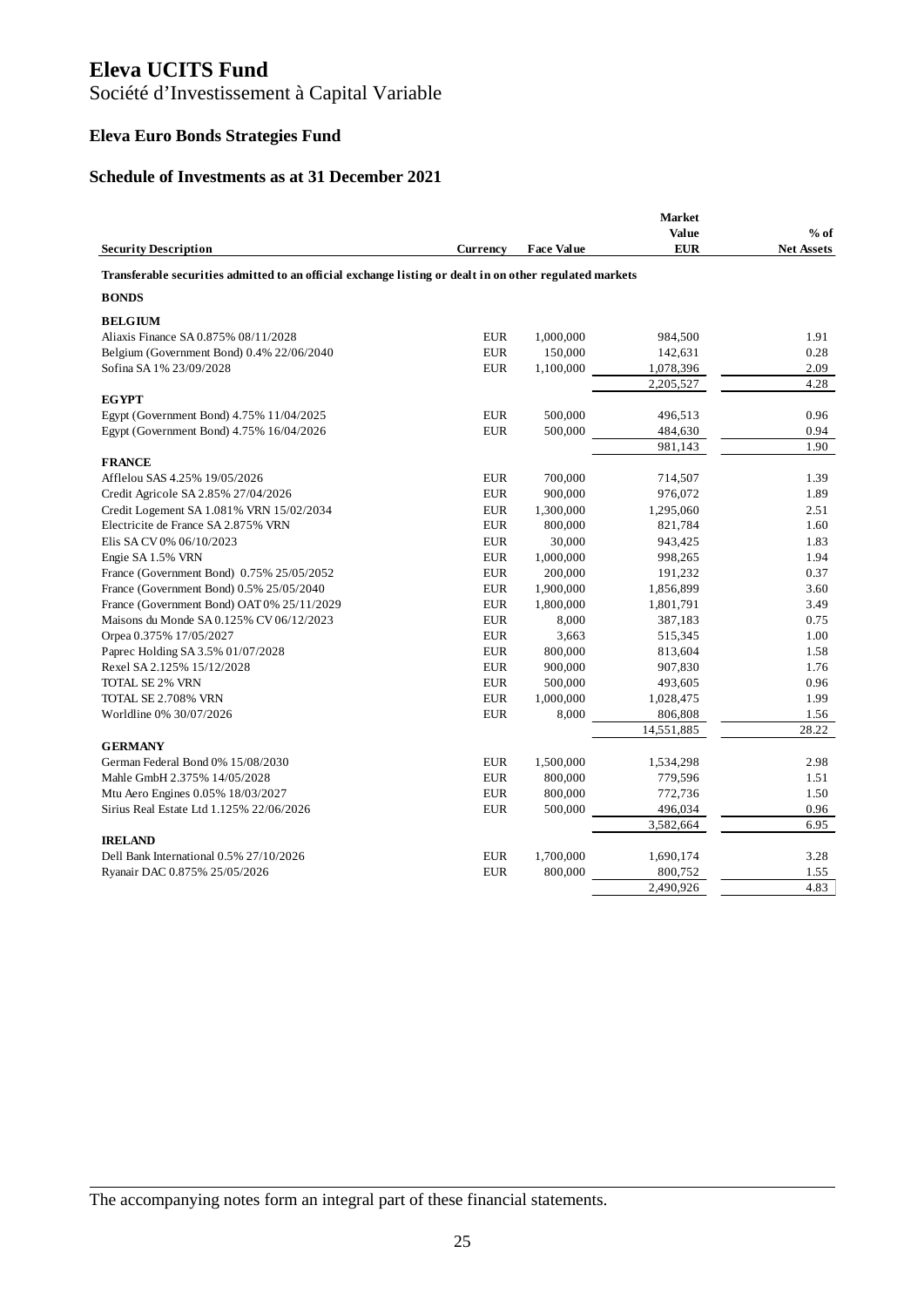# Eleva UCITS Fund

Société d'Investissement à Capital Variable

## Eleva Euro Bonds Strategies Fund

### Schedule of Investments as at 31 December 2021

| Security Description | Currency | Face Value | Market Value EUR | % of Net Assets |
|---|---|---|---|---|
| **Transferable securities admitted to an official exchange listing or dealt in on other regulated markets** | | | | |
| **BONDS** | | | | |
| **BELGIUM** | | | | |
| Aliaxis Finance SA 0.875% 08/11/2028 | EUR | 1,000,000 | 984,500 | 1.91 |
| Belgium (Government Bond) 0.4% 22/06/2040 | EUR | 150,000 | 142,631 | 0.28 |
| Sofina SA 1% 23/09/2028 | EUR | 1,100,000 | 1,078,396 | 2.09 |
| | | | 2,205,527 | 4.28 |
| **EGYPT** | | | | |
| Egypt (Government Bond) 4.75% 11/04/2025 | EUR | 500,000 | 496,513 | 0.96 |
| Egypt (Government Bond) 4.75% 16/04/2026 | EUR | 500,000 | 484,630 | 0.94 |
| | | | 981,143 | 1.90 |
| **FRANCE** | | | | |
| Afflelou SAS 4.25% 19/05/2026 | EUR | 700,000 | 714,507 | 1.39 |
| Credit Agricole SA 2.85% 27/04/2026 | EUR | 900,000 | 976,072 | 1.89 |
| Credit Logement SA 1.081% VRN 15/02/2034 | EUR | 1,300,000 | 1,295,060 | 2.51 |
| Electricite de France SA 2.875% VRN | EUR | 800,000 | 821,784 | 1.60 |
| Elis SA CV 0% 06/10/2023 | EUR | 30,000 | 943,425 | 1.83 |
| Engie SA 1.5% VRN | EUR | 1,000,000 | 998,265 | 1.94 |
| France (Government Bond) 0.75% 25/05/2052 | EUR | 200,000 | 191,232 | 0.37 |
| France (Government Bond) 0.5% 25/05/2040 | EUR | 1,900,000 | 1,856,899 | 3.60 |
| France (Government Bond) OAT 0% 25/11/2029 | EUR | 1,800,000 | 1,801,791 | 3.49 |
| Maisons du Monde SA 0.125% CV 06/12/2023 | EUR | 8,000 | 387,183 | 0.75 |
| Orpea 0.375% 17/05/2027 | EUR | 3,663 | 515,345 | 1.00 |
| Paprec Holding SA 3.5% 01/07/2028 | EUR | 800,000 | 813,604 | 1.58 |
| Rexel SA 2.125% 15/12/2028 | EUR | 900,000 | 907,830 | 1.76 |
| TOTAL SE 2% VRN | EUR | 500,000 | 493,605 | 0.96 |
| TOTAL SE 2.708% VRN | EUR | 1,000,000 | 1,028,475 | 1.99 |
| Worldline 0% 30/07/2026 | EUR | 8,000 | 806,808 | 1.56 |
| | | | 14,551,885 | 28.22 |
| **GERMANY** | | | | |
| German Federal Bond 0% 15/08/2030 | EUR | 1,500,000 | 1,534,298 | 2.98 |
| Mahle GmbH 2.375% 14/05/2028 | EUR | 800,000 | 779,596 | 1.51 |
| Mtu Aero Engines 0.05% 18/03/2027 | EUR | 800,000 | 772,736 | 1.50 |
| Sirius Real Estate Ltd 1.125% 22/06/2026 | EUR | 500,000 | 496,034 | 0.96 |
| | | | 3,582,664 | 6.95 |
| **IRELAND** | | | | |
| Dell Bank International 0.5% 27/10/2026 | EUR | 1,700,000 | 1,690,174 | 3.28 |
| Ryanair DAC 0.875% 25/05/2026 | EUR | 800,000 | 800,752 | 1.55 |
| | | | 2,490,926 | 4.83 |

The accompanying notes form an integral part of these financial statements.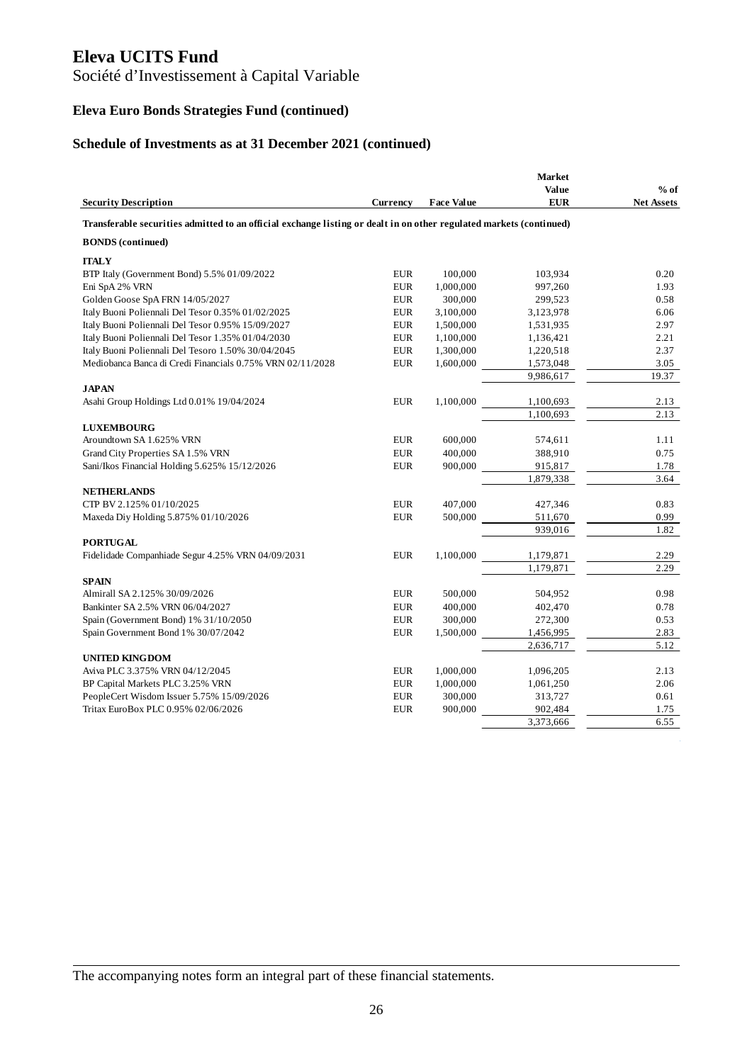# Eleva UCITS Fund

Société d'Investissement à Capital Variable

### Eleva Euro Bonds Strategies Fund (continued)

### Schedule of Investments as at 31 December 2021 (continued)

| Security Description | Currency | Face Value | Market Value EUR | % of Net Assets |
|---|---|---|---|---|
| **Transferable securities admitted to an official exchange listing or dealt in on other regulated markets (continued)** | | | | |
| **BONDS (continued)** | | | | |
| **ITALY** | | | | |
| BTP Italy (Government Bond) 5.5% 01/09/2022 | EUR | 100,000 | 103,934 | 0.20 |
| Eni SpA 2% VRN | EUR | 1,000,000 | 997,260 | 1.93 |
| Golden Goose SpA FRN 14/05/2027 | EUR | 300,000 | 299,523 | 0.58 |
| Italy Buoni Poliennali Del Tesor 0.35% 01/02/2025 | EUR | 3,100,000 | 3,123,978 | 6.06 |
| Italy Buoni Poliennali Del Tesor 0.95% 15/09/2027 | EUR | 1,500,000 | 1,531,935 | 2.97 |
| Italy Buoni Poliennali Del Tesor 1.35% 01/04/2030 | EUR | 1,100,000 | 1,136,421 | 2.21 |
| Italy Buoni Poliennali Del Tesoro 1.50% 30/04/2045 | EUR | 1,300,000 | 1,220,518 | 2.37 |
| Mediobanca Banca di Credi Financials 0.75% VRN 02/11/2028 | EUR | 1,600,000 | 1,573,048 | 3.05 |
| | | | 9,986,617 | 19.37 |
| **JAPAN** | | | | |
| Asahi Group Holdings Ltd 0.01% 19/04/2024 | EUR | 1,100,000 | 1,100,693 | 2.13 |
| | | | 1,100,693 | 2.13 |
| **LUXEMBOURG** | | | | |
| Aroundtown SA 1.625% VRN | EUR | 600,000 | 574,611 | 1.11 |
| Grand City Properties SA 1.5% VRN | EUR | 400,000 | 388,910 | 0.75 |
| Sani/Ikos Financial Holding 5.625% 15/12/2026 | EUR | 900,000 | 915,817 | 1.78 |
| | | | 1,879,338 | 3.64 |
| **NETHERLANDS** | | | | |
| CTP BV 2.125% 01/10/2025 | EUR | 407,000 | 427,346 | 0.83 |
| Maxeda Diy Holding 5.875% 01/10/2026 | EUR | 500,000 | 511,670 | 0.99 |
| | | | 939,016 | 1.82 |
| **PORTUGAL** | | | | |
| Fidelidade Companhiade Segur 4.25% VRN 04/09/2031 | EUR | 1,100,000 | 1,179,871 | 2.29 |
| | | | 1,179,871 | 2.29 |
| **SPAIN** | | | | |
| Almirall SA 2.125% 30/09/2026 | EUR | 500,000 | 504,952 | 0.98 |
| Bankinter SA 2.5% VRN 06/04/2027 | EUR | 400,000 | 402,470 | 0.78 |
| Spain (Government Bond) 1% 31/10/2050 | EUR | 300,000 | 272,300 | 0.53 |
| Spain Government Bond 1% 30/07/2042 | EUR | 1,500,000 | 1,456,995 | 2.83 |
| | | | 2,636,717 | 5.12 |
| **UNITED KINGDOM** | | | | |
| Aviva PLC 3.375% VRN 04/12/2045 | EUR | 1,000,000 | 1,096,205 | 2.13 |
| BP Capital Markets PLC 3.25% VRN | EUR | 1,000,000 | 1,061,250 | 2.06 |
| PeopleCert Wisdom Issuer 5.75% 15/09/2026 | EUR | 300,000 | 313,727 | 0.61 |
| Tritax EuroBox PLC 0.95% 02/06/2026 | EUR | 900,000 | 902,484 | 1.75 |
| | | | 3,373,666 | 6.55 |

The accompanying notes form an integral part of these financial statements.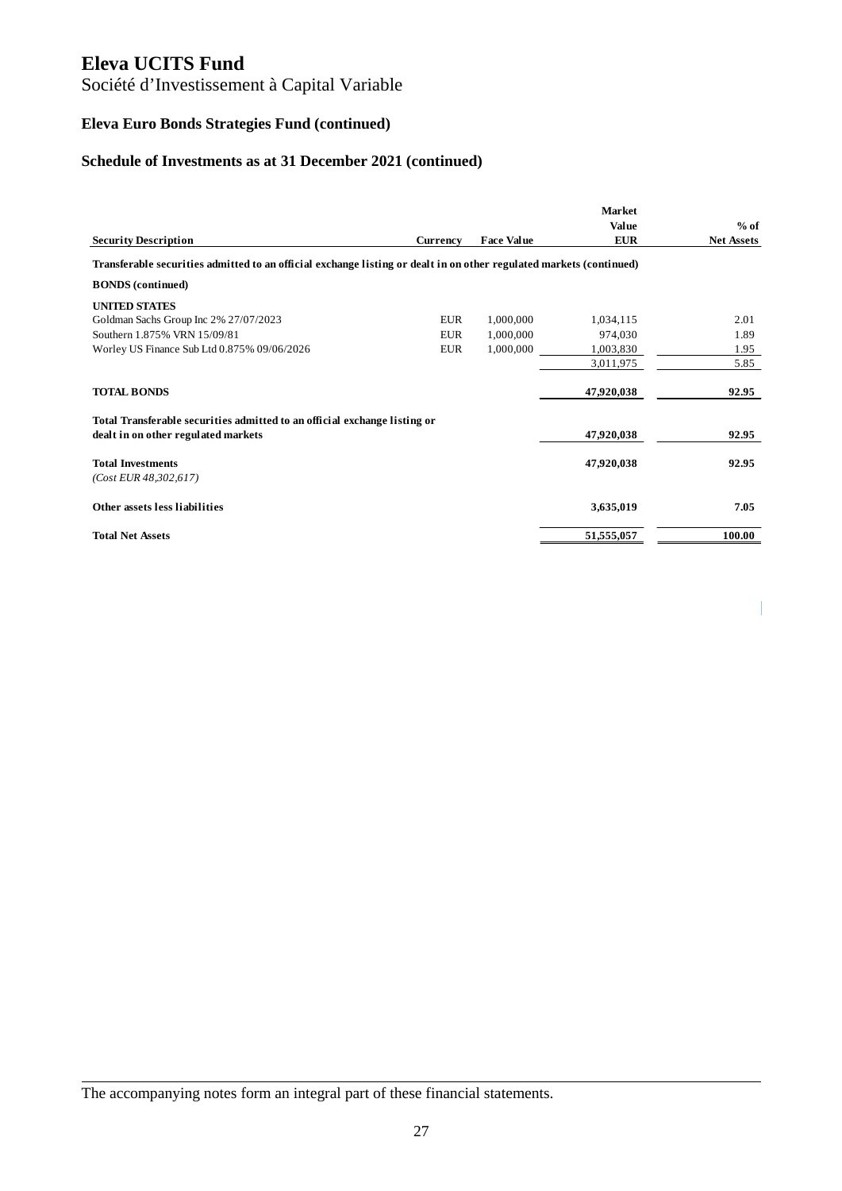# Eleva UCITS Fund

Société d'Investissement à Capital Variable

### Eleva Euro Bonds Strategies Fund (continued)

### Schedule of Investments as at 31 December 2021 (continued)

| Security Description | Currency | Face Value | Market Value EUR | % of Net Assets |
|---|---|---|---|---|
| **Transferable securities admitted to an official exchange listing or dealt in on other regulated markets (continued)** | | | | |
| **BONDS (continued)** | | | | |
| **UNITED STATES** | | | | |
| Goldman Sachs Group Inc 2% 27/07/2023 | EUR | 1,000,000 | 1,034,115 | 2.01 |
| Southern 1.875% VRN 15/09/81 | EUR | 1,000,000 | 974,030 | 1.89 |
| Worley US Finance Sub Ltd 0.875% 09/06/2026 | EUR | 1,000,000 | 1,003,830 | 1.95 |
| | | | 3,011,975 | 5.85 |
| **TOTAL BONDS** | | | **47,920,038** | **92.95** |
| **Total Transferable securities admitted to an official exchange listing or dealt in on other regulated markets** | | | **47,920,038** | **92.95** |
| **Total Investments** | | | **47,920,038** | **92.95** |
| *(Cost EUR 48,302,617)* | | | | |
| **Other assets less liabilities** | | | **3,635,019** | **7.05** |
| **Total Net Assets** | | | **51,555,057** | **100.00** |

The accompanying notes form an integral part of these financial statements.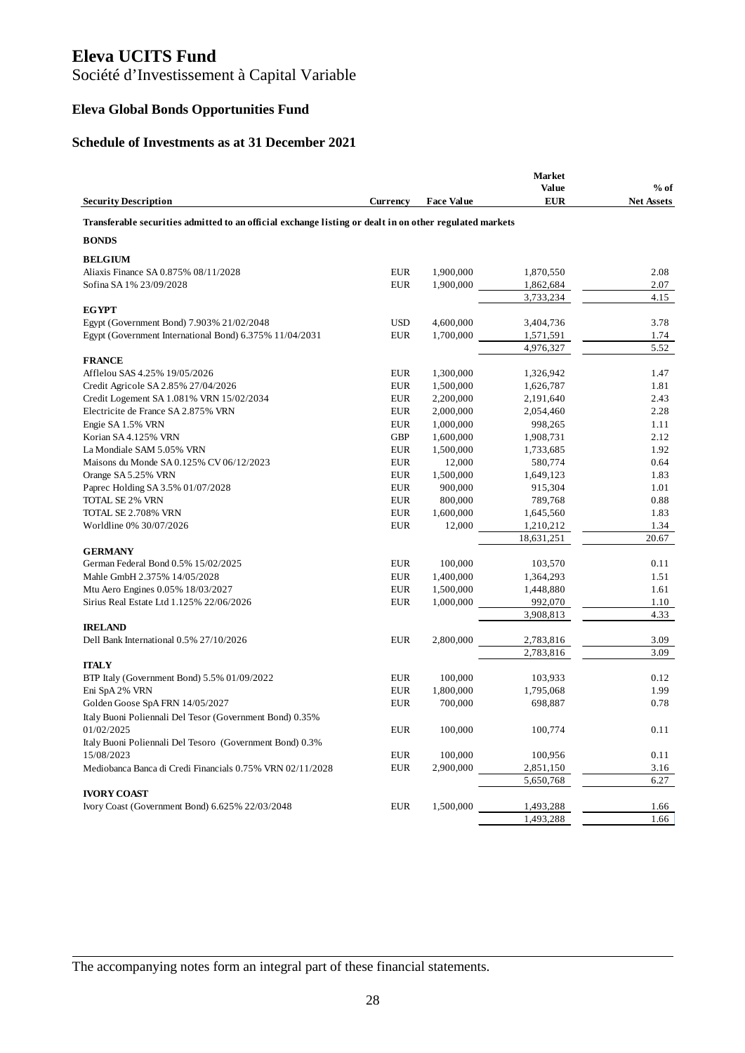# Eleva UCITS Fund

Société d'Investissement à Capital Variable

## Eleva Global Bonds Opportunities Fund

### Schedule of Investments as at 31 December 2021

| Security Description | Currency | Face Value | Market Value EUR | % of Net Assets |
|---|---|---|---|---|
| **Transferable securities admitted to an official exchange listing or dealt in on other regulated markets** | | | | |
| **BONDS** | | | | |
| **BELGIUM** | | | | |
| Aliaxis Finance SA 0.875% 08/11/2028 | EUR | 1,900,000 | 1,870,550 | 2.08 |
| Sofina SA 1% 23/09/2028 | EUR | 1,900,000 | 1,862,684 | 2.07 |
| | | | 3,733,234 | 4.15 |
| **EGYPT** | | | | |
| Egypt (Government Bond) 7.903% 21/02/2048 | USD | 4,600,000 | 3,404,736 | 3.78 |
| Egypt (Government International Bond) 6.375% 11/04/2031 | EUR | 1,700,000 | 1,571,591 | 1.74 |
| | | | 4,976,327 | 5.52 |
| **FRANCE** | | | | |
| Afflelou SAS 4.25% 19/05/2026 | EUR | 1,300,000 | 1,326,942 | 1.47 |
| Credit Agricole SA 2.85% 27/04/2026 | EUR | 1,500,000 | 1,626,787 | 1.81 |
| Credit Logement SA 1.081% VRN 15/02/2034 | EUR | 2,200,000 | 2,191,640 | 2.43 |
| Electricite de France SA 2.875% VRN | EUR | 2,000,000 | 2,054,460 | 2.28 |
| Engie SA 1.5% VRN | EUR | 1,000,000 | 998,265 | 1.11 |
| Korian SA 4.125% VRN | GBP | 1,600,000 | 1,908,731 | 2.12 |
| La Mondiale SAM 5.05% VRN | EUR | 1,500,000 | 1,733,685 | 1.92 |
| Maisons du Monde SA 0.125% CV 06/12/2023 | EUR | 12,000 | 580,774 | 0.64 |
| Orange SA 5.25% VRN | EUR | 1,500,000 | 1,649,123 | 1.83 |
| Paprec Holding SA 3.5% 01/07/2028 | EUR | 900,000 | 915,304 | 1.01 |
| TOTAL SE 2% VRN | EUR | 800,000 | 789,768 | 0.88 |
| TOTAL SE 2.708% VRN | EUR | 1,600,000 | 1,645,560 | 1.83 |
| Worldline 0% 30/07/2026 | EUR | 12,000 | 1,210,212 | 1.34 |
| | | | 18,631,251 | 20.67 |
| **GERMANY** | | | | |
| German Federal Bond 0.5% 15/02/2025 | EUR | 100,000 | 103,570 | 0.11 |
| Mahle GmbH 2.375% 14/05/2028 | EUR | 1,400,000 | 1,364,293 | 1.51 |
| Mtu Aero Engines 0.05% 18/03/2027 | EUR | 1,500,000 | 1,448,880 | 1.61 |
| Sirius Real Estate Ltd 1.125% 22/06/2026 | EUR | 1,000,000 | 992,070 | 1.10 |
| | | | 3,908,813 | 4.33 |
| **IRELAND** | | | | |
| Dell Bank International 0.5% 27/10/2026 | EUR | 2,800,000 | 2,783,816 | 3.09 |
| | | | 2,783,816 | 3.09 |
| **ITALY** | | | | |
| BTP Italy (Government Bond) 5.5% 01/09/2022 | EUR | 100,000 | 103,933 | 0.12 |
| Eni SpA 2% VRN | EUR | 1,800,000 | 1,795,068 | 1.99 |
| Golden Goose SpA FRN 14/05/2027 | EUR | 700,000 | 698,887 | 0.78 |
| Italy Buoni Poliennali Del Tesor (Government Bond) 0.35% 01/02/2025 | EUR | 100,000 | 100,774 | 0.11 |
| Italy Buoni Poliennali Del Tesoro (Government Bond) 0.3% 15/08/2023 | EUR | 100,000 | 100,956 | 0.11 |
| Mediobanca Banca di Credi Financials 0.75% VRN 02/11/2028 | EUR | 2,900,000 | 2,851,150 | 3.16 |
| | | | 5,650,768 | 6.27 |
| **IVORY COAST** | | | | |
| Ivory Coast (Government Bond) 6.625% 22/03/2048 | EUR | 1,500,000 | 1,493,288 | 1.66 |
| | | | 1,493,288 | 1.66 |

The accompanying notes form an integral part of these financial statements.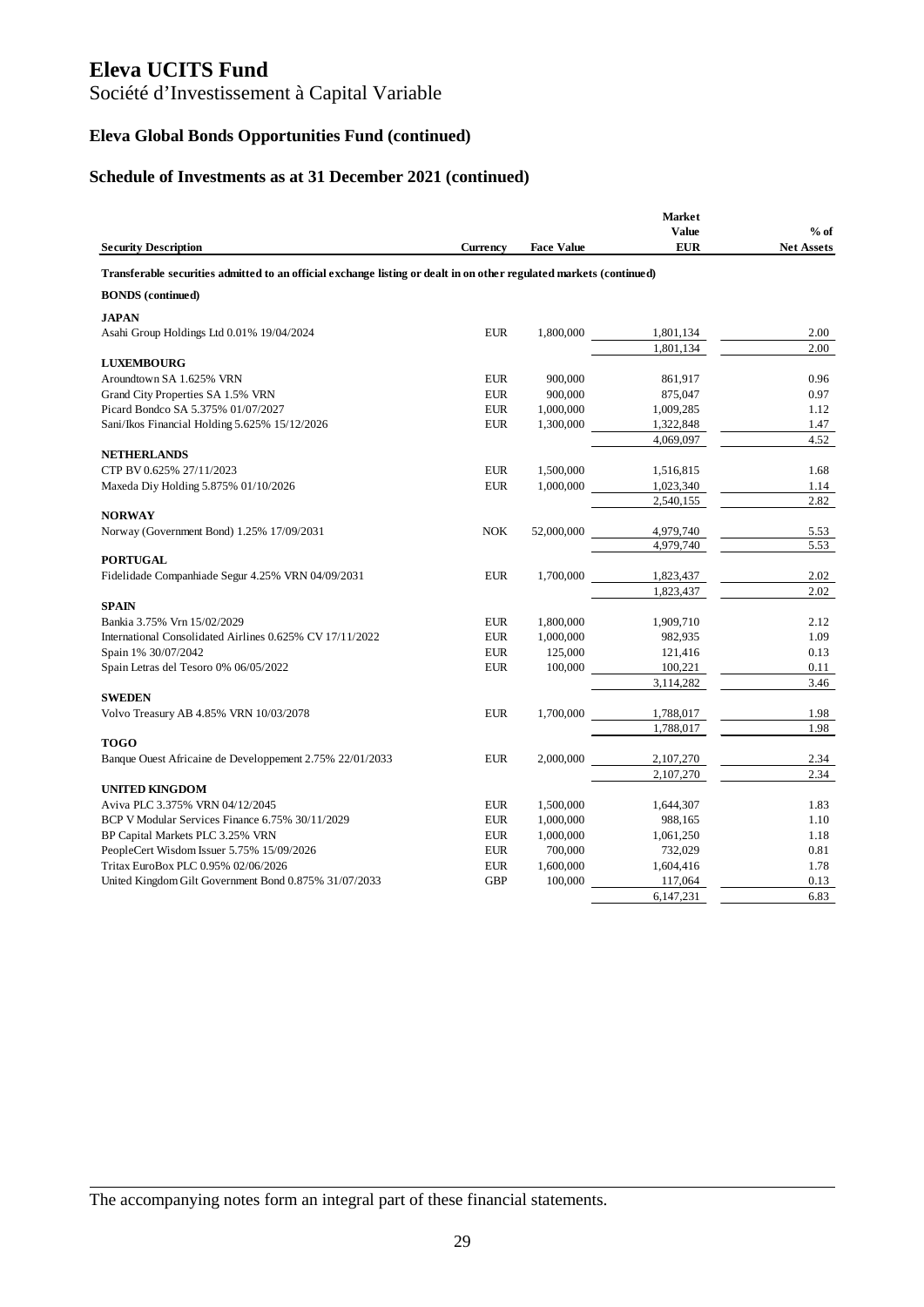# Eleva UCITS Fund

Société d'Investissement à Capital Variable

### Eleva Global Bonds Opportunities Fund (continued)

### Schedule of Investments as at 31 December 2021 (continued)

| Security Description | Currency | Face Value | Market Value EUR | % of Net Assets |
|---|---|---|---|---|
| **Transferable securities admitted to an official exchange listing or dealt in on other regulated markets (continued)** | | | | |
| **BONDS (continued)** | | | | |
| **JAPAN** | | | | |
| Asahi Group Holdings Ltd 0.01% 19/04/2024 | EUR | 1,800,000 | 1,801,134 | 2.00 |
| | | | 1,801,134 | 2.00 |
| **LUXEMBOURG** | | | | |
| Aroundtown SA 1.625% VRN | EUR | 900,000 | 861,917 | 0.96 |
| Grand City Properties SA 1.5% VRN | EUR | 900,000 | 875,047 | 0.97 |
| Picard Bondco SA 5.375% 01/07/2027 | EUR | 1,000,000 | 1,009,285 | 1.12 |
| Sani/Ikos Financial Holding 5.625% 15/12/2026 | EUR | 1,300,000 | 1,322,848 | 1.47 |
| | | | 4,069,097 | 4.52 |
| **NETHERLANDS** | | | | |
| CTP BV 0.625% 27/11/2023 | EUR | 1,500,000 | 1,516,815 | 1.68 |
| Maxeda Diy Holding 5.875% 01/10/2026 | EUR | 1,000,000 | 1,023,340 | 1.14 |
| | | | 2,540,155 | 2.82 |
| **NORWAY** | | | | |
| Norway (Government Bond) 1.25% 17/09/2031 | NOK | 52,000,000 | 4,979,740 | 5.53 |
| | | | 4,979,740 | 5.53 |
| **PORTUGAL** | | | | |
| Fidelidade Companhiade Segur 4.25% VRN 04/09/2031 | EUR | 1,700,000 | 1,823,437 | 2.02 |
| | | | 1,823,437 | 2.02 |
| **SPAIN** | | | | |
| Bankia 3.75% Vrn 15/02/2029 | EUR | 1,800,000 | 1,909,710 | 2.12 |
| International Consolidated Airlines 0.625% CV 17/11/2022 | EUR | 1,000,000 | 982,935 | 1.09 |
| Spain 1% 30/07/2042 | EUR | 125,000 | 121,416 | 0.13 |
| Spain Letras del Tesoro 0% 06/05/2022 | EUR | 100,000 | 100,221 | 0.11 |
| | | | 3,114,282 | 3.46 |
| **SWEDEN** | | | | |
| Volvo Treasury AB 4.85% VRN 10/03/2078 | EUR | 1,700,000 | 1,788,017 | 1.98 |
| | | | 1,788,017 | 1.98 |
| **TOGO** | | | | |
| Banque Ouest Africaine de Developpement 2.75% 22/01/2033 | EUR | 2,000,000 | 2,107,270 | 2.34 |
| | | | 2,107,270 | 2.34 |
| **UNITED KINGDOM** | | | | |
| Aviva PLC 3.375% VRN 04/12/2045 | EUR | 1,500,000 | 1,644,307 | 1.83 |
| BCP V Modular Services Finance 6.75% 30/11/2029 | EUR | 1,000,000 | 988,165 | 1.10 |
| BP Capital Markets PLC 3.25% VRN | EUR | 1,000,000 | 1,061,250 | 1.18 |
| PeopleCert Wisdom Issuer 5.75% 15/09/2026 | EUR | 700,000 | 732,029 | 0.81 |
| Tritax EuroBox PLC 0.95% 02/06/2026 | EUR | 1,600,000 | 1,604,416 | 1.78 |
| United Kingdom Gilt Government Bond 0.875% 31/07/2033 | GBP | 100,000 | 117,064 | 0.13 |
| | | | 6,147,231 | 6.83 |

The accompanying notes form an integral part of these financial statements.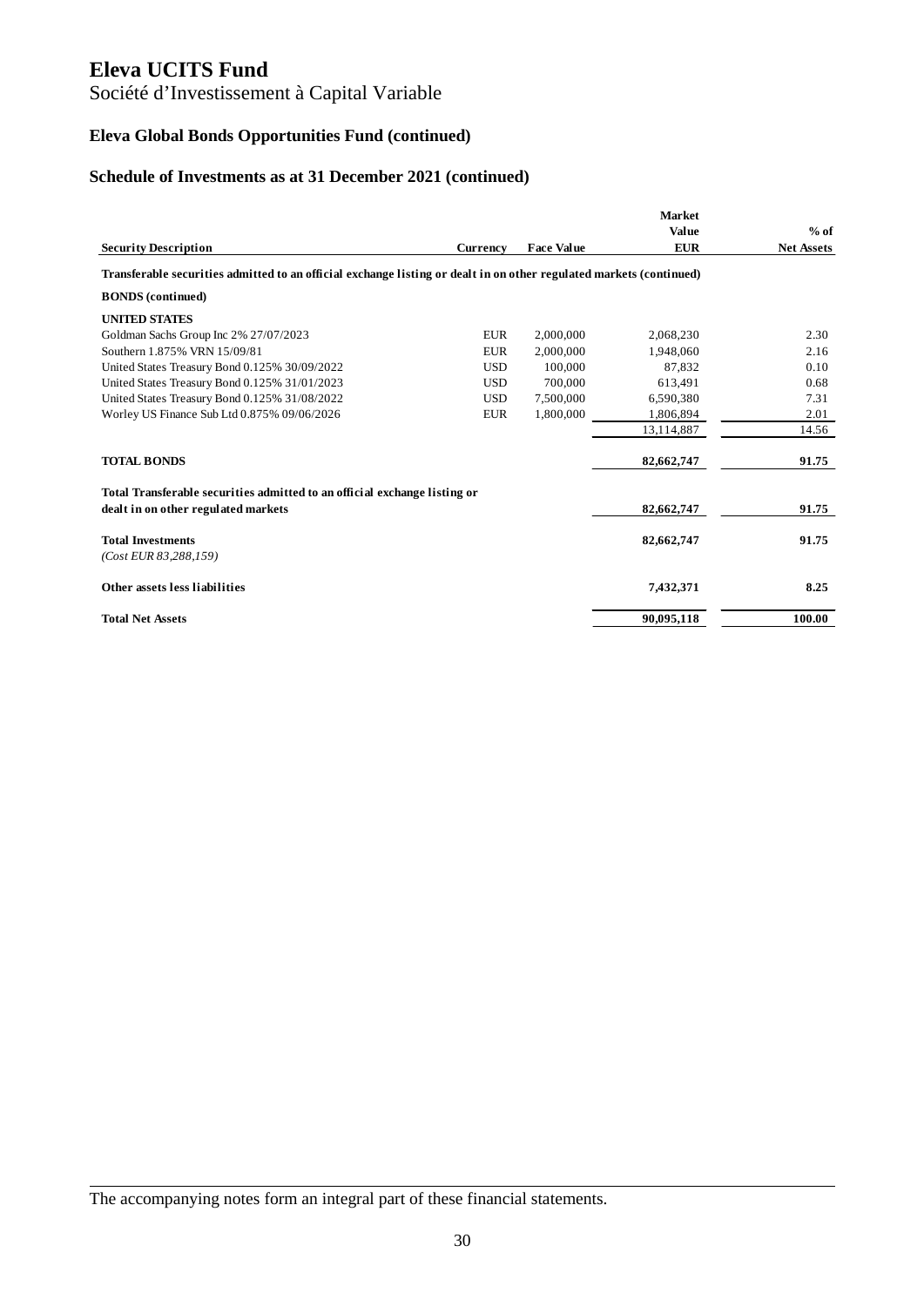# Eleva UCITS Fund

Société d'Investissement à Capital Variable

### Eleva Global Bonds Opportunities Fund (continued)

### Schedule of Investments as at 31 December 2021 (continued)

| Security Description | Currency | Face Value | Market Value EUR | % of Net Assets |
|---|---|---|---|---|
| **Transferable securities admitted to an official exchange listing or dealt in on other regulated markets (continued)** | | | | |
| **BONDS (continued)** | | | | |
| **UNITED STATES** | | | | |
| Goldman Sachs Group Inc 2% 27/07/2023 | EUR | 2,000,000 | 2,068,230 | 2.30 |
| Southern 1.875% VRN 15/09/81 | EUR | 2,000,000 | 1,948,060 | 2.16 |
| United States Treasury Bond 0.125% 30/09/2022 | USD | 100,000 | 87,832 | 0.10 |
| United States Treasury Bond 0.125% 31/01/2023 | USD | 700,000 | 613,491 | 0.68 |
| United States Treasury Bond 0.125% 31/08/2022 | USD | 7,500,000 | 6,590,380 | 7.31 |
| Worley US Finance Sub Ltd 0.875% 09/06/2026 | EUR | 1,800,000 | 1,806,894 | 2.01 |
| | | | 13,114,887 | 14.56 |
| **TOTAL BONDS** | | | **82,662,747** | **91.75** |
| **Total Transferable securities admitted to an official exchange listing or dealt in on other regulated markets** | | | **82,662,747** | **91.75** |
| **Total Investments** *(Cost EUR 83,288,159)* | | | **82,662,747** | **91.75** |
| **Other assets less liabilities** | | | **7,432,371** | **8.25** |
| **Total Net Assets** | | | **90,095,118** | **100.00** |

The accompanying notes form an integral part of these financial statements.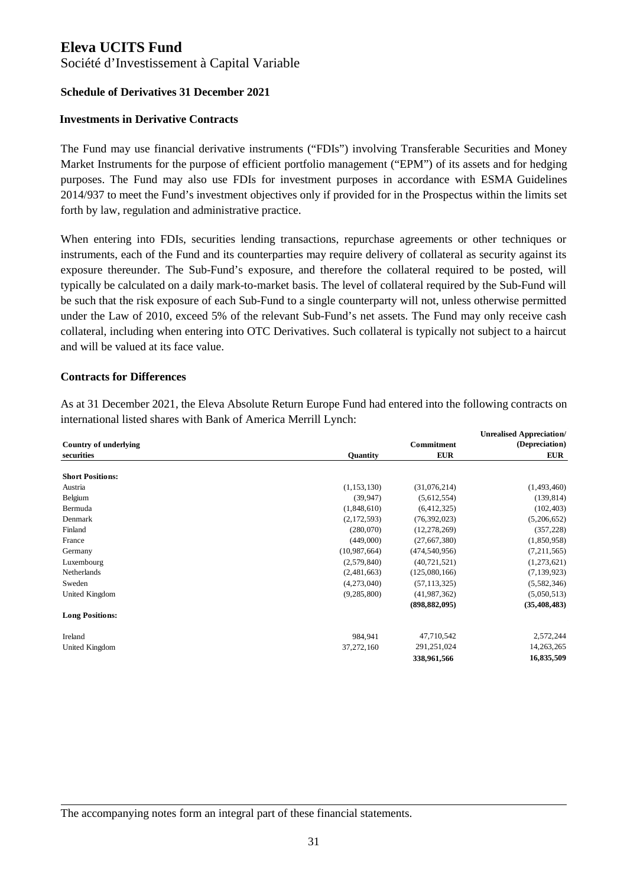# Eleva UCITS Fund

Société d'Investissement à Capital Variable

**Schedule of Derivatives 31 December 2021**

**Investments in Derivative Contracts**

The Fund may use financial derivative instruments ("FDIs") involving Transferable Securities and Money Market Instruments for the purpose of efficient portfolio management ("EPM") of its assets and for hedging purposes. The Fund may also use FDIs for investment purposes in accordance with ESMA Guidelines 2014/937 to meet the Fund's investment objectives only if provided for in the Prospectus within the limits set forth by law, regulation and administrative practice.

When entering into FDIs, securities lending transactions, repurchase agreements or other techniques or instruments, each of the Fund and its counterparties may require delivery of collateral as security against its exposure thereunder. The Sub-Fund's exposure, and therefore the collateral required to be posted, will typically be calculated on a daily mark-to-market basis. The level of collateral required by the Sub-Fund will be such that the risk exposure of each Sub-Fund to a single counterparty will not, unless otherwise permitted under the Law of 2010, exceed 5% of the relevant Sub-Fund's net assets. The Fund may only receive cash collateral, including when entering into OTC Derivatives. Such collateral is typically not subject to a haircut and will be valued at its face value.

**Contracts for Differences**

As at 31 December 2021, the Eleva Absolute Return Europe Fund had entered into the following contracts on international listed shares with Bank of America Merrill Lynch:

| Country of underlying securities | Quantity | Commitment EUR | Unrealised Appreciation/ (Depreciation) EUR |
|---|---|---|---|
| **Short Positions:** | | | |
| Austria | (1,153,130) | (31,076,214) | (1,493,460) |
| Belgium | (39,947) | (5,612,554) | (139,814) |
| Bermuda | (1,848,610) | (6,412,325) | (102,403) |
| Denmark | (2,172,593) | (76,392,023) | (5,206,652) |
| Finland | (280,070) | (12,278,269) | (357,228) |
| France | (449,000) | (27,667,380) | (1,850,958) |
| Germany | (10,987,664) | (474,540,956) | (7,211,565) |
| Luxembourg | (2,579,840) | (40,721,521) | (1,273,621) |
| Netherlands | (2,481,663) | (125,080,166) | (7,139,923) |
| Sweden | (4,273,040) | (57,113,325) | (5,582,346) |
| United Kingdom | (9,285,800) | (41,987,362) | (5,050,513) |
| | | **(898,882,095)** | **(35,408,483)** |
| **Long Positions:** | | | |
| Ireland | 984,941 | 47,710,542 | 2,572,244 |
| United Kingdom | 37,272,160 | 291,251,024 | 14,263,265 |
| | | **338,961,566** | **16,835,509** |

The accompanying notes form an integral part of these financial statements.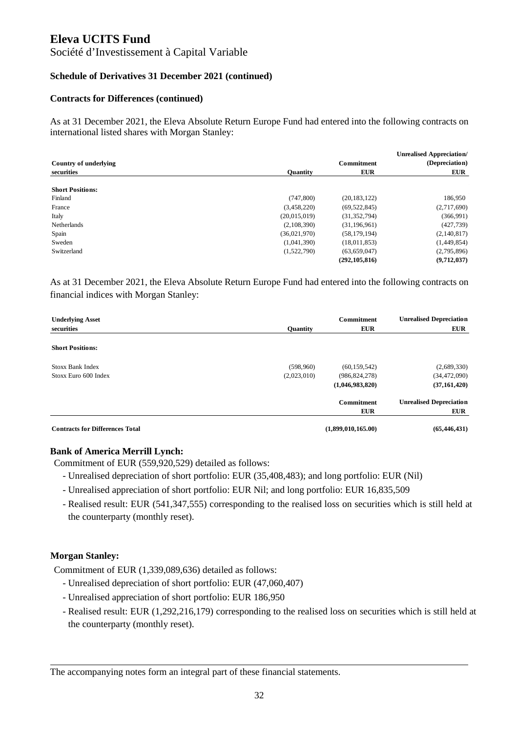# Eleva UCITS Fund

Société d'Investissement à Capital Variable

**Schedule of Derivatives 31 December 2021 (continued)**

**Contracts for Differences (continued)**

As at 31 December 2021, the Eleva Absolute Return Europe Fund had entered into the following contracts on international listed shares with Morgan Stanley:

| Country of underlying securities | Quantity | Commitment EUR | Unrealised Appreciation/ (Depreciation) EUR |
|---|---|---|---|
| **Short Positions:** | | | |
| Finland | (747,800) | (20,183,122) | 186,950 |
| France | (3,458,220) | (69,522,845) | (2,717,690) |
| Italy | (20,015,019) | (31,352,794) | (366,991) |
| Netherlands | (2,108,390) | (31,196,961) | (427,739) |
| Spain | (36,021,970) | (58,179,194) | (2,140,817) |
| Sweden | (1,041,390) | (18,011,853) | (1,449,854) |
| Switzerland | (1,522,790) | (63,659,047) | (2,795,896) |
| | | **(292,105,816)** | **(9,712,037)** |

As at 31 December 2021, the Eleva Absolute Return Europe Fund had entered into the following contracts on financial indices with Morgan Stanley:

| Underlying Asset securities | Quantity | Commitment EUR | Unrealised Depreciation EUR |
|---|---|---|---|
| **Short Positions:** | | | |
| Stoxx Bank Index | (598,960) | (60,159,542) | (2,689,330) |
| Stoxx Euro 600 Index | (2,023,010) | (986,824,278) | (34,472,090) |
| | | **(1,046,983,820)** | **(37,161,420)** |

| | Commitment EUR | Unrealised Depreciation EUR |
|---|---|---|
| **Contracts for Differences Total** | **(1,899,010,165.00)** | **(65,446,431)** |

**Bank of America Merrill Lynch:**

Commitment of EUR (559,920,529) detailed as follows:

- Unrealised depreciation of short portfolio: EUR (35,408,483); and long portfolio: EUR (Nil)
- Unrealised appreciation of short portfolio: EUR Nil; and long portfolio: EUR 16,835,509
- Realised result: EUR (541,347,555) corresponding to the realised loss on securities which is still held at the counterparty (monthly reset).

**Morgan Stanley:**

Commitment of EUR (1,339,089,636) detailed as follows:

- Unrealised depreciation of short portfolio: EUR (47,060,407)
- Unrealised appreciation of short portfolio: EUR 186,950
- Realised result: EUR (1,292,216,179) corresponding to the realised loss on securities which is still held at the counterparty (monthly reset).

The accompanying notes form an integral part of these financial statements.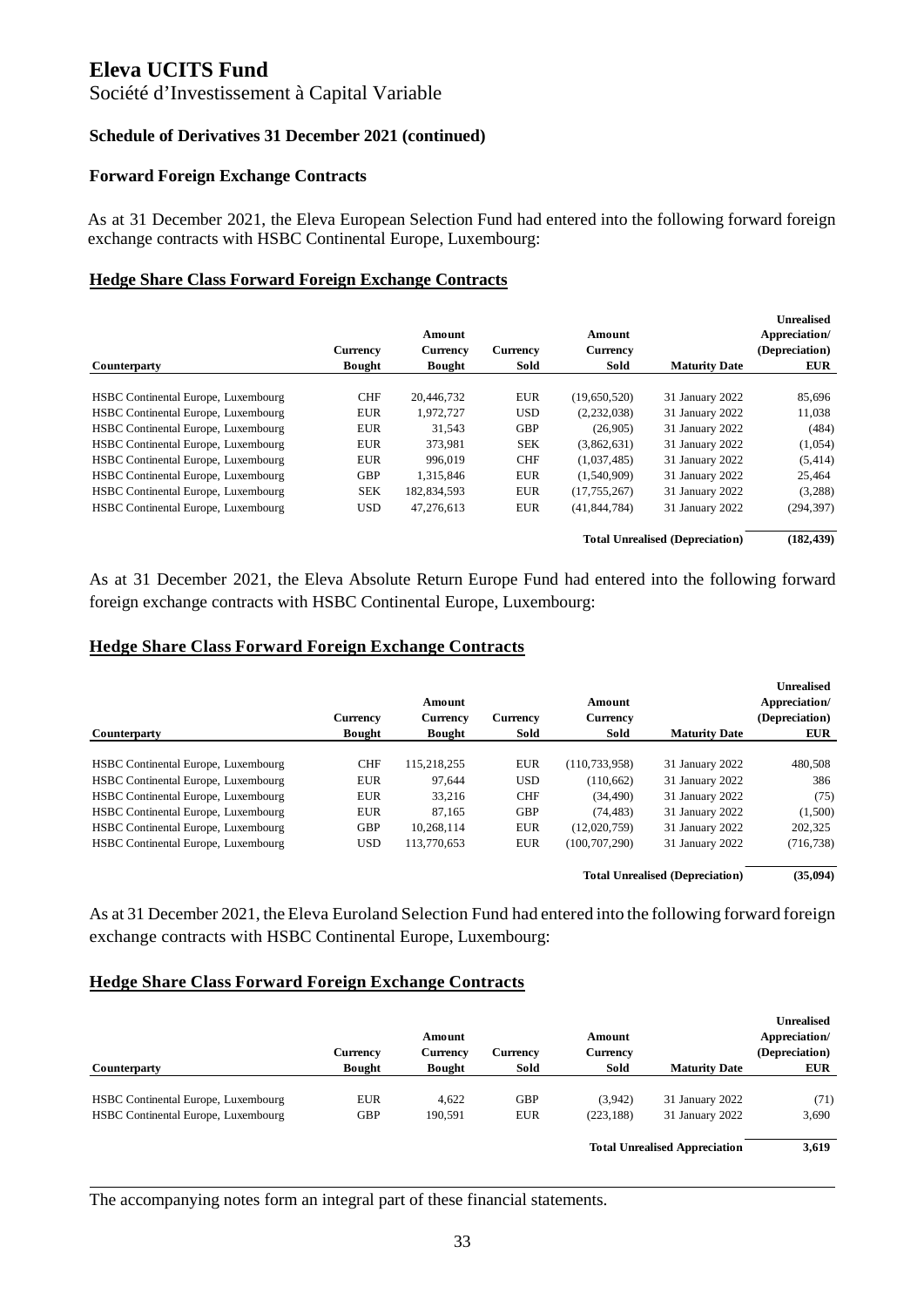# Eleva UCITS Fund

Société d'Investissement à Capital Variable

### Schedule of Derivatives 31 December 2021 (continued)

### Forward Foreign Exchange Contracts

As at 31 December 2021, the Eleva European Selection Fund had entered into the following forward foreign exchange contracts with HSBC Continental Europe, Luxembourg:

**Hedge Share Class Forward Foreign Exchange Contracts**

| Counterparty | Currency Bought | Amount Currency Bought | Currency Sold | Amount Currency Sold | Maturity Date | Unrealised Appreciation/ (Depreciation) EUR |
|---|---|---|---|---|---|---|
| HSBC Continental Europe, Luxembourg | CHF | 20,446,732 | EUR | (19,650,520) | 31 January 2022 | 85,696 |
| HSBC Continental Europe, Luxembourg | EUR | 1,972,727 | USD | (2,232,038) | 31 January 2022 | 11,038 |
| HSBC Continental Europe, Luxembourg | EUR | 31,543 | GBP | (26,905) | 31 January 2022 | (484) |
| HSBC Continental Europe, Luxembourg | EUR | 373,981 | SEK | (3,862,631) | 31 January 2022 | (1,054) |
| HSBC Continental Europe, Luxembourg | EUR | 996,019 | CHF | (1,037,485) | 31 January 2022 | (5,414) |
| HSBC Continental Europe, Luxembourg | GBP | 1,315,846 | EUR | (1,540,909) | 31 January 2022 | 25,464 |
| HSBC Continental Europe, Luxembourg | SEK | 182,834,593 | EUR | (17,755,267) | 31 January 2022 | (3,288) |
| HSBC Continental Europe, Luxembourg | USD | 47,276,613 | EUR | (41,844,784) | 31 January 2022 | (294,397) |
| | | | | | **Total Unrealised (Depreciation)** | **(182,439)** |

As at 31 December 2021, the Eleva Absolute Return Europe Fund had entered into the following forward foreign exchange contracts with HSBC Continental Europe, Luxembourg:

**Hedge Share Class Forward Foreign Exchange Contracts**

| Counterparty | Currency Bought | Amount Currency Bought | Currency Sold | Amount Currency Sold | Maturity Date | Unrealised Appreciation/ (Depreciation) EUR |
|---|---|---|---|---|---|---|
| HSBC Continental Europe, Luxembourg | CHF | 115,218,255 | EUR | (110,733,958) | 31 January 2022 | 480,508 |
| HSBC Continental Europe, Luxembourg | EUR | 97,644 | USD | (110,662) | 31 January 2022 | 386 |
| HSBC Continental Europe, Luxembourg | EUR | 33,216 | CHF | (34,490) | 31 January 2022 | (75) |
| HSBC Continental Europe, Luxembourg | EUR | 87,165 | GBP | (74,483) | 31 January 2022 | (1,500) |
| HSBC Continental Europe, Luxembourg | GBP | 10,268,114 | EUR | (12,020,759) | 31 January 2022 | 202,325 |
| HSBC Continental Europe, Luxembourg | USD | 113,770,653 | EUR | (100,707,290) | 31 January 2022 | (716,738) |
| | | | | | **Total Unrealised (Depreciation)** | **(35,094)** |

As at 31 December 2021, the Eleva Euroland Selection Fund had entered into the following forward foreign exchange contracts with HSBC Continental Europe, Luxembourg:

**Hedge Share Class Forward Foreign Exchange Contracts**

| Counterparty | Currency Bought | Amount Currency Bought | Currency Sold | Amount Currency Sold | Maturity Date | Unrealised Appreciation/ (Depreciation) EUR |
|---|---|---|---|---|---|---|
| HSBC Continental Europe, Luxembourg | EUR | 4,622 | GBP | (3,942) | 31 January 2022 | (71) |
| HSBC Continental Europe, Luxembourg | GBP | 190,591 | EUR | (223,188) | 31 January 2022 | 3,690 |
| | | | | | **Total Unrealised Appreciation** | **3,619** |

The accompanying notes form an integral part of these financial statements.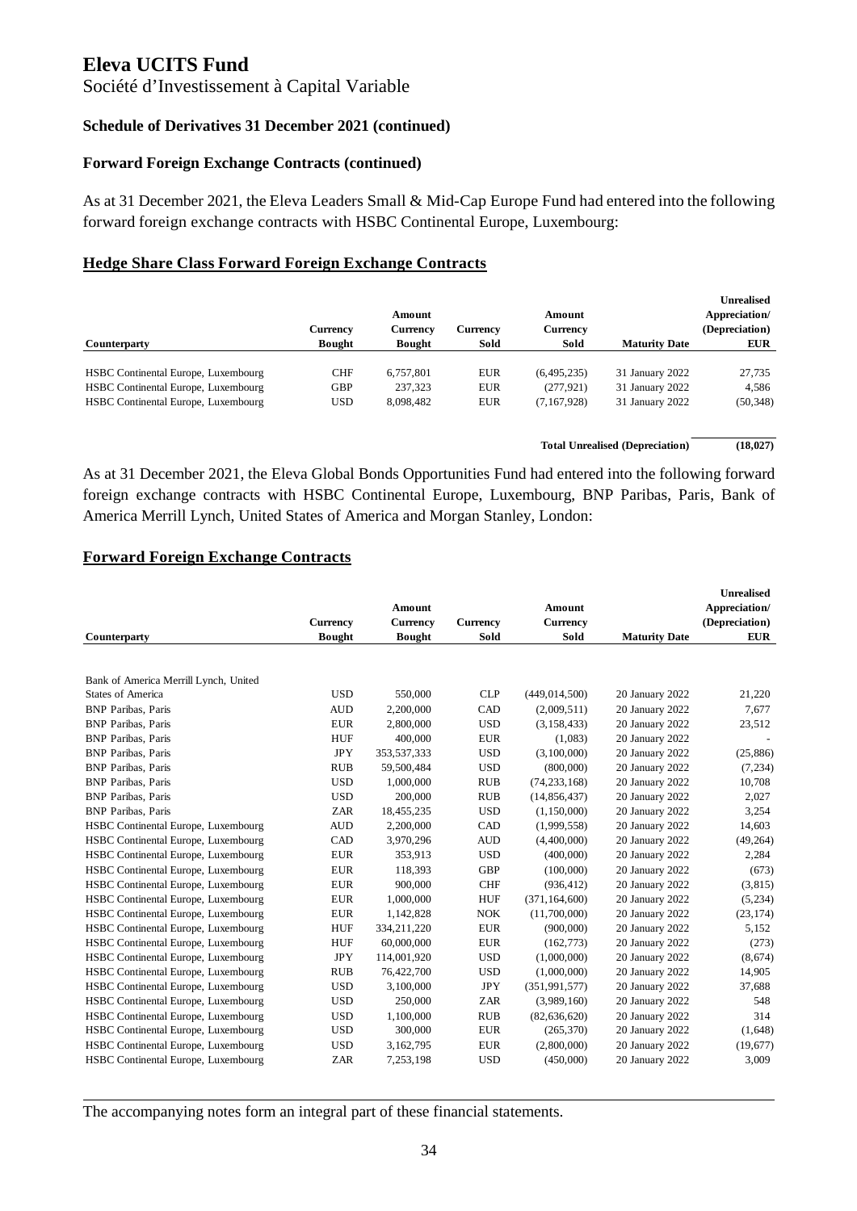# Eleva UCITS Fund

Société d'Investissement à Capital Variable

**Schedule of Derivatives 31 December 2021 (continued)**

**Forward Foreign Exchange Contracts (continued)**

As at 31 December 2021, the Eleva Leaders Small & Mid-Cap Europe Fund had entered into the following forward foreign exchange contracts with HSBC Continental Europe, Luxembourg:

## Hedge Share Class Forward Foreign Exchange Contracts

| Counterparty | Currency Bought | Amount Currency Bought | Currency Sold | Amount Currency Sold | Maturity Date | Unrealised Appreciation/ (Depreciation) EUR |
|---|---|---|---|---|---|---|
| HSBC Continental Europe, Luxembourg | CHF | 6,757,801 | EUR | (6,495,235) | 31 January 2022 | 27,735 |
| HSBC Continental Europe, Luxembourg | GBP | 237,323 | EUR | (277,921) | 31 January 2022 | 4,586 |
| HSBC Continental Europe, Luxembourg | USD | 8,098,482 | EUR | (7,167,928) | 31 January 2022 | (50,348) |
| | | | | | **Total Unrealised (Depreciation)** | **(18,027)** |

As at 31 December 2021, the Eleva Global Bonds Opportunities Fund had entered into the following forward foreign exchange contracts with HSBC Continental Europe, Luxembourg, BNP Paribas, Paris, Bank of America Merrill Lynch, United States of America and Morgan Stanley, London:

## Forward Foreign Exchange Contracts

| Counterparty | Currency Bought | Amount Currency Bought | Currency Sold | Amount Currency Sold | Maturity Date | Unrealised Appreciation/ (Depreciation) EUR |
|---|---|---|---|---|---|---|
| Bank of America Merrill Lynch, United States of America | USD | 550,000 | CLP | (449,014,500) | 20 January 2022 | 21,220 |
| BNP Paribas, Paris | AUD | 2,200,000 | CAD | (2,009,511) | 20 January 2022 | 7,677 |
| BNP Paribas, Paris | EUR | 2,800,000 | USD | (3,158,433) | 20 January 2022 | 23,512 |
| BNP Paribas, Paris | HUF | 400,000 | EUR | (1,083) | 20 January 2022 | - |
| BNP Paribas, Paris | JPY | 353,537,333 | USD | (3,100,000) | 20 January 2022 | (25,886) |
| BNP Paribas, Paris | RUB | 59,500,484 | USD | (800,000) | 20 January 2022 | (7,234) |
| BNP Paribas, Paris | USD | 1,000,000 | RUB | (74,233,168) | 20 January 2022 | 10,708 |
| BNP Paribas, Paris | USD | 200,000 | RUB | (14,856,437) | 20 January 2022 | 2,027 |
| BNP Paribas, Paris | ZAR | 18,455,235 | USD | (1,150,000) | 20 January 2022 | 3,254 |
| HSBC Continental Europe, Luxembourg | AUD | 2,200,000 | CAD | (1,999,558) | 20 January 2022 | 14,603 |
| HSBC Continental Europe, Luxembourg | CAD | 3,970,296 | AUD | (4,400,000) | 20 January 2022 | (49,264) |
| HSBC Continental Europe, Luxembourg | EUR | 353,913 | USD | (400,000) | 20 January 2022 | 2,284 |
| HSBC Continental Europe, Luxembourg | EUR | 118,393 | GBP | (100,000) | 20 January 2022 | (673) |
| HSBC Continental Europe, Luxembourg | EUR | 900,000 | CHF | (936,412) | 20 January 2022 | (3,815) |
| HSBC Continental Europe, Luxembourg | EUR | 1,000,000 | HUF | (371,164,600) | 20 January 2022 | (5,234) |
| HSBC Continental Europe, Luxembourg | EUR | 1,142,828 | NOK | (11,700,000) | 20 January 2022 | (23,174) |
| HSBC Continental Europe, Luxembourg | HUF | 334,211,220 | EUR | (900,000) | 20 January 2022 | 5,152 |
| HSBC Continental Europe, Luxembourg | HUF | 60,000,000 | EUR | (162,773) | 20 January 2022 | (273) |
| HSBC Continental Europe, Luxembourg | JPY | 114,001,920 | USD | (1,000,000) | 20 January 2022 | (8,674) |
| HSBC Continental Europe, Luxembourg | RUB | 76,422,700 | USD | (1,000,000) | 20 January 2022 | 14,905 |
| HSBC Continental Europe, Luxembourg | USD | 3,100,000 | JPY | (351,991,577) | 20 January 2022 | 37,688 |
| HSBC Continental Europe, Luxembourg | USD | 250,000 | ZAR | (3,989,160) | 20 January 2022 | 548 |
| HSBC Continental Europe, Luxembourg | USD | 1,100,000 | RUB | (82,636,620) | 20 January 2022 | 314 |
| HSBC Continental Europe, Luxembourg | USD | 300,000 | EUR | (265,370) | 20 January 2022 | (1,648) |
| HSBC Continental Europe, Luxembourg | USD | 3,162,795 | EUR | (2,800,000) | 20 January 2022 | (19,677) |
| HSBC Continental Europe, Luxembourg | ZAR | 7,253,198 | USD | (450,000) | 20 January 2022 | 3,009 |

The accompanying notes form an integral part of these financial statements.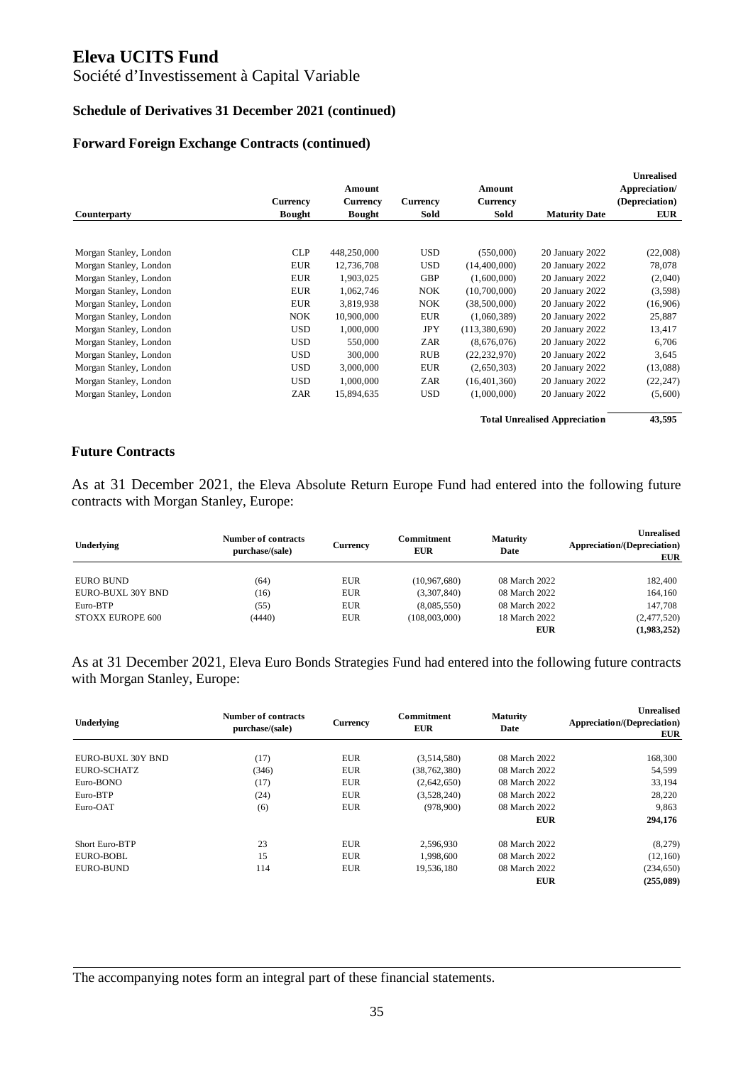# Eleva UCITS Fund

Société d'Investissement à Capital Variable

### Schedule of Derivatives 31 December 2021 (continued)

### Forward Foreign Exchange Contracts (continued)

| Counterparty | Currency Bought | Amount Currency Bought | Currency Sold | Amount Currency Sold | Maturity Date | Unrealised Appreciation/ (Depreciation) EUR |
|---|---|---|---|---|---|---|
| Morgan Stanley, London | CLP | 448,250,000 | USD | (550,000) | 20 January 2022 | (22,008) |
| Morgan Stanley, London | EUR | 12,736,708 | USD | (14,400,000) | 20 January 2022 | 78,078 |
| Morgan Stanley, London | EUR | 1,903,025 | GBP | (1,600,000) | 20 January 2022 | (2,040) |
| Morgan Stanley, London | EUR | 1,062,746 | NOK | (10,700,000) | 20 January 2022 | (3,598) |
| Morgan Stanley, London | EUR | 3,819,938 | NOK | (38,500,000) | 20 January 2022 | (16,906) |
| Morgan Stanley, London | NOK | 10,900,000 | EUR | (1,060,389) | 20 January 2022 | 25,887 |
| Morgan Stanley, London | USD | 1,000,000 | JPY | (113,380,690) | 20 January 2022 | 13,417 |
| Morgan Stanley, London | USD | 550,000 | ZAR | (8,676,076) | 20 January 2022 | 6,706 |
| Morgan Stanley, London | USD | 300,000 | RUB | (22,232,970) | 20 January 2022 | 3,645 |
| Morgan Stanley, London | USD | 3,000,000 | EUR | (2,650,303) | 20 January 2022 | (13,088) |
| Morgan Stanley, London | USD | 1,000,000 | ZAR | (16,401,360) | 20 January 2022 | (22,247) |
| Morgan Stanley, London | ZAR | 15,894,635 | USD | (1,000,000) | 20 January 2022 | (5,600) |
| | | | | | **Total Unrealised Appreciation** | **43,595** |

## Future Contracts

As at 31 December 2021, the Eleva Absolute Return Europe Fund had entered into the following future contracts with Morgan Stanley, Europe:

| Underlying | Number of contracts purchase/(sale) | Currency | Commitment EUR | Maturity Date | Unrealised Appreciation/(Depreciation) EUR |
|---|---|---|---|---|---|
| EURO BUND | (64) | EUR | (10,967,680) | 08 March 2022 | 182,400 |
| EURO-BUXL 30Y BND | (16) | EUR | (3,307,840) | 08 March 2022 | 164,160 |
| Euro-BTP | (55) | EUR | (8,085,550) | 08 March 2022 | 147,708 |
| STOXX EUROPE 600 | (4440) | EUR | (108,003,000) | 18 March 2022 | (2,477,520) |
| | | | | **EUR** | **(1,983,252)** |

As at 31 December 2021, Eleva Euro Bonds Strategies Fund had entered into the following future contracts with Morgan Stanley, Europe:

| Underlying | Number of contracts purchase/(sale) | Currency | Commitment EUR | Maturity Date | Unrealised Appreciation/(Depreciation) EUR |
|---|---|---|---|---|---|
| EURO-BUXL 30Y BND | (17) | EUR | (3,514,580) | 08 March 2022 | 168,300 |
| EURO-SCHATZ | (346) | EUR | (38,762,380) | 08 March 2022 | 54,599 |
| Euro-BONO | (17) | EUR | (2,642,650) | 08 March 2022 | 33,194 |
| Euro-BTP | (24) | EUR | (3,528,240) | 08 March 2022 | 28,220 |
| Euro-OAT | (6) | EUR | (978,900) | 08 March 2022 | 9,863 |
| | | | | **EUR** | **294,176** |
| Short Euro-BTP | 23 | EUR | 2,596,930 | 08 March 2022 | (8,279) |
| EURO-BOBL | 15 | EUR | 1,998,600 | 08 March 2022 | (12,160) |
| EURO-BUND | 114 | EUR | 19,536,180 | 08 March 2022 | (234,650) |
| | | | | **EUR** | **(255,089)** |

The accompanying notes form an integral part of these financial statements.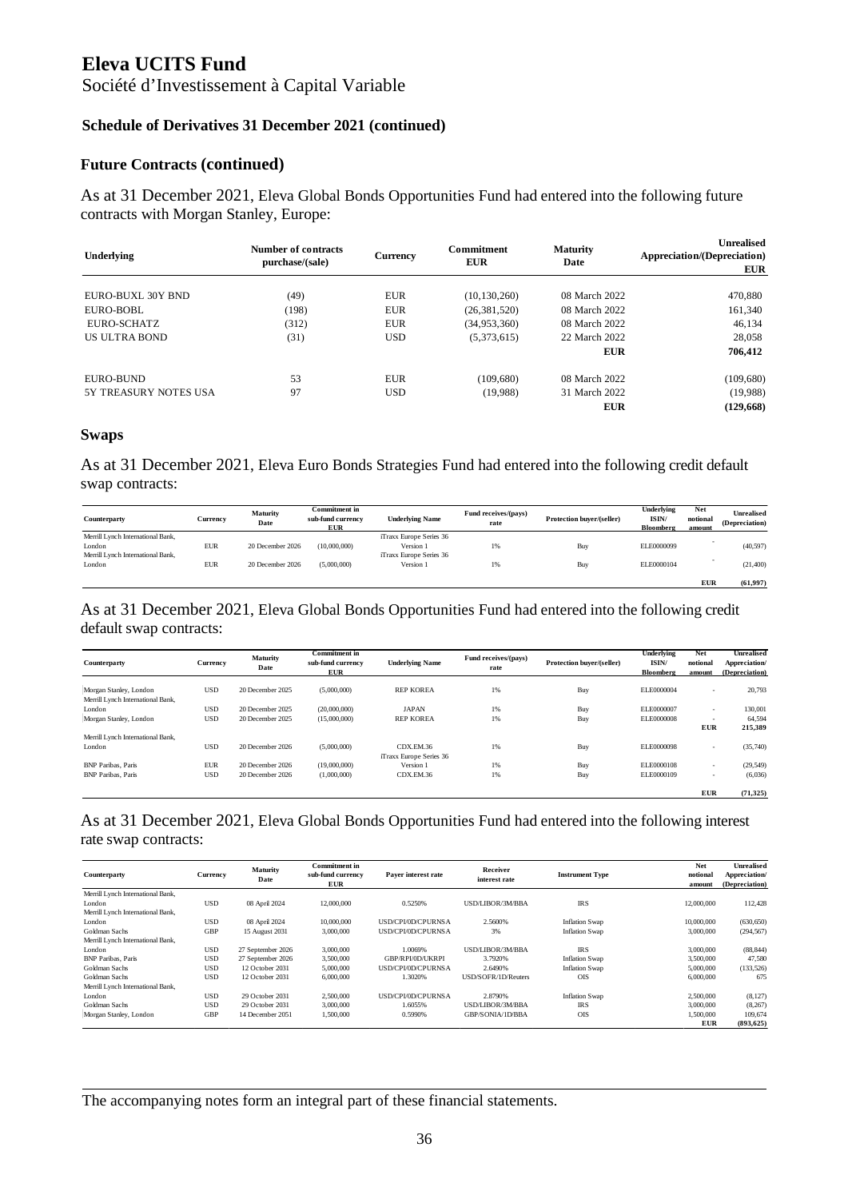# Eleva UCITS Fund

Société d'Investissement à Capital Variable

### Schedule of Derivatives 31 December 2021 (continued)

### Future Contracts (continued)

As at 31 December 2021, Eleva Global Bonds Opportunities Fund had entered into the following future contracts with Morgan Stanley, Europe:

| Underlying | Number of contracts purchase/(sale) | Currency | Commitment EUR | Maturity Date | Unrealised Appreciation/(Depreciation) EUR |
|---|---|---|---|---|---|
| EURO-BUXL 30Y BND | (49) | EUR | (10,130,260) | 08 March 2022 | 470,880 |
| EURO-BOBL | (198) | EUR | (26,381,520) | 08 March 2022 | 161,340 |
| EURO-SCHATZ | (312) | EUR | (34,953,360) | 08 March 2022 | 46,134 |
| US ULTRA BOND | (31) | USD | (5,373,615) | 22 March 2022 | 28,058 |
| | | | | **EUR** | **706,412** |
| EURO-BUND | 53 | EUR | (109,680) | 08 March 2022 | (109,680) |
| 5Y TREASURY NOTES USA | 97 | USD | (19,988) | 31 March 2022 | (19,988) |
| | | | | **EUR** | **(129,668)** |

### Swaps

As at 31 December 2021, Eleva Euro Bonds Strategies Fund had entered into the following credit default swap contracts:

| Counterparty | Currency | Maturity Date | Commitment in sub-fund currency EUR | Underlying Name | Fund receives/(pays) rate | Protection buyer/(seller) | Underlying ISIN/ Bloomberg | Net notional amount | Unrealised (Depreciation) |
|---|---|---|---|---|---|---|---|---|---|
| Merrill Lynch International Bank, London | EUR | 20 December 2026 | (10,000,000) | iTraxx Europe Series 36 Version 1 | 1% | Buy | ELE0000099 | - | (40,597) |
| Merrill Lynch International Bank, London | EUR | 20 December 2026 | (5,000,000) | iTraxx Europe Series 36 Version 1 | 1% | Buy | ELE0000104 | - | (21,400) |
| | | | | | | | | **EUR** | **(61,997)** |

As at 31 December 2021, Eleva Global Bonds Opportunities Fund had entered into the following credit default swap contracts:

| Counterparty | Currency | Maturity Date | Commitment in sub-fund currency EUR | Underlying Name | Fund receives/(pays) rate | Protection buyer/(seller) | Underlying ISIN/ Bloomberg | Net notional amount | Unrealised Appreciation/ (Depreciation) |
|---|---|---|---|---|---|---|---|---|---|
| Morgan Stanley, London | USD | 20 December 2025 | (5,000,000) | REP KOREA | 1% | Buy | ELE0000004 | - | 20,793 |
| Merrill Lynch International Bank, London | USD | 20 December 2025 | (20,000,000) | JAPAN | 1% | Buy | ELE0000007 | - | 130,001 |
| Morgan Stanley, London | USD | 20 December 2025 | (15,000,000) | REP KOREA | 1% | Buy | ELE0000008 | - | 64,594 |
| | | | | | | | | **EUR** | **215,389** |
| Merrill Lynch International Bank, London | USD | 20 December 2026 | (5,000,000) | CDX.EM.36 | 1% | Buy | ELE0000098 | - | (35,740) |
| BNP Paribas, Paris | EUR | 20 December 2026 | (19,000,000) | iTraxx Europe Series 36 Version 1 | 1% | Buy | ELE0000108 | - | (29,549) |
| BNP Paribas, Paris | USD | 20 December 2026 | (1,000,000) | CDX.EM.36 | 1% | Buy | ELE0000109 | - | (6,036) |
| | | | | | | | | **EUR** | **(71,325)** |

As at 31 December 2021, Eleva Global Bonds Opportunities Fund had entered into the following interest rate swap contracts:

| Counterparty | Currency | Maturity Date | Commitment in sub-fund currency EUR | Payer interest rate | Receiver interest rate | Instrument Type | Net notional amount | Unrealised Appreciation/ (Depreciation) |
|---|---|---|---|---|---|---|---|---|
| Merrill Lynch International Bank, London | USD | 08 April 2024 | 12,000,000 | 0.5250% | USD/LIBOR/3M/BBA | IRS | 12,000,000 | 112,428 |
| Merrill Lynch International Bank, London | USD | 08 April 2024 | 10,000,000 | USD/CPI/0D/CPURNSA | 2.5600% | Inflation Swap | 10,000,000 | (630,650) |
| Goldman Sachs | GBP | 15 August 2031 | 3,000,000 | USD/CPI/0D/CPURNSA | 3% | Inflation Swap | 3,000,000 | (294,567) |
| Merrill Lynch International Bank, London | USD | 27 September 2026 | 3,000,000 | 1.0069% | USD/LIBOR/3M/BBA | IRS | 3,000,000 | (88,844) |
| BNP Paribas, Paris | USD | 27 September 2026 | 3,500,000 | GBP/RPI/0D/UKRPI | 3.7920% | Inflation Swap | 3,500,000 | 47,580 |
| Goldman Sachs | USD | 12 October 2031 | 5,000,000 | USD/CPI/0D/CPURNSA | 2.6490% | Inflation Swap | 5,000,000 | (133,526) |
| Goldman Sachs | USD | 12 October 2031 | 6,000,000 | 1.3020% | USD/SOFR/1D/Reuters | OIS | 6,000,000 | 675 |
| Merrill Lynch International Bank, London | USD | 29 October 2031 | 2,500,000 | USD/CPI/0D/CPURNSA | 2.8790% | Inflation Swap | 2,500,000 | (8,127) |
| Goldman Sachs | USD | 29 October 2031 | 3,000,000 | 1.6055% | USD/LIBOR/3M/BBA | IRS | 3,000,000 | (8,267) |
| Morgan Stanley, London | GBP | 14 December 2051 | 1,500,000 | 0.5990% | GBP/SONIA/1D/BBA | OIS | 1,500,000 | 109,674 |
| | | | | | | | **EUR** | **(893,625)** |

The accompanying notes form an integral part of these financial statements.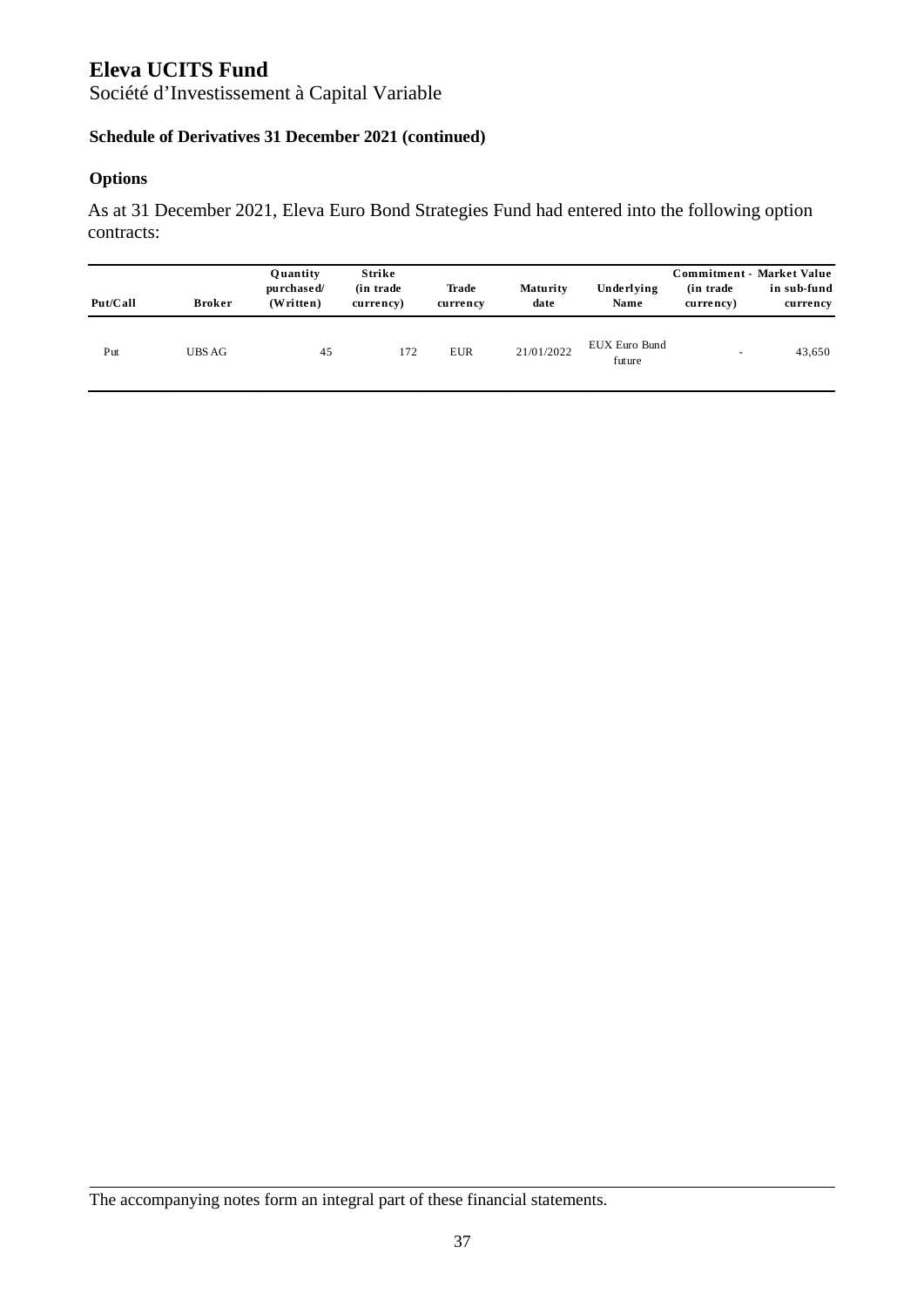# Eleva UCITS Fund

Société d’Investissement à Capital Variable

**Schedule of Derivatives 31 December 2021 (continued)**

**Options**

As at 31 December 2021, Eleva Euro Bond Strategies Fund had entered into the following option contracts:

| Put/Call | Broker | Quantity purchased/ (Written) | Strike (in trade currency) | Trade currency | Maturity date | Underlying Name | Commitment - (in trade currency) | Market Value in sub-fund currency |
|---|---|---|---|---|---|---|---|---|
| Put | UBS AG | 45 | 172 | EUR | 21/01/2022 | EUX Euro Bund future | - | 43,650 |

The accompanying notes form an integral part of these financial statements.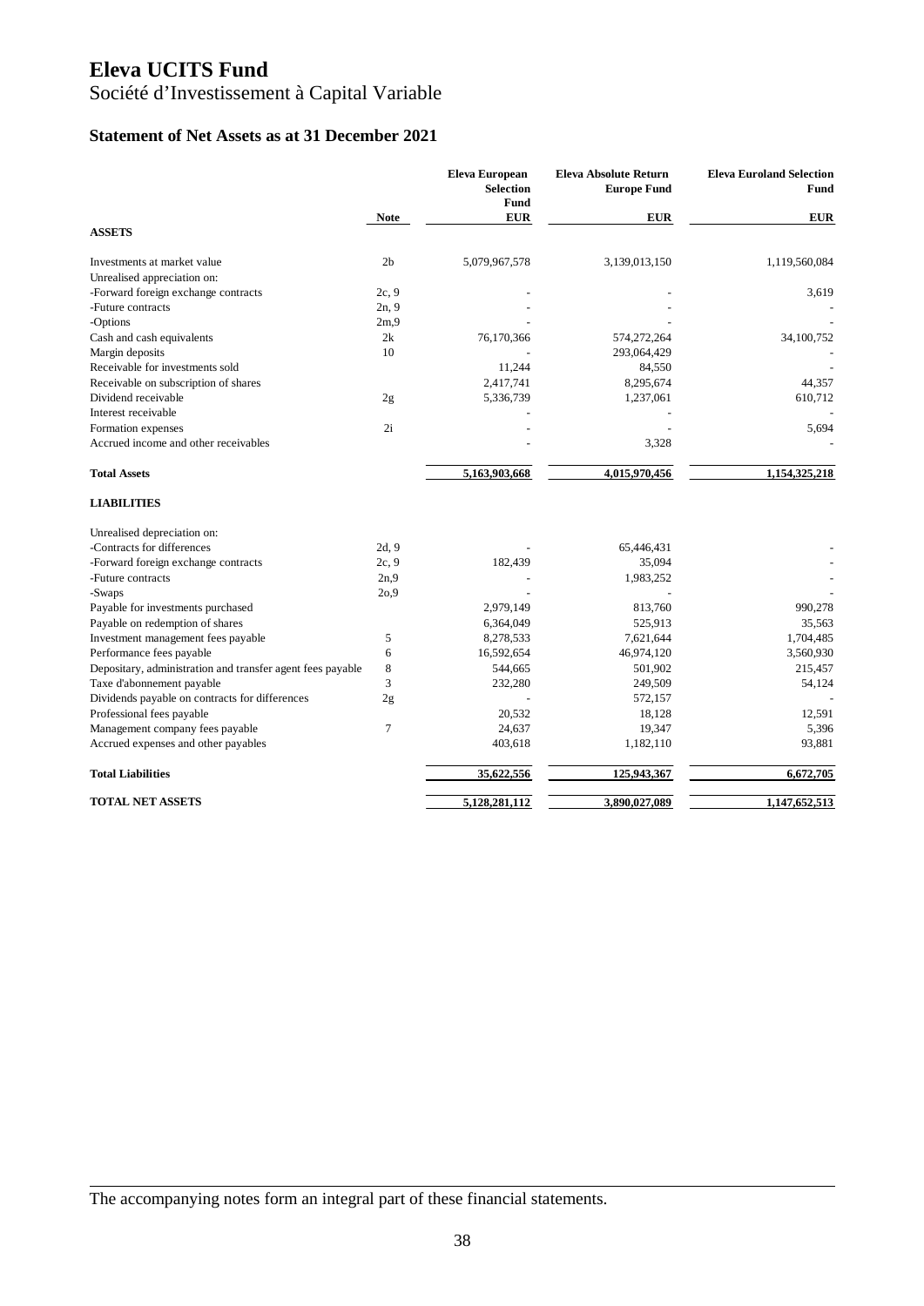# Eleva UCITS Fund

Société d'Investissement à Capital Variable

## Statement of Net Assets as at 31 December 2021

| | Note | Eleva European Selection Fund | Eleva Absolute Return Europe Fund | Eleva Euroland Selection Fund |
|---|---|---|---|---|
| | | EUR | EUR | EUR |
| **ASSETS** | | | | |
| Investments at market value | 2b | 5,079,967,578 | 3,139,013,150 | 1,119,560,084 |
| Unrealised appreciation on: | | | | |
| -Forward foreign exchange contracts | 2c, 9 | - | - | 3,619 |
| -Future contracts | 2n, 9 | - | - | - |
| -Options | 2m,9 | - | - | - |
| Cash and cash equivalents | 2k | 76,170,366 | 574,272,264 | 34,100,752 |
| Margin deposits | 10 | - | 293,064,429 | - |
| Receivable for investments sold | | 11,244 | 84,550 | - |
| Receivable on subscription of shares | | 2,417,741 | 8,295,674 | 44,357 |
| Dividend receivable | 2g | 5,336,739 | 1,237,061 | 610,712 |
| Interest receivable | | - | - | - |
| Formation expenses | 2i | - | - | 5,694 |
| Accrued income and other receivables | | - | 3,328 | - |
| **Total Assets** | | **5,163,903,668** | **4,015,970,456** | **1,154,325,218** |
| **LIABILITIES** | | | | |
| Unrealised depreciation on: | | | | |
| -Contracts for differences | 2d, 9 | - | 65,446,431 | - |
| -Forward foreign exchange contracts | 2c, 9 | 182,439 | 35,094 | - |
| -Future contracts | 2n,9 | - | 1,983,252 | - |
| -Swaps | 2o,9 | - | - | - |
| Payable for investments purchased | | 2,979,149 | 813,760 | 990,278 |
| Payable on redemption of shares | | 6,364,049 | 525,913 | 35,563 |
| Investment management fees payable | 5 | 8,278,533 | 7,621,644 | 1,704,485 |
| Performance fees payable | 6 | 16,592,654 | 46,974,120 | 3,560,930 |
| Depositary, administration and transfer agent fees payable | 8 | 544,665 | 501,902 | 215,457 |
| Taxe d'abonnement payable | 3 | 232,280 | 249,509 | 54,124 |
| Dividends payable on contracts for differences | 2g | - | 572,157 | - |
| Professional fees payable | | 20,532 | 18,128 | 12,591 |
| Management company fees payable | 7 | 24,637 | 19,347 | 5,396 |
| Accrued expenses and other payables | | 403,618 | 1,182,110 | 93,881 |
| **Total Liabilities** | | **35,622,556** | **125,943,367** | **6,672,705** |
| **TOTAL NET ASSETS** | | **5,128,281,112** | **3,890,027,089** | **1,147,652,513** |

The accompanying notes form an integral part of these financial statements.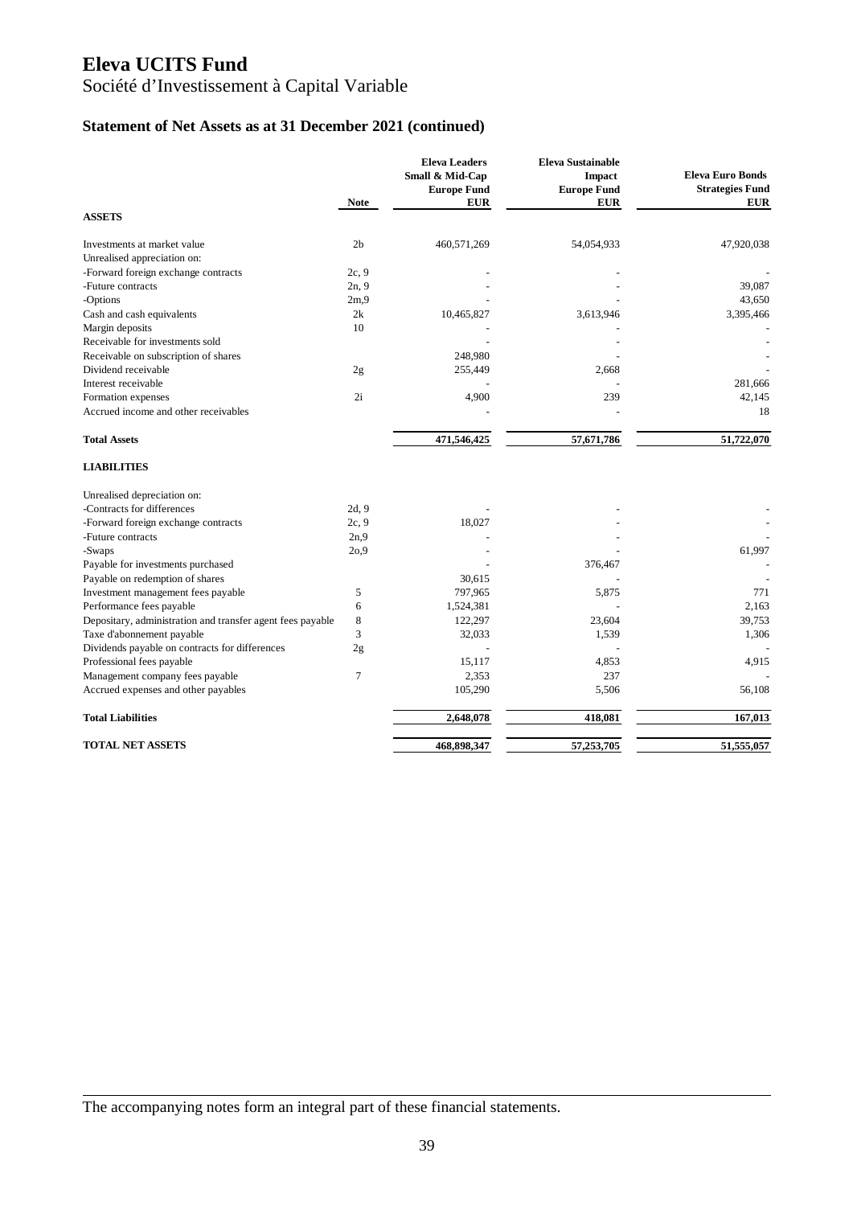# Eleva UCITS Fund

Société d'Investissement à Capital Variable

## Statement of Net Assets as at 31 December 2021 (continued)

| | Note | Eleva Leaders Small & Mid-Cap Europe Fund EUR | Eleva Sustainable Impact Europe Fund EUR | Eleva Euro Bonds Strategies Fund EUR |
|---|---|---|---|---|
| **ASSETS** | | | | |
| Investments at market value | 2b | 460,571,269 | 54,054,933 | 47,920,038 |
| Unrealised appreciation on: | | | | |
| -Forward foreign exchange contracts | 2c, 9 | - | - | - |
| -Future contracts | 2n, 9 | - | - | 39,087 |
| -Options | 2m,9 | - | - | 43,650 |
| Cash and cash equivalents | 2k | 10,465,827 | 3,613,946 | 3,395,466 |
| Margin deposits | 10 | - | - | - |
| Receivable for investments sold | | - | - | - |
| Receivable on subscription of shares | | 248,980 | - | - |
| Dividend receivable | 2g | 255,449 | 2,668 | - |
| Interest receivable | | - | - | 281,666 |
| Formation expenses | 2i | 4,900 | 239 | 42,145 |
| Accrued income and other receivables | | - | - | 18 |
| **Total Assets** | | **471,546,425** | **57,671,786** | **51,722,070** |
| **LIABILITIES** | | | | |
| Unrealised depreciation on: | | | | |
| -Contracts for differences | 2d, 9 | - | - | - |
| -Forward foreign exchange contracts | 2c, 9 | 18,027 | - | - |
| -Future contracts | 2n,9 | - | - | - |
| -Swaps | 2o,9 | - | - | 61,997 |
| Payable for investments purchased | | - | 376,467 | - |
| Payable on redemption of shares | | 30,615 | - | - |
| Investment management fees payable | 5 | 797,965 | 5,875 | 771 |
| Performance fees payable | 6 | 1,524,381 | - | 2,163 |
| Depositary, administration and transfer agent fees payable | 8 | 122,297 | 23,604 | 39,753 |
| Taxe d'abonnement payable | 3 | 32,033 | 1,539 | 1,306 |
| Dividends payable on contracts for differences | 2g | - | - | - |
| Professional fees payable | | 15,117 | 4,853 | 4,915 |
| Management company fees payable | 7 | 2,353 | 237 | - |
| Accrued expenses and other payables | | 105,290 | 5,506 | 56,108 |
| **Total Liabilities** | | **2,648,078** | **418,081** | **167,013** |
| **TOTAL NET ASSETS** | | **468,898,347** | **57,253,705** | **51,555,057** |

The accompanying notes form an integral part of these financial statements.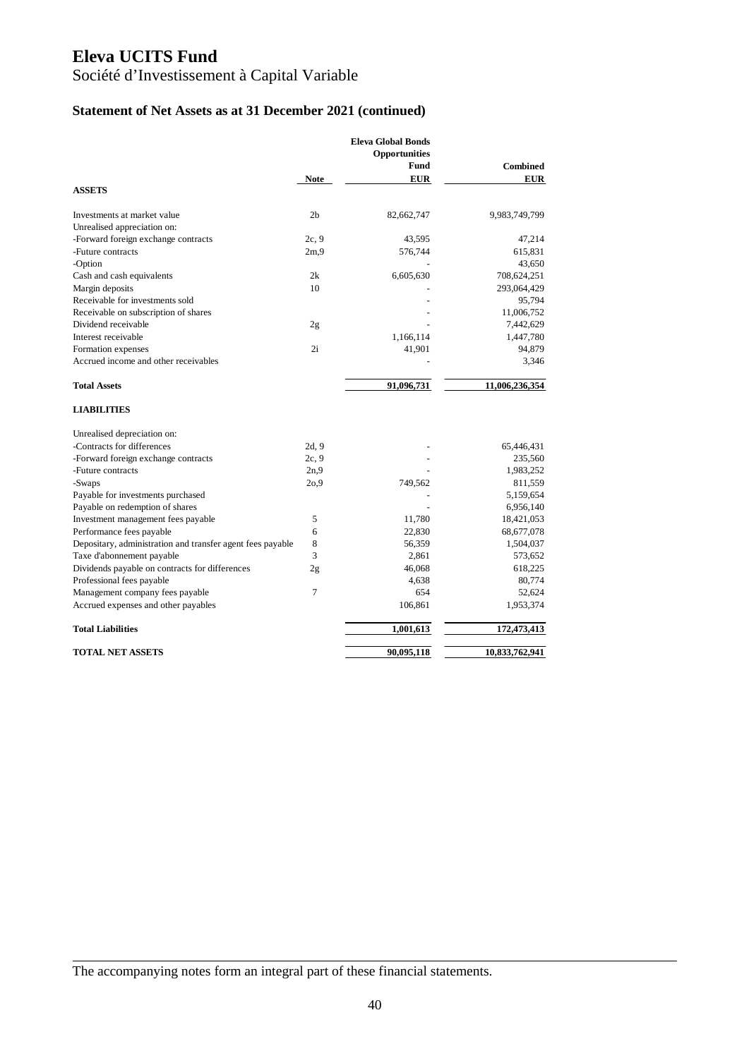# Eleva UCITS Fund

Société d'Investissement à Capital Variable

## Statement of Net Assets as at 31 December 2021 (continued)

| | Note | Eleva Global Bonds Opportunities Fund EUR | Combined EUR |
|---|---|---|---|
| **ASSETS** | | | |
| Investments at market value | 2b | 82,662,747 | 9,983,749,799 |
| Unrealised appreciation on: | | | |
| -Forward foreign exchange contracts | 2c, 9 | 43,595 | 47,214 |
| -Future contracts | 2m,9 | 576,744 | 615,831 |
| -Option | | - | 43,650 |
| Cash and cash equivalents | 2k | 6,605,630 | 708,624,251 |
| Margin deposits | 10 | - | 293,064,429 |
| Receivable for investments sold | | - | 95,794 |
| Receivable on subscription of shares | | - | 11,006,752 |
| Dividend receivable | 2g | - | 7,442,629 |
| Interest receivable | | 1,166,114 | 1,447,780 |
| Formation expenses | 2i | 41,901 | 94,879 |
| Accrued income and other receivables | | - | 3,346 |
| **Total Assets** | | **91,096,731** | **11,006,236,354** |
| **LIABILITIES** | | | |
| Unrealised depreciation on: | | | |
| -Contracts for differences | 2d, 9 | - | 65,446,431 |
| -Forward foreign exchange contracts | 2c, 9 | - | 235,560 |
| -Future contracts | 2n,9 | - | 1,983,252 |
| -Swaps | 2o,9 | 749,562 | 811,559 |
| Payable for investments purchased | | - | 5,159,654 |
| Payable on redemption of shares | | - | 6,956,140 |
| Investment management fees payable | 5 | 11,780 | 18,421,053 |
| Performance fees payable | 6 | 22,830 | 68,677,078 |
| Depositary, administration and transfer agent fees payable | 8 | 56,359 | 1,504,037 |
| Taxe d'abonnement payable | 3 | 2,861 | 573,652 |
| Dividends payable on contracts for differences | 2g | 46,068 | 618,225 |
| Professional fees payable | | 4,638 | 80,774 |
| Management company fees payable | 7 | 654 | 52,624 |
| Accrued expenses and other payables | | 106,861 | 1,953,374 |
| **Total Liabilities** | | **1,001,613** | **172,473,413** |
| **TOTAL NET ASSETS** | | **90,095,118** | **10,833,762,941** |

The accompanying notes form an integral part of these financial statements.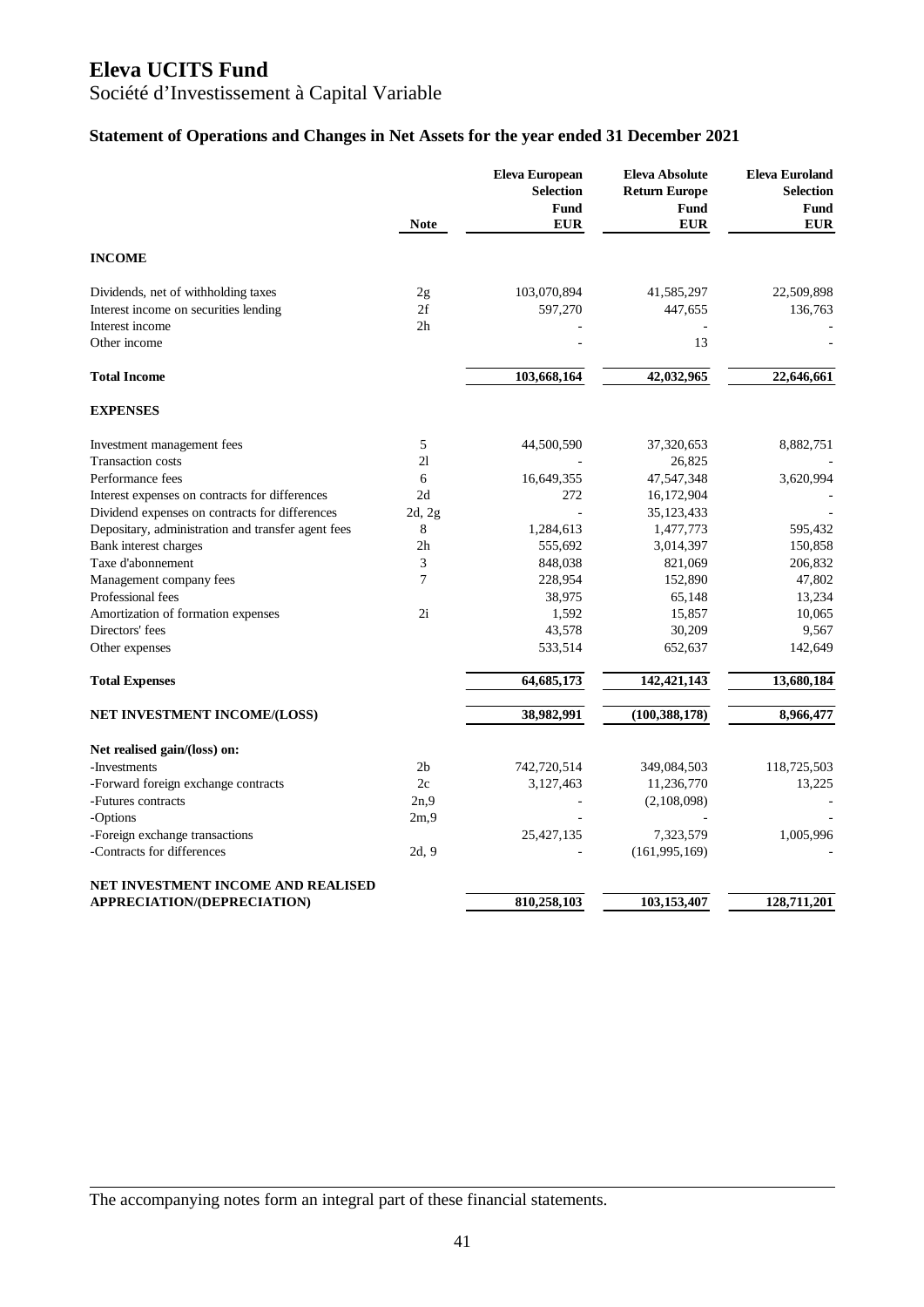# Eleva UCITS Fund

Société d'Investissement à Capital Variable

## Statement of Operations and Changes in Net Assets for the year ended 31 December 2021

| | Note | Eleva European Selection Fund EUR | Eleva Absolute Return Europe Fund EUR | Eleva Euroland Selection Fund EUR |
|---|---|---|---|---|
| **INCOME** | | | | |
| Dividends, net of withholding taxes | 2g | 103,070,894 | 41,585,297 | 22,509,898 |
| Interest income on securities lending | 2f | 597,270 | 447,655 | 136,763 |
| Interest income | 2h | - | - | - |
| Other income | | - | 13 | - |
| **Total Income** | | **103,668,164** | **42,032,965** | **22,646,661** |
| **EXPENSES** | | | | |
| Investment management fees | 5 | 44,500,590 | 37,320,653 | 8,882,751 |
| Transaction costs | 2l | - | 26,825 | - |
| Performance fees | 6 | 16,649,355 | 47,547,348 | 3,620,994 |
| Interest expenses on contracts for differences | 2d | 272 | 16,172,904 | - |
| Dividend expenses on contracts for differences | 2d, 2g | - | 35,123,433 | - |
| Depositary, administration and transfer agent fees | 8 | 1,284,613 | 1,477,773 | 595,432 |
| Bank interest charges | 2h | 555,692 | 3,014,397 | 150,858 |
| Taxe d'abonnement | 3 | 848,038 | 821,069 | 206,832 |
| Management company fees | 7 | 228,954 | 152,890 | 47,802 |
| Professional fees | | 38,975 | 65,148 | 13,234 |
| Amortization of formation expenses | 2i | 1,592 | 15,857 | 10,065 |
| Directors' fees | | 43,578 | 30,209 | 9,567 |
| Other expenses | | 533,514 | 652,637 | 142,649 |
| **Total Expenses** | | **64,685,173** | **142,421,143** | **13,680,184** |
| **NET INVESTMENT INCOME/(LOSS)** | | **38,982,991** | **(100,388,178)** | **8,966,477** |
| **Net realised gain/(loss) on:** | | | | |
| -Investments | 2b | 742,720,514 | 349,084,503 | 118,725,503 |
| -Forward foreign exchange contracts | 2c | 3,127,463 | 11,236,770 | 13,225 |
| -Futures contracts | 2n,9 | - | (2,108,098) | - |
| -Options | 2m,9 | - | - | - |
| -Foreign exchange transactions | | 25,427,135 | 7,323,579 | 1,005,996 |
| -Contracts for differences | 2d, 9 | - | (161,995,169) | - |
| **NET INVESTMENT INCOME AND REALISED APPRECIATION/(DEPRECIATION)** | | **810,258,103** | **103,153,407** | **128,711,201** |

The accompanying notes form an integral part of these financial statements.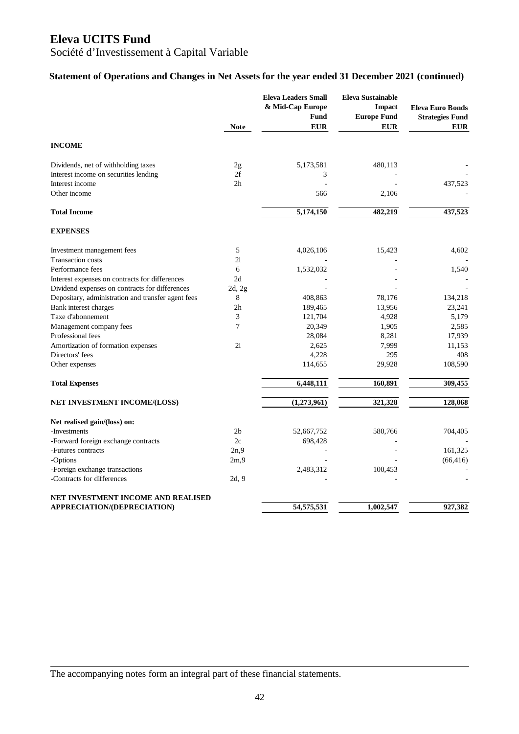# Eleva UCITS Fund

Société d'Investissement à Capital Variable

## Statement of Operations and Changes in Net Assets for the year ended 31 December 2021 (continued)

| | Note | Eleva Leaders Small & Mid-Cap Europe Fund EUR | Eleva Sustainable Impact Europe Fund EUR | Eleva Euro Bonds Strategies Fund EUR |
|---|---|---|---|---|
| **INCOME** | | | | |
| Dividends, net of withholding taxes | 2g | 5,173,581 | 480,113 | - |
| Interest income on securities lending | 2f | 3 | - | - |
| Interest income | 2h | - | - | 437,523 |
| Other income | | 566 | 2,106 | - |
| **Total Income** | | **5,174,150** | **482,219** | **437,523** |
| **EXPENSES** | | | | |
| Investment management fees | 5 | 4,026,106 | 15,423 | 4,602 |
| Transaction costs | 2l | - | - | - |
| Performance fees | 6 | 1,532,032 | - | 1,540 |
| Interest expenses on contracts for differences | 2d | - | - | - |
| Dividend expenses on contracts for differences | 2d, 2g | - | - | - |
| Depositary, administration and transfer agent fees | 8 | 408,863 | 78,176 | 134,218 |
| Bank interest charges | 2h | 189,465 | 13,956 | 23,241 |
| Taxe d'abonnement | 3 | 121,704 | 4,928 | 5,179 |
| Management company fees | 7 | 20,349 | 1,905 | 2,585 |
| Professional fees | | 28,084 | 8,281 | 17,939 |
| Amortization of formation expenses | 2i | 2,625 | 7,999 | 11,153 |
| Directors' fees | | 4,228 | 295 | 408 |
| Other expenses | | 114,655 | 29,928 | 108,590 |
| **Total Expenses** | | **6,448,111** | **160,891** | **309,455** |
| **NET INVESTMENT INCOME/(LOSS)** | | **(1,273,961)** | **321,328** | **128,068** |
| **Net realised gain/(loss) on:** | | | | |
| -Investments | 2b | 52,667,752 | 580,766 | 704,405 |
| -Forward foreign exchange contracts | 2c | 698,428 | - | - |
| -Futures contracts | 2n,9 | - | - | 161,325 |
| -Options | 2m,9 | - | - | (66,416) |
| -Foreign exchange transactions | | 2,483,312 | 100,453 | - |
| -Contracts for differences | 2d, 9 | - | - | - |
| **NET INVESTMENT INCOME AND REALISED APPRECIATION/(DEPRECIATION)** | | **54,575,531** | **1,002,547** | **927,382** |

The accompanying notes form an integral part of these financial statements.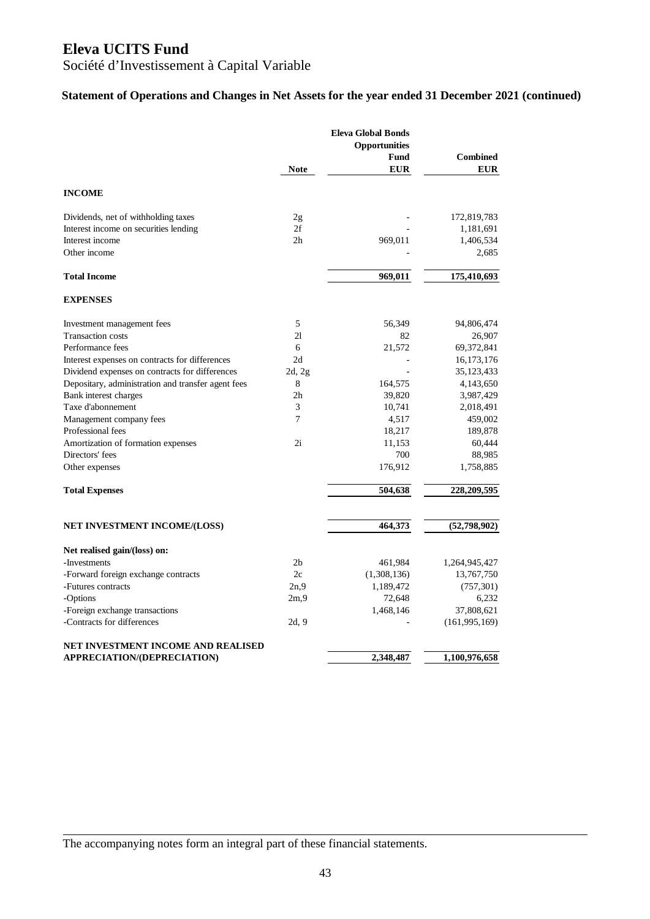# Eleva UCITS Fund

Société d'Investissement à Capital Variable

## Statement of Operations and Changes in Net Assets for the year ended 31 December 2021 (continued)

| | Note | Eleva Global Bonds Opportunities Fund EUR | Combined EUR |
|---|---|---|---|
| **INCOME** | | | |
| Dividends, net of withholding taxes | 2g | - | 172,819,783 |
| Interest income on securities lending | 2f | - | 1,181,691 |
| Interest income | 2h | 969,011 | 1,406,534 |
| Other income | | - | 2,685 |
| **Total Income** | | **969,011** | **175,410,693** |
| **EXPENSES** | | | |
| Investment management fees | 5 | 56,349 | 94,806,474 |
| Transaction costs | 2l | 82 | 26,907 |
| Performance fees | 6 | 21,572 | 69,372,841 |
| Interest expenses on contracts for differences | 2d | - | 16,173,176 |
| Dividend expenses on contracts for differences | 2d, 2g | - | 35,123,433 |
| Depositary, administration and transfer agent fees | 8 | 164,575 | 4,143,650 |
| Bank interest charges | 2h | 39,820 | 3,987,429 |
| Taxe d'abonnement | 3 | 10,741 | 2,018,491 |
| Management company fees | 7 | 4,517 | 459,002 |
| Professional fees | | 18,217 | 189,878 |
| Amortization of formation expenses | 2i | 11,153 | 60,444 |
| Directors' fees | | 700 | 88,985 |
| Other expenses | | 176,912 | 1,758,885 |
| **Total Expenses** | | **504,638** | **228,209,595** |
| **NET INVESTMENT INCOME/(LOSS)** | | **464,373** | **(52,798,902)** |
| **Net realised gain/(loss) on:** | | | |
| -Investments | 2b | 461,984 | 1,264,945,427 |
| -Forward foreign exchange contracts | 2c | (1,308,136) | 13,767,750 |
| -Futures contracts | 2n,9 | 1,189,472 | (757,301) |
| -Options | 2m,9 | 72,648 | 6,232 |
| -Foreign exchange transactions | | 1,468,146 | 37,808,621 |
| -Contracts for differences | 2d, 9 | - | (161,995,169) |
| **NET INVESTMENT INCOME AND REALISED APPRECIATION/(DEPRECIATION)** | | **2,348,487** | **1,100,976,658** |

The accompanying notes form an integral part of these financial statements.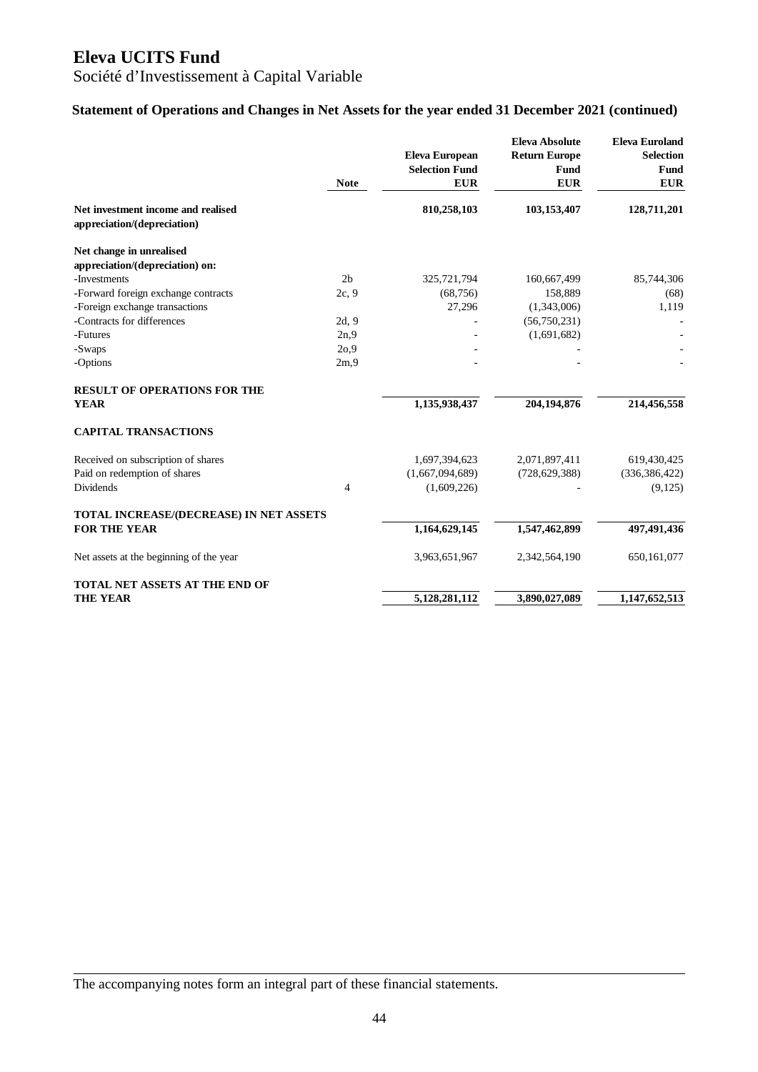# Eleva UCITS Fund

Société d'Investissement à Capital Variable

## Statement of Operations and Changes in Net Assets for the year ended 31 December 2021 (continued)

| | Note | Eleva European Selection Fund EUR | Eleva Absolute Return Europe Fund EUR | Eleva Euroland Selection Fund EUR |
|---|---|---|---|---|
| **Net investment income and realised appreciation/(depreciation)** | | **810,258,103** | **103,153,407** | **128,711,201** |
| **Net change in unrealised appreciation/(depreciation) on:** | | | | |
| -Investments | 2b | 325,721,794 | 160,667,499 | 85,744,306 |
| -Forward foreign exchange contracts | 2c, 9 | (68,756) | 158,889 | (68) |
| -Foreign exchange transactions | | 27,296 | (1,343,006) | 1,119 |
| -Contracts for differences | 2d, 9 | - | (56,750,231) | - |
| -Futures | 2n,9 | - | (1,691,682) | - |
| -Swaps | 2o,9 | - | - | - |
| -Options | 2m,9 | - | - | - |
| **RESULT OF OPERATIONS FOR THE YEAR** | | **1,135,938,437** | **204,194,876** | **214,456,558** |
| **CAPITAL TRANSACTIONS** | | | | |
| Received on subscription of shares | | 1,697,394,623 | 2,071,897,411 | 619,430,425 |
| Paid on redemption of shares | | (1,667,094,689) | (728,629,388) | (336,386,422) |
| Dividends | 4 | (1,609,226) | - | (9,125) |
| **TOTAL INCREASE/(DECREASE) IN NET ASSETS FOR THE YEAR** | | **1,164,629,145** | **1,547,462,899** | **497,491,436** |
| Net assets at the beginning of the year | | 3,963,651,967 | 2,342,564,190 | 650,161,077 |
| **TOTAL NET ASSETS AT THE END OF THE YEAR** | | **5,128,281,112** | **3,890,027,089** | **1,147,652,513** |

The accompanying notes form an integral part of these financial statements.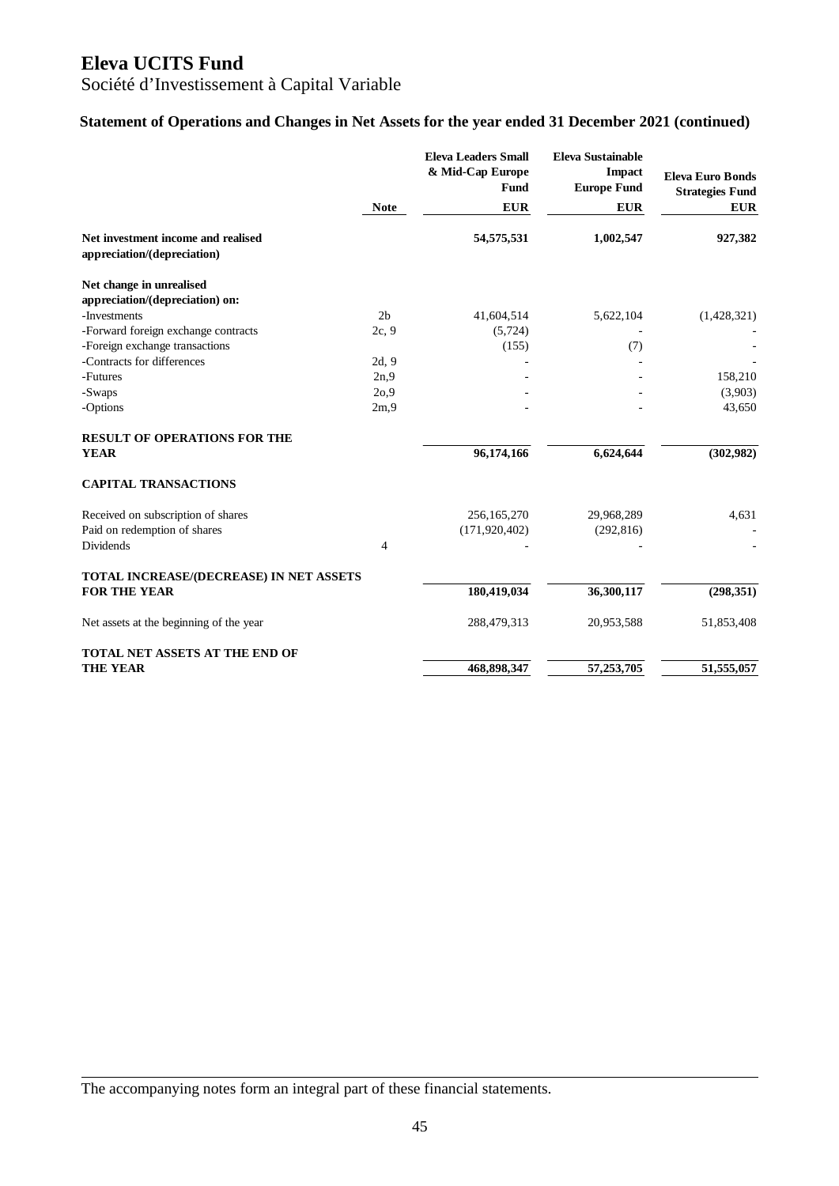# Eleva UCITS Fund

Société d'Investissement à Capital Variable

## Statement of Operations and Changes in Net Assets for the year ended 31 December 2021 (continued)

| | Note | Eleva Leaders Small & Mid-Cap Europe Fund | Eleva Sustainable Impact Europe Fund | Eleva Euro Bonds Strategies Fund |
|---|---|---|---|---|
| | | EUR | EUR | EUR |
| **Net investment income and realised appreciation/(depreciation)** | | **54,575,531** | **1,002,547** | **927,382** |
| **Net change in unrealised appreciation/(depreciation) on:** | | | | |
| -Investments | 2b | 41,604,514 | 5,622,104 | (1,428,321) |
| -Forward foreign exchange contracts | 2c, 9 | (5,724) | - | - |
| -Foreign exchange transactions | | (155) | (7) | - |
| -Contracts for differences | 2d, 9 | - | - | - |
| -Futures | 2n,9 | - | - | 158,210 |
| -Swaps | 2o,9 | - | - | (3,903) |
| -Options | 2m,9 | - | - | 43,650 |
| **RESULT OF OPERATIONS FOR THE YEAR** | | **96,174,166** | **6,624,644** | **(302,982)** |
| **CAPITAL TRANSACTIONS** | | | | |
| Received on subscription of shares | | 256,165,270 | 29,968,289 | 4,631 |
| Paid on redemption of shares | | (171,920,402) | (292,816) | - |
| Dividends | 4 | - | - | - |
| **TOTAL INCREASE/(DECREASE) IN NET ASSETS FOR THE YEAR** | | **180,419,034** | **36,300,117** | **(298,351)** |
| Net assets at the beginning of the year | | 288,479,313 | 20,953,588 | 51,853,408 |
| **TOTAL NET ASSETS AT THE END OF THE YEAR** | | **468,898,347** | **57,253,705** | **51,555,057** |

The accompanying notes form an integral part of these financial statements.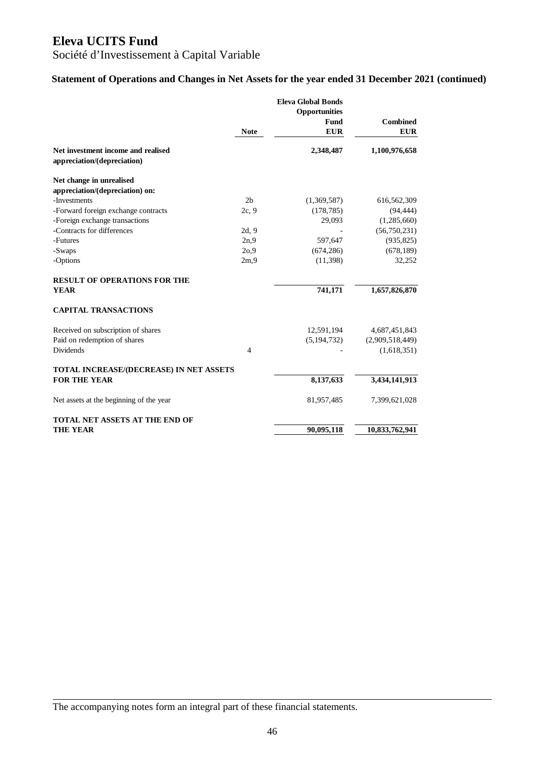# Eleva UCITS Fund

Société d'Investissement à Capital Variable

## Statement of Operations and Changes in Net Assets for the year ended 31 December 2021 (continued)

| | Note | Eleva Global Bonds Opportunities Fund EUR | Combined EUR |
|---|---|---|---|
| **Net investment income and realised appreciation/(depreciation)** | | **2,348,487** | **1,100,976,658** |
| **Net change in unrealised appreciation/(depreciation) on:** | | | |
| -Investments | 2b | (1,369,587) | 616,562,309 |
| -Forward foreign exchange contracts | 2c, 9 | (178,785) | (94,444) |
| -Foreign exchange transactions | | 29,093 | (1,285,660) |
| -Contracts for differences | 2d, 9 | - | (56,750,231) |
| -Futures | 2n,9 | 597,647 | (935,825) |
| -Swaps | 2o,9 | (674,286) | (678,189) |
| -Options | 2m,9 | (11,398) | 32,252 |
| **RESULT OF OPERATIONS FOR THE YEAR** | | **741,171** | **1,657,826,870** |
| **CAPITAL TRANSACTIONS** | | | |
| Received on subscription of shares | | 12,591,194 | 4,687,451,843 |
| Paid on redemption of shares | | (5,194,732) | (2,909,518,449) |
| Dividends | 4 | - | (1,618,351) |
| **TOTAL INCREASE/(DECREASE) IN NET ASSETS FOR THE YEAR** | | **8,137,633** | **3,434,141,913** |
| Net assets at the beginning of the year | | 81,957,485 | 7,399,621,028 |
| **TOTAL NET ASSETS AT THE END OF THE YEAR** | | **90,095,118** | **10,833,762,941** |

The accompanying notes form an integral part of these financial statements.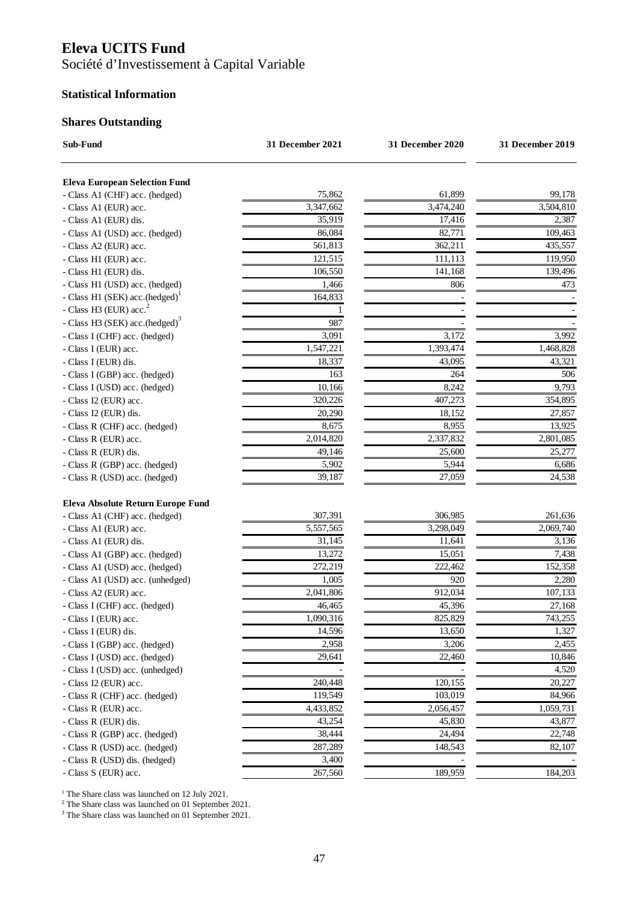# Eleva UCITS Fund

Société d'Investissement à Capital Variable

### Statistical Information

### Shares Outstanding

| Sub-Fund | 31 December 2021 | 31 December 2020 | 31 December 2019 |
|---|---|---|---|
| **Eleva European Selection Fund** | | | |
| - Class A1 (CHF) acc. (hedged) | 75,862 | 61,899 | 99,178 |
| - Class A1 (EUR) acc. | 3,347,662 | 3,474,240 | 3,504,810 |
| - Class A1 (EUR) dis. | 35,919 | 17,416 | 2,387 |
| - Class A1 (USD) acc. (hedged) | 86,084 | 82,771 | 109,463 |
| - Class A2 (EUR) acc. | 561,813 | 362,211 | 435,557 |
| - Class H1 (EUR) acc. | 121,515 | 111,113 | 119,950 |
| - Class H1 (EUR) dis. | 106,550 | 141,168 | 139,496 |
| - Class H1 (USD) acc. (hedged) | 1,466 | 806 | 473 |
| - Class H1 (SEK) acc.(hedged)[1] | 164,833 | - | - |
| - Class H3 (EUR) acc.[2] | 1 | - | - |
| - Class H3 (SEK) acc.(hedged)[3] | 987 | - | - |
| - Class I (CHF) acc. (hedged) | 3,091 | 3,172 | 3,992 |
| - Class I (EUR) acc. | 1,547,221 | 1,393,474 | 1,468,828 |
| - Class I (EUR) dis. | 18,337 | 43,095 | 43,321 |
| - Class I (GBP) acc. (hedged) | 163 | 264 | 506 |
| - Class I (USD) acc. (hedged) | 10,166 | 8,242 | 9,793 |
| - Class I2 (EUR) acc. | 320,226 | 407,273 | 354,895 |
| - Class I2 (EUR) dis. | 20,290 | 18,152 | 27,857 |
| - Class R (CHF) acc. (hedged) | 8,675 | 8,955 | 13,925 |
| - Class R (EUR) acc. | 2,014,820 | 2,337,832 | 2,801,085 |
| - Class R (EUR) dis. | 49,146 | 25,600 | 25,277 |
| - Class R (GBP) acc. (hedged) | 5,902 | 5,944 | 6,686 |
| - Class R (USD) acc. (hedged) | 39,187 | 27,059 | 24,538 |
| **Eleva Absolute Return Europe Fund** | | | |
| - Class A1 (CHF) acc. (hedged) | 307,391 | 306,985 | 261,636 |
| - Class A1 (EUR) acc. | 5,557,565 | 3,298,049 | 2,069,740 |
| - Class A1 (EUR) dis. | 31,145 | 11,641 | 3,136 |
| - Class A1 (GBP) acc. (hedged) | 13,272 | 15,051 | 7,438 |
| - Class A1 (USD) acc. (hedged) | 272,219 | 222,462 | 152,358 |
| - Class A1 (USD) acc. (unhedged) | 1,005 | 920 | 2,280 |
| - Class A2 (EUR) acc. | 2,041,806 | 912,034 | 107,133 |
| - Class I (CHF) acc. (hedged) | 46,465 | 45,396 | 27,168 |
| - Class I (EUR) acc. | 1,090,316 | 825,829 | 743,255 |
| - Class I (EUR) dis. | 14,596 | 13,650 | 1,327 |
| - Class I (GBP) acc. (hedged) | 2,958 | 3,206 | 2,455 |
| - Class I (USD) acc. (hedged) | 29,641 | 22,460 | 10,846 |
| - Class I (USD) acc. (unhedged) | - | - | 4,520 |
| - Class I2 (EUR) acc. | 240,448 | 120,155 | 20,227 |
| - Class R (CHF) acc. (hedged) | 119,549 | 103,019 | 84,966 |
| - Class R (EUR) acc. | 4,433,852 | 2,056,457 | 1,059,731 |
| - Class R (EUR) dis. | 43,254 | 45,830 | 43,877 |
| - Class R (GBP) acc. (hedged) | 38,444 | 24,494 | 22,748 |
| - Class R (USD) acc. (hedged) | 287,289 | 148,543 | 82,107 |
| - Class R (USD) dis. (hedged) | 3,400 | - | - |
| - Class S (EUR) acc. | 267,560 | 189,959 | 184,203 |

[1] The Share class was launched on 12 July 2021.
[2] The Share class was launched on 01 September 2021.
[3] The Share class was launched on 01 September 2021.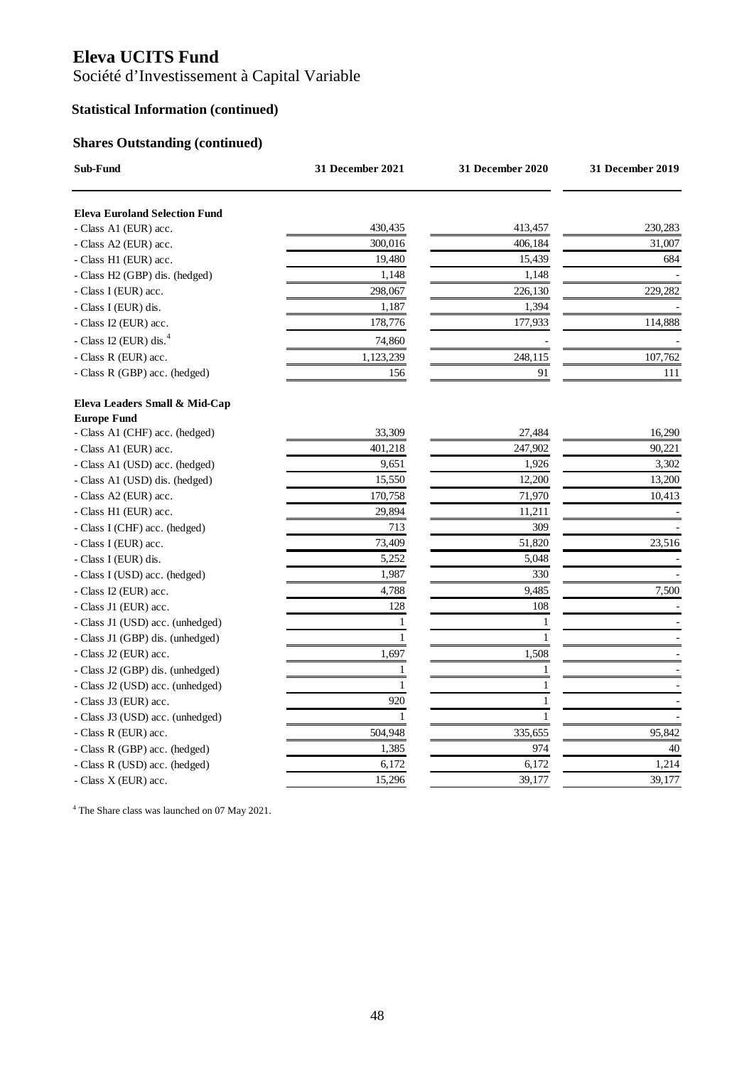# Eleva UCITS Fund

Société d'Investissement à Capital Variable

### Statistical Information (continued)

### Shares Outstanding (continued)

| Sub-Fund | 31 December 2021 | 31 December 2020 | 31 December 2019 |
|---|---|---|---|
| **Eleva Euroland Selection Fund** | | | |
| - Class A1 (EUR) acc. | 430,435 | 413,457 | 230,283 |
| - Class A2 (EUR) acc. | 300,016 | 406,184 | 31,007 |
| - Class H1 (EUR) acc. | 19,480 | 15,439 | 684 |
| - Class H2 (GBP) dis. (hedged) | 1,148 | 1,148 | - |
| - Class I (EUR) acc. | 298,067 | 226,130 | 229,282 |
| - Class I (EUR) dis. | 1,187 | 1,394 | - |
| - Class I2 (EUR) acc. | 178,776 | 177,933 | 114,888 |
| - Class I2 (EUR) dis.[4] | 74,860 | - | - |
| - Class R (EUR) acc. | 1,123,239 | 248,115 | 107,762 |
| - Class R (GBP) acc. (hedged) | 156 | 91 | 111 |
| **Eleva Leaders Small & Mid-Cap Europe Fund** | | | |
| - Class A1 (CHF) acc. (hedged) | 33,309 | 27,484 | 16,290 |
| - Class A1 (EUR) acc. | 401,218 | 247,902 | 90,221 |
| - Class A1 (USD) acc. (hedged) | 9,651 | 1,926 | 3,302 |
| - Class A1 (USD) dis. (hedged) | 15,550 | 12,200 | 13,200 |
| - Class A2 (EUR) acc. | 170,758 | 71,970 | 10,413 |
| - Class H1 (EUR) acc. | 29,894 | 11,211 | - |
| - Class I (CHF) acc. (hedged) | 713 | 309 | - |
| - Class I (EUR) acc. | 73,409 | 51,820 | 23,516 |
| - Class I (EUR) dis. | 5,252 | 5,048 | - |
| - Class I (USD) acc. (hedged) | 1,987 | 330 | - |
| - Class I2 (EUR) acc. | 4,788 | 9,485 | 7,500 |
| - Class J1 (EUR) acc. | 128 | 108 | - |
| - Class J1 (USD) acc. (unhedged) | 1 | 1 | - |
| - Class J1 (GBP) dis. (unhedged) | 1 | 1 | - |
| - Class J2 (EUR) acc. | 1,697 | 1,508 | - |
| - Class J2 (GBP) dis. (unhedged) | 1 | 1 | - |
| - Class J2 (USD) acc. (unhedged) | 1 | 1 | - |
| - Class J3 (EUR) acc. | 920 | 1 | - |
| - Class J3 (USD) acc. (unhedged) | 1 | 1 | - |
| - Class R (EUR) acc. | 504,948 | 335,655 | 95,842 |
| - Class R (GBP) acc. (hedged) | 1,385 | 974 | 40 |
| - Class R (USD) acc. (hedged) | 6,172 | 6,172 | 1,214 |
| - Class X (EUR) acc. | 15,296 | 39,177 | 39,177 |

[4] The Share class was launched on 07 May 2021.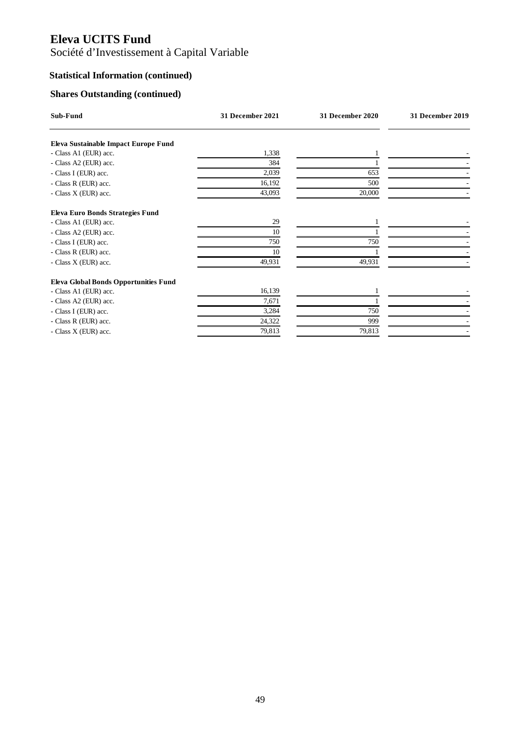# Eleva UCITS Fund

Société d'Investissement à Capital Variable

## Statistical Information (continued)

## Shares Outstanding (continued)

| Sub-Fund | 31 December 2021 | 31 December 2020 | 31 December 2019 |
|---|---|---|---|
| **Eleva Sustainable Impact Europe Fund** | | | |
| - Class A1 (EUR) acc. | 1,338 | 1 | - |
| - Class A2 (EUR) acc. | 384 | 1 | - |
| - Class I (EUR) acc. | 2,039 | 653 | - |
| - Class R (EUR) acc. | 16,192 | 500 | - |
| - Class X (EUR) acc. | 43,093 | 20,000 | - |
| **Eleva Euro Bonds Strategies Fund** | | | |
| - Class A1 (EUR) acc. | 29 | 1 | - |
| - Class A2 (EUR) acc. | 10 | 1 | - |
| - Class I (EUR) acc. | 750 | 750 | - |
| - Class R (EUR) acc. | 10 | 1 | - |
| - Class X (EUR) acc. | 49,931 | 49,931 | - |
| **Eleva Global Bonds Opportunities Fund** | | | |
| - Class A1 (EUR) acc. | 16,139 | 1 | - |
| - Class A2 (EUR) acc. | 7,671 | 1 | - |
| - Class I (EUR) acc. | 3,284 | 750 | - |
| - Class R (EUR) acc. | 24,322 | 999 | - |
| - Class X (EUR) acc. | 79,813 | 79,813 | - |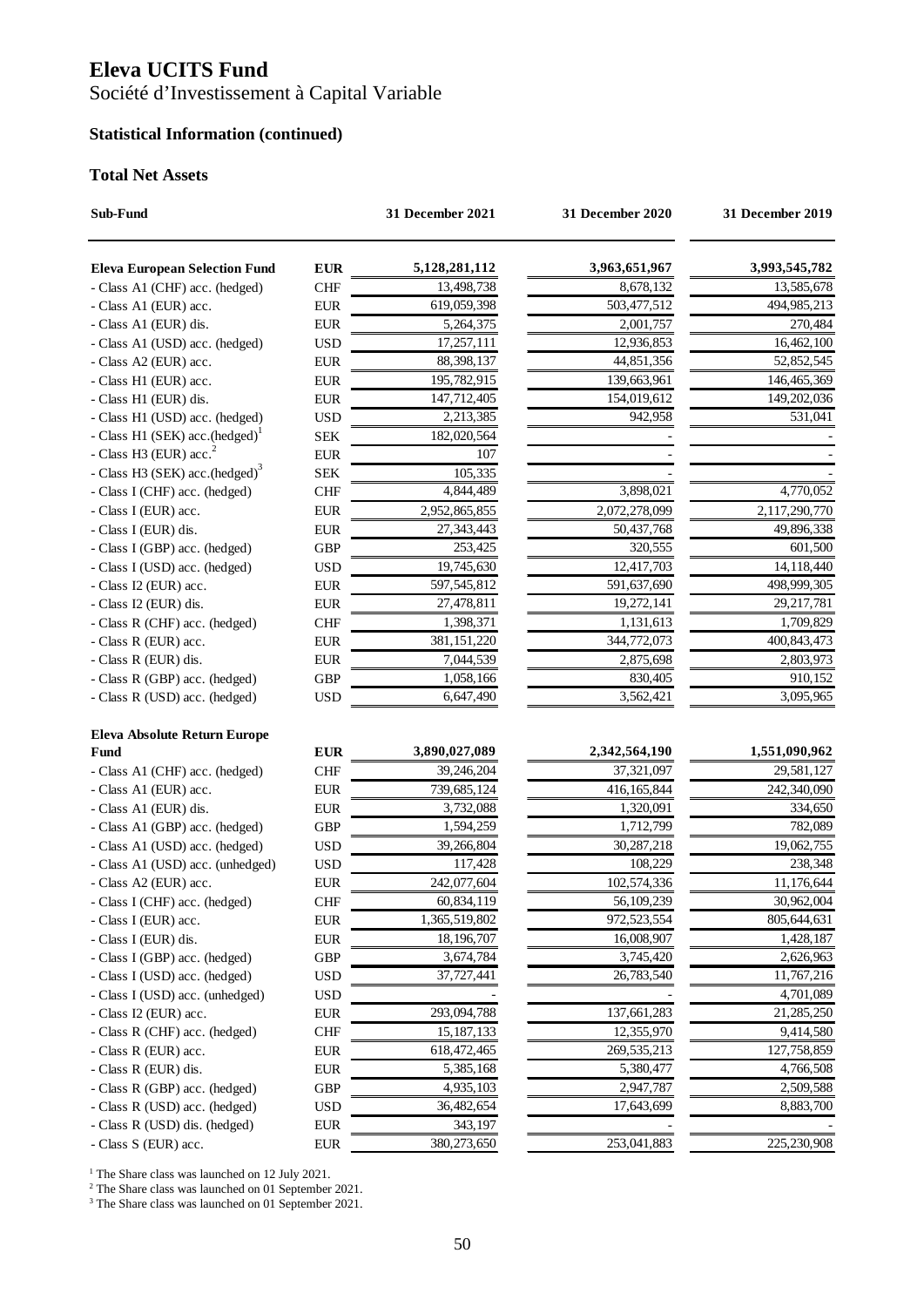# Eleva UCITS Fund

Société d'Investissement à Capital Variable

## Statistical Information (continued)

### Total Net Assets

| Sub-Fund | | 31 December 2021 | 31 December 2020 | 31 December 2019 |
|---|---|---|---|---|
| **Eleva European Selection Fund** | **EUR** | **5,128,281,112** | **3,963,651,967** | **3,993,545,782** |
| - Class A1 (CHF) acc. (hedged) | CHF | 13,498,738 | 8,678,132 | 13,585,678 |
| - Class A1 (EUR) acc. | EUR | 619,059,398 | 503,477,512 | 494,985,213 |
| - Class A1 (EUR) dis. | EUR | 5,264,375 | 2,001,757 | 270,484 |
| - Class A1 (USD) acc. (hedged) | USD | 17,257,111 | 12,936,853 | 16,462,100 |
| - Class A2 (EUR) acc. | EUR | 88,398,137 | 44,851,356 | 52,852,545 |
| - Class H1 (EUR) acc. | EUR | 195,782,915 | 139,663,961 | 146,465,369 |
| - Class H1 (EUR) dis. | EUR | 147,712,405 | 154,019,612 | 149,202,036 |
| - Class H1 (USD) acc. (hedged) | USD | 2,213,385 | 942,958 | 531,041 |
| - Class H1 (SEK) acc.(hedged)[1] | SEK | 182,020,564 | - | - |
| - Class H3 (EUR) acc.[2] | EUR | 107 | - | - |
| - Class H3 (SEK) acc.(hedged)[3] | SEK | 105,335 | - | - |
| - Class I (CHF) acc. (hedged) | CHF | 4,844,489 | 3,898,021 | 4,770,052 |
| - Class I (EUR) acc. | EUR | 2,952,865,855 | 2,072,278,099 | 2,117,290,770 |
| - Class I (EUR) dis. | EUR | 27,343,443 | 50,437,768 | 49,896,338 |
| - Class I (GBP) acc. (hedged) | GBP | 253,425 | 320,555 | 601,500 |
| - Class I (USD) acc. (hedged) | USD | 19,745,630 | 12,417,703 | 14,118,440 |
| - Class I2 (EUR) acc. | EUR | 597,545,812 | 591,637,690 | 498,999,305 |
| - Class I2 (EUR) dis. | EUR | 27,478,811 | 19,272,141 | 29,217,781 |
| - Class R (CHF) acc. (hedged) | CHF | 1,398,371 | 1,131,613 | 1,709,829 |
| - Class R (EUR) acc. | EUR | 381,151,220 | 344,772,073 | 400,843,473 |
| - Class R (EUR) dis. | EUR | 7,044,539 | 2,875,698 | 2,803,973 |
| - Class R (GBP) acc. (hedged) | GBP | 1,058,166 | 830,405 | 910,152 |
| - Class R (USD) acc. (hedged) | USD | 6,647,490 | 3,562,421 | 3,095,965 |
| **Eleva Absolute Return Europe Fund** | **EUR** | **3,890,027,089** | **2,342,564,190** | **1,551,090,962** |
| - Class A1 (CHF) acc. (hedged) | CHF | 39,246,204 | 37,321,097 | 29,581,127 |
| - Class A1 (EUR) acc. | EUR | 739,685,124 | 416,165,844 | 242,340,090 |
| - Class A1 (EUR) dis. | EUR | 3,732,088 | 1,320,091 | 334,650 |
| - Class A1 (GBP) acc. (hedged) | GBP | 1,594,259 | 1,712,799 | 782,089 |
| - Class A1 (USD) acc. (hedged) | USD | 39,266,804 | 30,287,218 | 19,062,755 |
| - Class A1 (USD) acc. (unhedged) | USD | 117,428 | 108,229 | 238,348 |
| - Class A2 (EUR) acc. | EUR | 242,077,604 | 102,574,336 | 11,176,644 |
| - Class I (CHF) acc. (hedged) | CHF | 60,834,119 | 56,109,239 | 30,962,004 |
| - Class I (EUR) acc. | EUR | 1,365,519,802 | 972,523,554 | 805,644,631 |
| - Class I (EUR) dis. | EUR | 18,196,707 | 16,008,907 | 1,428,187 |
| - Class I (GBP) acc. (hedged) | GBP | 3,674,784 | 3,745,420 | 2,626,963 |
| - Class I (USD) acc. (hedged) | USD | 37,727,441 | 26,783,540 | 11,767,216 |
| - Class I (USD) acc. (unhedged) | USD | - | - | 4,701,089 |
| - Class I2 (EUR) acc. | EUR | 293,094,788 | 137,661,283 | 21,285,250 |
| - Class R (CHF) acc. (hedged) | CHF | 15,187,133 | 12,355,970 | 9,414,580 |
| - Class R (EUR) acc. | EUR | 618,472,465 | 269,535,213 | 127,758,859 |
| - Class R (EUR) dis. | EUR | 5,385,168 | 5,380,477 | 4,766,508 |
| - Class R (GBP) acc. (hedged) | GBP | 4,935,103 | 2,947,787 | 2,509,588 |
| - Class R (USD) acc. (hedged) | USD | 36,482,654 | 17,643,699 | 8,883,700 |
| - Class R (USD) dis. (hedged) | EUR | 343,197 | - | - |
| - Class S (EUR) acc. | EUR | 380,273,650 | 253,041,883 | 225,230,908 |

[1] The Share class was launched on 12 July 2021.
[2] The Share class was launched on 01 September 2021.
[3] The Share class was launched on 01 September 2021.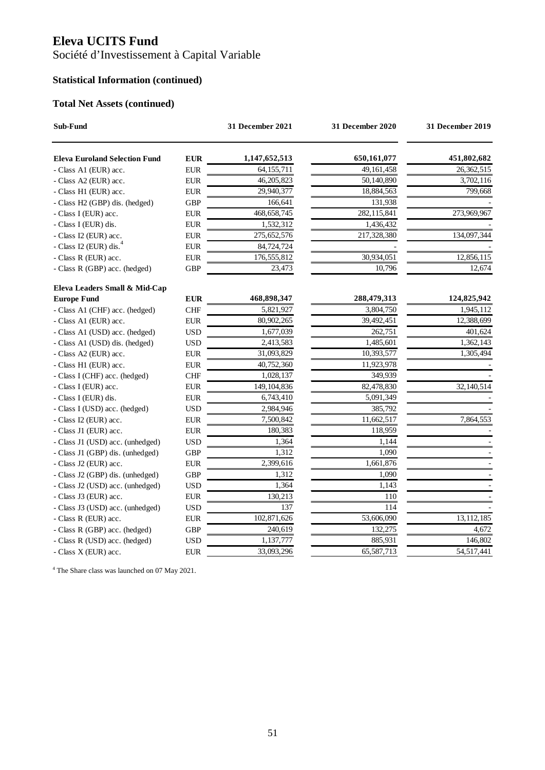# Eleva UCITS Fund

Société d'Investissement à Capital Variable

## Statistical Information (continued)

### Total Net Assets (continued)

| Sub-Fund | | 31 December 2021 | 31 December 2020 | 31 December 2019 |
|---|---|---|---|---|
| **Eleva Euroland Selection Fund** | **EUR** | **1,147,652,513** | **650,161,077** | **451,802,682** |
| - Class A1 (EUR) acc. | EUR | 64,155,711 | 49,161,458 | 26,362,515 |
| - Class A2 (EUR) acc. | EUR | 46,205,823 | 50,140,890 | 3,702,116 |
| - Class H1 (EUR) acc. | EUR | 29,940,377 | 18,884,563 | 799,668 |
| - Class H2 (GBP) dis. (hedged) | GBP | 166,641 | 131,938 | - |
| - Class I (EUR) acc. | EUR | 468,658,745 | 282,115,841 | 273,969,967 |
| - Class I (EUR) dis. | EUR | 1,532,312 | 1,436,432 | - |
| - Class I2 (EUR) acc. | EUR | 275,652,576 | 217,328,380 | 134,097,344 |
| - Class I2 (EUR) dis.[4] | EUR | 84,724,724 | - | - |
| - Class R (EUR) acc. | EUR | 176,555,812 | 30,934,051 | 12,856,115 |
| - Class R (GBP) acc. (hedged) | GBP | 23,473 | 10,796 | 12,674 |
| **Eleva Leaders Small & Mid-Cap Europe Fund** | **EUR** | **468,898,347** | **288,479,313** | **124,825,942** |
| - Class A1 (CHF) acc. (hedged) | CHF | 5,821,927 | 3,804,750 | 1,945,112 |
| - Class A1 (EUR) acc. | EUR | 80,902,265 | 39,492,451 | 12,388,699 |
| - Class A1 (USD) acc. (hedged) | USD | 1,677,039 | 262,751 | 401,624 |
| - Class A1 (USD) dis. (hedged) | USD | 2,413,583 | 1,485,601 | 1,362,143 |
| - Class A2 (EUR) acc. | EUR | 31,093,829 | 10,393,577 | 1,305,494 |
| - Class H1 (EUR) acc. | EUR | 40,752,360 | 11,923,978 | - |
| - Class I (CHF) acc. (hedged) | CHF | 1,028,137 | 349,939 | - |
| - Class I (EUR) acc. | EUR | 149,104,836 | 82,478,830 | 32,140,514 |
| - Class I (EUR) dis. | EUR | 6,743,410 | 5,091,349 | - |
| - Class I (USD) acc. (hedged) | USD | 2,984,946 | 385,792 | - |
| - Class I2 (EUR) acc. | EUR | 7,500,842 | 11,662,517 | 7,864,553 |
| - Class J1 (EUR) acc. | EUR | 180,383 | 118,959 | - |
| - Class J1 (USD) acc. (unhedged) | USD | 1,364 | 1,144 | - |
| - Class J1 (GBP) dis. (unhedged) | GBP | 1,312 | 1,090 | - |
| - Class J2 (EUR) acc. | EUR | 2,399,616 | 1,661,876 | - |
| - Class J2 (GBP) dis. (unhedged) | GBP | 1,312 | 1,090 | - |
| - Class J2 (USD) acc. (unhedged) | USD | 1,364 | 1,143 | - |
| - Class J3 (EUR) acc. | EUR | 130,213 | 110 | - |
| - Class J3 (USD) acc. (unhedged) | USD | 137 | 114 | - |
| - Class R (EUR) acc. | EUR | 102,871,626 | 53,606,090 | 13,112,185 |
| - Class R (GBP) acc. (hedged) | GBP | 240,619 | 132,275 | 4,672 |
| - Class R (USD) acc. (hedged) | USD | 1,137,777 | 885,931 | 146,802 |
| - Class X (EUR) acc. | EUR | 33,093,296 | 65,587,713 | 54,517,441 |

[4] The Share class was launched on 07 May 2021.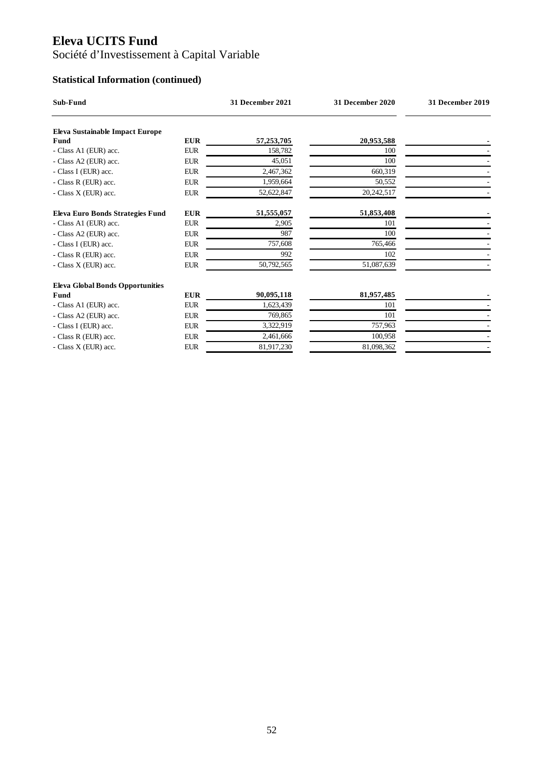# Eleva UCITS Fund

Société d'Investissement à Capital Variable

## Statistical Information (continued)

| Sub-Fund | | 31 December 2021 | 31 December 2020 | 31 December 2019 |
|---|---|---|---|---|
| **Eleva Sustainable Impact Europe Fund** | **EUR** | **57,253,705** | **20,953,588** | **-** |
| - Class A1 (EUR) acc. | EUR | 158,782 | 100 | - |
| - Class A2 (EUR) acc. | EUR | 45,051 | 100 | - |
| - Class I (EUR) acc. | EUR | 2,467,362 | 660,319 | - |
| - Class R (EUR) acc. | EUR | 1,959,664 | 50,552 | - |
| - Class X (EUR) acc. | EUR | 52,622,847 | 20,242,517 | - |
| **Eleva Euro Bonds Strategies Fund** | **EUR** | **51,555,057** | **51,853,408** | **-** |
| - Class A1 (EUR) acc. | EUR | 2,905 | 101 | - |
| - Class A2 (EUR) acc. | EUR | 987 | 100 | - |
| - Class I (EUR) acc. | EUR | 757,608 | 765,466 | - |
| - Class R (EUR) acc. | EUR | 992 | 102 | - |
| - Class X (EUR) acc. | EUR | 50,792,565 | 51,087,639 | - |
| **Eleva Global Bonds Opportunities Fund** | **EUR** | **90,095,118** | **81,957,485** | **-** |
| - Class A1 (EUR) acc. | EUR | 1,623,439 | 101 | - |
| - Class A2 (EUR) acc. | EUR | 769,865 | 101 | - |
| - Class I (EUR) acc. | EUR | 3,322,919 | 757,963 | - |
| - Class R (EUR) acc. | EUR | 2,461,666 | 100,958 | - |
| - Class X (EUR) acc. | EUR | 81,917,230 | 81,098,362 | - |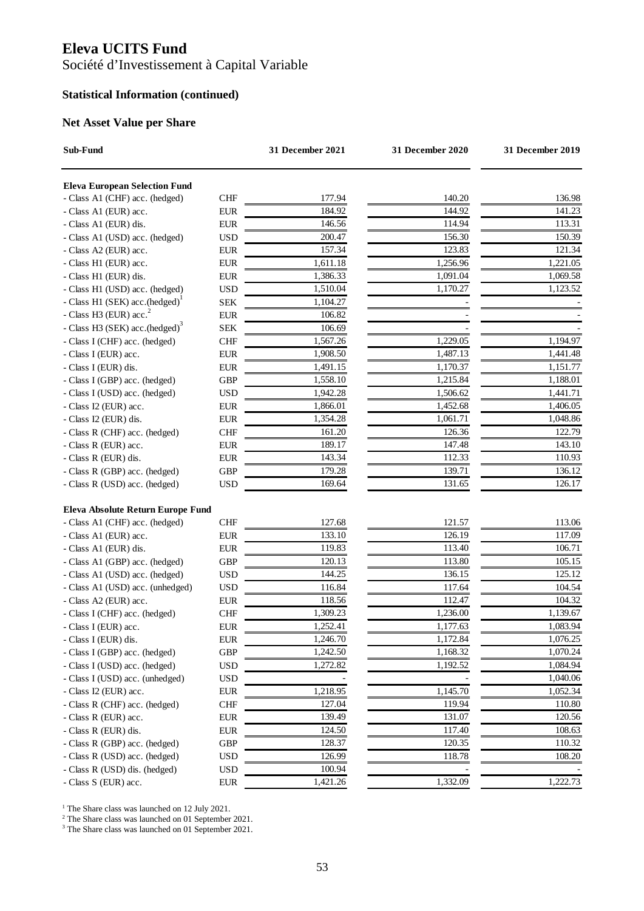# Eleva UCITS Fund

Société d'Investissement à Capital Variable

## Statistical Information (continued)

### Net Asset Value per Share

| Sub-Fund | | 31 December 2021 | 31 December 2020 | 31 December 2019 |
|---|---|---|---|---|
| **Eleva European Selection Fund** | | | | |
| - Class A1 (CHF) acc. (hedged) | CHF | 177.94 | 140.20 | 136.98 |
| - Class A1 (EUR) acc. | EUR | 184.92 | 144.92 | 141.23 |
| - Class A1 (EUR) dis. | EUR | 146.56 | 114.94 | 113.31 |
| - Class A1 (USD) acc. (hedged) | USD | 200.47 | 156.30 | 150.39 |
| - Class A2 (EUR) acc. | EUR | 157.34 | 123.83 | 121.34 |
| - Class H1 (EUR) acc. | EUR | 1,611.18 | 1,256.96 | 1,221.05 |
| - Class H1 (EUR) dis. | EUR | 1,386.33 | 1,091.04 | 1,069.58 |
| - Class H1 (USD) acc. (hedged) | USD | 1,510.04 | 1,170.27 | 1,123.52 |
| - Class H1 (SEK) acc.(hedged)[1] | SEK | 1,104.27 | - | - |
| - Class H3 (EUR) acc.[2] | EUR | 106.82 | - | - |
| - Class H3 (SEK) acc.(hedged)[3] | SEK | 106.69 | - | - |
| - Class I (CHF) acc. (hedged) | CHF | 1,567.26 | 1,229.05 | 1,194.97 |
| - Class I (EUR) acc. | EUR | 1,908.50 | 1,487.13 | 1,441.48 |
| - Class I (EUR) dis. | EUR | 1,491.15 | 1,170.37 | 1,151.77 |
| - Class I (GBP) acc. (hedged) | GBP | 1,558.10 | 1,215.84 | 1,188.01 |
| - Class I (USD) acc. (hedged) | USD | 1,942.28 | 1,506.62 | 1,441.71 |
| - Class I2 (EUR) acc. | EUR | 1,866.01 | 1,452.68 | 1,406.05 |
| - Class I2 (EUR) dis. | EUR | 1,354.28 | 1,061.71 | 1,048.86 |
| - Class R (CHF) acc. (hedged) | CHF | 161.20 | 126.36 | 122.79 |
| - Class R (EUR) acc. | EUR | 189.17 | 147.48 | 143.10 |
| - Class R (EUR) dis. | EUR | 143.34 | 112.33 | 110.93 |
| - Class R (GBP) acc. (hedged) | GBP | 179.28 | 139.71 | 136.12 |
| - Class R (USD) acc. (hedged) | USD | 169.64 | 131.65 | 126.17 |
| **Eleva Absolute Return Europe Fund** | | | | |
| - Class A1 (CHF) acc. (hedged) | CHF | 127.68 | 121.57 | 113.06 |
| - Class A1 (EUR) acc. | EUR | 133.10 | 126.19 | 117.09 |
| - Class A1 (EUR) dis. | EUR | 119.83 | 113.40 | 106.71 |
| - Class A1 (GBP) acc. (hedged) | GBP | 120.13 | 113.80 | 105.15 |
| - Class A1 (USD) acc. (hedged) | USD | 144.25 | 136.15 | 125.12 |
| - Class A1 (USD) acc. (unhedged) | USD | 116.84 | 117.64 | 104.54 |
| - Class A2 (EUR) acc. | EUR | 118.56 | 112.47 | 104.32 |
| - Class I (CHF) acc. (hedged) | CHF | 1,309.23 | 1,236.00 | 1,139.67 |
| - Class I (EUR) acc. | EUR | 1,252.41 | 1,177.63 | 1,083.94 |
| - Class I (EUR) dis. | EUR | 1,246.70 | 1,172.84 | 1,076.25 |
| - Class I (GBP) acc. (hedged) | GBP | 1,242.50 | 1,168.32 | 1,070.24 |
| - Class I (USD) acc. (hedged) | USD | 1,272.82 | 1,192.52 | 1,084.94 |
| - Class I (USD) acc. (unhedged) | USD | - | - | 1,040.06 |
| - Class I2 (EUR) acc. | EUR | 1,218.95 | 1,145.70 | 1,052.34 |
| - Class R (CHF) acc. (hedged) | CHF | 127.04 | 119.94 | 110.80 |
| - Class R (EUR) acc. | EUR | 139.49 | 131.07 | 120.56 |
| - Class R (EUR) dis. | EUR | 124.50 | 117.40 | 108.63 |
| - Class R (GBP) acc. (hedged) | GBP | 128.37 | 120.35 | 110.32 |
| - Class R (USD) acc. (hedged) | USD | 126.99 | 118.78 | 108.20 |
| - Class R (USD) dis. (hedged) | USD | 100.94 | - | - |
| - Class S (EUR) acc. | EUR | 1,421.26 | 1,332.09 | 1,222.73 |

[1] The Share class was launched on 12 July 2021.
[2] The Share class was launched on 01 September 2021.
[3] The Share class was launched on 01 September 2021.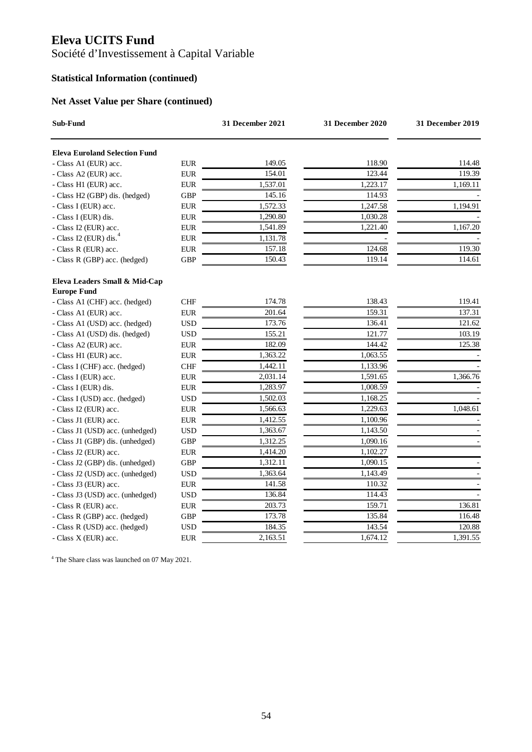# Eleva UCITS Fund

Société d'Investissement à Capital Variable

## Statistical Information (continued)

## Net Asset Value per Share (continued)

| Sub-Fund | | 31 December 2021 | 31 December 2020 | 31 December 2019 |
|---|---|---|---|---|
| **Eleva Euroland Selection Fund** | | | | |
| - Class A1 (EUR) acc. | EUR | 149.05 | 118.90 | 114.48 |
| - Class A2 (EUR) acc. | EUR | 154.01 | 123.44 | 119.39 |
| - Class H1 (EUR) acc. | EUR | 1,537.01 | 1,223.17 | 1,169.11 |
| - Class H2 (GBP) dis. (hedged) | GBP | 145.16 | 114.93 | - |
| - Class I (EUR) acc. | EUR | 1,572.33 | 1,247.58 | 1,194.91 |
| - Class I (EUR) dis. | EUR | 1,290.80 | 1,030.28 | - |
| - Class I2 (EUR) acc. | EUR | 1,541.89 | 1,221.40 | 1,167.20 |
| - Class I2 (EUR) dis.[4] | EUR | 1,131.78 | - | - |
| - Class R (EUR) acc. | EUR | 157.18 | 124.68 | 119.30 |
| - Class R (GBP) acc. (hedged) | GBP | 150.43 | 119.14 | 114.61 |
| **Eleva Leaders Small & Mid-Cap Europe Fund** | | | | |
| - Class A1 (CHF) acc. (hedged) | CHF | 174.78 | 138.43 | 119.41 |
| - Class A1 (EUR) acc. | EUR | 201.64 | 159.31 | 137.31 |
| - Class A1 (USD) acc. (hedged) | USD | 173.76 | 136.41 | 121.62 |
| - Class A1 (USD) dis. (hedged) | USD | 155.21 | 121.77 | 103.19 |
| - Class A2 (EUR) acc. | EUR | 182.09 | 144.42 | 125.38 |
| - Class H1 (EUR) acc. | EUR | 1,363.22 | 1,063.55 | - |
| - Class I (CHF) acc. (hedged) | CHF | 1,442.11 | 1,133.96 | - |
| - Class I (EUR) acc. | EUR | 2,031.14 | 1,591.65 | 1,366.76 |
| - Class I (EUR) dis. | EUR | 1,283.97 | 1,008.59 | - |
| - Class I (USD) acc. (hedged) | USD | 1,502.03 | 1,168.25 | - |
| - Class I2 (EUR) acc. | EUR | 1,566.63 | 1,229.63 | 1,048.61 |
| - Class J1 (EUR) acc. | EUR | 1,412.55 | 1,100.96 | - |
| - Class J1 (USD) acc. (unhedged) | USD | 1,363.67 | 1,143.50 | - |
| - Class J1 (GBP) dis. (unhedged) | GBP | 1,312.25 | 1,090.16 | - |
| - Class J2 (EUR) acc. | EUR | 1,414.20 | 1,102.27 | |
| - Class J2 (GBP) dis. (unhedged) | GBP | 1,312.11 | 1,090.15 | - |
| - Class J2 (USD) acc. (unhedged) | USD | 1,363.64 | 1,143.49 | - |
| - Class J3 (EUR) acc. | EUR | 141.58 | 110.32 | - |
| - Class J3 (USD) acc. (unhedged) | USD | 136.84 | 114.43 | - |
| - Class R (EUR) acc. | EUR | 203.73 | 159.71 | 136.81 |
| - Class R (GBP) acc. (hedged) | GBP | 173.78 | 135.84 | 116.48 |
| - Class R (USD) acc. (hedged) | USD | 184.35 | 143.54 | 120.88 |
| - Class X (EUR) acc. | EUR | 2,163.51 | 1,674.12 | 1,391.55 |

[4] The Share class was launched on 07 May 2021.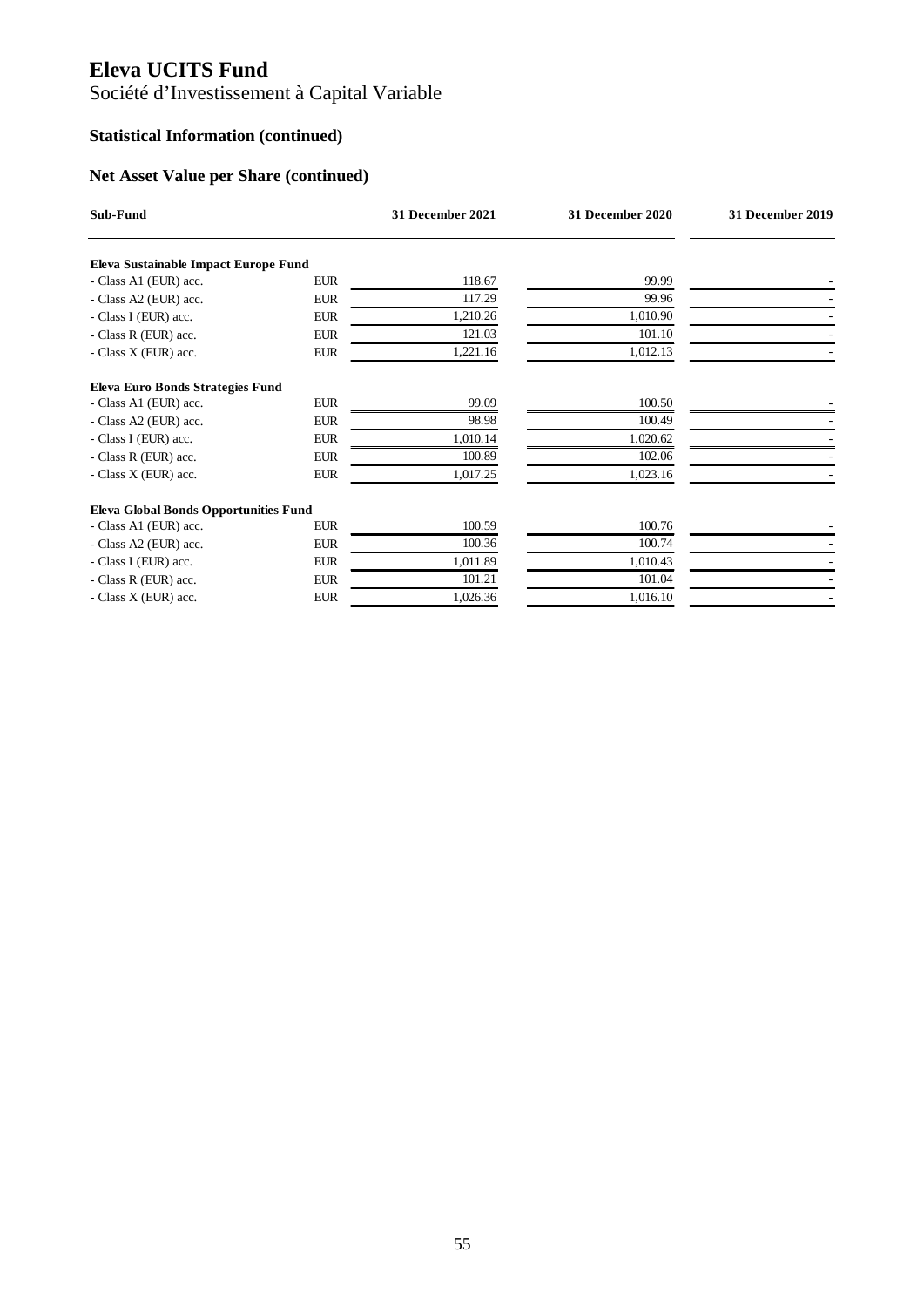# Eleva UCITS Fund

Société d'Investissement à Capital Variable

## Statistical Information (continued)

## Net Asset Value per Share (continued)

| Sub-Fund | | 31 December 2021 | 31 December 2020 | 31 December 2019 |
|---|---|---|---|---|
| **Eleva Sustainable Impact Europe Fund** | | | | |
| - Class A1 (EUR) acc. | EUR | 118.67 | 99.99 | - |
| - Class A2 (EUR) acc. | EUR | 117.29 | 99.96 | - |
| - Class I (EUR) acc. | EUR | 1,210.26 | 1,010.90 | - |
| - Class R (EUR) acc. | EUR | 121.03 | 101.10 | - |
| - Class X (EUR) acc. | EUR | 1,221.16 | 1,012.13 | - |
| **Eleva Euro Bonds Strategies Fund** | | | | |
| - Class A1 (EUR) acc. | EUR | 99.09 | 100.50 | - |
| - Class A2 (EUR) acc. | EUR | 98.98 | 100.49 | - |
| - Class I (EUR) acc. | EUR | 1,010.14 | 1,020.62 | - |
| - Class R (EUR) acc. | EUR | 100.89 | 102.06 | - |
| - Class X (EUR) acc. | EUR | 1,017.25 | 1,023.16 | - |
| **Eleva Global Bonds Opportunities Fund** | | | | |
| - Class A1 (EUR) acc. | EUR | 100.59 | 100.76 | - |
| - Class A2 (EUR) acc. | EUR | 100.36 | 100.74 | - |
| - Class I (EUR) acc. | EUR | 1,011.89 | 1,010.43 | - |
| - Class R (EUR) acc. | EUR | 101.21 | 101.04 | - |
| - Class X (EUR) acc. | EUR | 1,026.36 | 1,016.10 | - |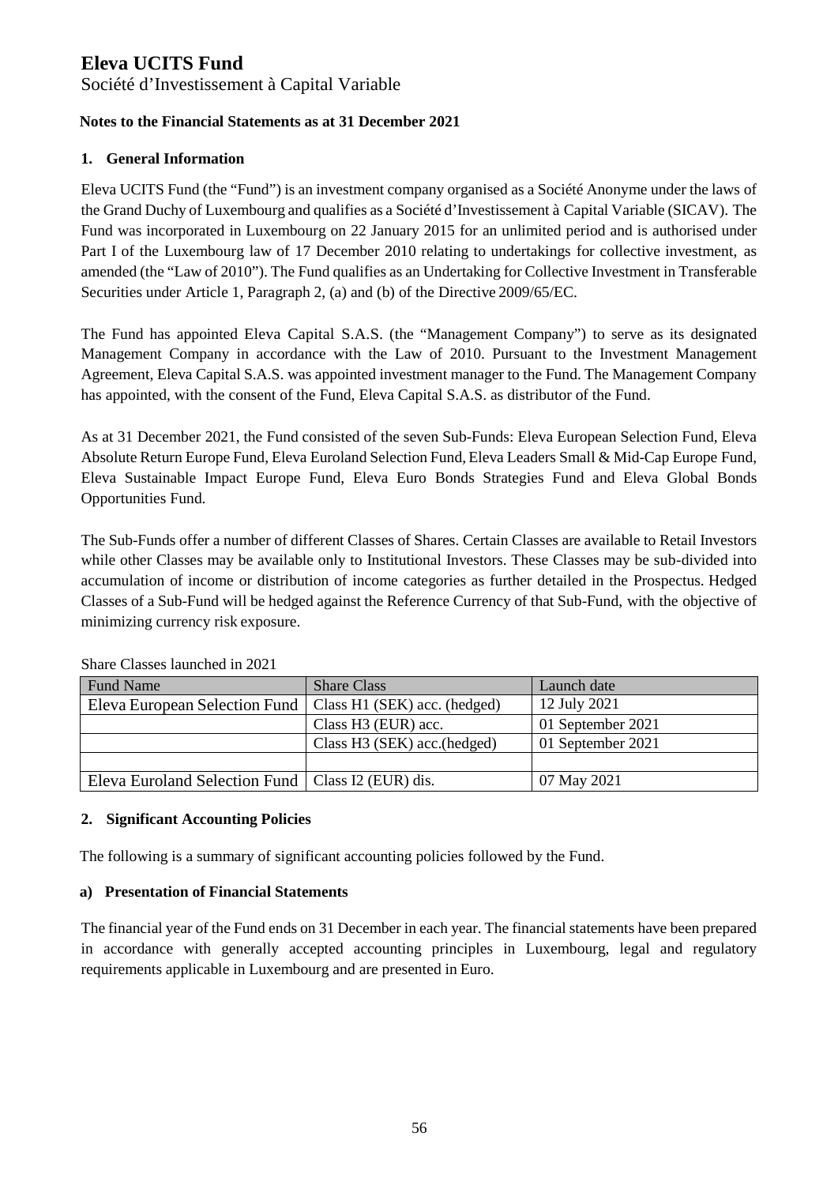# Eleva UCITS Fund

Société d'Investissement à Capital Variable

**Notes to the Financial Statements as at 31 December 2021**

## 1. General Information

Eleva UCITS Fund (the "Fund") is an investment company organised as a Société Anonyme under the laws of the Grand Duchy of Luxembourg and qualifies as a Société d'Investissement à Capital Variable (SICAV). The Fund was incorporated in Luxembourg on 22 January 2015 for an unlimited period and is authorised under Part I of the Luxembourg law of 17 December 2010 relating to undertakings for collective investment, as amended (the "Law of 2010"). The Fund qualifies as an Undertaking for Collective Investment in Transferable Securities under Article 1, Paragraph 2, (a) and (b) of the Directive 2009/65/EC.

The Fund has appointed Eleva Capital S.A.S. (the "Management Company") to serve as its designated Management Company in accordance with the Law of 2010. Pursuant to the Investment Management Agreement, Eleva Capital S.A.S. was appointed investment manager to the Fund. The Management Company has appointed, with the consent of the Fund, Eleva Capital S.A.S. as distributor of the Fund.

As at 31 December 2021, the Fund consisted of the seven Sub-Funds: Eleva European Selection Fund, Eleva Absolute Return Europe Fund, Eleva Euroland Selection Fund, Eleva Leaders Small & Mid-Cap Europe Fund, Eleva Sustainable Impact Europe Fund, Eleva Euro Bonds Strategies Fund and Eleva Global Bonds Opportunities Fund.

The Sub-Funds offer a number of different Classes of Shares. Certain Classes are available to Retail Investors while other Classes may be available only to Institutional Investors. These Classes may be sub-divided into accumulation of income or distribution of income categories as further detailed in the Prospectus. Hedged Classes of a Sub-Fund will be hedged against the Reference Currency of that Sub-Fund, with the objective of minimizing currency risk exposure.

Share Classes launched in 2021

| Fund Name | Share Class | Launch date |
|---|---|---|
| Eleva European Selection Fund | Class H1 (SEK) acc. (hedged) | 12 July 2021 |
| | Class H3 (EUR) acc. | 01 September 2021 |
| | Class H3 (SEK) acc.(hedged) | 01 September 2021 |
| | | |
| Eleva Euroland Selection Fund | Class I2 (EUR) dis. | 07 May 2021 |

## 2. Significant Accounting Policies

The following is a summary of significant accounting policies followed by the Fund.

### a) Presentation of Financial Statements

The financial year of the Fund ends on 31 December in each year. The financial statements have been prepared in accordance with generally accepted accounting principles in Luxembourg, legal and regulatory requirements applicable in Luxembourg and are presented in Euro.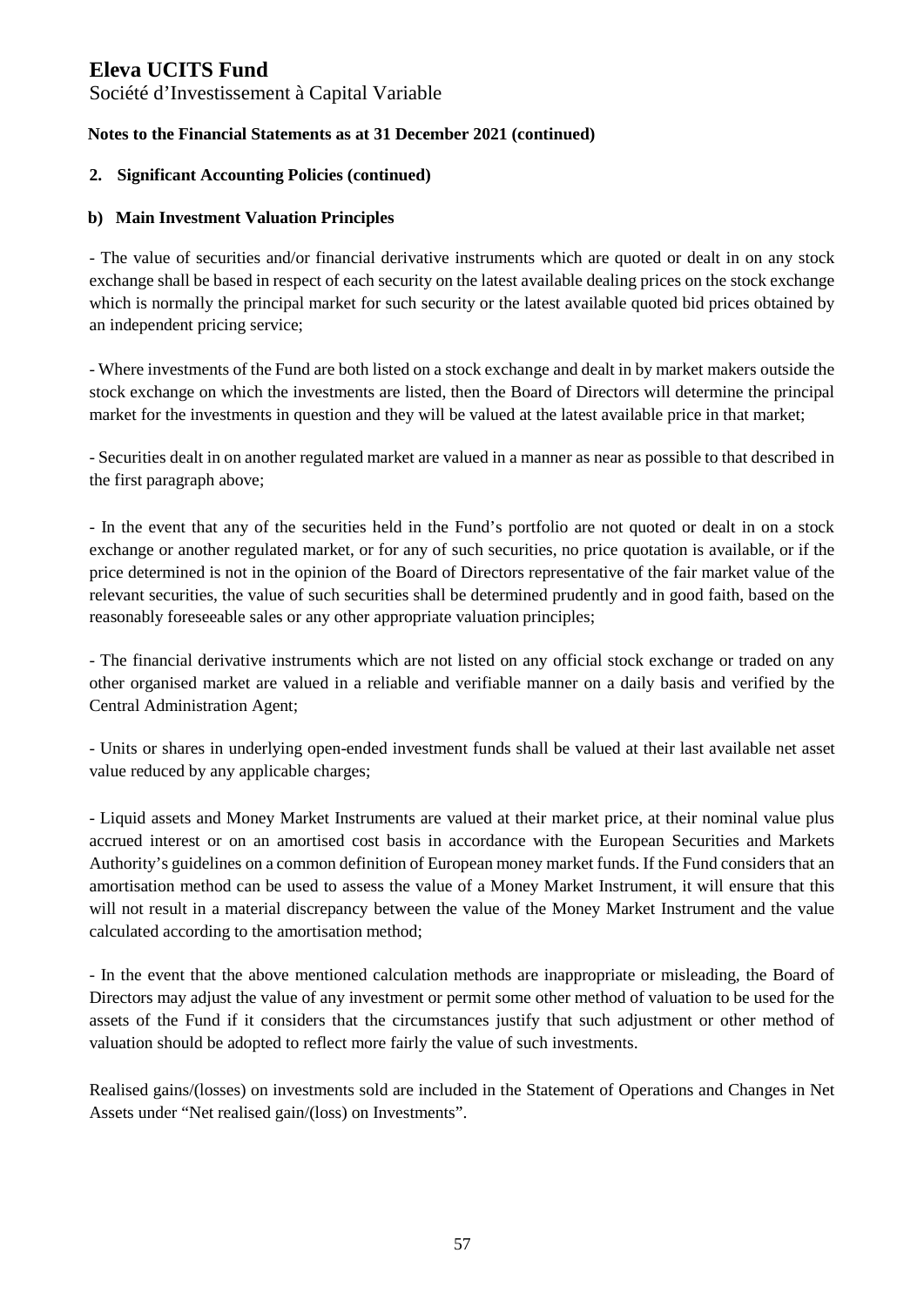**Notes to the Financial Statements as at 31 December 2021 (continued)**

**2. Significant Accounting Policies (continued)**

**b) Main Investment Valuation Principles**

- The value of securities and/or financial derivative instruments which are quoted or dealt in on any stock exchange shall be based in respect of each security on the latest available dealing prices on the stock exchange which is normally the principal market for such security or the latest available quoted bid prices obtained by an independent pricing service;

- Where investments of the Fund are both listed on a stock exchange and dealt in by market makers outside the stock exchange on which the investments are listed, then the Board of Directors will determine the principal market for the investments in question and they will be valued at the latest available price in that market;

- Securities dealt in on another regulated market are valued in a manner as near as possible to that described in the first paragraph above;

- In the event that any of the securities held in the Fund's portfolio are not quoted or dealt in on a stock exchange or another regulated market, or for any of such securities, no price quotation is available, or if the price determined is not in the opinion of the Board of Directors representative of the fair market value of the relevant securities, the value of such securities shall be determined prudently and in good faith, based on the reasonably foreseeable sales or any other appropriate valuation principles;

- The financial derivative instruments which are not listed on any official stock exchange or traded on any other organised market are valued in a reliable and verifiable manner on a daily basis and verified by the Central Administration Agent;

- Units or shares in underlying open-ended investment funds shall be valued at their last available net asset value reduced by any applicable charges;

- Liquid assets and Money Market Instruments are valued at their market price, at their nominal value plus accrued interest or on an amortised cost basis in accordance with the European Securities and Markets Authority's guidelines on a common definition of European money market funds. If the Fund considers that an amortisation method can be used to assess the value of a Money Market Instrument, it will ensure that this will not result in a material discrepancy between the value of the Money Market Instrument and the value calculated according to the amortisation method;

- In the event that the above mentioned calculation methods are inappropriate or misleading, the Board of Directors may adjust the value of any investment or permit some other method of valuation to be used for the assets of the Fund if it considers that the circumstances justify that such adjustment or other method of valuation should be adopted to reflect more fairly the value of such investments.

Realised gains/(losses) on investments sold are included in the Statement of Operations and Changes in Net Assets under "Net realised gain/(loss) on Investments".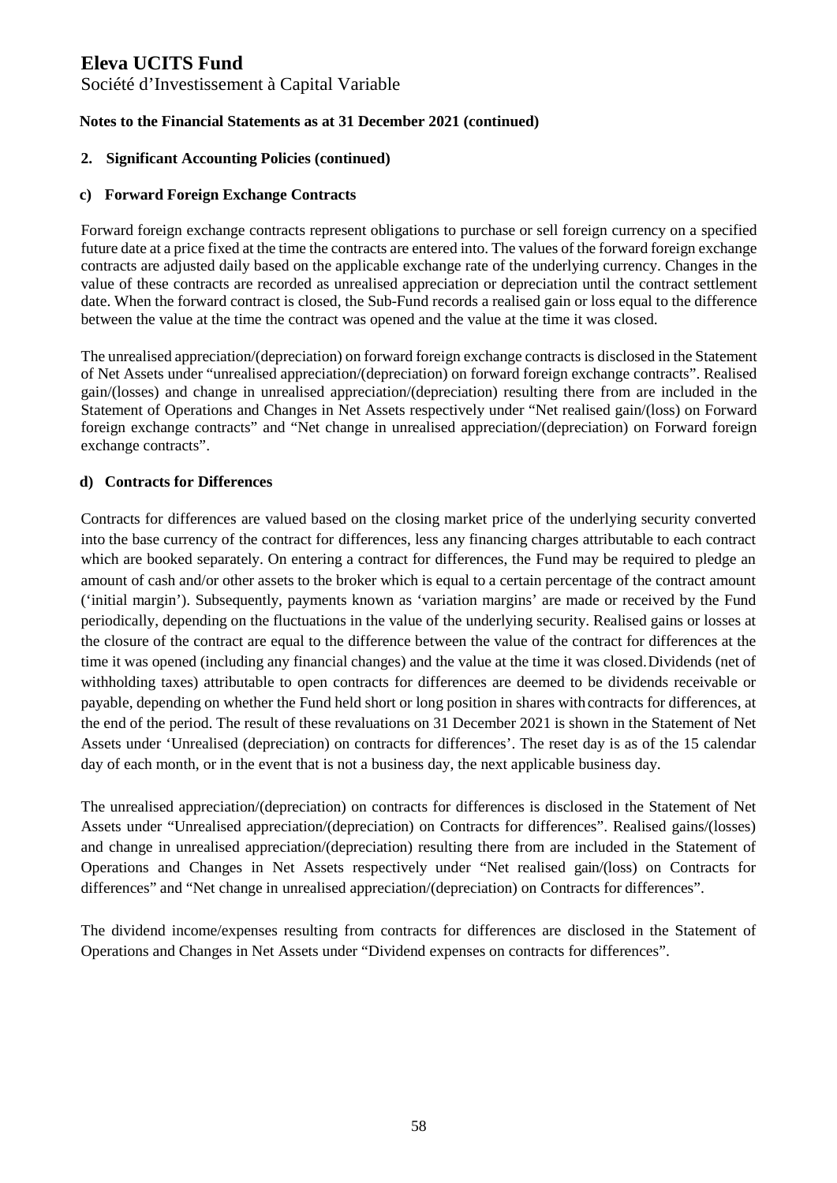# Eleva UCITS Fund

Société d'Investissement à Capital Variable

**Notes to the Financial Statements as at 31 December 2021 (continued)**

## 2. Significant Accounting Policies (continued)

### c) Forward Foreign Exchange Contracts

Forward foreign exchange contracts represent obligations to purchase or sell foreign currency on a specified future date at a price fixed at the time the contracts are entered into. The values of the forward foreign exchange contracts are adjusted daily based on the applicable exchange rate of the underlying currency. Changes in the value of these contracts are recorded as unrealised appreciation or depreciation until the contract settlement date. When the forward contract is closed, the Sub-Fund records a realised gain or loss equal to the difference between the value at the time the contract was opened and the value at the time it was closed.

The unrealised appreciation/(depreciation) on forward foreign exchange contracts is disclosed in the Statement of Net Assets under "unrealised appreciation/(depreciation) on forward foreign exchange contracts". Realised gain/(losses) and change in unrealised appreciation/(depreciation) resulting there from are included in the Statement of Operations and Changes in Net Assets respectively under "Net realised gain/(loss) on Forward foreign exchange contracts" and "Net change in unrealised appreciation/(depreciation) on Forward foreign exchange contracts".

### d) Contracts for Differences

Contracts for differences are valued based on the closing market price of the underlying security converted into the base currency of the contract for differences, less any financing charges attributable to each contract which are booked separately. On entering a contract for differences, the Fund may be required to pledge an amount of cash and/or other assets to the broker which is equal to a certain percentage of the contract amount ('initial margin'). Subsequently, payments known as 'variation margins' are made or received by the Fund periodically, depending on the fluctuations in the value of the underlying security. Realised gains or losses at the closure of the contract are equal to the difference between the value of the contract for differences at the time it was opened (including any financial changes) and the value at the time it was closed. Dividends (net of withholding taxes) attributable to open contracts for differences are deemed to be dividends receivable or payable, depending on whether the Fund held short or long position in shares with contracts for differences, at the end of the period. The result of these revaluations on 31 December 2021 is shown in the Statement of Net Assets under 'Unrealised (depreciation) on contracts for differences'. The reset day is as of the 15 calendar day of each month, or in the event that is not a business day, the next applicable business day.

The unrealised appreciation/(depreciation) on contracts for differences is disclosed in the Statement of Net Assets under "Unrealised appreciation/(depreciation) on Contracts for differences". Realised gains/(losses) and change in unrealised appreciation/(depreciation) resulting there from are included in the Statement of Operations and Changes in Net Assets respectively under "Net realised gain/(loss) on Contracts for differences" and "Net change in unrealised appreciation/(depreciation) on Contracts for differences".

The dividend income/expenses resulting from contracts for differences are disclosed in the Statement of Operations and Changes in Net Assets under "Dividend expenses on contracts for differences".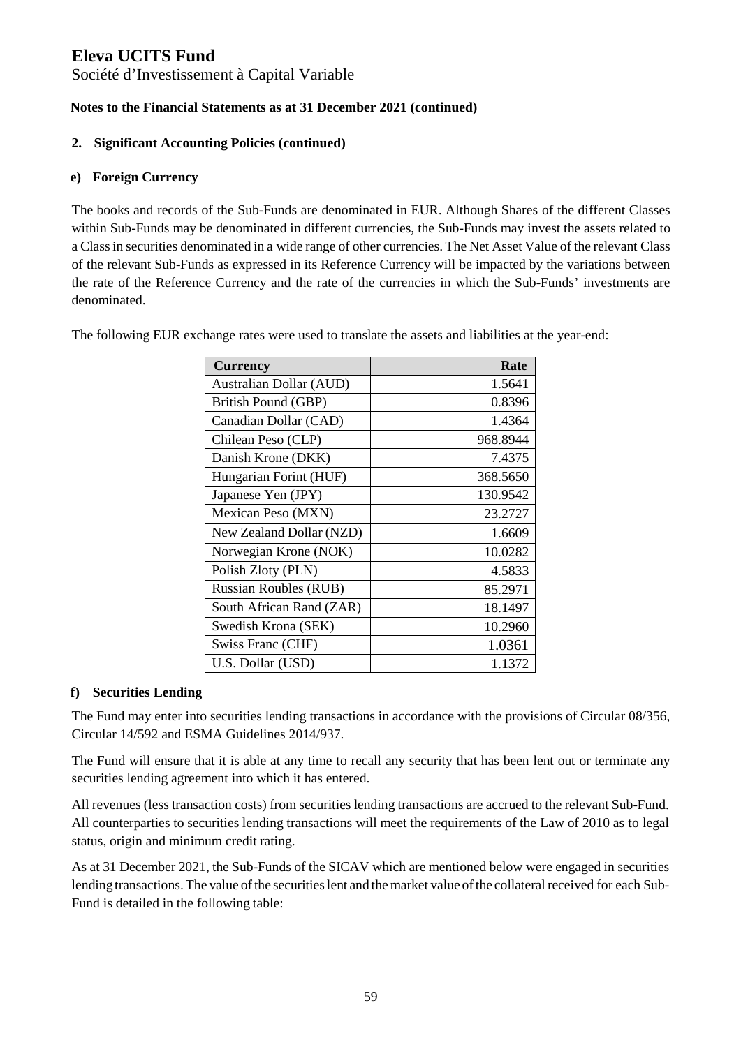# Eleva UCITS Fund

Société d'Investissement à Capital Variable

**Notes to the Financial Statements as at 31 December 2021 (continued)**

## 2. Significant Accounting Policies (continued)

### e) Foreign Currency

The books and records of the Sub-Funds are denominated in EUR. Although Shares of the different Classes within Sub-Funds may be denominated in different currencies, the Sub-Funds may invest the assets related to a Class in securities denominated in a wide range of other currencies. The Net Asset Value of the relevant Class of the relevant Sub-Funds as expressed in its Reference Currency will be impacted by the variations between the rate of the Reference Currency and the rate of the currencies in which the Sub-Funds' investments are denominated.

The following EUR exchange rates were used to translate the assets and liabilities at the year-end:

| Currency | Rate |
|---|---:|
| Australian Dollar (AUD) | 1.5641 |
| British Pound (GBP) | 0.8396 |
| Canadian Dollar (CAD) | 1.4364 |
| Chilean Peso (CLP) | 968.8944 |
| Danish Krone (DKK) | 7.4375 |
| Hungarian Forint (HUF) | 368.5650 |
| Japanese Yen (JPY) | 130.9542 |
| Mexican Peso (MXN) | 23.2727 |
| New Zealand Dollar (NZD) | 1.6609 |
| Norwegian Krone (NOK) | 10.0282 |
| Polish Zloty (PLN) | 4.5833 |
| Russian Roubles (RUB) | 85.2971 |
| South African Rand (ZAR) | 18.1497 |
| Swedish Krona (SEK) | 10.2960 |
| Swiss Franc (CHF) | 1.0361 |
| U.S. Dollar (USD) | 1.1372 |

### f) Securities Lending

The Fund may enter into securities lending transactions in accordance with the provisions of Circular 08/356, Circular 14/592 and ESMA Guidelines 2014/937.

The Fund will ensure that it is able at any time to recall any security that has been lent out or terminate any securities lending agreement into which it has entered.

All revenues (less transaction costs) from securities lending transactions are accrued to the relevant Sub-Fund. All counterparties to securities lending transactions will meet the requirements of the Law of 2010 as to legal status, origin and minimum credit rating.

As at 31 December 2021, the Sub-Funds of the SICAV which are mentioned below were engaged in securities lending transactions. The value of the securities lent and the market value of the collateral received for each Sub-Fund is detailed in the following table: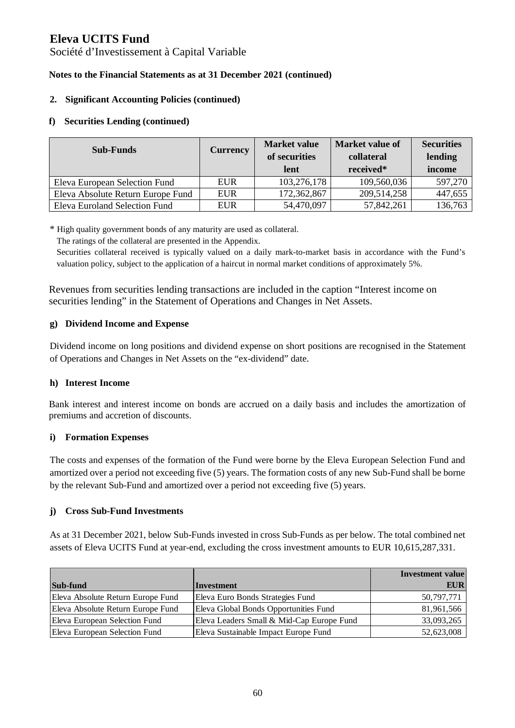# Eleva UCITS Fund

Société d'Investissement à Capital Variable

**Notes to the Financial Statements as at 31 December 2021 (continued)**

## 2. Significant Accounting Policies (continued)

### f) Securities Lending (continued)

| Sub-Funds | Currency | Market value of securities lent | Market value of collateral received* | Securities lending income |
|---|---|---|---|---|
| Eleva European Selection Fund | EUR | 103,276,178 | 109,560,036 | 597,270 |
| Eleva Absolute Return Europe Fund | EUR | 172,362,867 | 209,514,258 | 447,655 |
| Eleva Euroland Selection Fund | EUR | 54,470,097 | 57,842,261 | 136,763 |

\* High quality government bonds of any maturity are used as collateral.
The ratings of the collateral are presented in the Appendix.
Securities collateral received is typically valued on a daily mark-to-market basis in accordance with the Fund's valuation policy, subject to the application of a haircut in normal market conditions of approximately 5%.

Revenues from securities lending transactions are included in the caption "Interest income on securities lending" in the Statement of Operations and Changes in Net Assets.

### g) Dividend Income and Expense

Dividend income on long positions and dividend expense on short positions are recognised in the Statement of Operations and Changes in Net Assets on the "ex-dividend" date.

### h) Interest Income

Bank interest and interest income on bonds are accrued on a daily basis and includes the amortization of premiums and accretion of discounts.

### i) Formation Expenses

The costs and expenses of the formation of the Fund were borne by the Eleva European Selection Fund and amortized over a period not exceeding five (5) years. The formation costs of any new Sub-Fund shall be borne by the relevant Sub-Fund and amortized over a period not exceeding five (5) years.

### j) Cross Sub-Fund Investments

As at 31 December 2021, below Sub-Funds invested in cross Sub-Funds as per below. The total combined net assets of Eleva UCITS Fund at year-end, excluding the cross investment amounts to EUR 10,615,287,331.

| Sub-fund | Investment | Investment value EUR |
|---|---|---|
| Eleva Absolute Return Europe Fund | Eleva Euro Bonds Strategies Fund | 50,797,771 |
| Eleva Absolute Return Europe Fund | Eleva Global Bonds Opportunities Fund | 81,961,566 |
| Eleva European Selection Fund | Eleva Leaders Small & Mid-Cap Europe Fund | 33,093,265 |
| Eleva European Selection Fund | Eleva Sustainable Impact Europe Fund | 52,623,008 |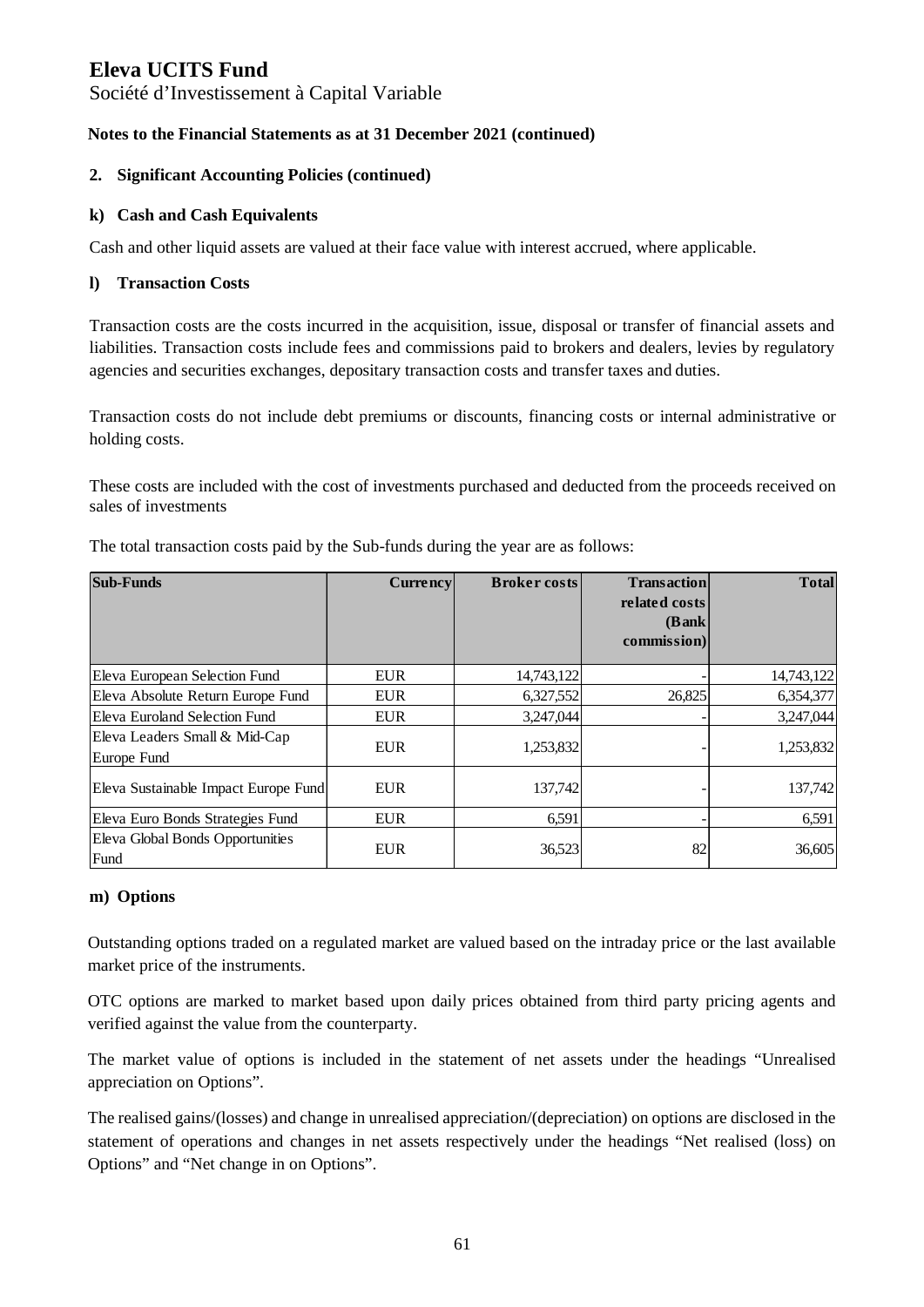# Eleva UCITS Fund

Société d'Investissement à Capital Variable

**Notes to the Financial Statements as at 31 December 2021 (continued)**

## 2. Significant Accounting Policies (continued)

### k) Cash and Cash Equivalents

Cash and other liquid assets are valued at their face value with interest accrued, where applicable.

### l) Transaction Costs

Transaction costs are the costs incurred in the acquisition, issue, disposal or transfer of financial assets and liabilities. Transaction costs include fees and commissions paid to brokers and dealers, levies by regulatory agencies and securities exchanges, depositary transaction costs and transfer taxes and duties.

Transaction costs do not include debt premiums or discounts, financing costs or internal administrative or holding costs.

These costs are included with the cost of investments purchased and deducted from the proceeds received on sales of investments

The total transaction costs paid by the Sub-funds during the year are as follows:

| Sub-Funds | Currency | Broker costs | Transaction related costs (Bank commission) | Total |
|---|---|---|---|---|
| Eleva European Selection Fund | EUR | 14,743,122 | - | 14,743,122 |
| Eleva Absolute Return Europe Fund | EUR | 6,327,552 | 26,825 | 6,354,377 |
| Eleva Euroland Selection Fund | EUR | 3,247,044 | - | 3,247,044 |
| Eleva Leaders Small & Mid-Cap Europe Fund | EUR | 1,253,832 | - | 1,253,832 |
| Eleva Sustainable Impact Europe Fund | EUR | 137,742 | - | 137,742 |
| Eleva Euro Bonds Strategies Fund | EUR | 6,591 | - | 6,591 |
| Eleva Global Bonds Opportunities Fund | EUR | 36,523 | 82 | 36,605 |

### m) Options

Outstanding options traded on a regulated market are valued based on the intraday price or the last available market price of the instruments.

OTC options are marked to market based upon daily prices obtained from third party pricing agents and verified against the value from the counterparty.

The market value of options is included in the statement of net assets under the headings "Unrealised appreciation on Options".

The realised gains/(losses) and change in unrealised appreciation/(depreciation) on options are disclosed in the statement of operations and changes in net assets respectively under the headings "Net realised (loss) on Options" and "Net change in on Options".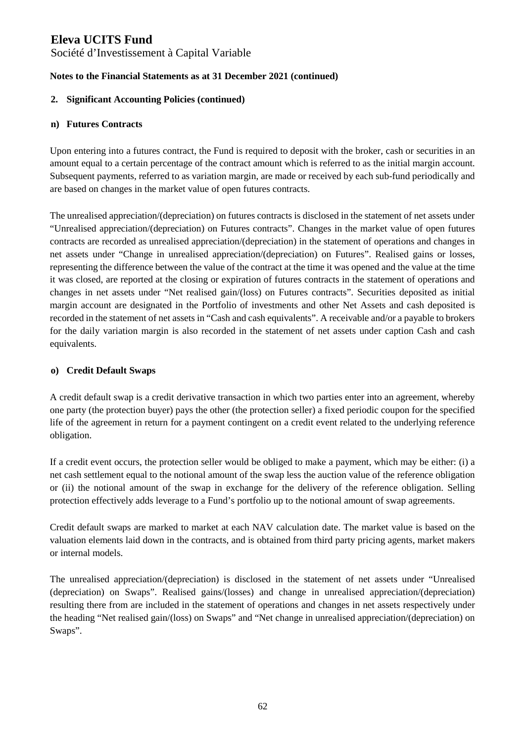# Eleva UCITS Fund

Société d'Investissement à Capital Variable

**Notes to the Financial Statements as at 31 December 2021 (continued)**

## 2. Significant Accounting Policies (continued)

### n) Futures Contracts

Upon entering into a futures contract, the Fund is required to deposit with the broker, cash or securities in an amount equal to a certain percentage of the contract amount which is referred to as the initial margin account. Subsequent payments, referred to as variation margin, are made or received by each sub-fund periodically and are based on changes in the market value of open futures contracts.

The unrealised appreciation/(depreciation) on futures contracts is disclosed in the statement of net assets under "Unrealised appreciation/(depreciation) on Futures contracts". Changes in the market value of open futures contracts are recorded as unrealised appreciation/(depreciation) in the statement of operations and changes in net assets under "Change in unrealised appreciation/(depreciation) on Futures". Realised gains or losses, representing the difference between the value of the contract at the time it was opened and the value at the time it was closed, are reported at the closing or expiration of futures contracts in the statement of operations and changes in net assets under "Net realised gain/(loss) on Futures contracts". Securities deposited as initial margin account are designated in the Portfolio of investments and other Net Assets and cash deposited is recorded in the statement of net assets in "Cash and cash equivalents". A receivable and/or a payable to brokers for the daily variation margin is also recorded in the statement of net assets under caption Cash and cash equivalents.

### o) Credit Default Swaps

A credit default swap is a credit derivative transaction in which two parties enter into an agreement, whereby one party (the protection buyer) pays the other (the protection seller) a fixed periodic coupon for the specified life of the agreement in return for a payment contingent on a credit event related to the underlying reference obligation.

If a credit event occurs, the protection seller would be obliged to make a payment, which may be either: (i) a net cash settlement equal to the notional amount of the swap less the auction value of the reference obligation or (ii) the notional amount of the swap in exchange for the delivery of the reference obligation. Selling protection effectively adds leverage to a Fund's portfolio up to the notional amount of swap agreements.

Credit default swaps are marked to market at each NAV calculation date. The market value is based on the valuation elements laid down in the contracts, and is obtained from third party pricing agents, market makers or internal models.

The unrealised appreciation/(depreciation) is disclosed in the statement of net assets under "Unrealised (depreciation) on Swaps". Realised gains/(losses) and change in unrealised appreciation/(depreciation) resulting there from are included in the statement of operations and changes in net assets respectively under the heading "Net realised gain/(loss) on Swaps" and "Net change in unrealised appreciation/(depreciation) on Swaps".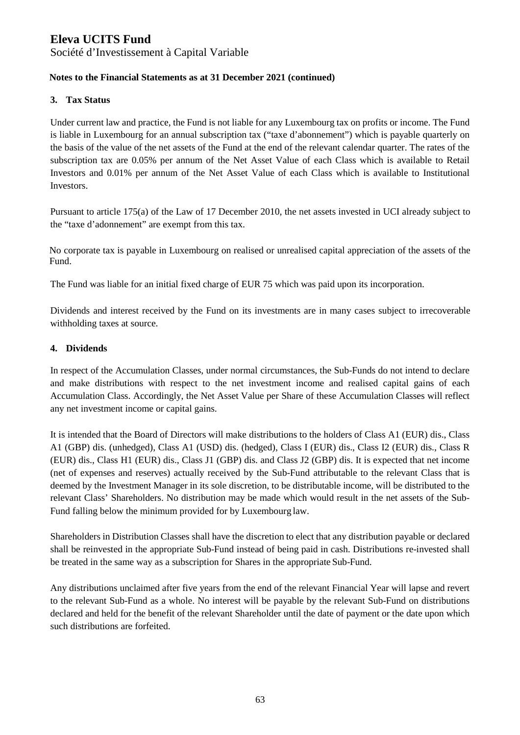**Notes to the Financial Statements as at 31 December 2021 (continued)**

## 3. Tax Status

Under current law and practice, the Fund is not liable for any Luxembourg tax on profits or income. The Fund is liable in Luxembourg for an annual subscription tax ("taxe d'abonnement") which is payable quarterly on the basis of the value of the net assets of the Fund at the end of the relevant calendar quarter. The rates of the subscription tax are 0.05% per annum of the Net Asset Value of each Class which is available to Retail Investors and 0.01% per annum of the Net Asset Value of each Class which is available to Institutional Investors.

Pursuant to article 175(a) of the Law of 17 December 2010, the net assets invested in UCI already subject to the "taxe d'adonnement" are exempt from this tax.

No corporate tax is payable in Luxembourg on realised or unrealised capital appreciation of the assets of the Fund.

The Fund was liable for an initial fixed charge of EUR 75 which was paid upon its incorporation.

Dividends and interest received by the Fund on its investments are in many cases subject to irrecoverable withholding taxes at source.

## 4. Dividends

In respect of the Accumulation Classes, under normal circumstances, the Sub-Funds do not intend to declare and make distributions with respect to the net investment income and realised capital gains of each Accumulation Class. Accordingly, the Net Asset Value per Share of these Accumulation Classes will reflect any net investment income or capital gains.

It is intended that the Board of Directors will make distributions to the holders of Class A1 (EUR) dis., Class A1 (GBP) dis. (unhedged), Class A1 (USD) dis. (hedged), Class I (EUR) dis., Class I2 (EUR) dis., Class R (EUR) dis., Class H1 (EUR) dis., Class J1 (GBP) dis. and Class J2 (GBP) dis. It is expected that net income (net of expenses and reserves) actually received by the Sub-Fund attributable to the relevant Class that is deemed by the Investment Manager in its sole discretion, to be distributable income, will be distributed to the relevant Class' Shareholders. No distribution may be made which would result in the net assets of the Sub-Fund falling below the minimum provided for by Luxembourg law.

Shareholders in Distribution Classes shall have the discretion to elect that any distribution payable or declared shall be reinvested in the appropriate Sub-Fund instead of being paid in cash. Distributions re-invested shall be treated in the same way as a subscription for Shares in the appropriate Sub-Fund.

Any distributions unclaimed after five years from the end of the relevant Financial Year will lapse and revert to the relevant Sub-Fund as a whole. No interest will be payable by the relevant Sub-Fund on distributions declared and held for the benefit of the relevant Shareholder until the date of payment or the date upon which such distributions are forfeited.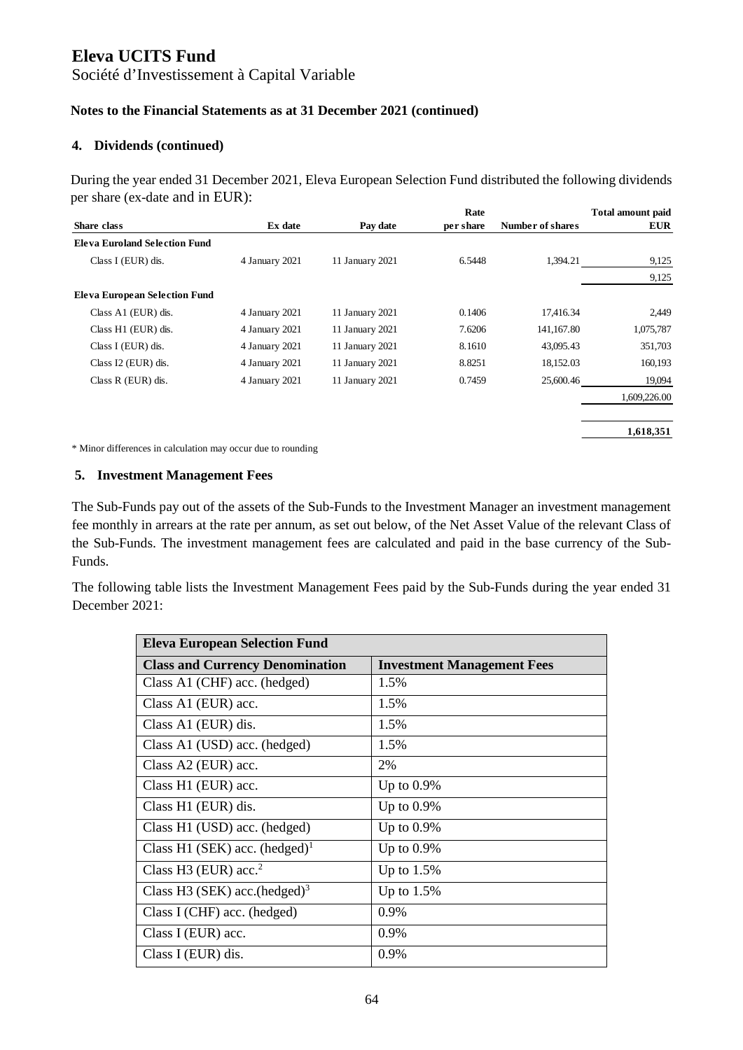# Eleva UCITS Fund

Société d'Investissement à Capital Variable

**Notes to the Financial Statements as at 31 December 2021 (continued)**

## 4. Dividends (continued)

During the year ended 31 December 2021, Eleva European Selection Fund distributed the following dividends per share (ex-date and in EUR):

| Share class | Ex date | Pay date | Rate per share | Number of shares | Total amount paid EUR |
|---|---|---|---|---|---|
| **Eleva Euroland Selection Fund** | | | | | |
| Class I (EUR) dis. | 4 January 2021 | 11 January 2021 | 6.5448 | 1,394.21 | 9,125 |
| | | | | | 9,125 |
| **Eleva European Selection Fund** | | | | | |
| Class A1 (EUR) dis. | 4 January 2021 | 11 January 2021 | 0.1406 | 17,416.34 | 2,449 |
| Class H1 (EUR) dis. | 4 January 2021 | 11 January 2021 | 7.6206 | 141,167.80 | 1,075,787 |
| Class I (EUR) dis. | 4 January 2021 | 11 January 2021 | 8.1610 | 43,095.43 | 351,703 |
| Class I2 (EUR) dis. | 4 January 2021 | 11 January 2021 | 8.8251 | 18,152.03 | 160,193 |
| Class R (EUR) dis. | 4 January 2021 | 11 January 2021 | 0.7459 | 25,600.46 | 19,094 |
| | | | | | 1,609,226.00 |
| | | | | | **1,618,351** |

\* Minor differences in calculation may occur due to rounding

## 5. Investment Management Fees

The Sub-Funds pay out of the assets of the Sub-Funds to the Investment Manager an investment management fee monthly in arrears at the rate per annum, as set out below, of the Net Asset Value of the relevant Class of the Sub-Funds. The investment management fees are calculated and paid in the base currency of the Sub-Funds.

The following table lists the Investment Management Fees paid by the Sub-Funds during the year ended 31 December 2021:

| **Eleva European Selection Fund** | |
|---|---|
| **Class and Currency Denomination** | **Investment Management Fees** |
| Class A1 (CHF) acc. (hedged) | 1.5% |
| Class A1 (EUR) acc. | 1.5% |
| Class A1 (EUR) dis. | 1.5% |
| Class A1 (USD) acc. (hedged) | 1.5% |
| Class A2 (EUR) acc. | 2% |
| Class H1 (EUR) acc. | Up to 0.9% |
| Class H1 (EUR) dis. | Up to 0.9% |
| Class H1 (USD) acc. (hedged) | Up to 0.9% |
| Class H1 (SEK) acc. (hedged)[1] | Up to 0.9% |
| Class H3 (EUR) acc.[2] | Up to 1.5% |
| Class H3 (SEK) acc.(hedged)[3] | Up to 1.5% |
| Class I (CHF) acc. (hedged) | 0.9% |
| Class I (EUR) acc. | 0.9% |
| Class I (EUR) dis. | 0.9% |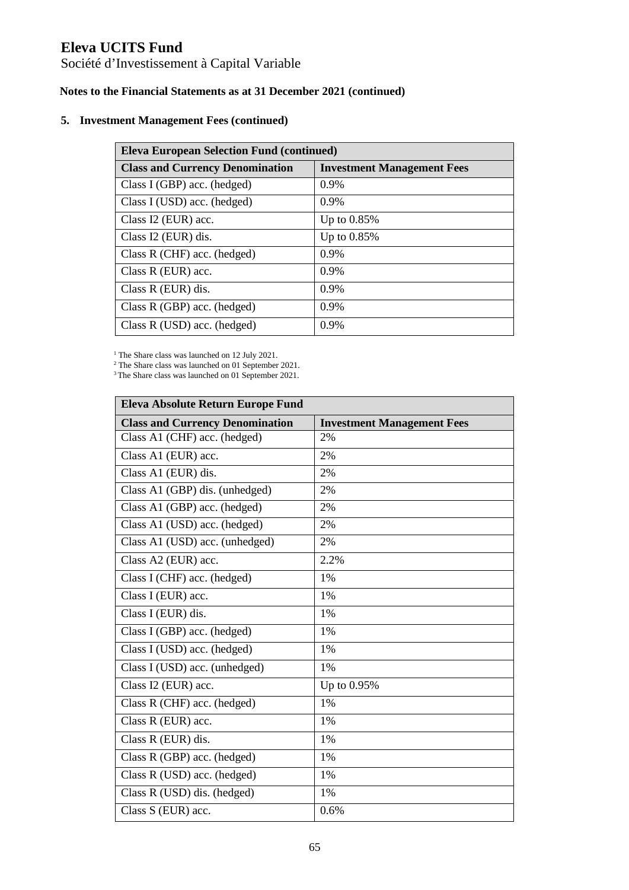# Eleva UCITS Fund

Société d'Investissement à Capital Variable

**Notes to the Financial Statements as at 31 December 2021 (continued)**

## 5. Investment Management Fees (continued)

| **Eleva European Selection Fund (continued)** | |
|---|---|
| **Class and Currency Denomination** | **Investment Management Fees** |
| Class I (GBP) acc. (hedged) | 0.9% |
| Class I (USD) acc. (hedged) | 0.9% |
| Class I2 (EUR) acc. | Up to 0.85% |
| Class I2 (EUR) dis. | Up to 0.85% |
| Class R (CHF) acc. (hedged) | 0.9% |
| Class R (EUR) acc. | 0.9% |
| Class R (EUR) dis. | 0.9% |
| Class R (GBP) acc. (hedged) | 0.9% |
| Class R (USD) acc. (hedged) | 0.9% |

[1] The Share class was launched on 12 July 2021.
[2] The Share class was launched on 01 September 2021.
[3] The Share class was launched on 01 September 2021.

| **Eleva Absolute Return Europe Fund** | |
|---|---|
| **Class and Currency Denomination** | **Investment Management Fees** |
| Class A1 (CHF) acc. (hedged) | 2% |
| Class A1 (EUR) acc. | 2% |
| Class A1 (EUR) dis. | 2% |
| Class A1 (GBP) dis. (unhedged) | 2% |
| Class A1 (GBP) acc. (hedged) | 2% |
| Class A1 (USD) acc. (hedged) | 2% |
| Class A1 (USD) acc. (unhedged) | 2% |
| Class A2 (EUR) acc. | 2.2% |
| Class I (CHF) acc. (hedged) | 1% |
| Class I (EUR) acc. | 1% |
| Class I (EUR) dis. | 1% |
| Class I (GBP) acc. (hedged) | 1% |
| Class I (USD) acc. (hedged) | 1% |
| Class I (USD) acc. (unhedged) | 1% |
| Class I2 (EUR) acc. | Up to 0.95% |
| Class R (CHF) acc. (hedged) | 1% |
| Class R (EUR) acc. | 1% |
| Class R (EUR) dis. | 1% |
| Class R (GBP) acc. (hedged) | 1% |
| Class R (USD) acc. (hedged) | 1% |
| Class R (USD) dis. (hedged) | 1% |
| Class S (EUR) acc. | 0.6% |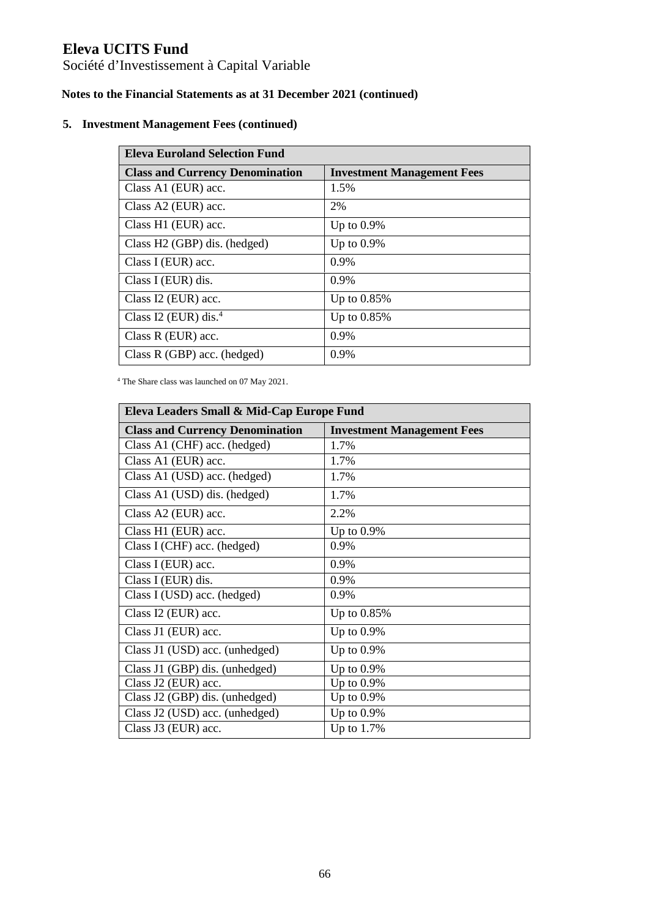# Eleva UCITS Fund

Société d'Investissement à Capital Variable

**Notes to the Financial Statements as at 31 December 2021 (continued)**

## 5. Investment Management Fees (continued)

| **Eleva Euroland Selection Fund** | |
|---|---|
| **Class and Currency Denomination** | **Investment Management Fees** |
| Class A1 (EUR) acc. | 1.5% |
| Class A2 (EUR) acc. | 2% |
| Class H1 (EUR) acc. | Up to 0.9% |
| Class H2 (GBP) dis. (hedged) | Up to 0.9% |
| Class I (EUR) acc. | 0.9% |
| Class I (EUR) dis. | 0.9% |
| Class I2 (EUR) acc. | Up to 0.85% |
| Class I2 (EUR) dis.[4] | Up to 0.85% |
| Class R (EUR) acc. | 0.9% |
| Class R (GBP) acc. (hedged) | 0.9% |

[4] The Share class was launched on 07 May 2021.

| **Eleva Leaders Small & Mid-Cap Europe Fund** | |
|---|---|
| **Class and Currency Denomination** | **Investment Management Fees** |
| Class A1 (CHF) acc. (hedged) | 1.7% |
| Class A1 (EUR) acc. | 1.7% |
| Class A1 (USD) acc. (hedged) | 1.7% |
| Class A1 (USD) dis. (hedged) | 1.7% |
| Class A2 (EUR) acc. | 2.2% |
| Class H1 (EUR) acc. | Up to 0.9% |
| Class I (CHF) acc. (hedged) | 0.9% |
| Class I (EUR) acc. | 0.9% |
| Class I (EUR) dis. | 0.9% |
| Class I (USD) acc. (hedged) | 0.9% |
| Class I2 (EUR) acc. | Up to 0.85% |
| Class J1 (EUR) acc. | Up to 0.9% |
| Class J1 (USD) acc. (unhedged) | Up to 0.9% |
| Class J1 (GBP) dis. (unhedged) | Up to 0.9% |
| Class J2 (EUR) acc. | Up to 0.9% |
| Class J2 (GBP) dis. (unhedged) | Up to 0.9% |
| Class J2 (USD) acc. (unhedged) | Up to 0.9% |
| Class J3 (EUR) acc. | Up to 1.7% |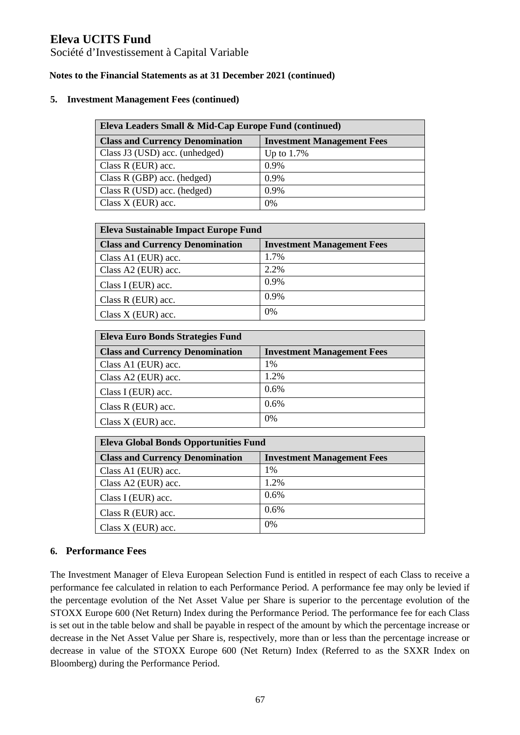**Notes to the Financial Statements as at 31 December 2021 (continued)**

**5. Investment Management Fees (continued)**

| Eleva Leaders Small & Mid-Cap Europe Fund (continued) | |
|---|---|
| **Class and Currency Denomination** | **Investment Management Fees** |
| Class J3 (USD) acc. (unhedged) | Up to 1.7% |
| Class R (EUR) acc. | 0.9% |
| Class R (GBP) acc. (hedged) | 0.9% |
| Class R (USD) acc. (hedged) | 0.9% |
| Class X (EUR) acc. | 0% |

| Eleva Sustainable Impact Europe Fund | |
|---|---|
| **Class and Currency Denomination** | **Investment Management Fees** |
| Class A1 (EUR) acc. | 1.7% |
| Class A2 (EUR) acc. | 2.2% |
| Class I (EUR) acc. | 0.9% |
| Class R (EUR) acc. | 0.9% |
| Class X (EUR) acc. | 0% |

| Eleva Euro Bonds Strategies Fund | |
|---|---|
| **Class and Currency Denomination** | **Investment Management Fees** |
| Class A1 (EUR) acc. | 1% |
| Class A2 (EUR) acc. | 1.2% |
| Class I (EUR) acc. | 0.6% |
| Class R (EUR) acc. | 0.6% |
| Class X (EUR) acc. | 0% |

| Eleva Global Bonds Opportunities Fund | |
|---|---|
| **Class and Currency Denomination** | **Investment Management Fees** |
| Class A1 (EUR) acc. | 1% |
| Class A2 (EUR) acc. | 1.2% |
| Class I (EUR) acc. | 0.6% |
| Class R (EUR) acc. | 0.6% |
| Class X (EUR) acc. | 0% |

## 6. Performance Fees

The Investment Manager of Eleva European Selection Fund is entitled in respect of each Class to receive a performance fee calculated in relation to each Performance Period. A performance fee may only be levied if the percentage evolution of the Net Asset Value per Share is superior to the percentage evolution of the STOXX Europe 600 (Net Return) Index during the Performance Period. The performance fee for each Class is set out in the table below and shall be payable in respect of the amount by which the percentage increase or decrease in the Net Asset Value per Share is, respectively, more than or less than the percentage increase or decrease in value of the STOXX Europe 600 (Net Return) Index (Referred to as the SXXR Index on Bloomberg) during the Performance Period.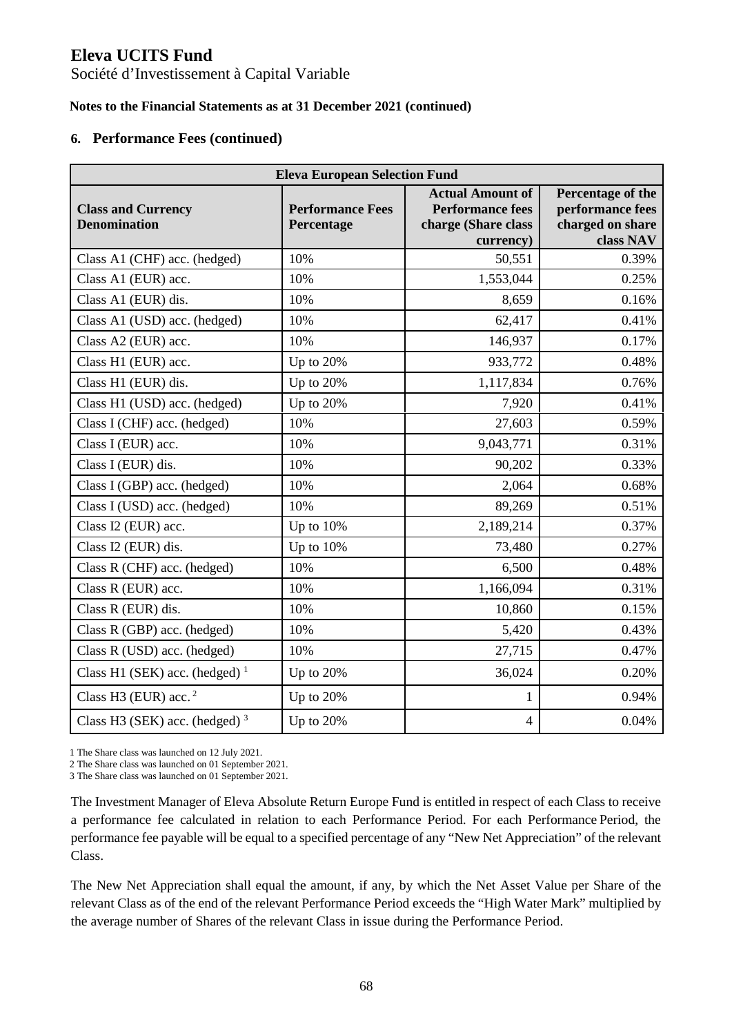# Eleva UCITS Fund

Société d'Investissement à Capital Variable

**Notes to the Financial Statements as at 31 December 2021 (continued)**

## 6. Performance Fees (continued)

| Eleva European Selection Fund | | | |
|---|---|---|---|
| **Class and Currency Denomination** | **Performance Fees Percentage** | **Actual Amount of Performance fees charge (Share class currency)** | **Percentage of the performance fees charged on share class NAV** |
| Class A1 (CHF) acc. (hedged) | 10% | 50,551 | 0.39% |
| Class A1 (EUR) acc. | 10% | 1,553,044 | 0.25% |
| Class A1 (EUR) dis. | 10% | 8,659 | 0.16% |
| Class A1 (USD) acc. (hedged) | 10% | 62,417 | 0.41% |
| Class A2 (EUR) acc. | 10% | 146,937 | 0.17% |
| Class H1 (EUR) acc. | Up to 20% | 933,772 | 0.48% |
| Class H1 (EUR) dis. | Up to 20% | 1,117,834 | 0.76% |
| Class H1 (USD) acc. (hedged) | Up to 20% | 7,920 | 0.41% |
| Class I (CHF) acc. (hedged) | 10% | 27,603 | 0.59% |
| Class I (EUR) acc. | 10% | 9,043,771 | 0.31% |
| Class I (EUR) dis. | 10% | 90,202 | 0.33% |
| Class I (GBP) acc. (hedged) | 10% | 2,064 | 0.68% |
| Class I (USD) acc. (hedged) | 10% | 89,269 | 0.51% |
| Class I2 (EUR) acc. | Up to 10% | 2,189,214 | 0.37% |
| Class I2 (EUR) dis. | Up to 10% | 73,480 | 0.27% |
| Class R (CHF) acc. (hedged) | 10% | 6,500 | 0.48% |
| Class R (EUR) acc. | 10% | 1,166,094 | 0.31% |
| Class R (EUR) dis. | 10% | 10,860 | 0.15% |
| Class R (GBP) acc. (hedged) | 10% | 5,420 | 0.43% |
| Class R (USD) acc. (hedged) | 10% | 27,715 | 0.47% |
| Class H1 (SEK) acc. (hedged) [1] | Up to 20% | 36,024 | 0.20% |
| Class H3 (EUR) acc. [2] | Up to 20% | 1 | 0.94% |
| Class H3 (SEK) acc. (hedged) [3] | Up to 20% | 4 | 0.04% |

1 The Share class was launched on 12 July 2021.
2 The Share class was launched on 01 September 2021.
3 The Share class was launched on 01 September 2021.

The Investment Manager of Eleva Absolute Return Europe Fund is entitled in respect of each Class to receive a performance fee calculated in relation to each Performance Period. For each Performance Period, the performance fee payable will be equal to a specified percentage of any "New Net Appreciation" of the relevant Class.

The New Net Appreciation shall equal the amount, if any, by which the Net Asset Value per Share of the relevant Class as of the end of the relevant Performance Period exceeds the "High Water Mark" multiplied by the average number of Shares of the relevant Class in issue during the Performance Period.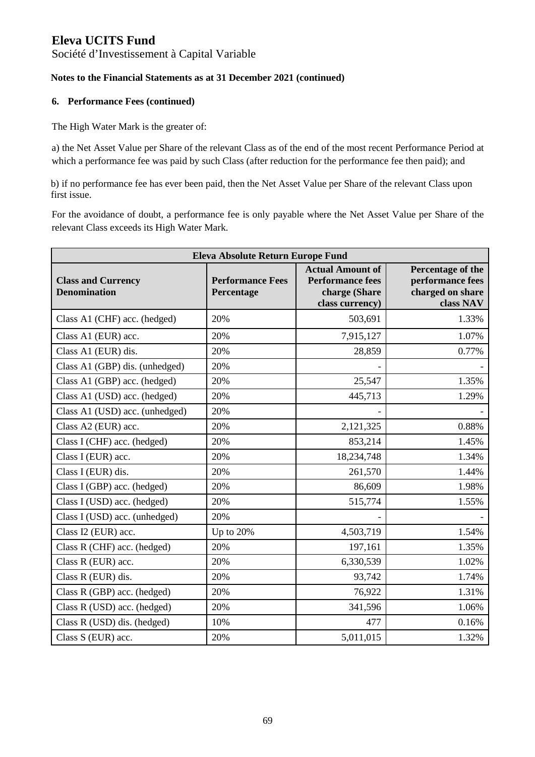# Eleva UCITS Fund

Société d'Investissement à Capital Variable

**Notes to the Financial Statements as at 31 December 2021 (continued)**

## 6. Performance Fees (continued)

The High Water Mark is the greater of:

a) the Net Asset Value per Share of the relevant Class as of the end of the most recent Performance Period at which a performance fee was paid by such Class (after reduction for the performance fee then paid); and

b) if no performance fee has ever been paid, then the Net Asset Value per Share of the relevant Class upon first issue.

For the avoidance of doubt, a performance fee is only payable where the Net Asset Value per Share of the relevant Class exceeds its High Water Mark.

| **Eleva Absolute Return Europe Fund** | | | |
|---|---|---|---|
| **Class and Currency Denomination** | **Performance Fees Percentage** | **Actual Amount of Performance fees charge (Share class currency)** | **Percentage of the performance fees charged on share class NAV** |
| Class A1 (CHF) acc. (hedged) | 20% | 503,691 | 1.33% |
| Class A1 (EUR) acc. | 20% | 7,915,127 | 1.07% |
| Class A1 (EUR) dis. | 20% | 28,859 | 0.77% |
| Class A1 (GBP) dis. (unhedged) | 20% | - | - |
| Class A1 (GBP) acc. (hedged) | 20% | 25,547 | 1.35% |
| Class A1 (USD) acc. (hedged) | 20% | 445,713 | 1.29% |
| Class A1 (USD) acc. (unhedged) | 20% | - | - |
| Class A2 (EUR) acc. | 20% | 2,121,325 | 0.88% |
| Class I (CHF) acc. (hedged) | 20% | 853,214 | 1.45% |
| Class I (EUR) acc. | 20% | 18,234,748 | 1.34% |
| Class I (EUR) dis. | 20% | 261,570 | 1.44% |
| Class I (GBP) acc. (hedged) | 20% | 86,609 | 1.98% |
| Class I (USD) acc. (hedged) | 20% | 515,774 | 1.55% |
| Class I (USD) acc. (unhedged) | 20% | - | - |
| Class I2 (EUR) acc. | Up to 20% | 4,503,719 | 1.54% |
| Class R (CHF) acc. (hedged) | 20% | 197,161 | 1.35% |
| Class R (EUR) acc. | 20% | 6,330,539 | 1.02% |
| Class R (EUR) dis. | 20% | 93,742 | 1.74% |
| Class R (GBP) acc. (hedged) | 20% | 76,922 | 1.31% |
| Class R (USD) acc. (hedged) | 20% | 341,596 | 1.06% |
| Class R (USD) dis. (hedged) | 10% | 477 | 0.16% |
| Class S (EUR) acc. | 20% | 5,011,015 | 1.32% |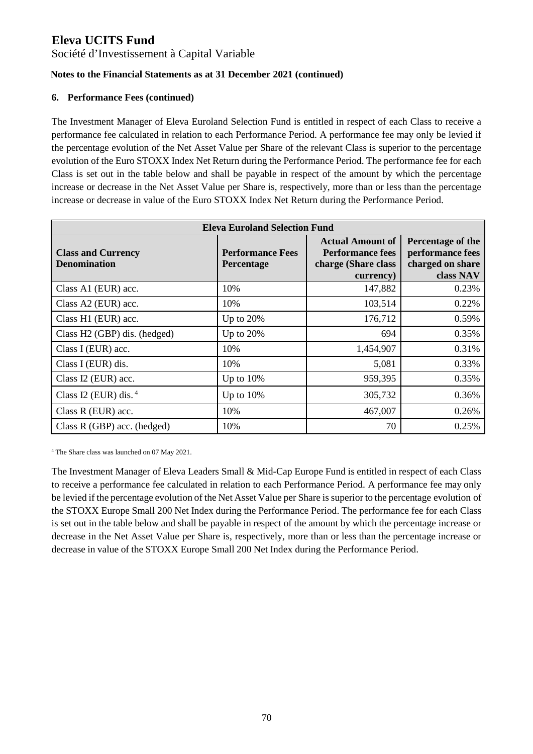# Eleva UCITS Fund

Société d'Investissement à Capital Variable

**Notes to the Financial Statements as at 31 December 2021 (continued)**

**6. Performance Fees (continued)**

The Investment Manager of Eleva Euroland Selection Fund is entitled in respect of each Class to receive a performance fee calculated in relation to each Performance Period. A performance fee may only be levied if the percentage evolution of the Net Asset Value per Share of the relevant Class is superior to the percentage evolution of the Euro STOXX Index Net Return during the Performance Period. The performance fee for each Class is set out in the table below and shall be payable in respect of the amount by which the percentage increase or decrease in the Net Asset Value per Share is, respectively, more than or less than the percentage increase or decrease in value of the Euro STOXX Index Net Return during the Performance Period.

| Eleva Euroland Selection Fund | | | |
|---|---|---|---|
| **Class and Currency Denomination** | **Performance Fees Percentage** | **Actual Amount of Performance fees charge (Share class currency)** | **Percentage of the performance fees charged on share class NAV** |
| Class A1 (EUR) acc. | 10% | 147,882 | 0.23% |
| Class A2 (EUR) acc. | 10% | 103,514 | 0.22% |
| Class H1 (EUR) acc. | Up to 20% | 176,712 | 0.59% |
| Class H2 (GBP) dis. (hedged) | Up to 20% | 694 | 0.35% |
| Class I (EUR) acc. | 10% | 1,454,907 | 0.31% |
| Class I (EUR) dis. | 10% | 5,081 | 0.33% |
| Class I2 (EUR) acc. | Up to 10% | 959,395 | 0.35% |
| Class I2 (EUR) dis. [4] | Up to 10% | 305,732 | 0.36% |
| Class R (EUR) acc. | 10% | 467,007 | 0.26% |
| Class R (GBP) acc. (hedged) | 10% | 70 | 0.25% |

[4] The Share class was launched on 07 May 2021.

The Investment Manager of Eleva Leaders Small & Mid-Cap Europe Fund is entitled in respect of each Class to receive a performance fee calculated in relation to each Performance Period. A performance fee may only be levied if the percentage evolution of the Net Asset Value per Share is superior to the percentage evolution of the STOXX Europe Small 200 Net Index during the Performance Period. The performance fee for each Class is set out in the table below and shall be payable in respect of the amount by which the percentage increase or decrease in the Net Asset Value per Share is, respectively, more than or less than the percentage increase or decrease in value of the STOXX Europe Small 200 Net Index during the Performance Period.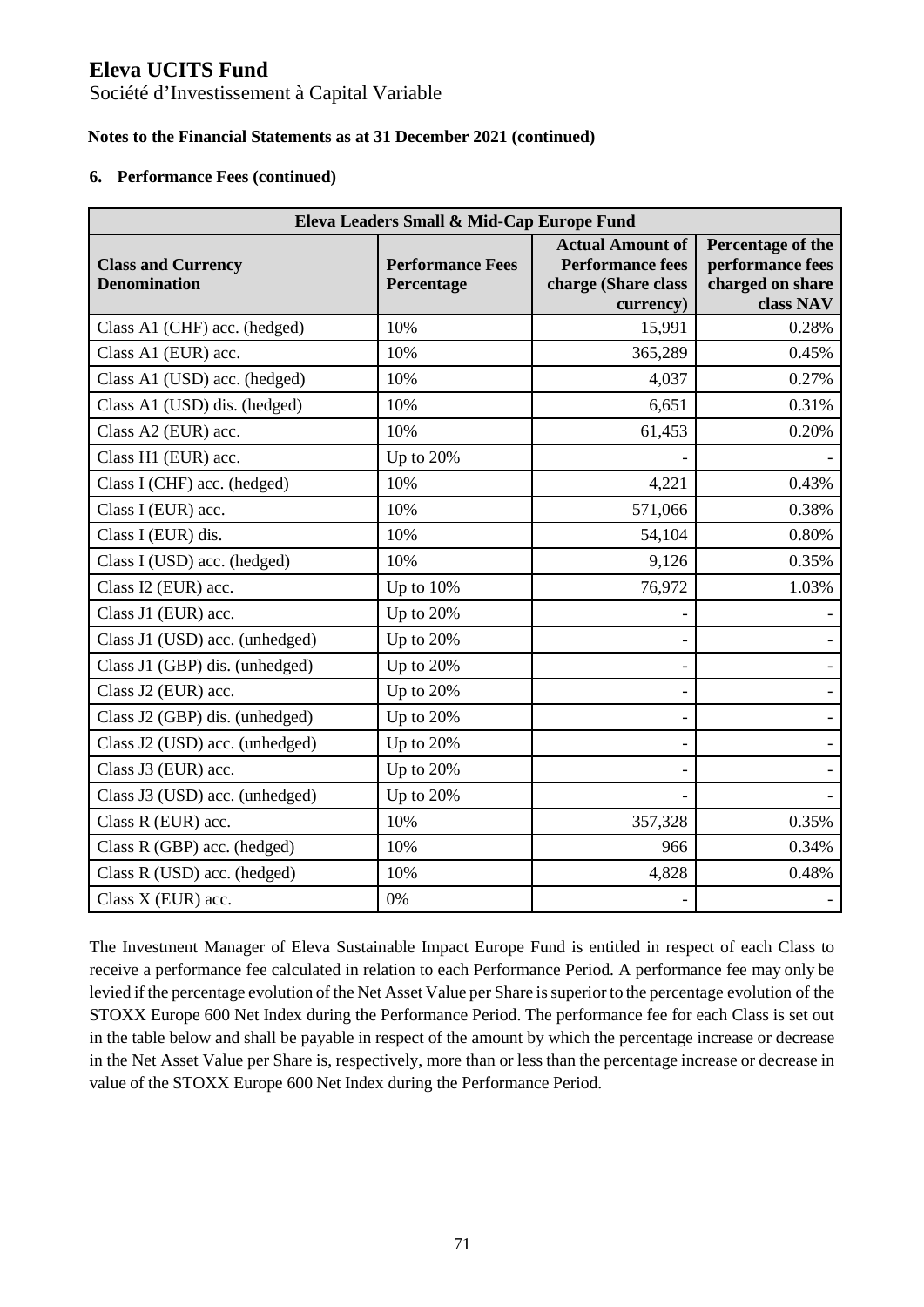# Eleva UCITS Fund

Société d'Investissement à Capital Variable

**Notes to the Financial Statements as at 31 December 2021 (continued)**

## 6. Performance Fees (continued)

| Eleva Leaders Small & Mid-Cap Europe Fund | | | |
|---|---|---|---|
| **Class and Currency Denomination** | **Performance Fees Percentage** | **Actual Amount of Performance fees charge (Share class currency)** | **Percentage of the performance fees charged on share class NAV** |
| Class A1 (CHF) acc. (hedged) | 10% | 15,991 | 0.28% |
| Class A1 (EUR) acc. | 10% | 365,289 | 0.45% |
| Class A1 (USD) acc. (hedged) | 10% | 4,037 | 0.27% |
| Class A1 (USD) dis. (hedged) | 10% | 6,651 | 0.31% |
| Class A2 (EUR) acc. | 10% | 61,453 | 0.20% |
| Class H1 (EUR) acc. | Up to 20% | - | - |
| Class I (CHF) acc. (hedged) | 10% | 4,221 | 0.43% |
| Class I (EUR) acc. | 10% | 571,066 | 0.38% |
| Class I (EUR) dis. | 10% | 54,104 | 0.80% |
| Class I (USD) acc. (hedged) | 10% | 9,126 | 0.35% |
| Class I2 (EUR) acc. | Up to 10% | 76,972 | 1.03% |
| Class J1 (EUR) acc. | Up to 20% | - | - |
| Class J1 (USD) acc. (unhedged) | Up to 20% | - | - |
| Class J1 (GBP) dis. (unhedged) | Up to 20% | - | - |
| Class J2 (EUR) acc. | Up to 20% | - | - |
| Class J2 (GBP) dis. (unhedged) | Up to 20% | - | - |
| Class J2 (USD) acc. (unhedged) | Up to 20% | - | - |
| Class J3 (EUR) acc. | Up to 20% | - | - |
| Class J3 (USD) acc. (unhedged) | Up to 20% | - | - |
| Class R (EUR) acc. | 10% | 357,328 | 0.35% |
| Class R (GBP) acc. (hedged) | 10% | 966 | 0.34% |
| Class R (USD) acc. (hedged) | 10% | 4,828 | 0.48% |
| Class X (EUR) acc. | 0% | - | - |

The Investment Manager of Eleva Sustainable Impact Europe Fund is entitled in respect of each Class to receive a performance fee calculated in relation to each Performance Period. A performance fee may only be levied if the percentage evolution of the Net Asset Value per Share is superior to the percentage evolution of the STOXX Europe 600 Net Index during the Performance Period. The performance fee for each Class is set out in the table below and shall be payable in respect of the amount by which the percentage increase or decrease in the Net Asset Value per Share is, respectively, more than or less than the percentage increase or decrease in value of the STOXX Europe 600 Net Index during the Performance Period.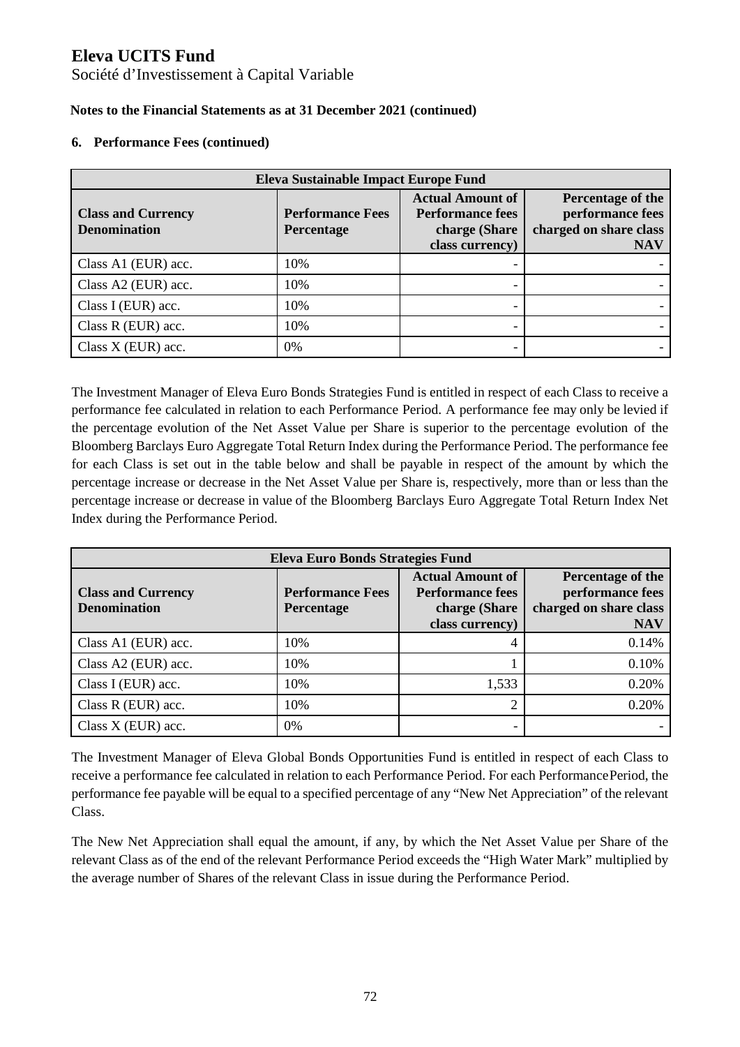# Eleva UCITS Fund

Société d'Investissement à Capital Variable

**Notes to the Financial Statements as at 31 December 2021 (continued)**

## 6. Performance Fees (continued)

| Eleva Sustainable Impact Europe Fund | | | |
|---|---|---|---|
| **Class and Currency Denomination** | **Performance Fees Percentage** | **Actual Amount of Performance fees charge (Share class currency)** | **Percentage of the performance fees charged on share class NAV** |
| Class A1 (EUR) acc. | 10% | - | - |
| Class A2 (EUR) acc. | 10% | - | - |
| Class I (EUR) acc. | 10% | - | - |
| Class R (EUR) acc. | 10% | - | - |
| Class X (EUR) acc. | 0% | - | - |

The Investment Manager of Eleva Euro Bonds Strategies Fund is entitled in respect of each Class to receive a performance fee calculated in relation to each Performance Period. A performance fee may only be levied if the percentage evolution of the Net Asset Value per Share is superior to the percentage evolution of the Bloomberg Barclays Euro Aggregate Total Return Index during the Performance Period. The performance fee for each Class is set out in the table below and shall be payable in respect of the amount by which the percentage increase or decrease in the Net Asset Value per Share is, respectively, more than or less than the percentage increase or decrease in value of the Bloomberg Barclays Euro Aggregate Total Return Index Net Index during the Performance Period.

| Eleva Euro Bonds Strategies Fund | | | |
|---|---|---|---|
| **Class and Currency Denomination** | **Performance Fees Percentage** | **Actual Amount of Performance fees charge (Share class currency)** | **Percentage of the performance fees charged on share class NAV** |
| Class A1 (EUR) acc. | 10% | 4 | 0.14% |
| Class A2 (EUR) acc. | 10% | 1 | 0.10% |
| Class I (EUR) acc. | 10% | 1,533 | 0.20% |
| Class R (EUR) acc. | 10% | 2 | 0.20% |
| Class X (EUR) acc. | 0% | - | - |

The Investment Manager of Eleva Global Bonds Opportunities Fund is entitled in respect of each Class to receive a performance fee calculated in relation to each Performance Period. For each Performance Period, the performance fee payable will be equal to a specified percentage of any "New Net Appreciation" of the relevant Class.

The New Net Appreciation shall equal the amount, if any, by which the Net Asset Value per Share of the relevant Class as of the end of the relevant Performance Period exceeds the "High Water Mark" multiplied by the average number of Shares of the relevant Class in issue during the Performance Period.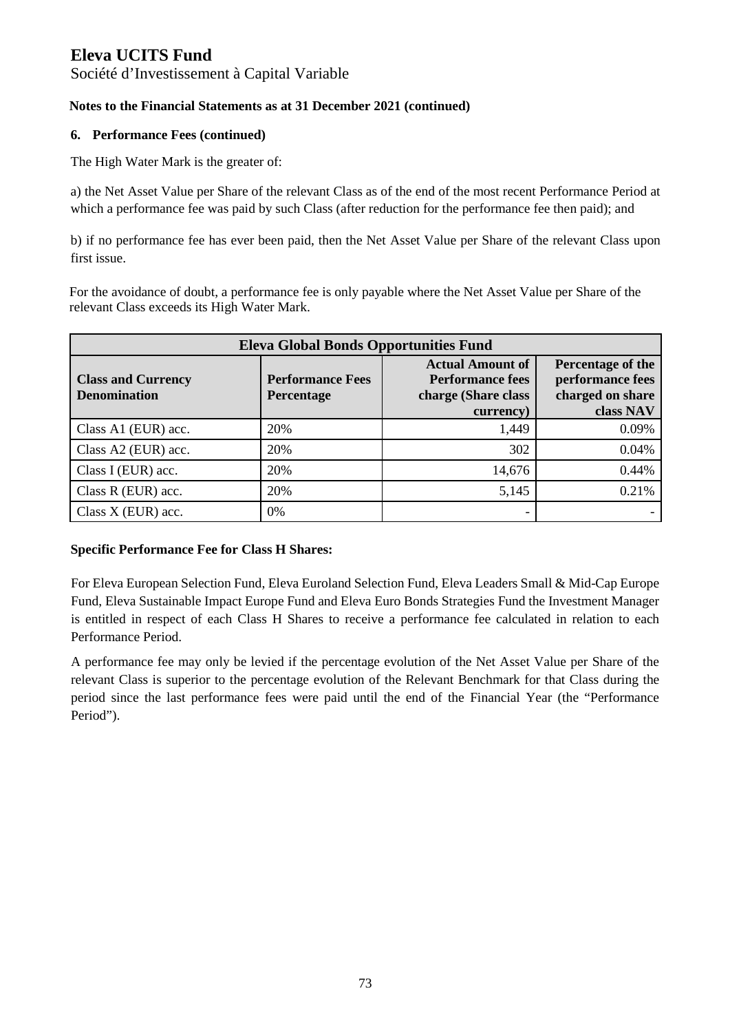# Eleva UCITS Fund

Société d'Investissement à Capital Variable

**Notes to the Financial Statements as at 31 December 2021 (continued)**

## 6. Performance Fees (continued)

The High Water Mark is the greater of:

a) the Net Asset Value per Share of the relevant Class as of the end of the most recent Performance Period at which a performance fee was paid by such Class (after reduction for the performance fee then paid); and

b) if no performance fee has ever been paid, then the Net Asset Value per Share of the relevant Class upon first issue.

For the avoidance of doubt, a performance fee is only payable where the Net Asset Value per Share of the relevant Class exceeds its High Water Mark.

| Eleva Global Bonds Opportunities Fund | | | |
|---|---|---|---|
| **Class and Currency Denomination** | **Performance Fees Percentage** | **Actual Amount of Performance fees charge (Share class currency)** | **Percentage of the performance fees charged on share class NAV** |
| Class A1 (EUR) acc. | 20% | 1,449 | 0.09% |
| Class A2 (EUR) acc. | 20% | 302 | 0.04% |
| Class I (EUR) acc. | 20% | 14,676 | 0.44% |
| Class R (EUR) acc. | 20% | 5,145 | 0.21% |
| Class X (EUR) acc. | 0% | - | - |

**Specific Performance Fee for Class H Shares:**

For Eleva European Selection Fund, Eleva Euroland Selection Fund, Eleva Leaders Small & Mid-Cap Europe Fund, Eleva Sustainable Impact Europe Fund and Eleva Euro Bonds Strategies Fund the Investment Manager is entitled in respect of each Class H Shares to receive a performance fee calculated in relation to each Performance Period.

A performance fee may only be levied if the percentage evolution of the Net Asset Value per Share of the relevant Class is superior to the percentage evolution of the Relevant Benchmark for that Class during the period since the last performance fees were paid until the end of the Financial Year (the "Performance Period").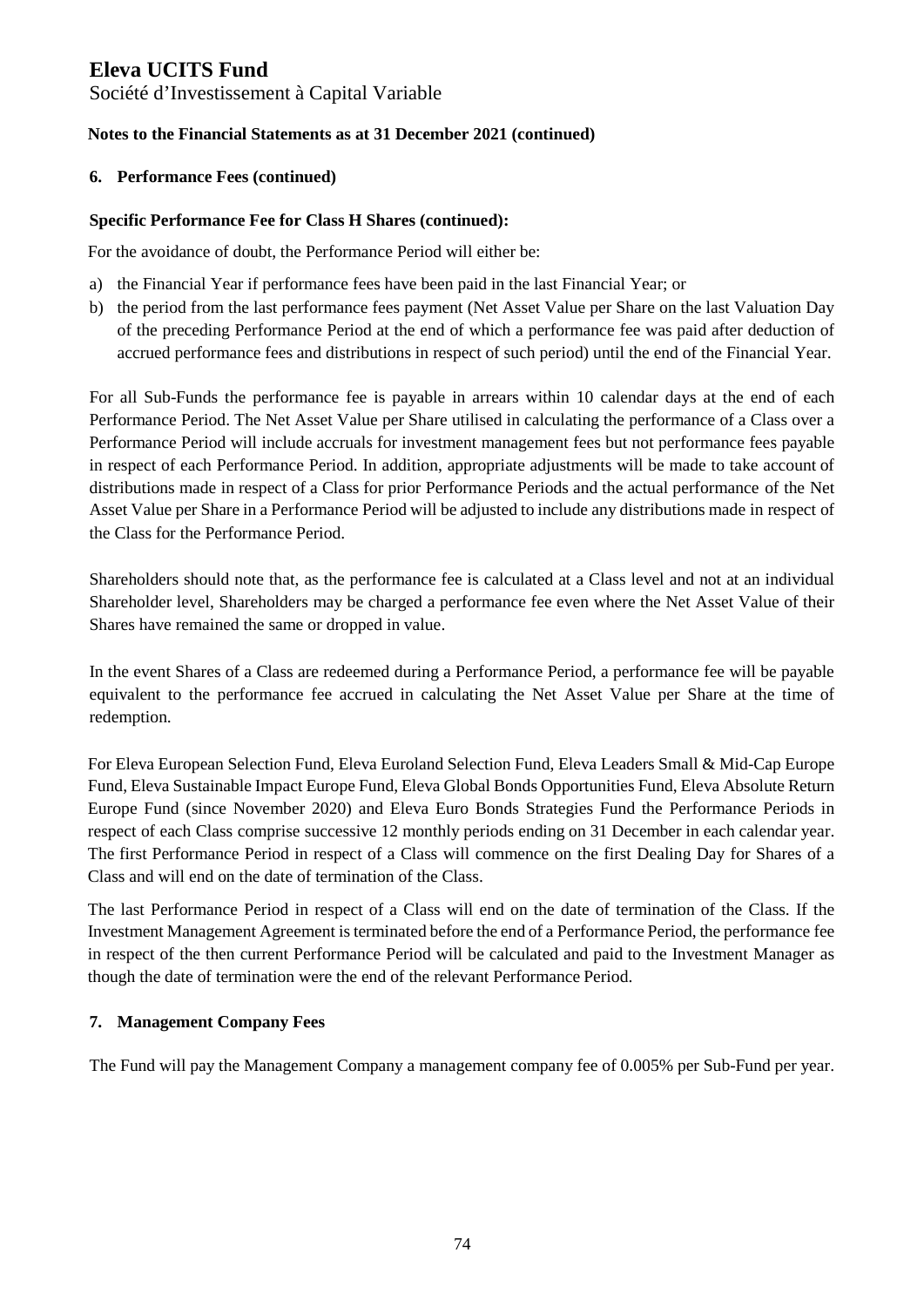# Eleva UCITS Fund

Société d'Investissement à Capital Variable

**Notes to the Financial Statements as at 31 December 2021 (continued)**

## 6. Performance Fees (continued)

### Specific Performance Fee for Class H Shares (continued):

For the avoidance of doubt, the Performance Period will either be:

a) the Financial Year if performance fees have been paid in the last Financial Year; or
b) the period from the last performance fees payment (Net Asset Value per Share on the last Valuation Day of the preceding Performance Period at the end of which a performance fee was paid after deduction of accrued performance fees and distributions in respect of such period) until the end of the Financial Year.

For all Sub-Funds the performance fee is payable in arrears within 10 calendar days at the end of each Performance Period. The Net Asset Value per Share utilised in calculating the performance of a Class over a Performance Period will include accruals for investment management fees but not performance fees payable in respect of each Performance Period. In addition, appropriate adjustments will be made to take account of distributions made in respect of a Class for prior Performance Periods and the actual performance of the Net Asset Value per Share in a Performance Period will be adjusted to include any distributions made in respect of the Class for the Performance Period.

Shareholders should note that, as the performance fee is calculated at a Class level and not at an individual Shareholder level, Shareholders may be charged a performance fee even where the Net Asset Value of their Shares have remained the same or dropped in value.

In the event Shares of a Class are redeemed during a Performance Period, a performance fee will be payable equivalent to the performance fee accrued in calculating the Net Asset Value per Share at the time of redemption.

For Eleva European Selection Fund, Eleva Euroland Selection Fund, Eleva Leaders Small & Mid-Cap Europe Fund, Eleva Sustainable Impact Europe Fund, Eleva Global Bonds Opportunities Fund, Eleva Absolute Return Europe Fund (since November 2020) and Eleva Euro Bonds Strategies Fund the Performance Periods in respect of each Class comprise successive 12 monthly periods ending on 31 December in each calendar year. The first Performance Period in respect of a Class will commence on the first Dealing Day for Shares of a Class and will end on the date of termination of the Class.

The last Performance Period in respect of a Class will end on the date of termination of the Class. If the Investment Management Agreement is terminated before the end of a Performance Period, the performance fee in respect of the then current Performance Period will be calculated and paid to the Investment Manager as though the date of termination were the end of the relevant Performance Period.

## 7. Management Company Fees

The Fund will pay the Management Company a management company fee of 0.005% per Sub-Fund per year.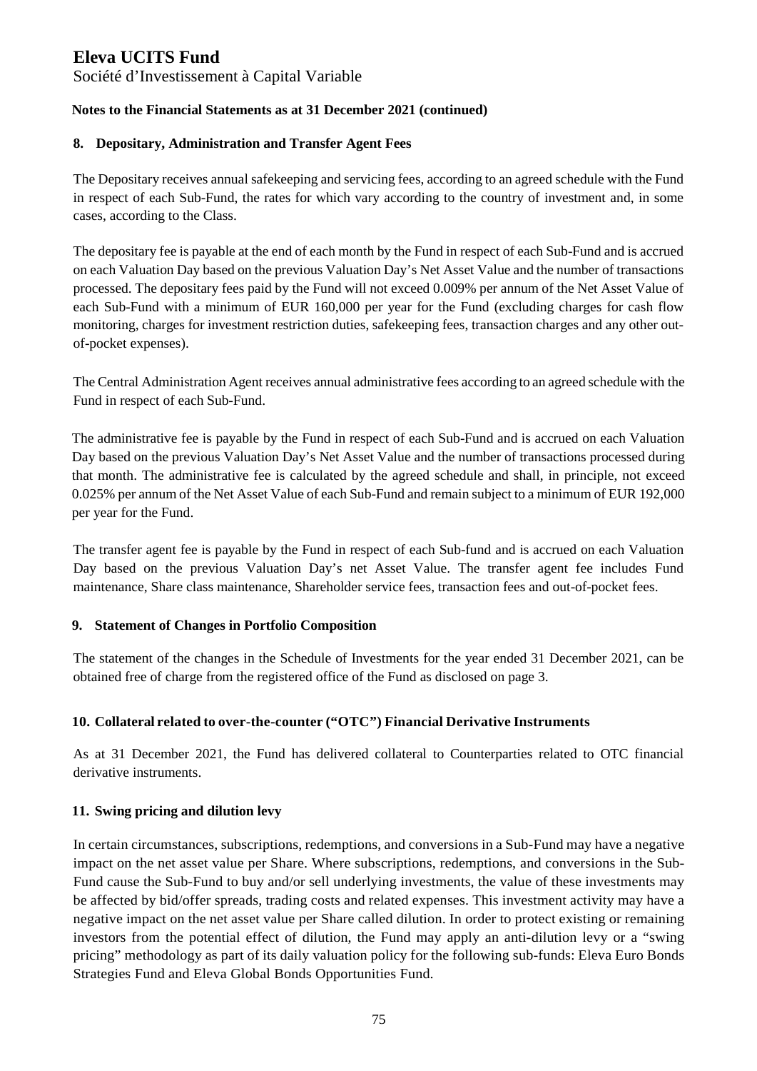# Eleva UCITS Fund

Société d'Investissement à Capital Variable

**Notes to the Financial Statements as at 31 December 2021 (continued)**

## 8. Depositary, Administration and Transfer Agent Fees

The Depositary receives annual safekeeping and servicing fees, according to an agreed schedule with the Fund in respect of each Sub-Fund, the rates for which vary according to the country of investment and, in some cases, according to the Class.

The depositary fee is payable at the end of each month by the Fund in respect of each Sub-Fund and is accrued on each Valuation Day based on the previous Valuation Day's Net Asset Value and the number of transactions processed. The depositary fees paid by the Fund will not exceed 0.009% per annum of the Net Asset Value of each Sub-Fund with a minimum of EUR 160,000 per year for the Fund (excluding charges for cash flow monitoring, charges for investment restriction duties, safekeeping fees, transaction charges and any other out-of-pocket expenses).

The Central Administration Agent receives annual administrative fees according to an agreed schedule with the Fund in respect of each Sub-Fund.

The administrative fee is payable by the Fund in respect of each Sub-Fund and is accrued on each Valuation Day based on the previous Valuation Day's Net Asset Value and the number of transactions processed during that month. The administrative fee is calculated by the agreed schedule and shall, in principle, not exceed 0.025% per annum of the Net Asset Value of each Sub-Fund and remain subject to a minimum of EUR 192,000 per year for the Fund.

The transfer agent fee is payable by the Fund in respect of each Sub-fund and is accrued on each Valuation Day based on the previous Valuation Day's net Asset Value. The transfer agent fee includes Fund maintenance, Share class maintenance, Shareholder service fees, transaction fees and out-of-pocket fees.

## 9. Statement of Changes in Portfolio Composition

The statement of the changes in the Schedule of Investments for the year ended 31 December 2021, can be obtained free of charge from the registered office of the Fund as disclosed on page 3.

## 10. Collateral related to over-the-counter ("OTC") Financial Derivative Instruments

As at 31 December 2021, the Fund has delivered collateral to Counterparties related to OTC financial derivative instruments.

## 11. Swing pricing and dilution levy

In certain circumstances, subscriptions, redemptions, and conversions in a Sub-Fund may have a negative impact on the net asset value per Share. Where subscriptions, redemptions, and conversions in the Sub-Fund cause the Sub-Fund to buy and/or sell underlying investments, the value of these investments may be affected by bid/offer spreads, trading costs and related expenses. This investment activity may have a negative impact on the net asset value per Share called dilution. In order to protect existing or remaining investors from the potential effect of dilution, the Fund may apply an anti-dilution levy or a "swing pricing" methodology as part of its daily valuation policy for the following sub-funds: Eleva Euro Bonds Strategies Fund and Eleva Global Bonds Opportunities Fund.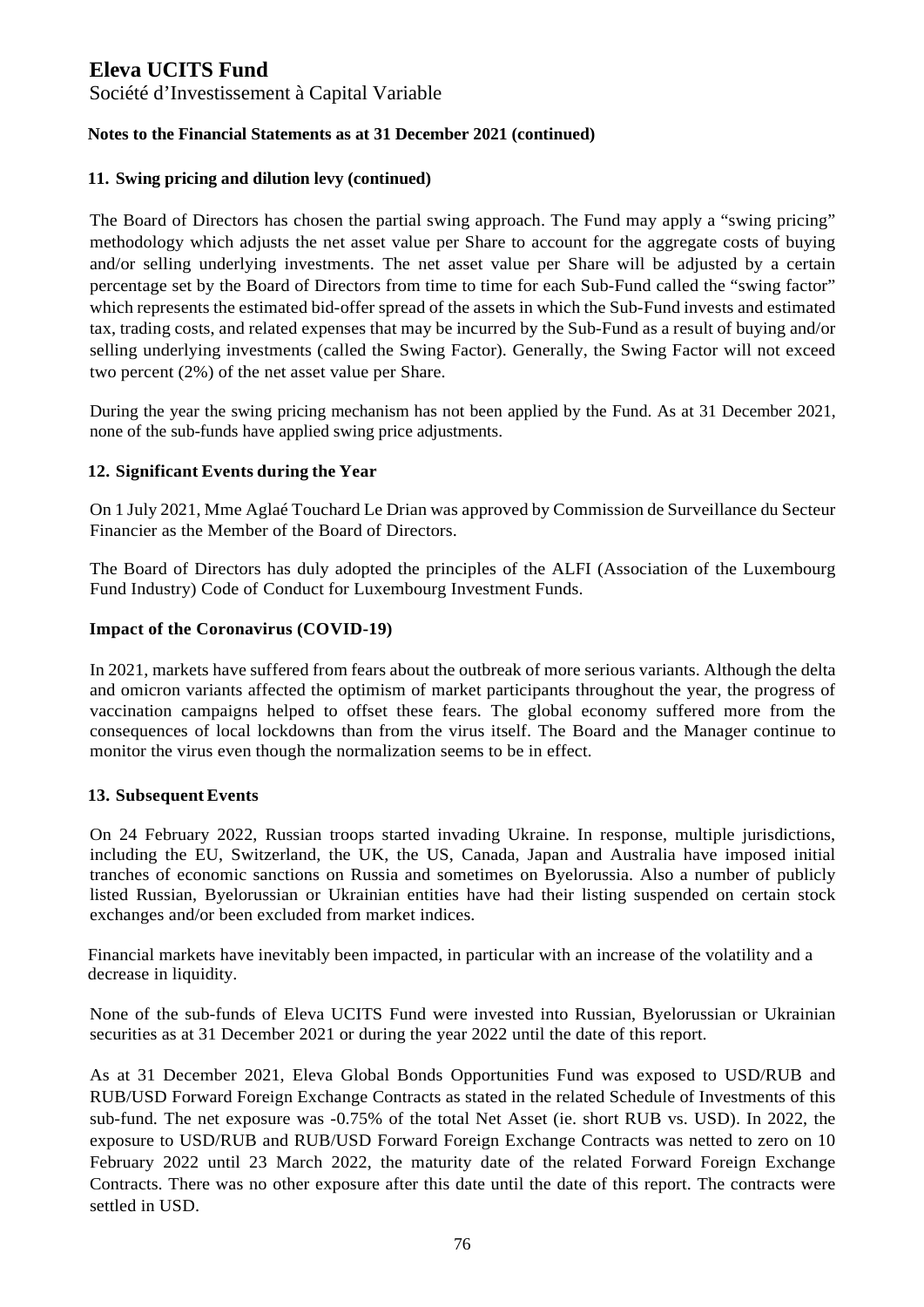# Eleva UCITS Fund

Société d'Investissement à Capital Variable

**Notes to the Financial Statements as at 31 December 2021 (continued)**

## 11. Swing pricing and dilution levy (continued)

The Board of Directors has chosen the partial swing approach. The Fund may apply a "swing pricing" methodology which adjusts the net asset value per Share to account for the aggregate costs of buying and/or selling underlying investments. The net asset value per Share will be adjusted by a certain percentage set by the Board of Directors from time to time for each Sub-Fund called the "swing factor" which represents the estimated bid-offer spread of the assets in which the Sub-Fund invests and estimated tax, trading costs, and related expenses that may be incurred by the Sub-Fund as a result of buying and/or selling underlying investments (called the Swing Factor). Generally, the Swing Factor will not exceed two percent (2%) of the net asset value per Share.

During the year the swing pricing mechanism has not been applied by the Fund. As at 31 December 2021, none of the sub-funds have applied swing price adjustments.

## 12. Significant Events during the Year

On 1 July 2021, Mme Aglaé Touchard Le Drian was approved by Commission de Surveillance du Secteur Financier as the Member of the Board of Directors.

The Board of Directors has duly adopted the principles of the ALFI (Association of the Luxembourg Fund Industry) Code of Conduct for Luxembourg Investment Funds.

### Impact of the Coronavirus (COVID-19)

In 2021, markets have suffered from fears about the outbreak of more serious variants. Although the delta and omicron variants affected the optimism of market participants throughout the year, the progress of vaccination campaigns helped to offset these fears. The global economy suffered more from the consequences of local lockdowns than from the virus itself. The Board and the Manager continue to monitor the virus even though the normalization seems to be in effect.

## 13. Subsequent Events

On 24 February 2022, Russian troops started invading Ukraine. In response, multiple jurisdictions, including the EU, Switzerland, the UK, the US, Canada, Japan and Australia have imposed initial tranches of economic sanctions on Russia and sometimes on Byelorussia. Also a number of publicly listed Russian, Byelorussian or Ukrainian entities have had their listing suspended on certain stock exchanges and/or been excluded from market indices.

Financial markets have inevitably been impacted, in particular with an increase of the volatility and a decrease in liquidity.

None of the sub-funds of Eleva UCITS Fund were invested into Russian, Byelorussian or Ukrainian securities as at 31 December 2021 or during the year 2022 until the date of this report.

As at 31 December 2021, Eleva Global Bonds Opportunities Fund was exposed to USD/RUB and RUB/USD Forward Foreign Exchange Contracts as stated in the related Schedule of Investments of this sub-fund. The net exposure was -0.75% of the total Net Asset (ie. short RUB vs. USD). In 2022, the exposure to USD/RUB and RUB/USD Forward Foreign Exchange Contracts was netted to zero on 10 February 2022 until 23 March 2022, the maturity date of the related Forward Foreign Exchange Contracts. There was no other exposure after this date until the date of this report. The contracts were settled in USD.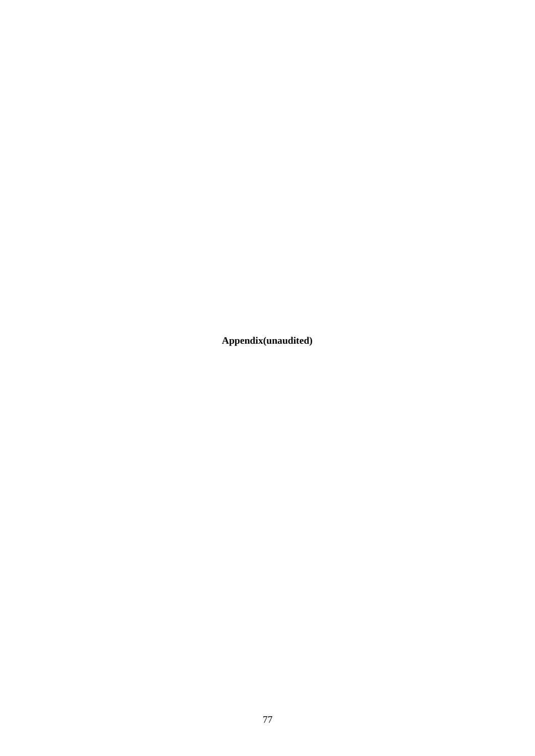**Appendix(unaudited)**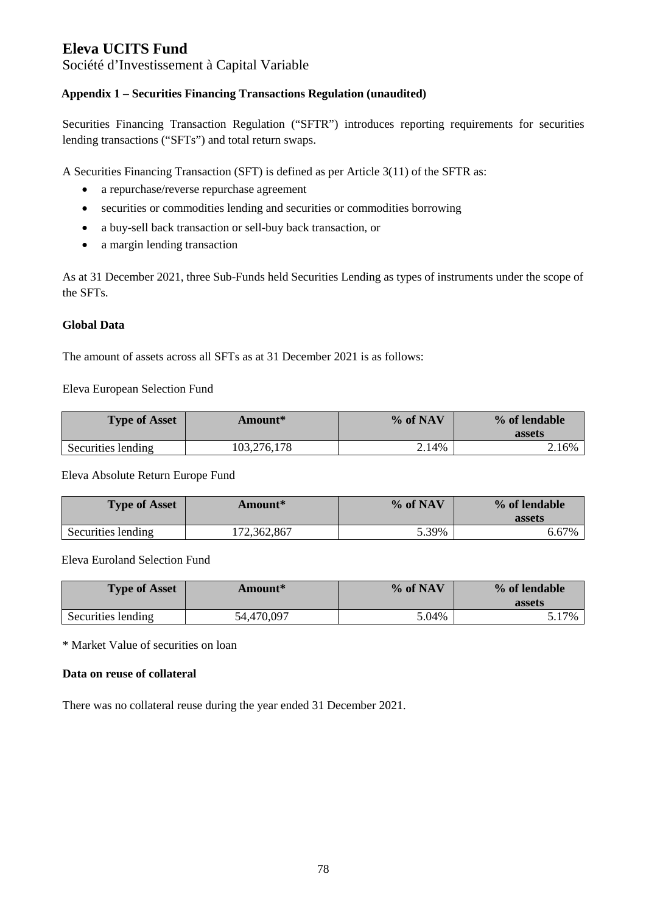# Eleva UCITS Fund

Société d'Investissement à Capital Variable

**Appendix 1 – Securities Financing Transactions Regulation (unaudited)**

Securities Financing Transaction Regulation ("SFTR") introduces reporting requirements for securities lending transactions ("SFTs") and total return swaps.

A Securities Financing Transaction (SFT) is defined as per Article 3(11) of the SFTR as:

- a repurchase/reverse repurchase agreement
- securities or commodities lending and securities or commodities borrowing
- a buy-sell back transaction or sell-buy back transaction, or
- a margin lending transaction

As at 31 December 2021, three Sub-Funds held Securities Lending as types of instruments under the scope of the SFTs.

**Global Data**

The amount of assets across all SFTs as at 31 December 2021 is as follows:

Eleva European Selection Fund

| Type of Asset | Amount* | % of NAV | % of lendable assets |
|---|---|---|---|
| Securities lending | 103,276,178 | 2.14% | 2.16% |

Eleva Absolute Return Europe Fund

| Type of Asset | Amount* | % of NAV | % of lendable assets |
|---|---|---|---|
| Securities lending | 172,362,867 | 5.39% | 6.67% |

Eleva Euroland Selection Fund

| Type of Asset | Amount* | % of NAV | % of lendable assets |
|---|---|---|---|
| Securities lending | 54,470,097 | 5.04% | 5.17% |

* Market Value of securities on loan

**Data on reuse of collateral**

There was no collateral reuse during the year ended 31 December 2021.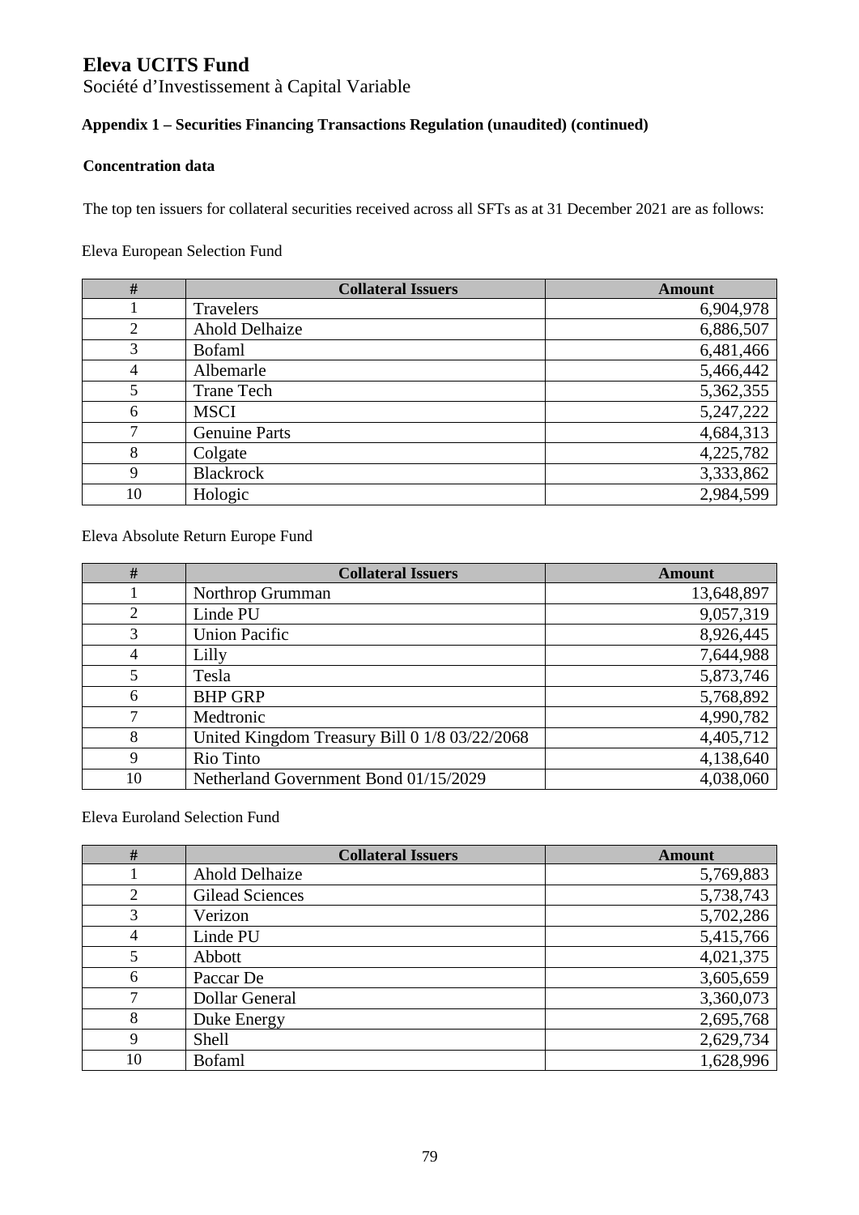# Eleva UCITS Fund

Société d'Investissement à Capital Variable

## Appendix 1 – Securities Financing Transactions Regulation (unaudited) (continued)

### Concentration data

The top ten issuers for collateral securities received across all SFTs as at 31 December 2021 are as follows:

Eleva European Selection Fund

| # | Collateral Issuers | Amount |
|---|---|---|
| 1 | Travelers | 6,904,978 |
| 2 | Ahold Delhaize | 6,886,507 |
| 3 | Bofaml | 6,481,466 |
| 4 | Albemarle | 5,466,442 |
| 5 | Trane Tech | 5,362,355 |
| 6 | MSCI | 5,247,222 |
| 7 | Genuine Parts | 4,684,313 |
| 8 | Colgate | 4,225,782 |
| 9 | Blackrock | 3,333,862 |
| 10 | Hologic | 2,984,599 |

Eleva Absolute Return Europe Fund

| # | Collateral Issuers | Amount |
|---|---|---|
| 1 | Northrop Grumman | 13,648,897 |
| 2 | Linde PU | 9,057,319 |
| 3 | Union Pacific | 8,926,445 |
| 4 | Lilly | 7,644,988 |
| 5 | Tesla | 5,873,746 |
| 6 | BHP GRP | 5,768,892 |
| 7 | Medtronic | 4,990,782 |
| 8 | United Kingdom Treasury Bill 0 1/8 03/22/2068 | 4,405,712 |
| 9 | Rio Tinto | 4,138,640 |
| 10 | Netherland Government Bond 01/15/2029 | 4,038,060 |

Eleva Euroland Selection Fund

| # | Collateral Issuers | Amount |
|---|---|---|
| 1 | Ahold Delhaize | 5,769,883 |
| 2 | Gilead Sciences | 5,738,743 |
| 3 | Verizon | 5,702,286 |
| 4 | Linde PU | 5,415,766 |
| 5 | Abbott | 4,021,375 |
| 6 | Paccar De | 3,605,659 |
| 7 | Dollar General | 3,360,073 |
| 8 | Duke Energy | 2,695,768 |
| 9 | Shell | 2,629,734 |
| 10 | Bofaml | 1,628,996 |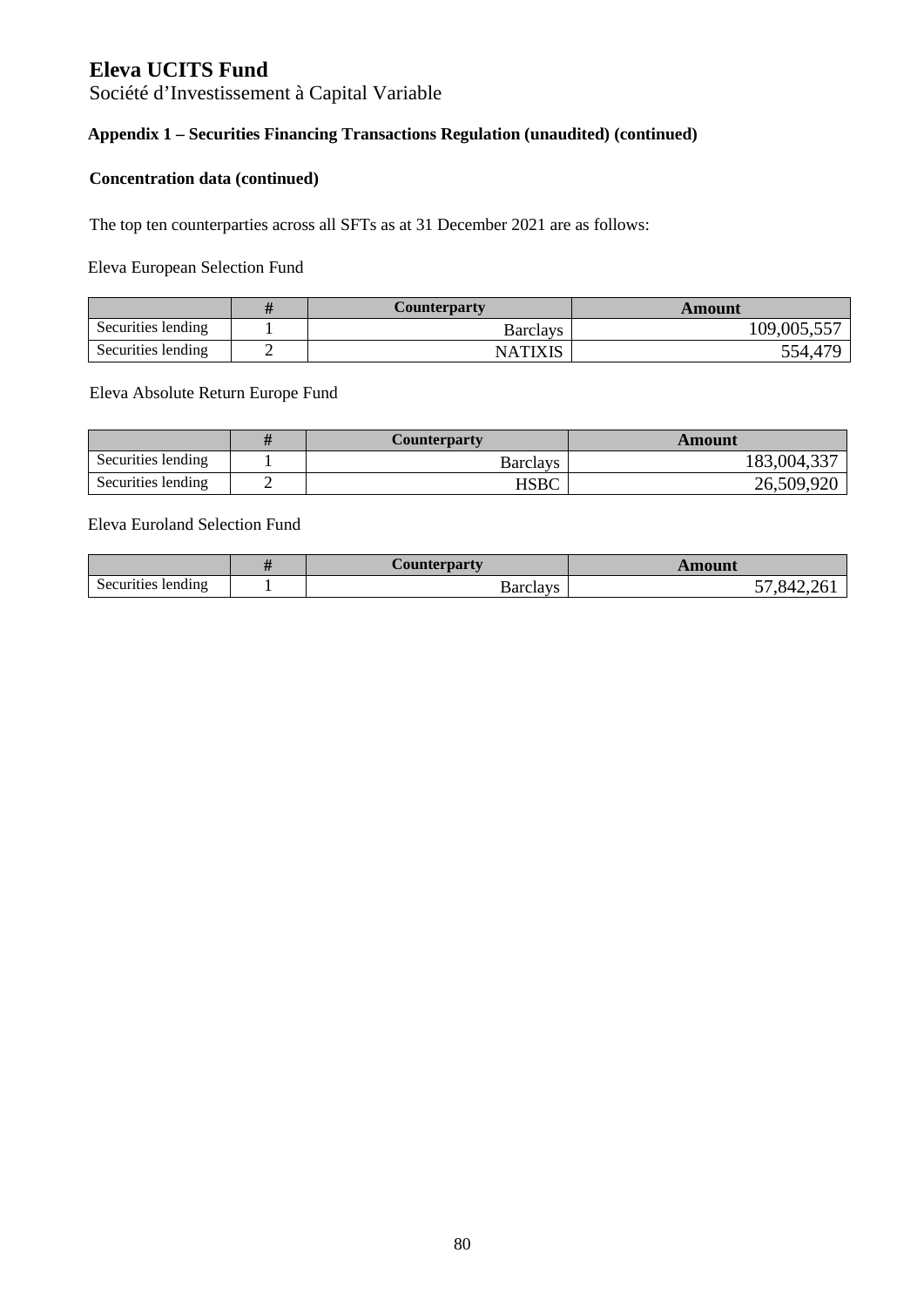# Eleva UCITS Fund

Société d'Investissement à Capital Variable

### Appendix 1 – Securities Financing Transactions Regulation (unaudited) (continued)

#### Concentration data (continued)

The top ten counterparties across all SFTs as at 31 December 2021 are as follows:

Eleva European Selection Fund

| | # | Counterparty | Amount |
|---|---|---|---|
| Securities lending | 1 | Barclays | 109,005,557 |
| Securities lending | 2 | NATIXIS | 554,479 |

Eleva Absolute Return Europe Fund

| | # | Counterparty | Amount |
|---|---|---|---|
| Securities lending | 1 | Barclays | 183,004,337 |
| Securities lending | 2 | HSBC | 26,509,920 |

Eleva Euroland Selection Fund

| | # | Counterparty | Amount |
|---|---|---|---|
| Securities lending | 1 | Barclays | 57,842,261 |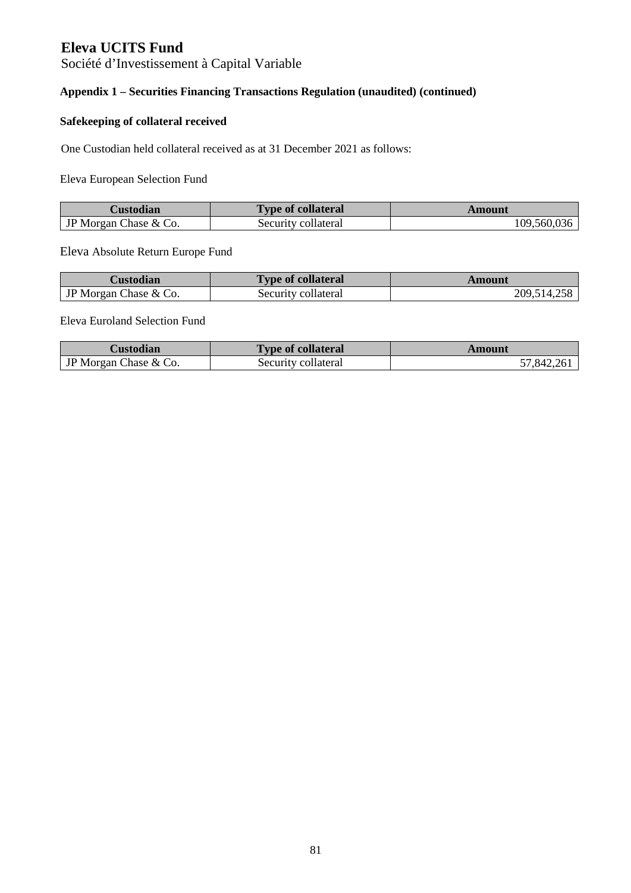# Eleva UCITS Fund

Société d'Investissement à Capital Variable

### Appendix 1 – Securities Financing Transactions Regulation (unaudited) (continued)

#### Safekeeping of collateral received

One Custodian held collateral received as at 31 December 2021 as follows:

Eleva European Selection Fund

| Custodian | Type of collateral | Amount |
|---|---|---|
| JP Morgan Chase & Co. | Security collateral | 109,560,036 |

Eleva Absolute Return Europe Fund

| Custodian | Type of collateral | Amount |
|---|---|---|
| JP Morgan Chase & Co. | Security collateral | 209,514,258 |

Eleva Euroland Selection Fund

| Custodian | Type of collateral | Amount |
|---|---|---|
| JP Morgan Chase & Co. | Security collateral | 57,842,261 |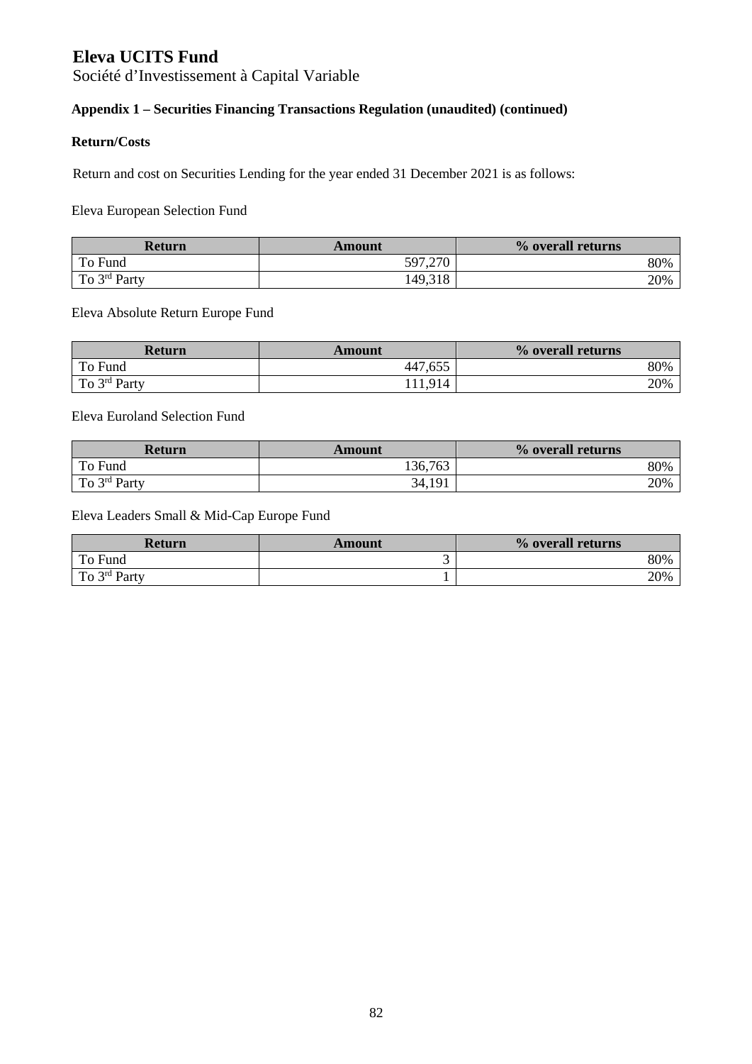# Eleva UCITS Fund

Société d'Investissement à Capital Variable

### Appendix 1 – Securities Financing Transactions Regulation (unaudited) (continued)

#### Return/Costs

Return and cost on Securities Lending for the year ended 31 December 2021 is as follows:

Eleva European Selection Fund

| Return | Amount | % overall returns |
|---|---|---|
| To Fund | 597,270 | 80% |
| To 3rd Party | 149,318 | 20% |

Eleva Absolute Return Europe Fund

| Return | Amount | % overall returns |
|---|---|---|
| To Fund | 447,655 | 80% |
| To 3rd Party | 111,914 | 20% |

Eleva Euroland Selection Fund

| Return | Amount | % overall returns |
|---|---|---|
| To Fund | 136,763 | 80% |
| To 3rd Party | 34,191 | 20% |

Eleva Leaders Small & Mid-Cap Europe Fund

| Return | Amount | % overall returns |
|---|---|---|
| To Fund | 3 | 80% |
| To 3rd Party | 1 | 20% |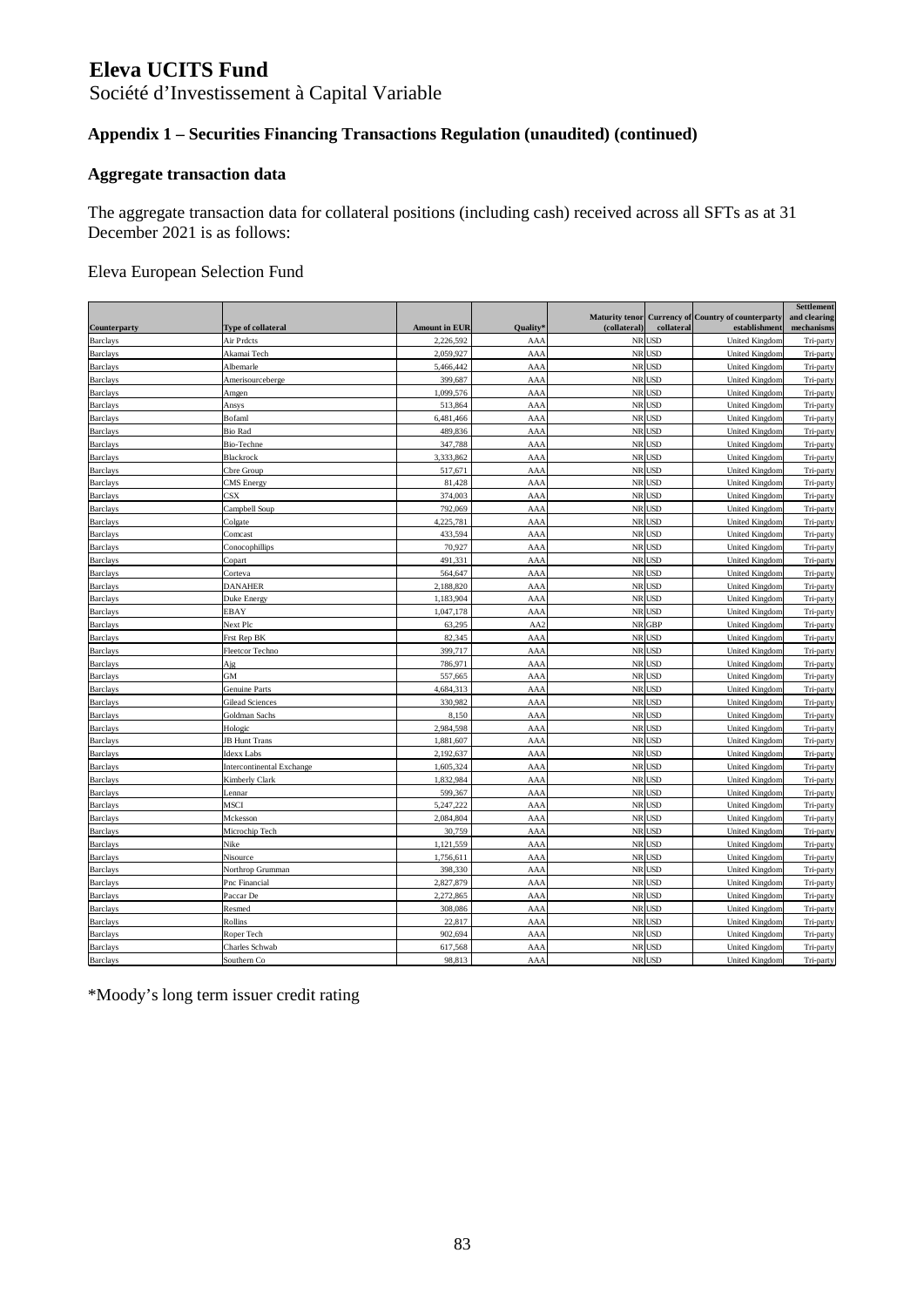# Eleva UCITS Fund

Société d'Investissement à Capital Variable

## Appendix 1 – Securities Financing Transactions Regulation (unaudited) (continued)

### Aggregate transaction data

The aggregate transaction data for collateral positions (including cash) received across all SFTs as at 31 December 2021 is as follows:

Eleva European Selection Fund

| Counterparty | Type of collateral | Amount in EUR | Quality* | Maturity tenor (collateral) | Currency of collateral | Country of counterparty establishment | Settlement and clearing mechanisms |
|---|---|---|---|---|---|---|---|
| Barclays | Air Prdcts | 2,226,592 | AAA | NR | USD | United Kingdom | Tri-party |
| Barclays | Akamai Tech | 2,059,927 | AAA | NR | USD | United Kingdom | Tri-party |
| Barclays | Albemarle | 5,466,442 | AAA | NR | USD | United Kingdom | Tri-party |
| Barclays | Amerisourceberge | 399,687 | AAA | NR | USD | United Kingdom | Tri-party |
| Barclays | Amgen | 1,099,576 | AAA | NR | USD | United Kingdom | Tri-party |
| Barclays | Ansys | 513,864 | AAA | NR | USD | United Kingdom | Tri-party |
| Barclays | Bofaml | 6,481,466 | AAA | NR | USD | United Kingdom | Tri-party |
| Barclays | Bio Rad | 489,836 | AAA | NR | USD | United Kingdom | Tri-party |
| Barclays | Bio-Techne | 347,788 | AAA | NR | USD | United Kingdom | Tri-party |
| Barclays | Blackrock | 3,333,862 | AAA | NR | USD | United Kingdom | Tri-party |
| Barclays | Cbre Group | 517,671 | AAA | NR | USD | United Kingdom | Tri-party |
| Barclays | CMS Energy | 81,428 | AAA | NR | USD | United Kingdom | Tri-party |
| Barclays | CSX | 374,003 | AAA | NR | USD | United Kingdom | Tri-party |
| Barclays | Campbell Soup | 792,069 | AAA | NR | USD | United Kingdom | Tri-party |
| Barclays | Colgate | 4,225,781 | AAA | NR | USD | United Kingdom | Tri-party |
| Barclays | Comcast | 433,594 | AAA | NR | USD | United Kingdom | Tri-party |
| Barclays | Conocophillips | 70,927 | AAA | NR | USD | United Kingdom | Tri-party |
| Barclays | Copart | 491,331 | AAA | NR | USD | United Kingdom | Tri-party |
| Barclays | Corteva | 564,647 | AAA | NR | USD | United Kingdom | Tri-party |
| Barclays | DANAHER | 2,188,820 | AAA | NR | USD | United Kingdom | Tri-party |
| Barclays | Duke Energy | 1,183,904 | AAA | NR | USD | United Kingdom | Tri-party |
| Barclays | EBAY | 1,047,178 | AAA | NR | USD | United Kingdom | Tri-party |
| Barclays | Next Plc | 63,295 | AA2 | NR | GBP | United Kingdom | Tri-party |
| Barclays | Frst Rep BK | 82,345 | AAA | NR | USD | United Kingdom | Tri-party |
| Barclays | Fleetcor Techno | 399,717 | AAA | NR | USD | United Kingdom | Tri-party |
| Barclays | Ajg | 786,971 | AAA | NR | USD | United Kingdom | Tri-party |
| Barclays | GM | 557,665 | AAA | NR | USD | United Kingdom | Tri-party |
| Barclays | Genuine Parts | 4,684,313 | AAA | NR | USD | United Kingdom | Tri-party |
| Barclays | Gilead Sciences | 330,982 | AAA | NR | USD | United Kingdom | Tri-party |
| Barclays | Goldman Sachs | 8,150 | AAA | NR | USD | United Kingdom | Tri-party |
| Barclays | Hologic | 2,984,598 | AAA | NR | USD | United Kingdom | Tri-party |
| Barclays | JB Hunt Trans | 1,881,607 | AAA | NR | USD | United Kingdom | Tri-party |
| Barclays | Idexx Labs | 2,192,637 | AAA | NR | USD | United Kingdom | Tri-party |
| Barclays | Intercontinental Exchange | 1,605,324 | AAA | NR | USD | United Kingdom | Tri-party |
| Barclays | Kimberly Clark | 1,832,984 | AAA | NR | USD | United Kingdom | Tri-party |
| Barclays | Lennar | 599,367 | AAA | NR | USD | United Kingdom | Tri-party |
| Barclays | MSCI | 5,247,222 | AAA | NR | USD | United Kingdom | Tri-party |
| Barclays | Mckesson | 2,084,804 | AAA | NR | USD | United Kingdom | Tri-party |
| Barclays | Microchip Tech | 30,759 | AAA | NR | USD | United Kingdom | Tri-party |
| Barclays | Nike | 1,121,559 | AAA | NR | USD | United Kingdom | Tri-party |
| Barclays | Nisource | 1,756,611 | AAA | NR | USD | United Kingdom | Tri-party |
| Barclays | Northrop Grumman | 398,330 | AAA | NR | USD | United Kingdom | Tri-party |
| Barclays | Pnc Financial | 2,827,879 | AAA | NR | USD | United Kingdom | Tri-party |
| Barclays | Paccar De | 2,272,865 | AAA | NR | USD | United Kingdom | Tri-party |
| Barclays | Resmed | 308,086 | AAA | NR | USD | United Kingdom | Tri-party |
| Barclays | Rollins | 22,817 | AAA | NR | USD | United Kingdom | Tri-party |
| Barclays | Roper Tech | 902,694 | AAA | NR | USD | United Kingdom | Tri-party |
| Barclays | Charles Schwab | 617,568 | AAA | NR | USD | United Kingdom | Tri-party |
| Barclays | Southern Co | 98,813 | AAA | NR | USD | United Kingdom | Tri-party |

*Moody's long term issuer credit rating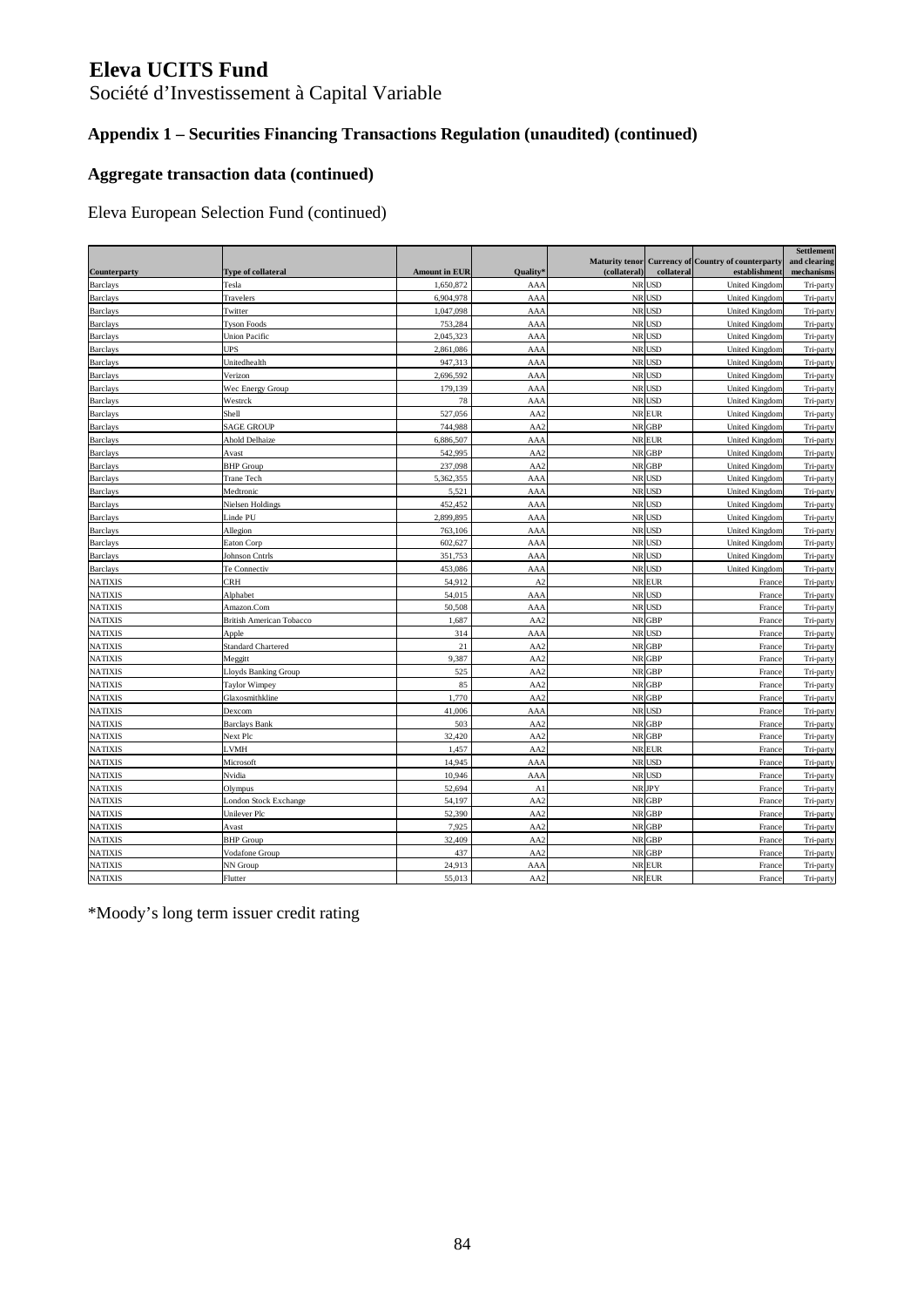# Eleva UCITS Fund

Société d'Investissement à Capital Variable

## Appendix 1 – Securities Financing Transactions Regulation (unaudited) (continued)

### Aggregate transaction data (continued)

Eleva European Selection Fund (continued)

| Counterparty | Type of collateral | Amount in EUR | Quality* | Maturity tenor (collateral) | Currency of collateral | Country of counterparty establishment | Settlement and clearing mechanisms |
|---|---|---|---|---|---|---|---|
| Barclays | Tesla | 1,650,872 | AAA | NR | USD | United Kingdom | Tri-party |
| Barclays | Travelers | 6,904,978 | AAA | NR | USD | United Kingdom | Tri-party |
| Barclays | Twitter | 1,047,098 | AAA | NR | USD | United Kingdom | Tri-party |
| Barclays | Tyson Foods | 753,284 | AAA | NR | USD | United Kingdom | Tri-party |
| Barclays | Union Pacific | 2,045,323 | AAA | NR | USD | United Kingdom | Tri-party |
| Barclays | UPS | 2,861,086 | AAA | NR | USD | United Kingdom | Tri-party |
| Barclays | Unitedhealth | 947,313 | AAA | NR | USD | United Kingdom | Tri-party |
| Barclays | Verizon | 2,696,592 | AAA | NR | USD | United Kingdom | Tri-party |
| Barclays | Wec Energy Group | 179,139 | AAA | NR | USD | United Kingdom | Tri-party |
| Barclays | Westrck | 78 | AAA | NR | USD | United Kingdom | Tri-party |
| Barclays | Shell | 527,056 | AA2 | NR | EUR | United Kingdom | Tri-party |
| Barclays | SAGE GROUP | 744,988 | AA2 | NR | GBP | United Kingdom | Tri-party |
| Barclays | Ahold Delhaize | 6,886,507 | AAA | NR | EUR | United Kingdom | Tri-party |
| Barclays | Avast | 542,995 | AA2 | NR | GBP | United Kingdom | Tri-party |
| Barclays | BHP Group | 237,098 | AA2 | NR | GBP | United Kingdom | Tri-party |
| Barclays | Trane Tech | 5,362,355 | AAA | NR | USD | United Kingdom | Tri-party |
| Barclays | Medtronic | 5,521 | AAA | NR | USD | United Kingdom | Tri-party |
| Barclays | Nielsen Holdings | 452,452 | AAA | NR | USD | United Kingdom | Tri-party |
| Barclays | Linde PU | 2,899,895 | AAA | NR | USD | United Kingdom | Tri-party |
| Barclays | Allegion | 763,106 | AAA | NR | USD | United Kingdom | Tri-party |
| Barclays | Eaton Corp | 602,627 | AAA | NR | USD | United Kingdom | Tri-party |
| Barclays | Johnson Cntrls | 351,753 | AAA | NR | USD | United Kingdom | Tri-party |
| Barclays | Te Connectiv | 453,086 | AAA | NR | USD | United Kingdom | Tri-party |
| NATIXIS | CRH | 54,912 | A2 | NR | EUR | France | Tri-party |
| NATIXIS | Alphabet | 54,015 | AAA | NR | USD | France | Tri-party |
| NATIXIS | Amazon.Com | 50,508 | AAA | NR | USD | France | Tri-party |
| NATIXIS | British American Tobacco | 1,687 | AA2 | NR | GBP | France | Tri-party |
| NATIXIS | Apple | 314 | AAA | NR | USD | France | Tri-party |
| NATIXIS | Standard Chartered | 21 | AA2 | NR | GBP | France | Tri-party |
| NATIXIS | Meggitt | 9,387 | AA2 | NR | GBP | France | Tri-party |
| NATIXIS | Lloyds Banking Group | 525 | AA2 | NR | GBP | France | Tri-party |
| NATIXIS | Taylor Wimpey | 85 | AA2 | NR | GBP | France | Tri-party |
| NATIXIS | Glaxosmithkline | 1,770 | AA2 | NR | GBP | France | Tri-party |
| NATIXIS | Dexcom | 41,006 | AAA | NR | USD | France | Tri-party |
| NATIXIS | Barclays Bank | 503 | AA2 | NR | GBP | France | Tri-party |
| NATIXIS | Next Plc | 32,420 | AA2 | NR | GBP | France | Tri-party |
| NATIXIS | LVMH | 1,457 | AA2 | NR | EUR | France | Tri-party |
| NATIXIS | Microsoft | 14,945 | AAA | NR | USD | France | Tri-party |
| NATIXIS | Nvidia | 10,946 | AAA | NR | USD | France | Tri-party |
| NATIXIS | Olympus | 52,694 | A1 | NR | JPY | France | Tri-party |
| NATIXIS | London Stock Exchange | 54,197 | AA2 | NR | GBP | France | Tri-party |
| NATIXIS | Unilever Plc | 52,390 | AA2 | NR | GBP | France | Tri-party |
| NATIXIS | Avast | 7,925 | AA2 | NR | GBP | France | Tri-party |
| NATIXIS | BHP Group | 32,409 | AA2 | NR | GBP | France | Tri-party |
| NATIXIS | Vodafone Group | 437 | AA2 | NR | GBP | France | Tri-party |
| NATIXIS | NN Group | 24,913 | AAA | NR | EUR | France | Tri-party |
| NATIXIS | Flutter | 55,013 | AA2 | NR | EUR | France | Tri-party |

*Moody's long term issuer credit rating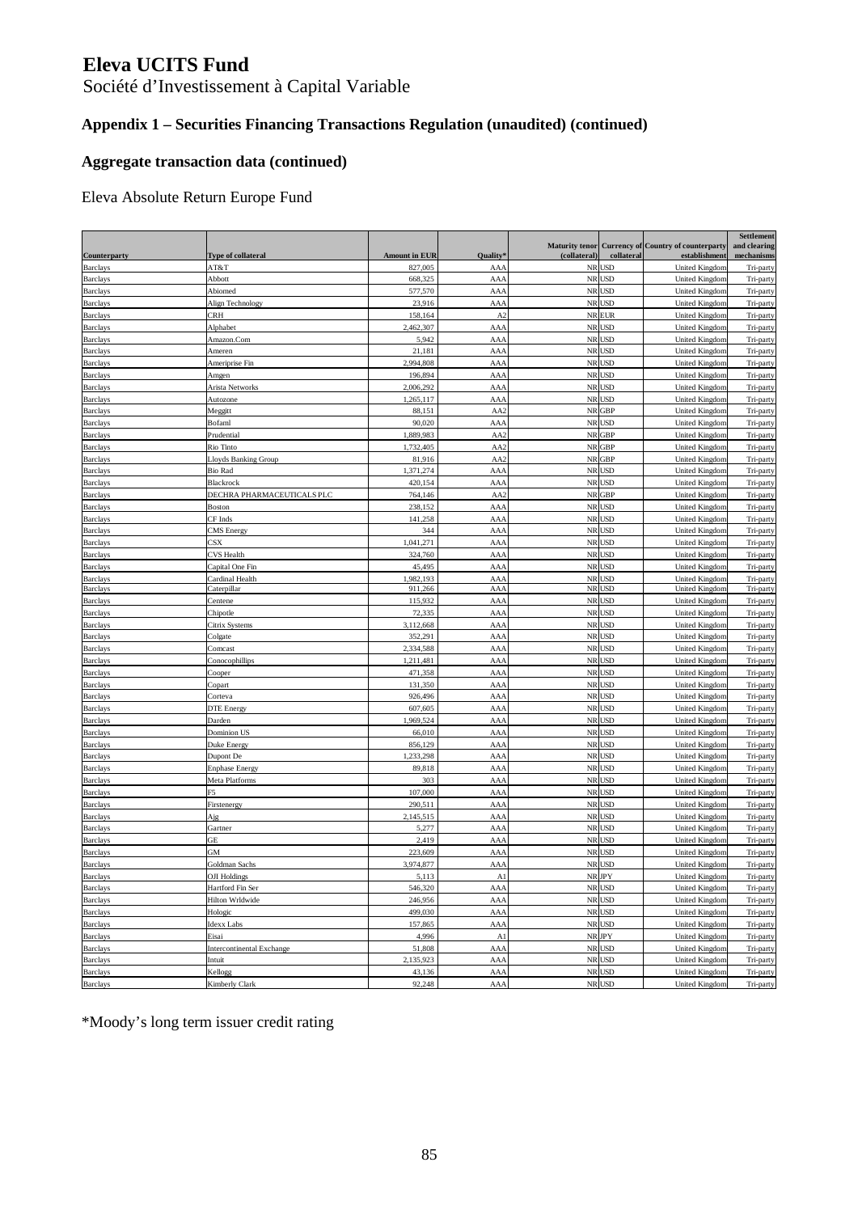# Eleva UCITS Fund

Société d'Investissement à Capital Variable

## Appendix 1 – Securities Financing Transactions Regulation (unaudited) (continued)

### Aggregate transaction data (continued)

Eleva Absolute Return Europe Fund

| Counterparty | Type of collateral | Amount in EUR | Quality* | Maturity tenor (collateral) | Currency of collateral | Country of counterparty establishment | Settlement and clearing mechanisms |
|---|---|---|---|---|---|---|---|
| Barclays | AT&T | 827,005 | AAA | NR | USD | United Kingdom | Tri-party |
| Barclays | Abbott | 668,325 | AAA | NR | USD | United Kingdom | Tri-party |
| Barclays | Abiomed | 577,570 | AAA | NR | USD | United Kingdom | Tri-party |
| Barclays | Align Technology | 23,916 | AAA | NR | USD | United Kingdom | Tri-party |
| Barclays | CRH | 158,164 | A2 | NR | EUR | United Kingdom | Tri-party |
| Barclays | Alphabet | 2,462,307 | AAA | NR | USD | United Kingdom | Tri-party |
| Barclays | Amazon.Com | 5,942 | AAA | NR | USD | United Kingdom | Tri-party |
| Barclays | Ameren | 21,181 | AAA | NR | USD | United Kingdom | Tri-party |
| Barclays | Ameriprise Fin | 2,994,808 | AAA | NR | USD | United Kingdom | Tri-party |
| Barclays | Amgen | 196,894 | AAA | NR | USD | United Kingdom | Tri-party |
| Barclays | Arista Networks | 2,006,292 | AAA | NR | USD | United Kingdom | Tri-party |
| Barclays | Autozone | 1,265,117 | AAA | NR | USD | United Kingdom | Tri-party |
| Barclays | Meggitt | 88,151 | AA2 | NR | GBP | United Kingdom | Tri-party |
| Barclays | Bofaml | 90,020 | AAA | NR | USD | United Kingdom | Tri-party |
| Barclays | Prudential | 1,889,983 | AA2 | NR | GBP | United Kingdom | Tri-party |
| Barclays | Rio Tinto | 1,732,405 | AA2 | NR | GBP | United Kingdom | Tri-party |
| Barclays | Lloyds Banking Group | 81,916 | AA2 | NR | GBP | United Kingdom | Tri-party |
| Barclays | Bio Rad | 1,371,274 | AAA | NR | USD | United Kingdom | Tri-party |
| Barclays | Blackrock | 420,154 | AAA | NR | USD | United Kingdom | Tri-party |
| Barclays | DECHRA PHARMACEUTICALS PLC | 764,146 | AA2 | NR | GBP | United Kingdom | Tri-party |
| Barclays | Boston | 238,152 | AAA | NR | USD | United Kingdom | Tri-party |
| Barclays | CF Inds | 141,258 | AAA | NR | USD | United Kingdom | Tri-party |
| Barclays | CMS Energy | 344 | AAA | NR | USD | United Kingdom | Tri-party |
| Barclays | CSX | 1,041,271 | AAA | NR | USD | United Kingdom | Tri-party |
| Barclays | CVS Health | 324,760 | AAA | NR | USD | United Kingdom | Tri-party |
| Barclays | Capital One Fin | 45,495 | AAA | NR | USD | United Kingdom | Tri-party |
| Barclays | Cardinal Health | 1,982,193 | AAA | NR | USD | United Kingdom | Tri-party |
| Barclays | Caterpillar | 911,266 | AAA | NR | USD | United Kingdom | Tri-party |
| Barclays | Centene | 115,932 | AAA | NR | USD | United Kingdom | Tri-party |
| Barclays | Chipotle | 72,335 | AAA | NR | USD | United Kingdom | Tri-party |
| Barclays | Citrix Systems | 3,112,668 | AAA | NR | USD | United Kingdom | Tri-party |
| Barclays | Colgate | 352,291 | AAA | NR | USD | United Kingdom | Tri-party |
| Barclays | Comcast | 2,334,588 | AAA | NR | USD | United Kingdom | Tri-party |
| Barclays | Conocophillips | 1,211,481 | AAA | NR | USD | United Kingdom | Tri-party |
| Barclays | Cooper | 471,358 | AAA | NR | USD | United Kingdom | Tri-party |
| Barclays | Copart | 131,350 | AAA | NR | USD | United Kingdom | Tri-party |
| Barclays | Corteva | 926,496 | AAA | NR | USD | United Kingdom | Tri-party |
| Barclays | DTE Energy | 607,605 | AAA | NR | USD | United Kingdom | Tri-party |
| Barclays | Darden | 1,969,524 | AAA | NR | USD | United Kingdom | Tri-party |
| Barclays | Dominion US | 66,010 | AAA | NR | USD | United Kingdom | Tri-party |
| Barclays | Duke Energy | 856,129 | AAA | NR | USD | United Kingdom | Tri-party |
| Barclays | Dupont De | 1,233,298 | AAA | NR | USD | United Kingdom | Tri-party |
| Barclays | Enphase Energy | 89,818 | AAA | NR | USD | United Kingdom | Tri-party |
| Barclays | Meta Platforms | 303 | AAA | NR | USD | United Kingdom | Tri-party |
| Barclays | F5 | 107,000 | AAA | NR | USD | United Kingdom | Tri-party |
| Barclays | Firstenergy | 290,511 | AAA | NR | USD | United Kingdom | Tri-party |
| Barclays | Ajg | 2,145,515 | AAA | NR | USD | United Kingdom | Tri-party |
| Barclays | Gartner | 5,277 | AAA | NR | USD | United Kingdom | Tri-party |
| Barclays | GE | 2,419 | AAA | NR | USD | United Kingdom | Tri-party |
| Barclays | GM | 223,609 | AAA | NR | USD | United Kingdom | Tri-party |
| Barclays | Goldman Sachs | 3,974,877 | AAA | NR | USD | United Kingdom | Tri-party |
| Barclays | OJI Holdings | 5,113 | A1 | NR | JPY | United Kingdom | Tri-party |
| Barclays | Hartford Fin Ser | 546,320 | AAA | NR | USD | United Kingdom | Tri-party |
| Barclays | Hilton Wrldwide | 246,956 | AAA | NR | USD | United Kingdom | Tri-party |
| Barclays | Hologic | 499,030 | AAA | NR | USD | United Kingdom | Tri-party |
| Barclays | Idexx Labs | 157,865 | AAA | NR | USD | United Kingdom | Tri-party |
| Barclays | Eisai | 4,996 | A1 | NR | JPY | United Kingdom | Tri-party |
| Barclays | Intercontinental Exchange | 51,808 | AAA | NR | USD | United Kingdom | Tri-party |
| Barclays | Intuit | 2,135,923 | AAA | NR | USD | United Kingdom | Tri-party |
| Barclays | Kellogg | 43,136 | AAA | NR | USD | United Kingdom | Tri-party |
| Barclays | Kimberly Clark | 92,248 | AAA | NR | USD | United Kingdom | Tri-party |

*Moody's long term issuer credit rating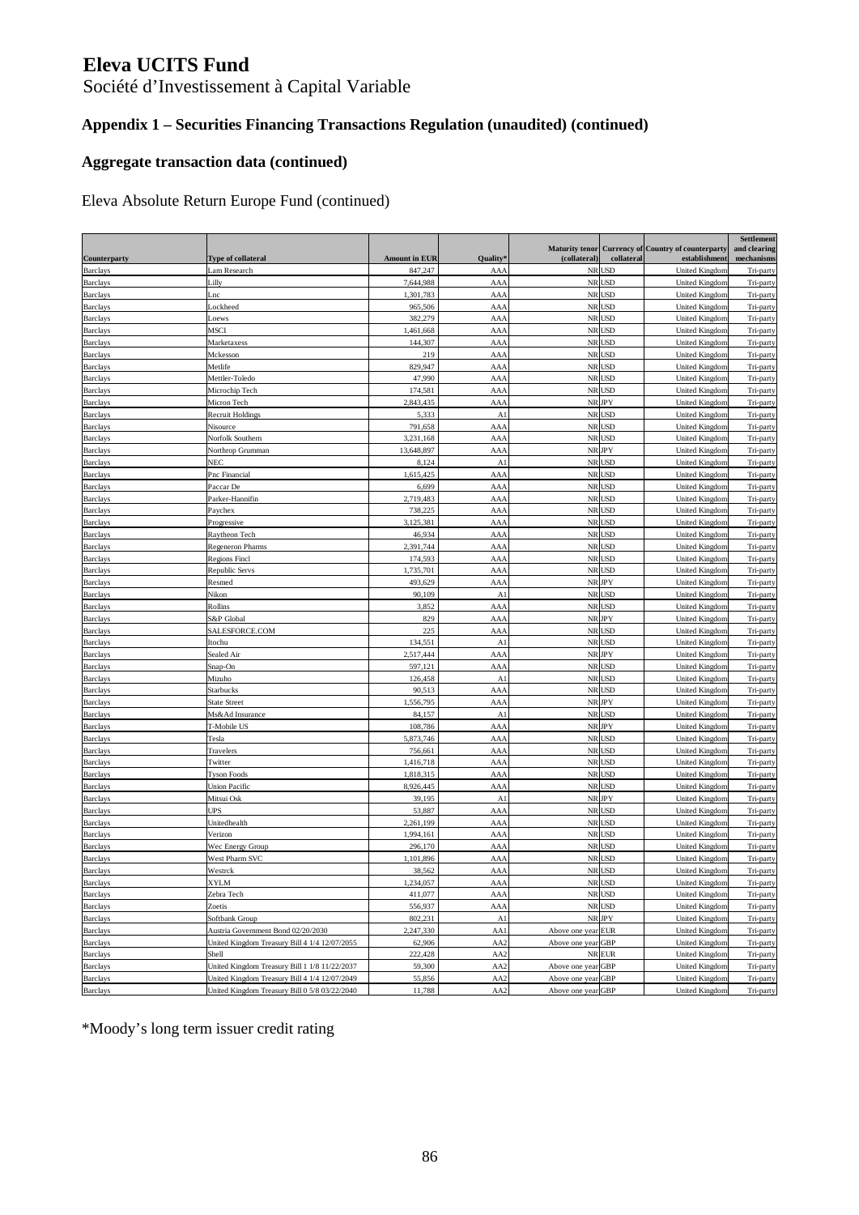# Eleva UCITS Fund

Société d’Investissement à Capital Variable

## Appendix 1 – Securities Financing Transactions Regulation (unaudited) (continued)

### Aggregate transaction data (continued)

Eleva Absolute Return Europe Fund (continued)

| Counterparty | Type of collateral | Amount in EUR | Quality* | Maturity tenor (collateral) | Currency of collateral | Country of counterparty establishment | Settlement and clearing mechanisms |
|---|---|---|---|---|---|---|---|
| Barclays | Lam Research | 847,247 | AAA | NR | USD | United Kingdom | Tri-party |
| Barclays | Lilly | 7,644,988 | AAA | NR | USD | United Kingdom | Tri-party |
| Barclays | Lnc | 1,301,783 | AAA | NR | USD | United Kingdom | Tri-party |
| Barclays | Lockheed | 965,506 | AAA | NR | USD | United Kingdom | Tri-party |
| Barclays | Loews | 382,279 | AAA | NR | USD | United Kingdom | Tri-party |
| Barclays | MSCI | 1,461,668 | AAA | NR | USD | United Kingdom | Tri-party |
| Barclays | Marketaxess | 144,307 | AAA | NR | USD | United Kingdom | Tri-party |
| Barclays | Mckesson | 219 | AAA | NR | USD | United Kingdom | Tri-party |
| Barclays | Metlife | 829,947 | AAA | NR | USD | United Kingdom | Tri-party |
| Barclays | Mettler-Toledo | 47,990 | AAA | NR | USD | United Kingdom | Tri-party |
| Barclays | Microchip Tech | 174,581 | AAA | NR | USD | United Kingdom | Tri-party |
| Barclays | Micron Tech | 2,843,435 | AAA | NR | JPY | United Kingdom | Tri-party |
| Barclays | Recruit Holdings | 5,333 | A1 | NR | USD | United Kingdom | Tri-party |
| Barclays | Nisource | 791,658 | AAA | NR | USD | United Kingdom | Tri-party |
| Barclays | Norfolk Southern | 3,231,168 | AAA | NR | USD | United Kingdom | Tri-party |
| Barclays | Northrop Grumman | 13,648,897 | AAA | NR | JPY | United Kingdom | Tri-party |
| Barclays | NEC | 8,124 | A1 | NR | USD | United Kingdom | Tri-party |
| Barclays | Pnc Financial | 1,615,425 | AAA | NR | USD | United Kingdom | Tri-party |
| Barclays | Paccar De | 6,699 | AAA | NR | USD | United Kingdom | Tri-party |
| Barclays | Parker-Hannifin | 2,719,483 | AAA | NR | USD | United Kingdom | Tri-party |
| Barclays | Paychex | 738,225 | AAA | NR | USD | United Kingdom | Tri-party |
| Barclays | Progressive | 3,125,381 | AAA | NR | USD | United Kingdom | Tri-party |
| Barclays | Raytheon Tech | 46,934 | AAA | NR | USD | United Kingdom | Tri-party |
| Barclays | Regeneron Pharms | 2,391,744 | AAA | NR | USD | United Kingdom | Tri-party |
| Barclays | Regions Fincl | 174,593 | AAA | NR | USD | United Kingdom | Tri-party |
| Barclays | Republic Servs | 1,735,701 | AAA | NR | USD | United Kingdom | Tri-party |
| Barclays | Resmed | 493,629 | AAA | NR | JPY | United Kingdom | Tri-party |
| Barclays | Nikon | 90,109 | A1 | NR | USD | United Kingdom | Tri-party |
| Barclays | Rollins | 3,852 | AAA | NR | USD | United Kingdom | Tri-party |
| Barclays | S&P Global | 829 | AAA | NR | JPY | United Kingdom | Tri-party |
| Barclays | SALESFORCE.COM | 225 | AAA | NR | USD | United Kingdom | Tri-party |
| Barclays | Itochu | 134,551 | A1 | NR | USD | United Kingdom | Tri-party |
| Barclays | Sealed Air | 2,517,444 | AAA | NR | JPY | United Kingdom | Tri-party |
| Barclays | Snap-On | 597,121 | AAA | NR | USD | United Kingdom | Tri-party |
| Barclays | Mizuho | 126,458 | A1 | NR | USD | United Kingdom | Tri-party |
| Barclays | Starbucks | 90,513 | AAA | NR | USD | United Kingdom | Tri-party |
| Barclays | State Street | 1,556,795 | AAA | NR | JPY | United Kingdom | Tri-party |
| Barclays | Ms&Ad Insurance | 84,157 | A1 | NR | USD | United Kingdom | Tri-party |
| Barclays | T-Mobile US | 108,786 | AAA | NR | JPY | United Kingdom | Tri-party |
| Barclays | Tesla | 5,873,746 | AAA | NR | USD | United Kingdom | Tri-party |
| Barclays | Travelers | 756,661 | AAA | NR | USD | United Kingdom | Tri-party |
| Barclays | Twitter | 1,416,718 | AAA | NR | USD | United Kingdom | Tri-party |
| Barclays | Tyson Foods | 1,818,315 | AAA | NR | USD | United Kingdom | Tri-party |
| Barclays | Union Pacific | 8,926,445 | AAA | NR | USD | United Kingdom | Tri-party |
| Barclays | Mitsui Osk | 39,195 | A1 | NR | JPY | United Kingdom | Tri-party |
| Barclays | UPS | 53,887 | AAA | NR | USD | United Kingdom | Tri-party |
| Barclays | Unitedhealth | 2,261,199 | AAA | NR | USD | United Kingdom | Tri-party |
| Barclays | Verizon | 1,994,161 | AAA | NR | USD | United Kingdom | Tri-party |
| Barclays | Wec Energy Group | 296,170 | AAA | NR | USD | United Kingdom | Tri-party |
| Barclays | West Pharm SVC | 1,101,896 | AAA | NR | USD | United Kingdom | Tri-party |
| Barclays | Westrck | 38,562 | AAA | NR | USD | United Kingdom | Tri-party |
| Barclays | XYLM | 1,234,057 | AAA | NR | USD | United Kingdom | Tri-party |
| Barclays | Zebra Tech | 411,077 | AAA | NR | USD | United Kingdom | Tri-party |
| Barclays | Zoetis | 556,937 | AAA | NR | USD | United Kingdom | Tri-party |
| Barclays | Softbank Group | 802,231 | A1 | NR | JPY | United Kingdom | Tri-party |
| Barclays | Austria Government Bond 02/20/2030 | 2,247,330 | AA1 | Above one year | EUR | United Kingdom | Tri-party |
| Barclays | United Kingdom Treasury Bill 4 1/4 12/07/2055 | 62,906 | AA2 | Above one year | GBP | United Kingdom | Tri-party |
| Barclays | Shell | 222,428 | AA2 | NR | EUR | United Kingdom | Tri-party |
| Barclays | United Kingdom Treasury Bill 1 1/8 11/22/2037 | 59,300 | AA2 | Above one year | GBP | United Kingdom | Tri-party |
| Barclays | United Kingdom Treasury Bill 4 1/4 12/07/2049 | 55,856 | AA2 | Above one year | GBP | United Kingdom | Tri-party |
| Barclays | United Kingdom Treasury Bill 0 5/8 03/22/2040 | 11,788 | AA2 | Above one year | GBP | United Kingdom | Tri-party |

*Moody’s long term issuer credit rating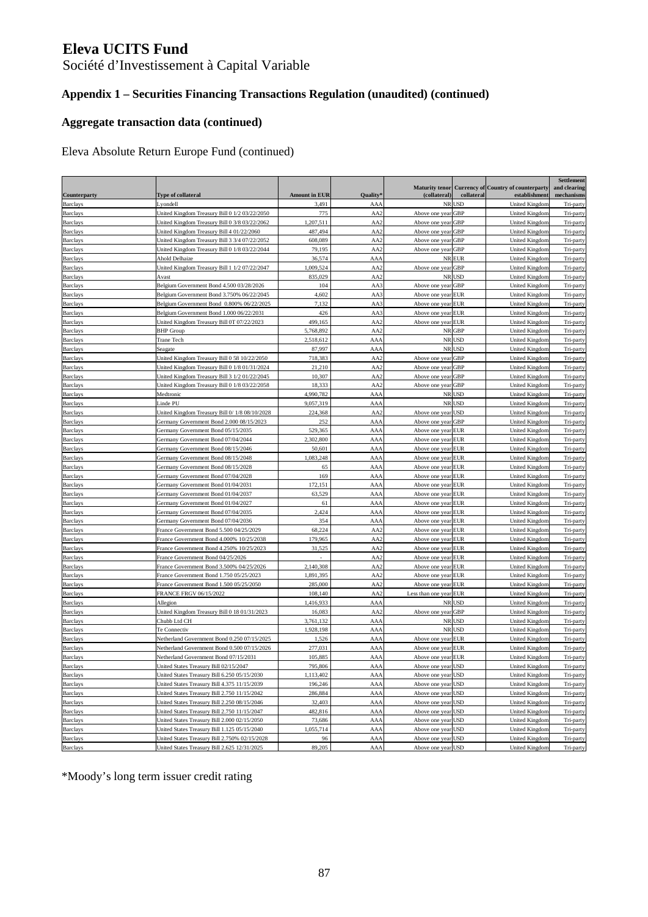# Eleva UCITS Fund

Société d'Investissement à Capital Variable

## Appendix 1 – Securities Financing Transactions Regulation (unaudited) (continued)

### Aggregate transaction data (continued)

Eleva Absolute Return Europe Fund (continued)

| Counterparty | Type of collateral | Amount in EUR | Quality* | Maturity tenor (collateral) | Currency of collateral | Country of counterparty establishment | Settlement and clearing mechanisms |
|---|---|---|---|---|---|---|---|
| Barclays | Lyondell | 3,491 | AAA | NR | USD | United Kingdom | Tri-party |
| Barclays | United Kingdom Treasury Bill 0 1/2 03/22/2050 | 775 | AA2 | Above one year | GBP | United Kingdom | Tri-party |
| Barclays | United Kingdom Treasury Bill 0 3/8 03/22/2062 | 1,207,511 | AA2 | Above one year | GBP | United Kingdom | Tri-party |
| Barclays | United Kingdom Treasury Bill 4 01/22/2060 | 487,494 | AA2 | Above one year | GBP | United Kingdom | Tri-party |
| Barclays | United Kingdom Treasury Bill 3 3/4 07/22/2052 | 608,089 | AA2 | Above one year | GBP | United Kingdom | Tri-party |
| Barclays | United Kingdom Treasury Bill 0 1/8 03/22/2044 | 79,195 | AA2 | Above one year | GBP | United Kingdom | Tri-party |
| Barclays | Ahold Delhaize | 36,574 | AAA | NR | EUR | United Kingdom | Tri-party |
| Barclays | United Kingdom Treasury Bill 1 1/2 07/22/2047 | 1,009,524 | AA2 | Above one year | GBP | United Kingdom | Tri-party |
| Barclays | Avast | 835,029 | AA2 | NR | USD | United Kingdom | Tri-party |
| Barclays | Belgium Government Bond 4.500 03/28/2026 | 104 | AA3 | Above one year | GBP | United Kingdom | Tri-party |
| Barclays | Belgium Government Bond 3.750% 06/22/2045 | 4,602 | AA3 | Above one year | EUR | United Kingdom | Tri-party |
| Barclays | Belgium Government Bond 0.800% 06/22/2025 | 7,132 | AA3 | Above one year | EUR | United Kingdom | Tri-party |
| Barclays | Belgium Government Bond 1.000 06/22/2031 | 426 | AA3 | Above one year | EUR | United Kingdom | Tri-party |
| Barclays | United Kingdom Treasury Bill 0T 07/22/2023 | 499,165 | AA2 | Above one year | EUR | United Kingdom | Tri-party |
| Barclays | BHP Group | 5,768,892 | AA2 | NR | GBP | United Kingdom | Tri-party |
| Barclays | Trane Tech | 2,518,612 | AAA | NR | USD | United Kingdom | Tri-party |
| Barclays | Seagate | 87,997 | AAA | NR | USD | United Kingdom | Tri-party |
| Barclays | United Kingdom Treasury Bill 0 58 10/22/2050 | 718,383 | AA2 | Above one year | GBP | United Kingdom | Tri-party |
| Barclays | United Kingdom Treasury Bill 0 1/8 01/31/2024 | 21,210 | AA2 | Above one year | GBP | United Kingdom | Tri-party |
| Barclays | United Kingdom Treasury Bill 3 1/2 01/22/2045 | 10,307 | AA2 | Above one year | GBP | United Kingdom | Tri-party |
| Barclays | United Kingdom Treasury Bill 0 1/8 03/22/2058 | 18,333 | AA2 | Above one year | GBP | United Kingdom | Tri-party |
| Barclays | Medtronic | 4,990,782 | AAA | NR | USD | United Kingdom | Tri-party |
| Barclays | Linde PU | 9,057,319 | AAA | NR | USD | United Kingdom | Tri-party |
| Barclays | United Kingdom Treasury Bill 0/ 1/8 08/10/2028 | 224,368 | AA2 | Above one year | USD | United Kingdom | Tri-party |
| Barclays | Germany Government Bond 2.000 08/15/2023 | 252 | AAA | Above one year | GBP | United Kingdom | Tri-party |
| Barclays | Germany Government Bond 05/15/2035 | 529,365 | AAA | Above one year | EUR | United Kingdom | Tri-party |
| Barclays | Germany Government Bond 07/04/2044 | 2,302,800 | AAA | Above one year | EUR | United Kingdom | Tri-party |
| Barclays | Germany Government Bond 08/15/2046 | 50,601 | AAA | Above one year | EUR | United Kingdom | Tri-party |
| Barclays | Germany Government Bond 08/15/2048 | 1,083,248 | AAA | Above one year | EUR | United Kingdom | Tri-party |
| Barclays | Germany Government Bond 08/15/2028 | 65 | AAA | Above one year | EUR | United Kingdom | Tri-party |
| Barclays | Germany Government Bond 07/04/2028 | 169 | AAA | Above one year | EUR | United Kingdom | Tri-party |
| Barclays | Germany Government Bond 01/04/2031 | 172,151 | AAA | Above one year | EUR | United Kingdom | Tri-party |
| Barclays | Germany Government Bond 01/04/2037 | 63,529 | AAA | Above one year | EUR | United Kingdom | Tri-party |
| Barclays | Germany Government Bond 01/04/2027 | 61 | AAA | Above one year | EUR | United Kingdom | Tri-party |
| Barclays | Germany Government Bond 07/04/2035 | 2,424 | AAA | Above one year | EUR | United Kingdom | Tri-party |
| Barclays | Germany Government Bond 07/04/2036 | 354 | AAA | Above one year | EUR | United Kingdom | Tri-party |
| Barclays | France Government Bond 5.500 04/25/2029 | 68,224 | AA2 | Above one year | EUR | United Kingdom | Tri-party |
| Barclays | France Government Bond 4.000% 10/25/2038 | 179,965 | AA2 | Above one year | EUR | United Kingdom | Tri-party |
| Barclays | France Government Bond 4.250% 10/25/2023 | 31,525 | AA2 | Above one year | EUR | United Kingdom | Tri-party |
| Barclays | France Government Bond 04/25/2026 | - | AA2 | Above one year | EUR | United Kingdom | Tri-party |
| Barclays | France Government Bond 3.500% 04/25/2026 | 2,140,308 | AA2 | Above one year | EUR | United Kingdom | Tri-party |
| Barclays | France Government Bond 1.750 05/25/2023 | 1,891,395 | AA2 | Above one year | EUR | United Kingdom | Tri-party |
| Barclays | France Government Bond 1.500 05/25/2050 | 285,000 | AA2 | Above one year | EUR | United Kingdom | Tri-party |
| Barclays | FRANCE FRGV 06/15/2022 | 108,140 | AA2 | Less than one year | EUR | United Kingdom | Tri-party |
| Barclays | Allegion | 1,416,933 | AAA | NR | USD | United Kingdom | Tri-party |
| Barclays | United Kingdom Treasury Bill 0 18 01/31/2023 | 16,083 | AA2 | Above one year | GBP | United Kingdom | Tri-party |
| Barclays | Chubb Ltd CH | 3,761,132 | AAA | NR | USD | United Kingdom | Tri-party |
| Barclays | Te Connectiv | 1,928,198 | AAA | NR | USD | United Kingdom | Tri-party |
| Barclays | Netherland Government Bond 0.250 07/15/2025 | 1,526 | AAA | Above one year | EUR | United Kingdom | Tri-party |
| Barclays | Netherland Government Bond 0.500 07/15/2026 | 277,031 | AAA | Above one year | EUR | United Kingdom | Tri-party |
| Barclays | Netherland Government Bond 07/15/2031 | 105,885 | AAA | Above one year | EUR | United Kingdom | Tri-party |
| Barclays | United States Treasury Bill 02/15/2047 | 795,806 | AAA | Above one year | USD | United Kingdom | Tri-party |
| Barclays | United States Treasury Bill 6.250 05/15/2030 | 1,113,402 | AAA | Above one year | USD | United Kingdom | Tri-party |
| Barclays | United States Treasury Bill 4.375 11/15/2039 | 196,246 | AAA | Above one year | USD | United Kingdom | Tri-party |
| Barclays | United States Treasury Bill 2.750 11/15/2042 | 286,884 | AAA | Above one year | USD | United Kingdom | Tri-party |
| Barclays | United States Treasury Bill 2.250 08/15/2046 | 32,403 | AAA | Above one year | USD | United Kingdom | Tri-party |
| Barclays | United States Treasury Bill 2.750 11/15/2047 | 482,816 | AAA | Above one year | USD | United Kingdom | Tri-party |
| Barclays | United States Treasury Bill 2.000 02/15/2050 | 73,686 | AAA | Above one year | USD | United Kingdom | Tri-party |
| Barclays | United States Treasury Bill 1.125 05/15/2040 | 1,055,714 | AAA | Above one year | USD | United Kingdom | Tri-party |
| Barclays | United States Treasury Bill 2.750% 02/15/2028 | 96 | AAA | Above one year | USD | United Kingdom | Tri-party |
| Barclays | United States Treasury Bill 2.625 12/31/2025 | 89,205 | AAA | Above one year | USD | United Kingdom | Tri-party |

*Moody's long term issuer credit rating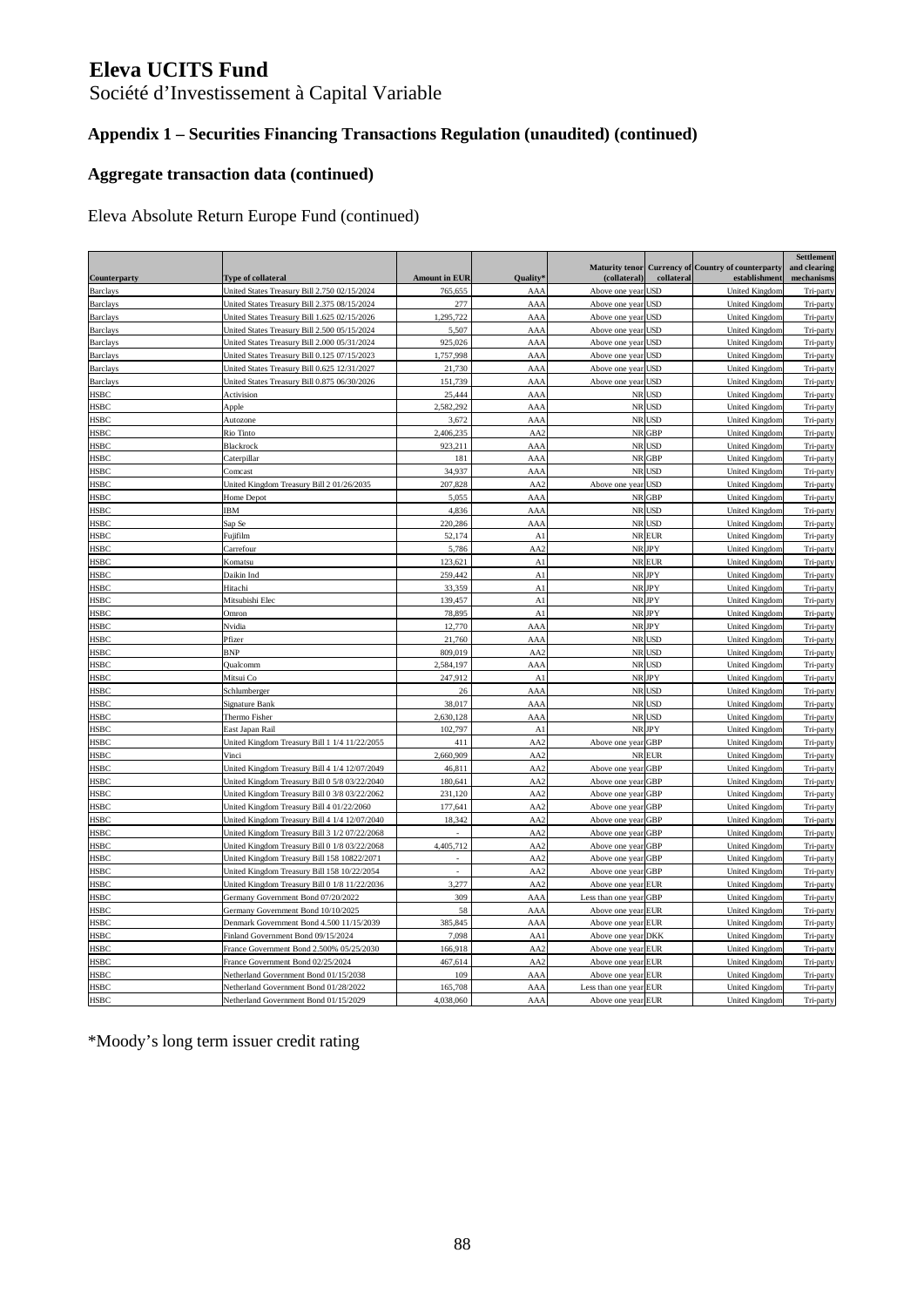# Eleva UCITS Fund

Société d'Investissement à Capital Variable

## Appendix 1 – Securities Financing Transactions Regulation (unaudited) (continued)

### Aggregate transaction data (continued)

Eleva Absolute Return Europe Fund (continued)

| Counterparty | Type of collateral | Amount in EUR | Quality* | Maturity tenor (collateral) | Currency of collateral | Country of counterparty establishment | Settlement and clearing mechanisms |
|---|---|---|---|---|---|---|---|
| Barclays | United States Treasury Bill 2.750 02/15/2024 | 765,655 | AAA | Above one year | USD | United Kingdom | Tri-party |
| Barclays | United States Treasury Bill 2.375 08/15/2024 | 277 | AAA | Above one year | USD | United Kingdom | Tri-party |
| Barclays | United States Treasury Bill 1.625 02/15/2026 | 1,295,722 | AAA | Above one year | USD | United Kingdom | Tri-party |
| Barclays | United States Treasury Bill 2.500 05/15/2024 | 5,507 | AAA | Above one year | USD | United Kingdom | Tri-party |
| Barclays | United States Treasury Bill 2.000 05/31/2024 | 925,026 | AAA | Above one year | USD | United Kingdom | Tri-party |
| Barclays | United States Treasury Bill 0.125 07/15/2023 | 1,757,998 | AAA | Above one year | USD | United Kingdom | Tri-party |
| Barclays | United States Treasury Bill 0.625 12/31/2027 | 21,730 | AAA | Above one year | USD | United Kingdom | Tri-party |
| Barclays | United States Treasury Bill 0.875 06/30/2026 | 151,739 | AAA | Above one year | USD | United Kingdom | Tri-party |
| HSBC | Activision | 25,444 | AAA | NR | USD | United Kingdom | Tri-party |
| HSBC | Apple | 2,582,292 | AAA | NR | USD | United Kingdom | Tri-party |
| HSBC | Autozone | 3,672 | AAA | NR | USD | United Kingdom | Tri-party |
| HSBC | Rio Tinto | 2,406,235 | AA2 | NR | GBP | United Kingdom | Tri-party |
| HSBC | Blackrock | 923,211 | AAA | NR | USD | United Kingdom | Tri-party |
| HSBC | Caterpillar | 181 | AAA | NR | GBP | United Kingdom | Tri-party |
| HSBC | Comcast | 34,937 | AAA | NR | USD | United Kingdom | Tri-party |
| HSBC | United Kingdom Treasury Bill 2 01/26/2035 | 207,828 | AA2 | Above one year | USD | United Kingdom | Tri-party |
| HSBC | Home Depot | 5,055 | AAA | NR | GBP | United Kingdom | Tri-party |
| HSBC | IBM | 4,836 | AAA | NR | USD | United Kingdom | Tri-party |
| HSBC | Sap Se | 220,286 | AAA | NR | USD | United Kingdom | Tri-party |
| HSBC | Fujifilm | 52,174 | A1 | NR | EUR | United Kingdom | Tri-party |
| HSBC | Carrefour | 5,786 | AA2 | NR | JPY | United Kingdom | Tri-party |
| HSBC | Komatsu | 123,621 | A1 | NR | EUR | United Kingdom | Tri-party |
| HSBC | Daikin Ind | 259,442 | A1 | NR | JPY | United Kingdom | Tri-party |
| HSBC | Hitachi | 33,359 | A1 | NR | JPY | United Kingdom | Tri-party |
| HSBC | Mitsubishi Elec | 139,457 | A1 | NR | JPY | United Kingdom | Tri-party |
| HSBC | Omron | 78,895 | A1 | NR | JPY | United Kingdom | Tri-party |
| HSBC | Nvidia | 12,770 | AAA | NR | JPY | United Kingdom | Tri-party |
| HSBC | Pfizer | 21,760 | AAA | NR | USD | United Kingdom | Tri-party |
| HSBC | BNP | 809,019 | AA2 | NR | USD | United Kingdom | Tri-party |
| HSBC | Qualcomm | 2,584,197 | AAA | NR | USD | United Kingdom | Tri-party |
| HSBC | Mitsui Co | 247,912 | A1 | NR | JPY | United Kingdom | Tri-party |
| HSBC | Schlumberger | 26 | AAA | NR | USD | United Kingdom | Tri-party |
| HSBC | Signature Bank | 38,017 | AAA | NR | USD | United Kingdom | Tri-party |
| HSBC | Thermo Fisher | 2,630,128 | AAA | NR | USD | United Kingdom | Tri-party |
| HSBC | East Japan Rail | 102,797 | A1 | NR | JPY | United Kingdom | Tri-party |
| HSBC | United Kingdom Treasury Bill 1 1/4 11/22/2055 | 411 | AA2 | Above one year | GBP | United Kingdom | Tri-party |
| HSBC | Vinci | 2,660,909 | AA2 | NR | EUR | United Kingdom | Tri-party |
| HSBC | United Kingdom Treasury Bill 4 1/4 12/07/2049 | 46,811 | AA2 | Above one year | GBP | United Kingdom | Tri-party |
| HSBC | United Kingdom Treasury Bill 0 5/8 03/22/2040 | 180,641 | AA2 | Above one year | GBP | United Kingdom | Tri-party |
| HSBC | United Kingdom Treasury Bill 0 3/8 03/22/2062 | 231,120 | AA2 | Above one year | GBP | United Kingdom | Tri-party |
| HSBC | United Kingdom Treasury Bill 4 01/22/2060 | 177,641 | AA2 | Above one year | GBP | United Kingdom | Tri-party |
| HSBC | United Kingdom Treasury Bill 4 1/4 12/07/2040 | 18,342 | AA2 | Above one year | GBP | United Kingdom | Tri-party |
| HSBC | United Kingdom Treasury Bill 3 1/2 07/22/2068 | - | AA2 | Above one year | GBP | United Kingdom | Tri-party |
| HSBC | United Kingdom Treasury Bill 0 1/8 03/22/2068 | 4,405,712 | AA2 | Above one year | GBP | United Kingdom | Tri-party |
| HSBC | United Kingdom Treasury Bill 158 10822/2071 | - | AA2 | Above one year | GBP | United Kingdom | Tri-party |
| HSBC | United Kingdom Treasury Bill 158 10/22/2054 | - | AA2 | Above one year | GBP | United Kingdom | Tri-party |
| HSBC | United Kingdom Treasury Bill 0 1/8 11/22/2036 | 3,277 | AA2 | Above one year | EUR | United Kingdom | Tri-party |
| HSBC | Germany Government Bond 07/20/2022 | 309 | AAA | Less than one year | GBP | United Kingdom | Tri-party |
| HSBC | Germany Government Bond 10/10/2025 | 58 | AAA | Above one year | EUR | United Kingdom | Tri-party |
| HSBC | Denmark Government Bond 4.500 11/15/2039 | 385,845 | AAA | Above one year | EUR | United Kingdom | Tri-party |
| HSBC | Finland Government Bond 09/15/2024 | 7,098 | AA1 | Above one year | DKK | United Kingdom | Tri-party |
| HSBC | France Government Bond 2.500% 05/25/2030 | 166,918 | AA2 | Above one year | EUR | United Kingdom | Tri-party |
| HSBC | France Government Bond 02/25/2024 | 467,614 | AA2 | Above one year | EUR | United Kingdom | Tri-party |
| HSBC | Netherland Government Bond 01/15/2038 | 109 | AAA | Above one year | EUR | United Kingdom | Tri-party |
| HSBC | Netherland Government Bond 01/28/2022 | 165,708 | AAA | Less than one year | EUR | United Kingdom | Tri-party |
| HSBC | Netherland Government Bond 01/15/2029 | 4,038,060 | AAA | Above one year | EUR | United Kingdom | Tri-party |

*Moody's long term issuer credit rating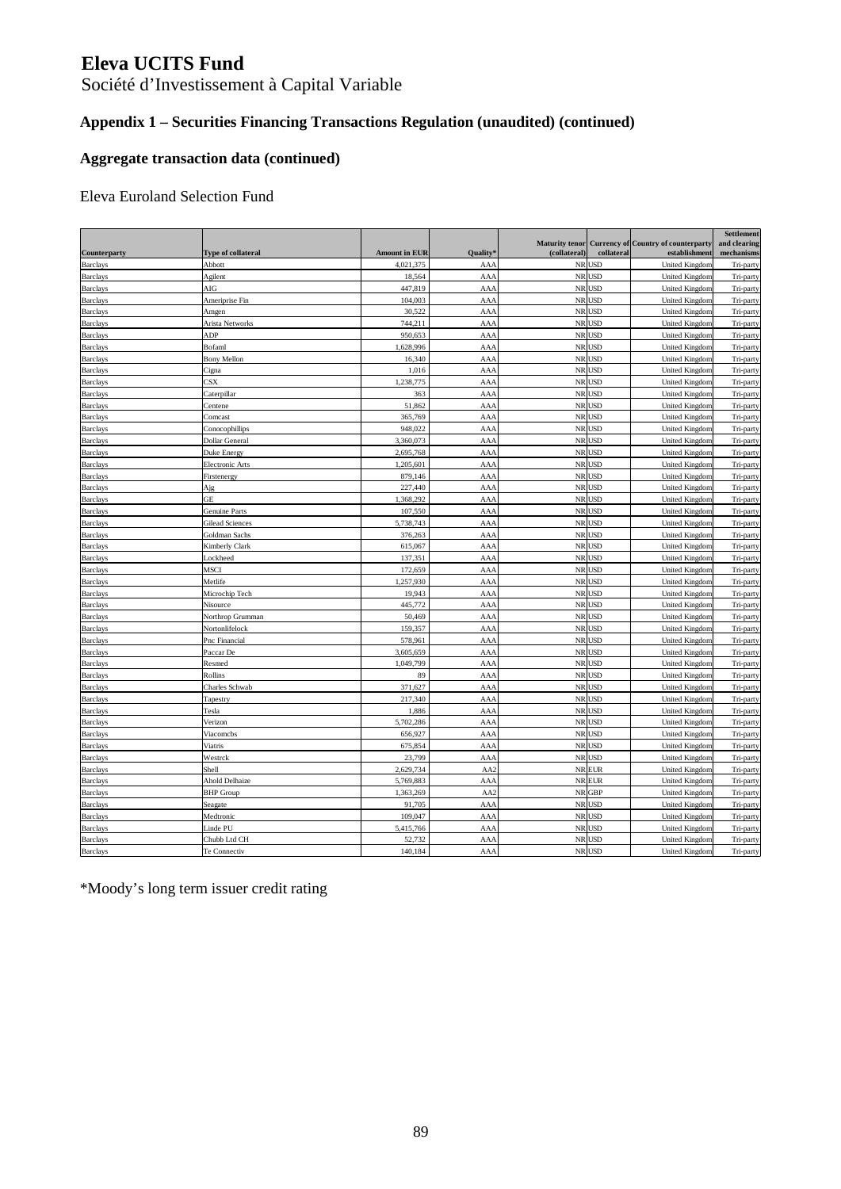# Eleva UCITS Fund

Société d'Investissement à Capital Variable

## Appendix 1 – Securities Financing Transactions Regulation (unaudited) (continued)

### Aggregate transaction data (continued)

Eleva Euroland Selection Fund

| Counterparty | Type of collateral | Amount in EUR | Quality* | Maturity tenor (collateral) | Currency of collateral | Country of counterparty establishment | Settlement and clearing mechanisms |
|---|---|---|---|---|---|---|---|
| Barclays | Abbott | 4,021,375 | AAA | NR | USD | United Kingdom | Tri-party |
| Barclays | Agilent | 18,564 | AAA | NR | USD | United Kingdom | Tri-party |
| Barclays | AIG | 447,819 | AAA | NR | USD | United Kingdom | Tri-party |
| Barclays | Ameriprise Fin | 104,003 | AAA | NR | USD | United Kingdom | Tri-party |
| Barclays | Amgen | 30,522 | AAA | NR | USD | United Kingdom | Tri-party |
| Barclays | Arista Networks | 744,211 | AAA | NR | USD | United Kingdom | Tri-party |
| Barclays | ADP | 950,653 | AAA | NR | USD | United Kingdom | Tri-party |
| Barclays | Bofaml | 1,628,996 | AAA | NR | USD | United Kingdom | Tri-party |
| Barclays | Bony Mellon | 16,340 | AAA | NR | USD | United Kingdom | Tri-party |
| Barclays | Cigna | 1,016 | AAA | NR | USD | United Kingdom | Tri-party |
| Barclays | CSX | 1,238,775 | AAA | NR | USD | United Kingdom | Tri-party |
| Barclays | Caterpillar | 363 | AAA | NR | USD | United Kingdom | Tri-party |
| Barclays | Centene | 51,862 | AAA | NR | USD | United Kingdom | Tri-party |
| Barclays | Comcast | 365,769 | AAA | NR | USD | United Kingdom | Tri-party |
| Barclays | Conocophillips | 948,022 | AAA | NR | USD | United Kingdom | Tri-party |
| Barclays | Dollar General | 3,360,073 | AAA | NR | USD | United Kingdom | Tri-party |
| Barclays | Duke Energy | 2,695,768 | AAA | NR | USD | United Kingdom | Tri-party |
| Barclays | Electronic Arts | 1,205,601 | AAA | NR | USD | United Kingdom | Tri-party |
| Barclays | Firstenergy | 879,146 | AAA | NR | USD | United Kingdom | Tri-party |
| Barclays | Ajg | 227,440 | AAA | NR | USD | United Kingdom | Tri-party |
| Barclays | GE | 1,368,292 | AAA | NR | USD | United Kingdom | Tri-party |
| Barclays | Genuine Parts | 107,550 | AAA | NR | USD | United Kingdom | Tri-party |
| Barclays | Gilead Sciences | 5,738,743 | AAA | NR | USD | United Kingdom | Tri-party |
| Barclays | Goldman Sachs | 376,263 | AAA | NR | USD | United Kingdom | Tri-party |
| Barclays | Kimberly Clark | 615,067 | AAA | NR | USD | United Kingdom | Tri-party |
| Barclays | Lockheed | 137,351 | AAA | NR | USD | United Kingdom | Tri-party |
| Barclays | MSCI | 172,659 | AAA | NR | USD | United Kingdom | Tri-party |
| Barclays | Metlife | 1,257,930 | AAA | NR | USD | United Kingdom | Tri-party |
| Barclays | Microchip Tech | 19,943 | AAA | NR | USD | United Kingdom | Tri-party |
| Barclays | Nisource | 445,772 | AAA | NR | USD | United Kingdom | Tri-party |
| Barclays | Northrop Grumman | 50,469 | AAA | NR | USD | United Kingdom | Tri-party |
| Barclays | Nortonlifelock | 159,357 | AAA | NR | USD | United Kingdom | Tri-party |
| Barclays | Pnc Financial | 578,961 | AAA | NR | USD | United Kingdom | Tri-party |
| Barclays | Paccar De | 3,605,659 | AAA | NR | USD | United Kingdom | Tri-party |
| Barclays | Resmed | 1,049,799 | AAA | NR | USD | United Kingdom | Tri-party |
| Barclays | Rollins | 89 | AAA | NR | USD | United Kingdom | Tri-party |
| Barclays | Charles Schwab | 371,627 | AAA | NR | USD | United Kingdom | Tri-party |
| Barclays | Tapestry | 217,340 | AAA | NR | USD | United Kingdom | Tri-party |
| Barclays | Tesla | 1,886 | AAA | NR | USD | United Kingdom | Tri-party |
| Barclays | Verizon | 5,702,286 | AAA | NR | USD | United Kingdom | Tri-party |
| Barclays | Viacomcbs | 656,927 | AAA | NR | USD | United Kingdom | Tri-party |
| Barclays | Viatris | 675,854 | AAA | NR | USD | United Kingdom | Tri-party |
| Barclays | Westrck | 23,799 | AAA | NR | USD | United Kingdom | Tri-party |
| Barclays | Shell | 2,629,734 | AA2 | NR | EUR | United Kingdom | Tri-party |
| Barclays | Ahold Delhaize | 5,769,883 | AAA | NR | EUR | United Kingdom | Tri-party |
| Barclays | BHP Group | 1,363,269 | AA2 | NR | GBP | United Kingdom | Tri-party |
| Barclays | Seagate | 91,705 | AAA | NR | USD | United Kingdom | Tri-party |
| Barclays | Medtronic | 109,047 | AAA | NR | USD | United Kingdom | Tri-party |
| Barclays | Linde PU | 5,415,766 | AAA | NR | USD | United Kingdom | Tri-party |
| Barclays | Chubb Ltd CH | 52,732 | AAA | NR | USD | United Kingdom | Tri-party |
| Barclays | Te Connectiv | 140,184 | AAA | NR | USD | United Kingdom | Tri-party |

*Moody's long term issuer credit rating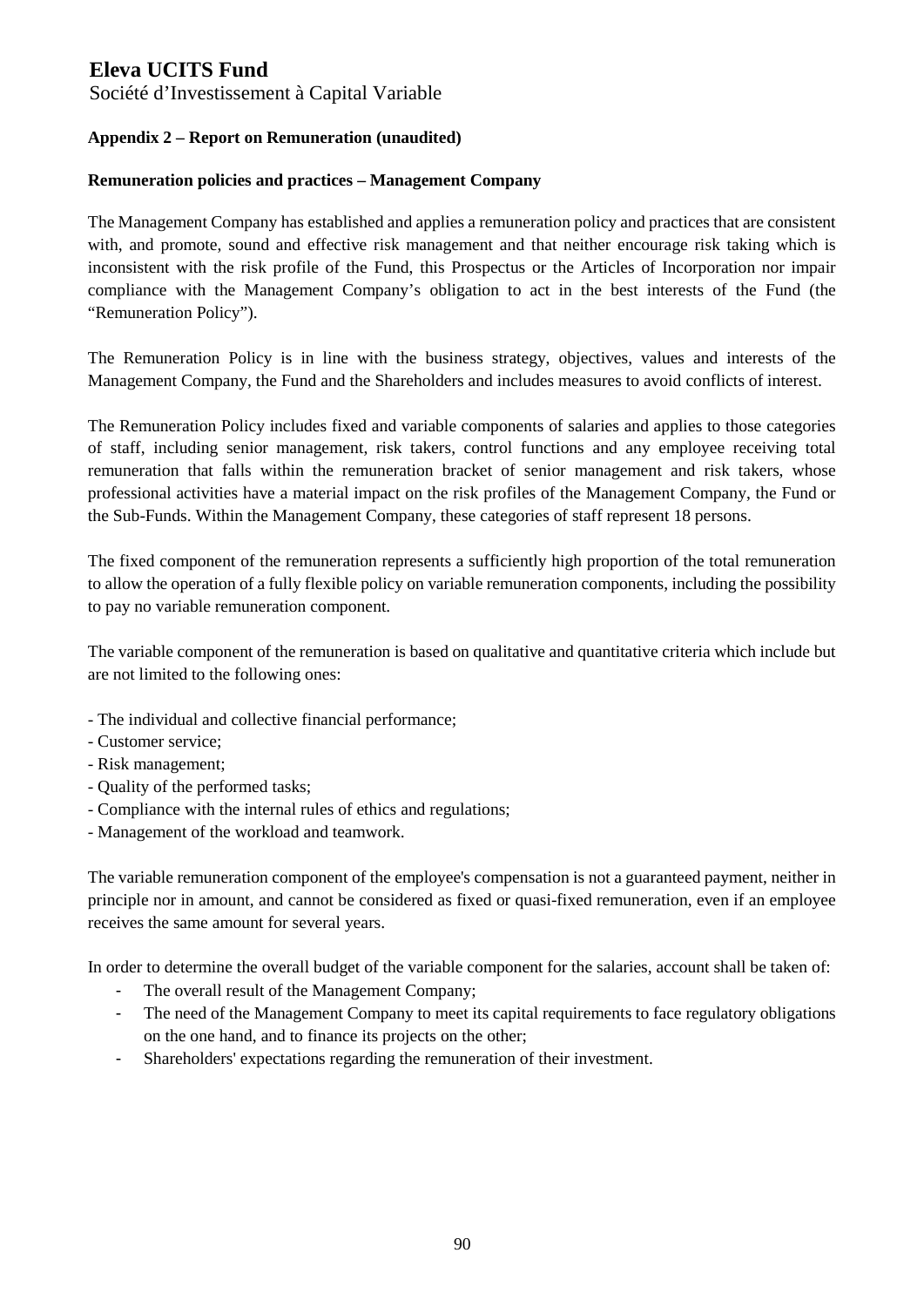# Eleva UCITS Fund

Société d'Investissement à Capital Variable

**Appendix 2 – Report on Remuneration (unaudited)**

**Remuneration policies and practices – Management Company**

The Management Company has established and applies a remuneration policy and practices that are consistent with, and promote, sound and effective risk management and that neither encourage risk taking which is inconsistent with the risk profile of the Fund, this Prospectus or the Articles of Incorporation nor impair compliance with the Management Company's obligation to act in the best interests of the Fund (the "Remuneration Policy").

The Remuneration Policy is in line with the business strategy, objectives, values and interests of the Management Company, the Fund and the Shareholders and includes measures to avoid conflicts of interest.

The Remuneration Policy includes fixed and variable components of salaries and applies to those categories of staff, including senior management, risk takers, control functions and any employee receiving total remuneration that falls within the remuneration bracket of senior management and risk takers, whose professional activities have a material impact on the risk profiles of the Management Company, the Fund or the Sub-Funds. Within the Management Company, these categories of staff represent 18 persons.

The fixed component of the remuneration represents a sufficiently high proportion of the total remuneration to allow the operation of a fully flexible policy on variable remuneration components, including the possibility to pay no variable remuneration component.

The variable component of the remuneration is based on qualitative and quantitative criteria which include but are not limited to the following ones:

- The individual and collective financial performance;
- Customer service;
- Risk management;
- Quality of the performed tasks;
- Compliance with the internal rules of ethics and regulations;
- Management of the workload and teamwork.

The variable remuneration component of the employee's compensation is not a guaranteed payment, neither in principle nor in amount, and cannot be considered as fixed or quasi-fixed remuneration, even if an employee receives the same amount for several years.

In order to determine the overall budget of the variable component for the salaries, account shall be taken of:

- The overall result of the Management Company;
- The need of the Management Company to meet its capital requirements to face regulatory obligations on the one hand, and to finance its projects on the other;
- Shareholders' expectations regarding the remuneration of their investment.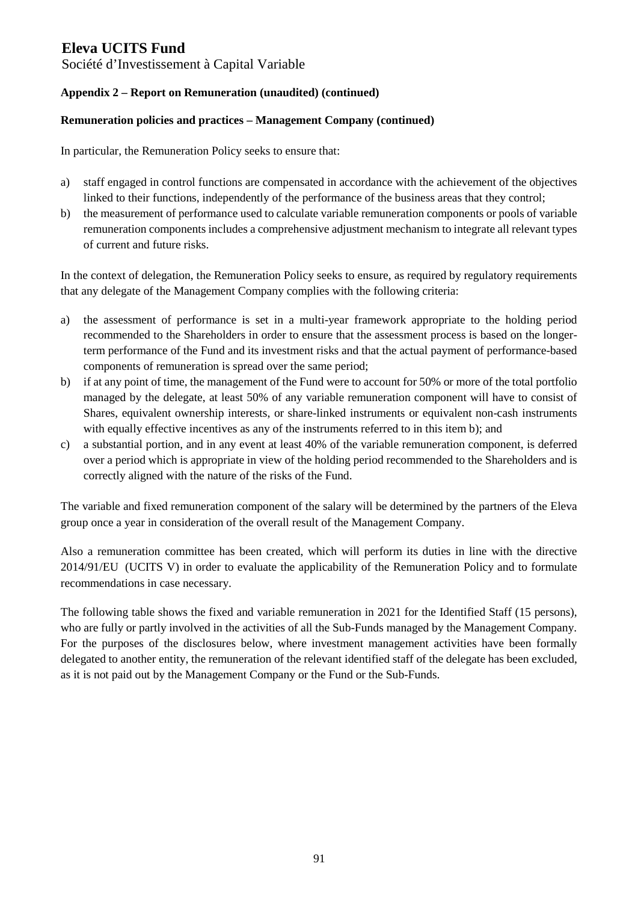**Appendix 2 – Report on Remuneration (unaudited) (continued)**

**Remuneration policies and practices – Management Company (continued)**

In particular, the Remuneration Policy seeks to ensure that:

a) staff engaged in control functions are compensated in accordance with the achievement of the objectives linked to their functions, independently of the performance of the business areas that they control;
b) the measurement of performance used to calculate variable remuneration components or pools of variable remuneration components includes a comprehensive adjustment mechanism to integrate all relevant types of current and future risks.

In the context of delegation, the Remuneration Policy seeks to ensure, as required by regulatory requirements that any delegate of the Management Company complies with the following criteria:

a) the assessment of performance is set in a multi-year framework appropriate to the holding period recommended to the Shareholders in order to ensure that the assessment process is based on the longer-term performance of the Fund and its investment risks and that the actual payment of performance-based components of remuneration is spread over the same period;
b) if at any point of time, the management of the Fund were to account for 50% or more of the total portfolio managed by the delegate, at least 50% of any variable remuneration component will have to consist of Shares, equivalent ownership interests, or share-linked instruments or equivalent non-cash instruments with equally effective incentives as any of the instruments referred to in this item b); and
c) a substantial portion, and in any event at least 40% of the variable remuneration component, is deferred over a period which is appropriate in view of the holding period recommended to the Shareholders and is correctly aligned with the nature of the risks of the Fund.

The variable and fixed remuneration component of the salary will be determined by the partners of the Eleva group once a year in consideration of the overall result of the Management Company.

Also a remuneration committee has been created, which will perform its duties in line with the directive 2014/91/EU (UCITS V) in order to evaluate the applicability of the Remuneration Policy and to formulate recommendations in case necessary.

The following table shows the fixed and variable remuneration in 2021 for the Identified Staff (15 persons), who are fully or partly involved in the activities of all the Sub-Funds managed by the Management Company. For the purposes of the disclosures below, where investment management activities have been formally delegated to another entity, the remuneration of the relevant identified staff of the delegate has been excluded, as it is not paid out by the Management Company or the Fund or the Sub-Funds.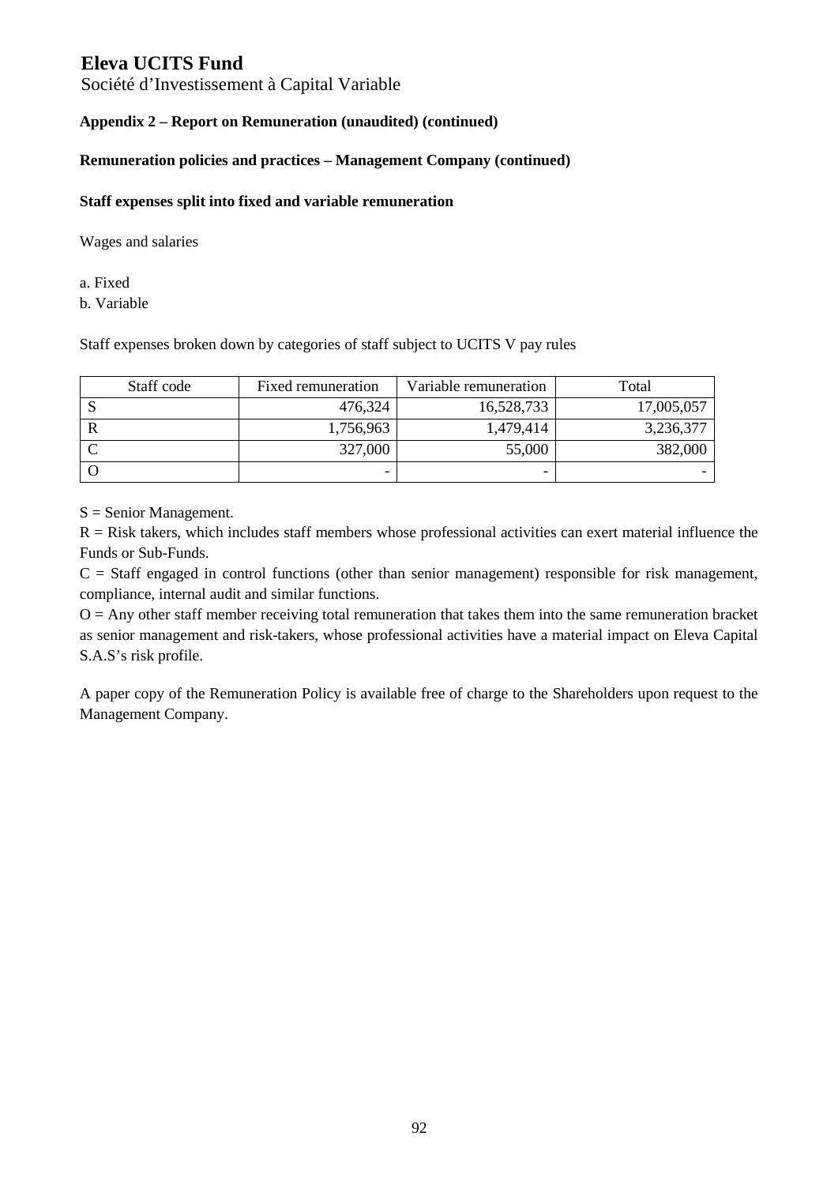# Eleva UCITS Fund

Société d'Investissement à Capital Variable

**Appendix 2 – Report on Remuneration (unaudited) (continued)**

**Remuneration policies and practices – Management Company (continued)**

**Staff expenses split into fixed and variable remuneration**

Wages and salaries

a. Fixed
b. Variable

Staff expenses broken down by categories of staff subject to UCITS V pay rules

| Staff code | Fixed remuneration | Variable remuneration | Total |
|---|---:|---:|---:|
| S | 476,324 | 16,528,733 | 17,005,057 |
| R | 1,756,963 | 1,479,414 | 3,236,377 |
| C | 327,000 | 55,000 | 382,000 |
| O | - | - | - |

S = Senior Management.

R = Risk takers, which includes staff members whose professional activities can exert material influence the Funds or Sub-Funds.

C = Staff engaged in control functions (other than senior management) responsible for risk management, compliance, internal audit and similar functions.

O = Any other staff member receiving total remuneration that takes them into the same remuneration bracket as senior management and risk-takers, whose professional activities have a material impact on Eleva Capital S.A.S's risk profile.

A paper copy of the Remuneration Policy is available free of charge to the Shareholders upon request to the Management Company.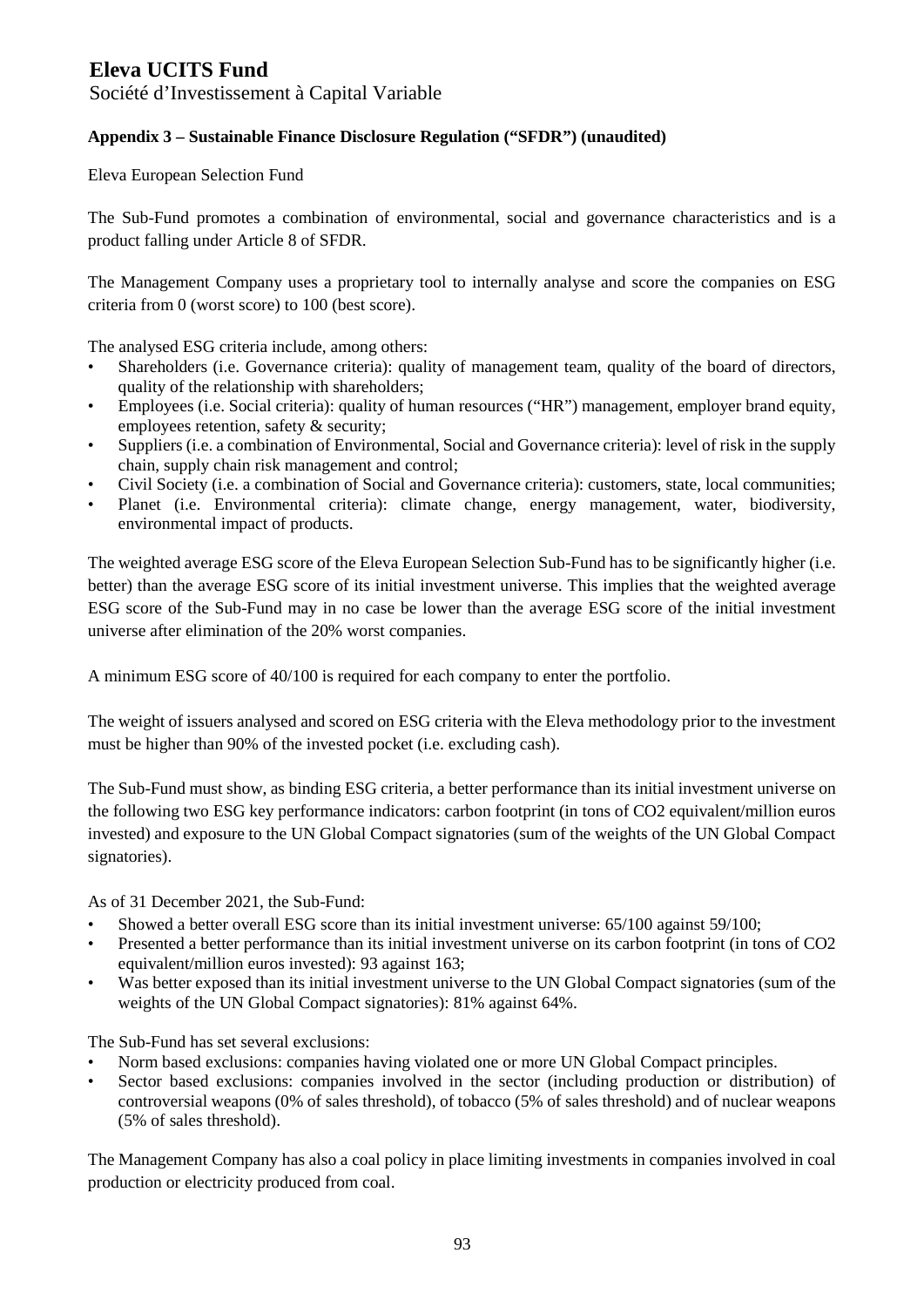# Eleva UCITS Fund

Société d'Investissement à Capital Variable

### Appendix 3 – Sustainable Finance Disclosure Regulation ("SFDR") (unaudited)

Eleva European Selection Fund

The Sub-Fund promotes a combination of environmental, social and governance characteristics and is a product falling under Article 8 of SFDR.

The Management Company uses a proprietary tool to internally analyse and score the companies on ESG criteria from 0 (worst score) to 100 (best score).

The analysed ESG criteria include, among others:

- Shareholders (i.e. Governance criteria): quality of management team, quality of the board of directors, quality of the relationship with shareholders;
- Employees (i.e. Social criteria): quality of human resources ("HR") management, employer brand equity, employees retention, safety & security;
- Suppliers (i.e. a combination of Environmental, Social and Governance criteria): level of risk in the supply chain, supply chain risk management and control;
- Civil Society (i.e. a combination of Social and Governance criteria): customers, state, local communities;
- Planet (i.e. Environmental criteria): climate change, energy management, water, biodiversity, environmental impact of products.

The weighted average ESG score of the Eleva European Selection Sub-Fund has to be significantly higher (i.e. better) than the average ESG score of its initial investment universe. This implies that the weighted average ESG score of the Sub-Fund may in no case be lower than the average ESG score of the initial investment universe after elimination of the 20% worst companies.

A minimum ESG score of 40/100 is required for each company to enter the portfolio.

The weight of issuers analysed and scored on ESG criteria with the Eleva methodology prior to the investment must be higher than 90% of the invested pocket (i.e. excluding cash).

The Sub-Fund must show, as binding ESG criteria, a better performance than its initial investment universe on the following two ESG key performance indicators: carbon footprint (in tons of $CO_2$ equivalent/million euros invested) and exposure to the UN Global Compact signatories (sum of the weights of the UN Global Compact signatories).

As of 31 December 2021, the Sub-Fund:

- Showed a better overall ESG score than its initial investment universe: 65/100 against 59/100;
- Presented a better performance than its initial investment universe on its carbon footprint (in tons of $CO_2$ equivalent/million euros invested): 93 against 163;
- Was better exposed than its initial investment universe to the UN Global Compact signatories (sum of the weights of the UN Global Compact signatories): 81% against 64%.

The Sub-Fund has set several exclusions:

- Norm based exclusions: companies having violated one or more UN Global Compact principles.
- Sector based exclusions: companies involved in the sector (including production or distribution) of controversial weapons (0% of sales threshold), of tobacco (5% of sales threshold) and of nuclear weapons (5% of sales threshold).

The Management Company has also a coal policy in place limiting investments in companies involved in coal production or electricity produced from coal.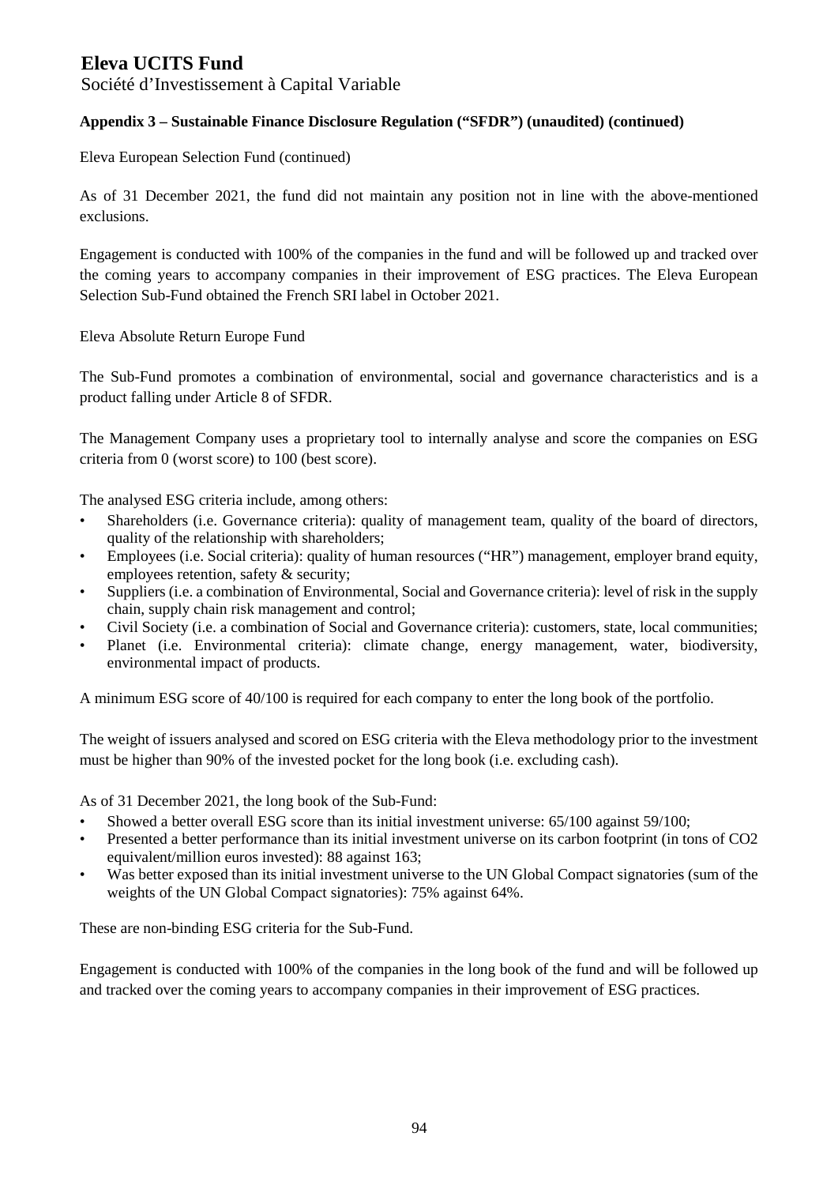# Eleva UCITS Fund

Société d'Investissement à Capital Variable

### Appendix 3 – Sustainable Finance Disclosure Regulation ("SFDR") (unaudited) (continued)

Eleva European Selection Fund (continued)

As of 31 December 2021, the fund did not maintain any position not in line with the above-mentioned exclusions.

Engagement is conducted with 100% of the companies in the fund and will be followed up and tracked over the coming years to accompany companies in their improvement of ESG practices. The Eleva European Selection Sub-Fund obtained the French SRI label in October 2021.

Eleva Absolute Return Europe Fund

The Sub-Fund promotes a combination of environmental, social and governance characteristics and is a product falling under Article 8 of SFDR.

The Management Company uses a proprietary tool to internally analyse and score the companies on ESG criteria from 0 (worst score) to 100 (best score).

The analysed ESG criteria include, among others:

- Shareholders (i.e. Governance criteria): quality of management team, quality of the board of directors, quality of the relationship with shareholders;
- Employees (i.e. Social criteria): quality of human resources ("HR") management, employer brand equity, employees retention, safety & security;
- Suppliers (i.e. a combination of Environmental, Social and Governance criteria): level of risk in the supply chain, supply chain risk management and control;
- Civil Society (i.e. a combination of Social and Governance criteria): customers, state, local communities;
- Planet (i.e. Environmental criteria): climate change, energy management, water, biodiversity, environmental impact of products.

A minimum ESG score of 40/100 is required for each company to enter the long book of the portfolio.

The weight of issuers analysed and scored on ESG criteria with the Eleva methodology prior to the investment must be higher than 90% of the invested pocket for the long book (i.e. excluding cash).

As of 31 December 2021, the long book of the Sub-Fund:

- Showed a better overall ESG score than its initial investment universe: 65/100 against 59/100;
- Presented a better performance than its initial investment universe on its carbon footprint (in tons of $CO_2$ equivalent/million euros invested): 88 against 163;
- Was better exposed than its initial investment universe to the UN Global Compact signatories (sum of the weights of the UN Global Compact signatories): 75% against 64%.

These are non-binding ESG criteria for the Sub-Fund.

Engagement is conducted with 100% of the companies in the long book of the fund and will be followed up and tracked over the coming years to accompany companies in their improvement of ESG practices.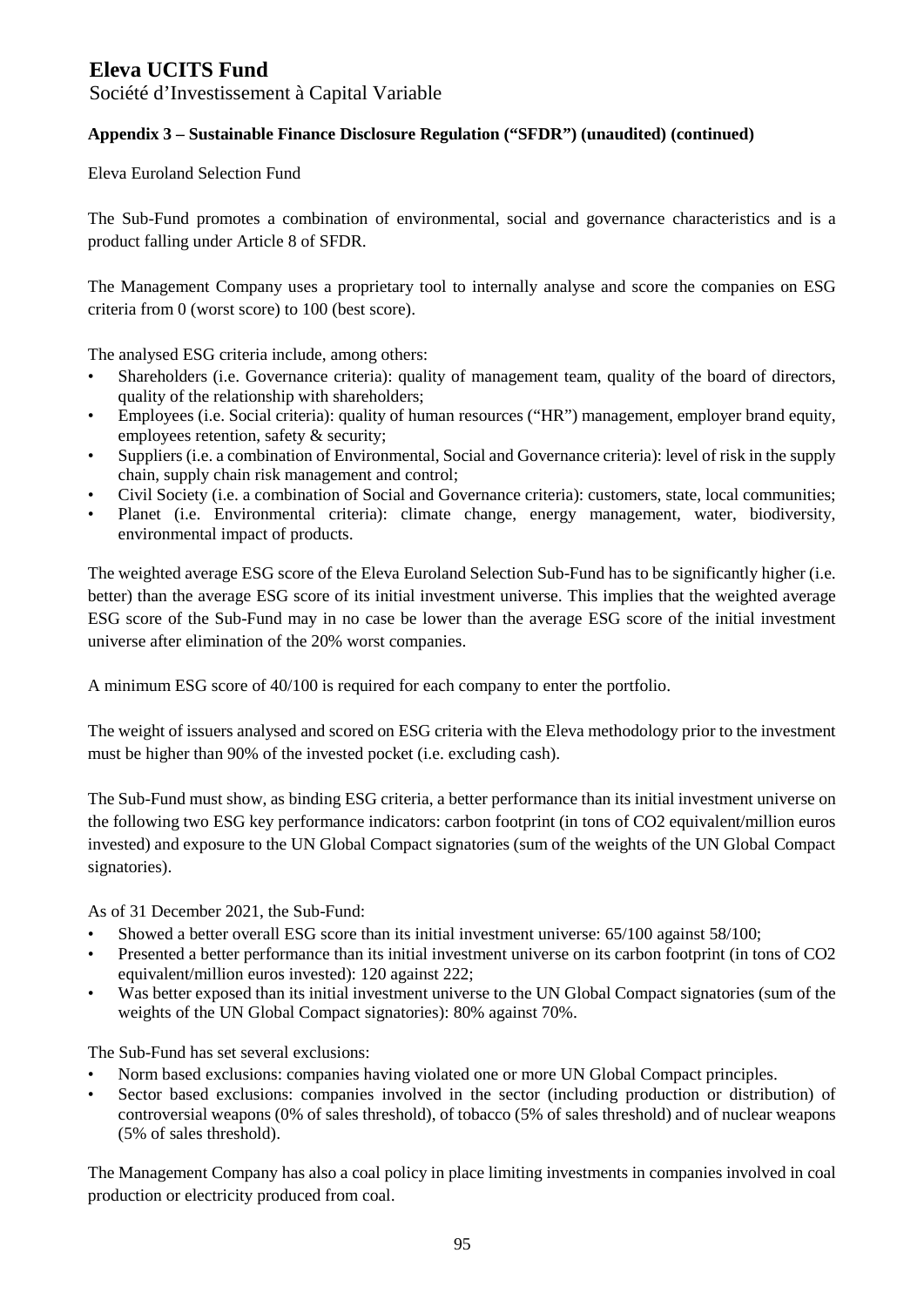# Eleva UCITS Fund

Société d'Investissement à Capital Variable

### Appendix 3 – Sustainable Finance Disclosure Regulation ("SFDR") (unaudited) (continued)

Eleva Euroland Selection Fund

The Sub-Fund promotes a combination of environmental, social and governance characteristics and is a product falling under Article 8 of SFDR.

The Management Company uses a proprietary tool to internally analyse and score the companies on ESG criteria from 0 (worst score) to 100 (best score).

The analysed ESG criteria include, among others:

- Shareholders (i.e. Governance criteria): quality of management team, quality of the board of directors, quality of the relationship with shareholders;
- Employees (i.e. Social criteria): quality of human resources ("HR") management, employer brand equity, employees retention, safety & security;
- Suppliers (i.e. a combination of Environmental, Social and Governance criteria): level of risk in the supply chain, supply chain risk management and control;
- Civil Society (i.e. a combination of Social and Governance criteria): customers, state, local communities;
- Planet (i.e. Environmental criteria): climate change, energy management, water, biodiversity, environmental impact of products.

The weighted average ESG score of the Eleva Euroland Selection Sub-Fund has to be significantly higher (i.e. better) than the average ESG score of its initial investment universe. This implies that the weighted average ESG score of the Sub-Fund may in no case be lower than the average ESG score of the initial investment universe after elimination of the 20% worst companies.

A minimum ESG score of 40/100 is required for each company to enter the portfolio.

The weight of issuers analysed and scored on ESG criteria with the Eleva methodology prior to the investment must be higher than 90% of the invested pocket (i.e. excluding cash).

The Sub-Fund must show, as binding ESG criteria, a better performance than its initial investment universe on the following two ESG key performance indicators: carbon footprint (in tons of $CO_2$ equivalent/million euros invested) and exposure to the UN Global Compact signatories (sum of the weights of the UN Global Compact signatories).

As of 31 December 2021, the Sub-Fund:

- Showed a better overall ESG score than its initial investment universe: 65/100 against 58/100;
- Presented a better performance than its initial investment universe on its carbon footprint (in tons of $CO_2$ equivalent/million euros invested): 120 against 222;
- Was better exposed than its initial investment universe to the UN Global Compact signatories (sum of the weights of the UN Global Compact signatories): 80% against 70%.

The Sub-Fund has set several exclusions:

- Norm based exclusions: companies having violated one or more UN Global Compact principles.
- Sector based exclusions: companies involved in the sector (including production or distribution) of controversial weapons (0% of sales threshold), of tobacco (5% of sales threshold) and of nuclear weapons (5% of sales threshold).

The Management Company has also a coal policy in place limiting investments in companies involved in coal production or electricity produced from coal.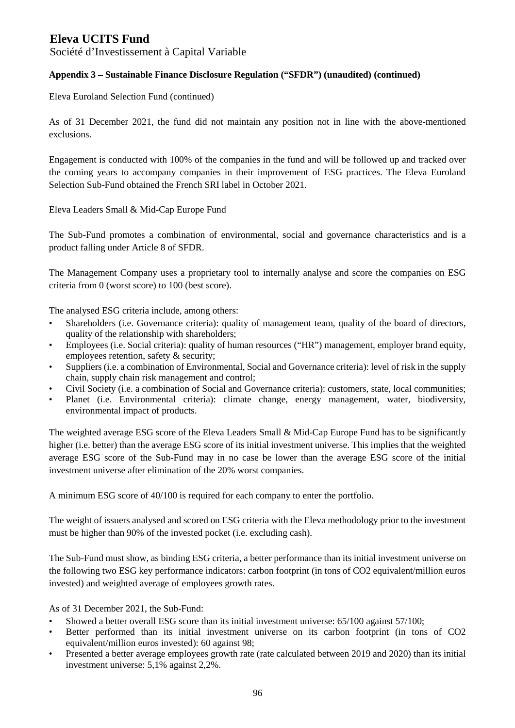# Eleva UCITS Fund

Société d'Investissement à Capital Variable

**Appendix 3 – Sustainable Finance Disclosure Regulation ("SFDR") (unaudited) (continued)**

Eleva Euroland Selection Fund (continued)

As of 31 December 2021, the fund did not maintain any position not in line with the above-mentioned exclusions.

Engagement is conducted with 100% of the companies in the fund and will be followed up and tracked over the coming years to accompany companies in their improvement of ESG practices. The Eleva Euroland Selection Sub-Fund obtained the French SRI label in October 2021.

Eleva Leaders Small & Mid-Cap Europe Fund

The Sub-Fund promotes a combination of environmental, social and governance characteristics and is a product falling under Article 8 of SFDR.

The Management Company uses a proprietary tool to internally analyse and score the companies on ESG criteria from 0 (worst score) to 100 (best score).

The analysed ESG criteria include, among others:

- Shareholders (i.e. Governance criteria): quality of management team, quality of the board of directors, quality of the relationship with shareholders;
- Employees (i.e. Social criteria): quality of human resources ("HR") management, employer brand equity, employees retention, safety & security;
- Suppliers (i.e. a combination of Environmental, Social and Governance criteria): level of risk in the supply chain, supply chain risk management and control;
- Civil Society (i.e. a combination of Social and Governance criteria): customers, state, local communities;
- Planet (i.e. Environmental criteria): climate change, energy management, water, biodiversity, environmental impact of products.

The weighted average ESG score of the Eleva Leaders Small & Mid-Cap Europe Fund has to be significantly higher (i.e. better) than the average ESG score of its initial investment universe. This implies that the weighted average ESG score of the Sub-Fund may in no case be lower than the average ESG score of the initial investment universe after elimination of the 20% worst companies.

A minimum ESG score of 40/100 is required for each company to enter the portfolio.

The weight of issuers analysed and scored on ESG criteria with the Eleva methodology prior to the investment must be higher than 90% of the invested pocket (i.e. excluding cash).

The Sub-Fund must show, as binding ESG criteria, a better performance than its initial investment universe on the following two ESG key performance indicators: carbon footprint (in tons of $CO_2$ equivalent/million euros invested) and weighted average of employees growth rates.

As of 31 December 2021, the Sub-Fund:

- Showed a better overall ESG score than its initial investment universe: 65/100 against 57/100;
- Better performed than its initial investment universe on its carbon footprint (in tons of $CO_2$ equivalent/million euros invested): 60 against 98;
- Presented a better average employees growth rate (rate calculated between 2019 and 2020) than its initial investment universe: 5,1% against 2,2%.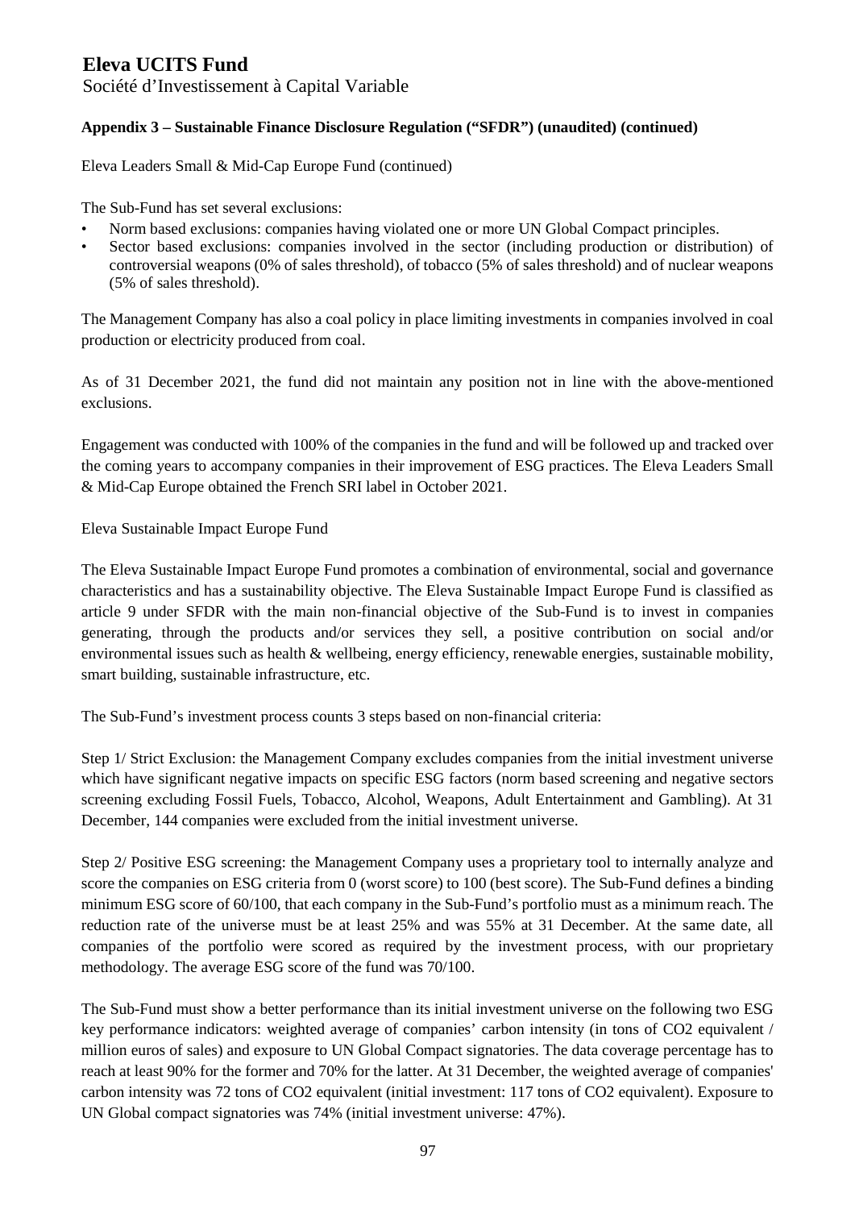Eleva Leaders Small & Mid-Cap Europe Fund (continued)

The Sub-Fund has set several exclusions:

- Norm based exclusions: companies having violated one or more UN Global Compact principles.
- Sector based exclusions: companies involved in the sector (including production or distribution) of controversial weapons (0% of sales threshold), of tobacco (5% of sales threshold) and of nuclear weapons (5% of sales threshold).

The Management Company has also a coal policy in place limiting investments in companies involved in coal production or electricity produced from coal.

As of 31 December 2021, the fund did not maintain any position not in line with the above-mentioned exclusions.

Engagement was conducted with 100% of the companies in the fund and will be followed up and tracked over the coming years to accompany companies in their improvement of ESG practices. The Eleva Leaders Small & Mid-Cap Europe obtained the French SRI label in October 2021.

Eleva Sustainable Impact Europe Fund

The Eleva Sustainable Impact Europe Fund promotes a combination of environmental, social and governance characteristics and has a sustainability objective. The Eleva Sustainable Impact Europe Fund is classified as article 9 under SFDR with the main non-financial objective of the Sub-Fund is to invest in companies generating, through the products and/or services they sell, a positive contribution on social and/or environmental issues such as health & wellbeing, energy efficiency, renewable energies, sustainable mobility, smart building, sustainable infrastructure, etc.

The Sub-Fund's investment process counts 3 steps based on non-financial criteria:

Step 1/ Strict Exclusion: the Management Company excludes companies from the initial investment universe which have significant negative impacts on specific ESG factors (norm based screening and negative sectors screening excluding Fossil Fuels, Tobacco, Alcohol, Weapons, Adult Entertainment and Gambling). At 31 December, 144 companies were excluded from the initial investment universe.

Step 2/ Positive ESG screening: the Management Company uses a proprietary tool to internally analyze and score the companies on ESG criteria from 0 (worst score) to 100 (best score). The Sub-Fund defines a binding minimum ESG score of 60/100, that each company in the Sub-Fund's portfolio must as a minimum reach. The reduction rate of the universe must be at least 25% and was 55% at 31 December. At the same date, all companies of the portfolio were scored as required by the investment process, with our proprietary methodology. The average ESG score of the fund was 70/100.

The Sub-Fund must show a better performance than its initial investment universe on the following two ESG key performance indicators: weighted average of companies' carbon intensity (in tons of $CO_2$ equivalent / million euros of sales) and exposure to UN Global Compact signatories. The data coverage percentage has to reach at least 90% for the former and 70% for the latter. At 31 December, the weighted average of companies' carbon intensity was 72 tons of $CO_2$ equivalent (initial investment: 117 tons of $CO_2$ equivalent). Exposure to UN Global compact signatories was 74% (initial investment universe: 47%).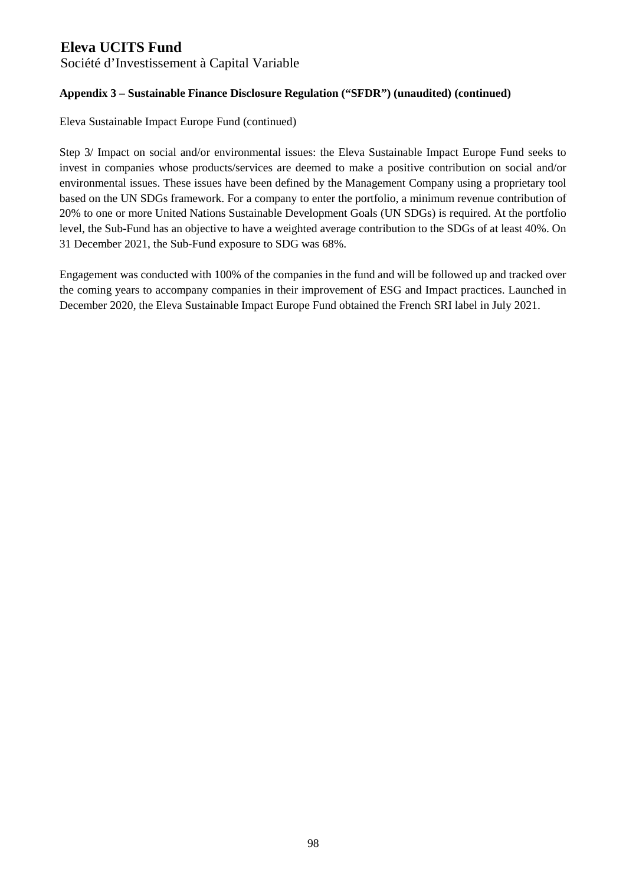**Appendix 3 – Sustainable Finance Disclosure Regulation ("SFDR") (unaudited) (continued)**

Eleva Sustainable Impact Europe Fund (continued)

Step 3/ Impact on social and/or environmental issues: the Eleva Sustainable Impact Europe Fund seeks to invest in companies whose products/services are deemed to make a positive contribution on social and/or environmental issues. These issues have been defined by the Management Company using a proprietary tool based on the UN SDGs framework. For a company to enter the portfolio, a minimum revenue contribution of 20% to one or more United Nations Sustainable Development Goals (UN SDGs) is required. At the portfolio level, the Sub-Fund has an objective to have a weighted average contribution to the SDGs of at least 40%. On 31 December 2021, the Sub-Fund exposure to SDG was 68%.

Engagement was conducted with 100% of the companies in the fund and will be followed up and tracked over the coming years to accompany companies in their improvement of ESG and Impact practices. Launched in December 2020, the Eleva Sustainable Impact Europe Fund obtained the French SRI label in July 2021.